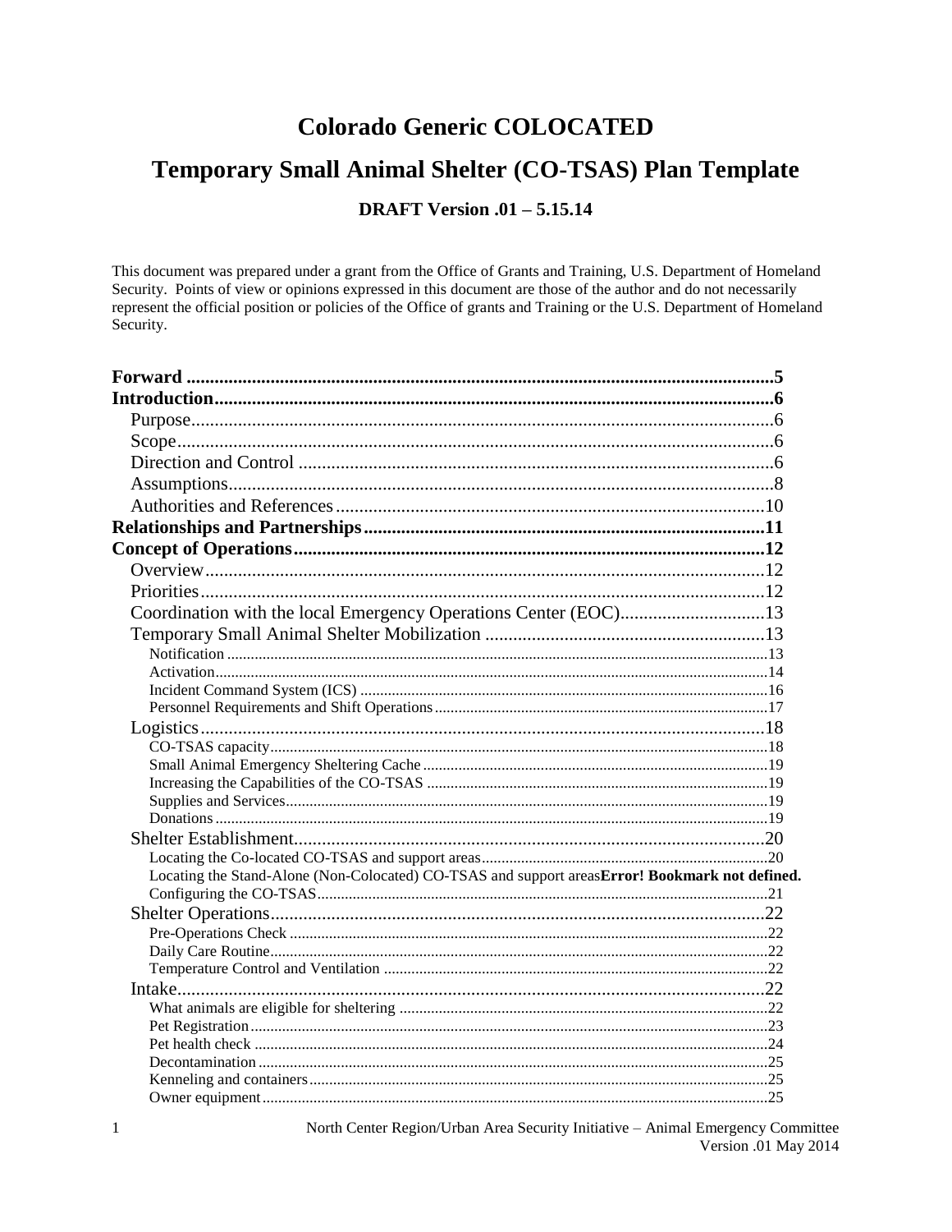# Colorado Generic COLOCATED

# Temporary Small Animal Shelter (CO-TSAS) Plan Template

**DRAFT Version .01 – 5.15.14**

This document was prepared under a grant from the Office of Grants and Training, U.S. Department of Homeland Security. Points of view or opinions expressed in this document are those of the author and do not necessarily represent the official position or policies of the Office of grants and Training or the U.S. Department of Homeland Security.

**Forward** .......... 5
**Introduction** .......... 6
- Purpose .......... 6
- Scope .......... 6
- Direction and Control .......... 6
- Assumptions .......... 8
- Authorities and References .......... 10

**Relationships and Partnerships** .......... 11
**Concept of Operations** .......... 12
- Overview .......... 12
- Priorities .......... 12
- Coordination with the local Emergency Operations Center (EOC) .......... 13
- Temporary Small Animal Shelter Mobilization .......... 13
  - Notification .......... 13
  - Activation .......... 14
  - Incident Command System (ICS) .......... 16
  - Personnel Requirements and Shift Operations .......... 17
- Logistics .......... 18
  - CO-TSAS capacity .......... 18
  - Small Animal Emergency Sheltering Cache .......... 19
  - Increasing the Capabilities of the CO-TSAS .......... 19
  - Supplies and Services .......... 19
  - Donations .......... 19
- Shelter Establishment .......... 20
  - Locating the Co-located CO-TSAS and support areas .......... 20
  - Locating the Stand-Alone (Non-Colocated) CO-TSAS and support areas **Error! Bookmark not defined.**
  - Configuring the CO-TSAS .......... 21
- Shelter Operations .......... 22
  - Pre-Operations Check .......... 22
  - Daily Care Routine .......... 22
  - Temperature Control and Ventilation .......... 22
- Intake .......... 22
  - What animals are eligible for sheltering .......... 22
  - Pet Registration .......... 23
  - Pet health check .......... 24
  - Decontamination .......... 25
  - Kenneling and containers .......... 25
  - Owner equipment .......... 25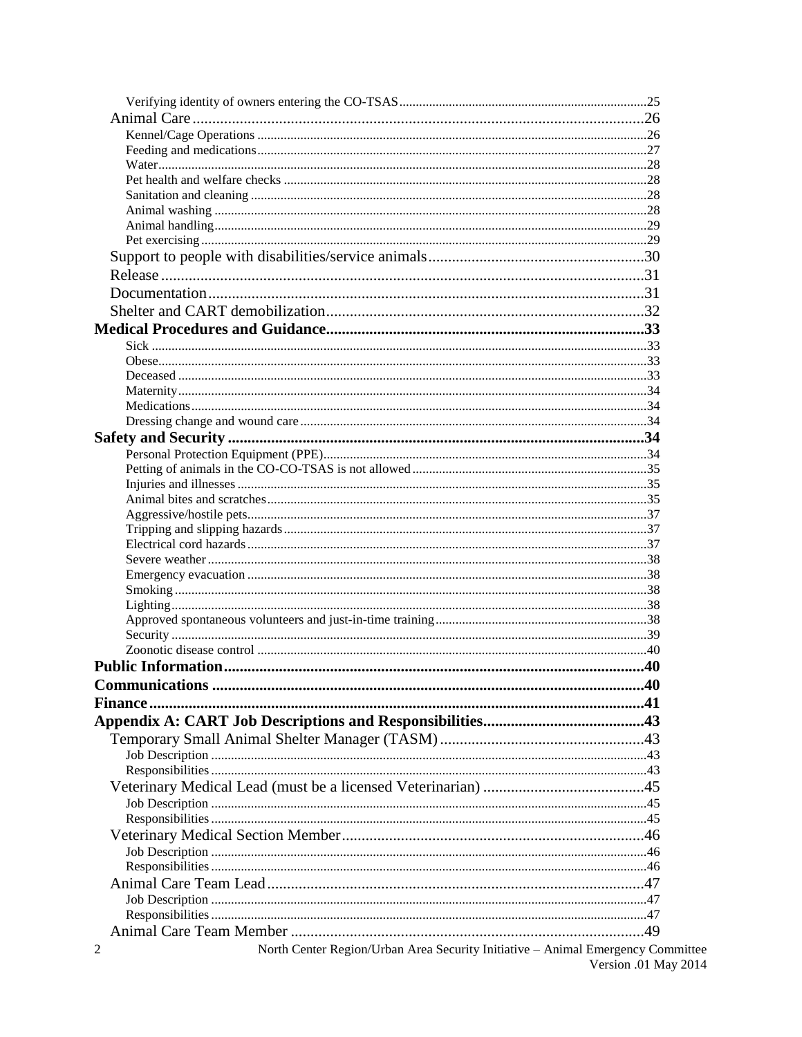Verifying identity of owners entering the CO-TSAS ....................................................................25

Animal Care ....................................................................................................................26

Kennel/Cage Operations ....................................................................................................26

Feeding and medications ....................................................................................................27

Water ....................................................................................................................................28

Pet health and welfare checks ............................................................................................28

Sanitation and cleaning ......................................................................................................28

Animal washing ..................................................................................................................28

Animal handling .................................................................................................................29

Pet exercising ......................................................................................................................29

Support to people with disabilities/service animals .......................................................30

Release ...........................................................................................................................31

Documentation ................................................................................................................31

Shelter and CART demobilization ....................................................................................32

**Medical Procedures and Guidance ..................................................................................33**

Sick .....................................................................................................................................33

Obese ...................................................................................................................................33

Deceased .............................................................................................................................33

Maternity .............................................................................................................................34

Medications .........................................................................................................................34

Dressing change and wound care ........................................................................................34

**Safety and Security ..........................................................................................................34**

Personal Protection Equipment (PPE) .................................................................................34

Petting of animals in the CO-CO-TSAS is not allowed ......................................................35

Injuries and illnesses ...........................................................................................................35

Animal bites and scratches ..................................................................................................35

Aggressive/hostile pets ........................................................................................................37

Tripping and slipping hazards .............................................................................................37

Electrical cord hazards ........................................................................................................37

Severe weather ....................................................................................................................38

Emergency evacuation ........................................................................................................38

Smoking ..............................................................................................................................38

Lighting ...............................................................................................................................38

Approved spontaneous volunteers and just-in-time training ...............................................38

Security ...............................................................................................................................39

Zoonotic disease control .....................................................................................................40

**Public Information ...........................................................................................................40**

**Communications .............................................................................................................40**

**Finance ...........................................................................................................................41**

**Appendix A: CART Job Descriptions and Responsibilities .........................................43**

Temporary Small Animal Shelter Manager (TASM) ........................................................43

Job Description ...................................................................................................................43

Responsibilities ...................................................................................................................43

Veterinary Medical Lead (must be a licensed Veterinarian) ............................................45

Job Description ...................................................................................................................45

Responsibilities ...................................................................................................................45

Veterinary Medical Section Member ................................................................................46

Job Description ...................................................................................................................46

Responsibilities ...................................................................................................................46

Animal Care Team Lead ...................................................................................................47

Job Description ...................................................................................................................47

Responsibilities ...................................................................................................................47

Animal Care Team Member ..............................................................................................49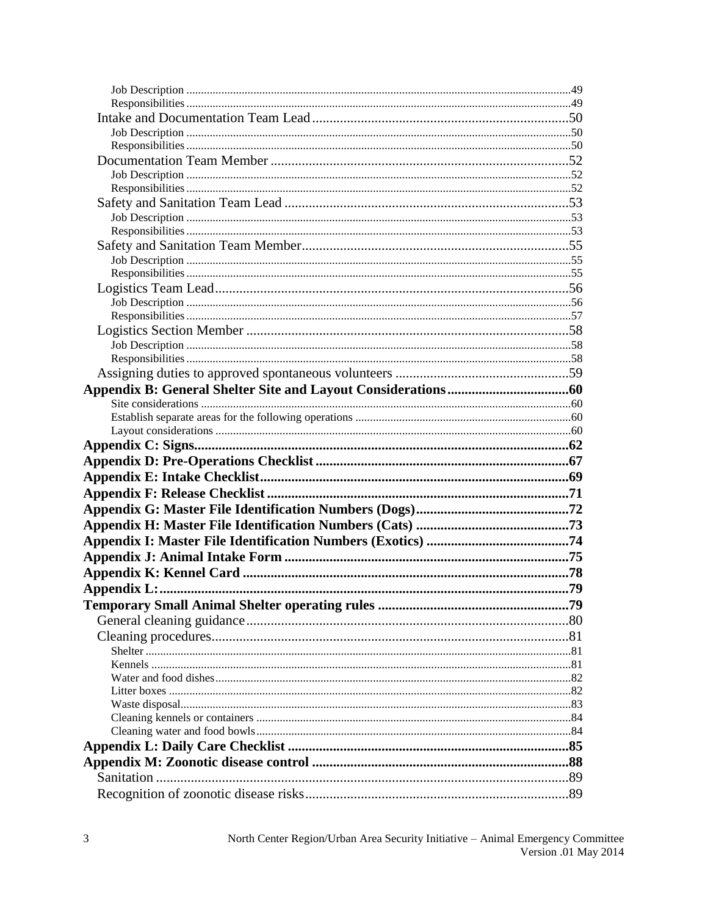Job Description .....49
Responsibilities .....49
Intake and Documentation Team Lead .....50
Job Description .....50
Responsibilities .....50
Documentation Team Member .....52
Job Description .....52
Responsibilities .....52
Safety and Sanitation Team Lead .....53
Job Description .....53
Responsibilities .....53
Safety and Sanitation Team Member .....55
Job Description .....55
Responsibilities .....55
Logistics Team Lead .....56
Job Description .....56
Responsibilities .....57
Logistics Section Member .....58
Job Description .....58
Responsibilities .....58
Assigning duties to approved spontaneous volunteers .....59
**Appendix B: General Shelter Site and Layout Considerations .....60**
Site considerations .....60
Establish separate areas for the following operations .....60
Layout considerations .....60
**Appendix C: Signs .....62**
**Appendix D: Pre-Operations Checklist .....67**
**Appendix E: Intake Checklist .....69**
**Appendix F: Release Checklist .....71**
**Appendix G: Master File Identification Numbers (Dogs) .....72**
**Appendix H: Master File Identification Numbers (Cats) .....73**
**Appendix I: Master File Identification Numbers (Exotics) .....74**
**Appendix J: Animal Intake Form .....75**
**Appendix K: Kennel Card .....78**
**Appendix L: .....79**
**Temporary Small Animal Shelter operating rules .....79**
General cleaning guidance .....80
Cleaning procedures .....81
Shelter .....81
Kennels .....81
Water and food dishes .....82
Litter boxes .....82
Waste disposal .....83
Cleaning kennels or containers .....84
Cleaning water and food bowls .....84
**Appendix L: Daily Care Checklist .....85**
**Appendix M: Zoonotic disease control .....88**
Sanitation .....89
Recognition of zoonotic disease risks .....89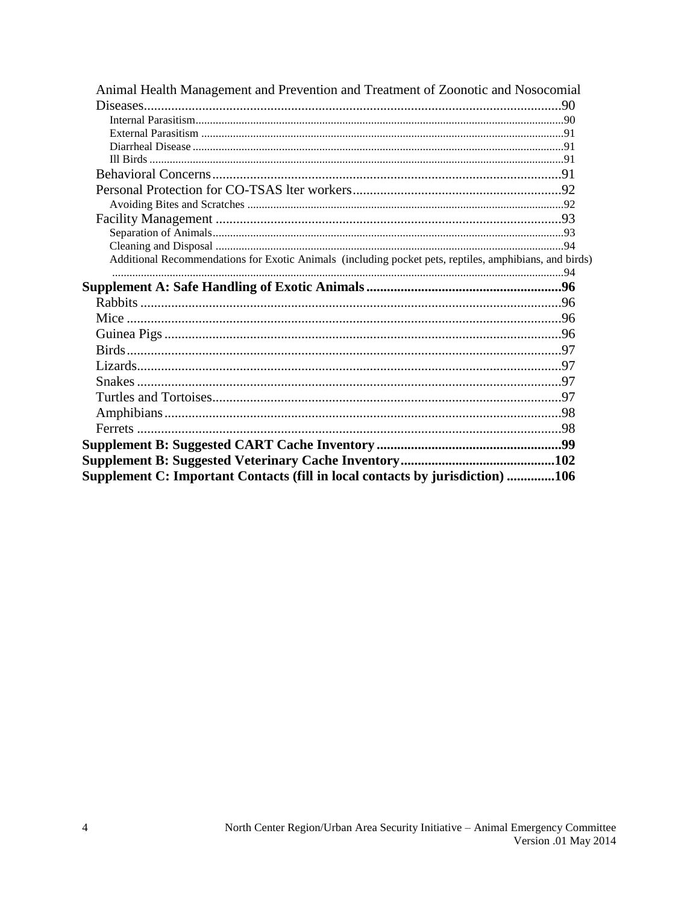Animal Health Management and Prevention and Treatment of Zoonotic and Nosocomial Diseases.....90

Internal Parasitism.....90

External Parasitism.....91

Diarrheal Disease.....91

Ill Birds.....91

Behavioral Concerns.....91

Personal Protection for CO-TSAS lter workers.....92

Avoiding Bites and Scratches.....92

Facility Management.....93

Separation of Animals.....93

Cleaning and Disposal.....94

Additional Recommendations for Exotic Animals (including pocket pets, reptiles, amphibians, and birds).....94

**Supplement A: Safe Handling of Exotic Animals.....96**

Rabbits.....96

Mice.....96

Guinea Pigs.....96

Birds.....97

Lizards.....97

Snakes.....97

Turtles and Tortoises.....97

Amphibians.....98

Ferrets.....98

**Supplement B: Suggested CART Cache Inventory.....99**

**Supplement B: Suggested Veterinary Cache Inventory.....102**

**Supplement C: Important Contacts (fill in local contacts by jurisdiction).....106**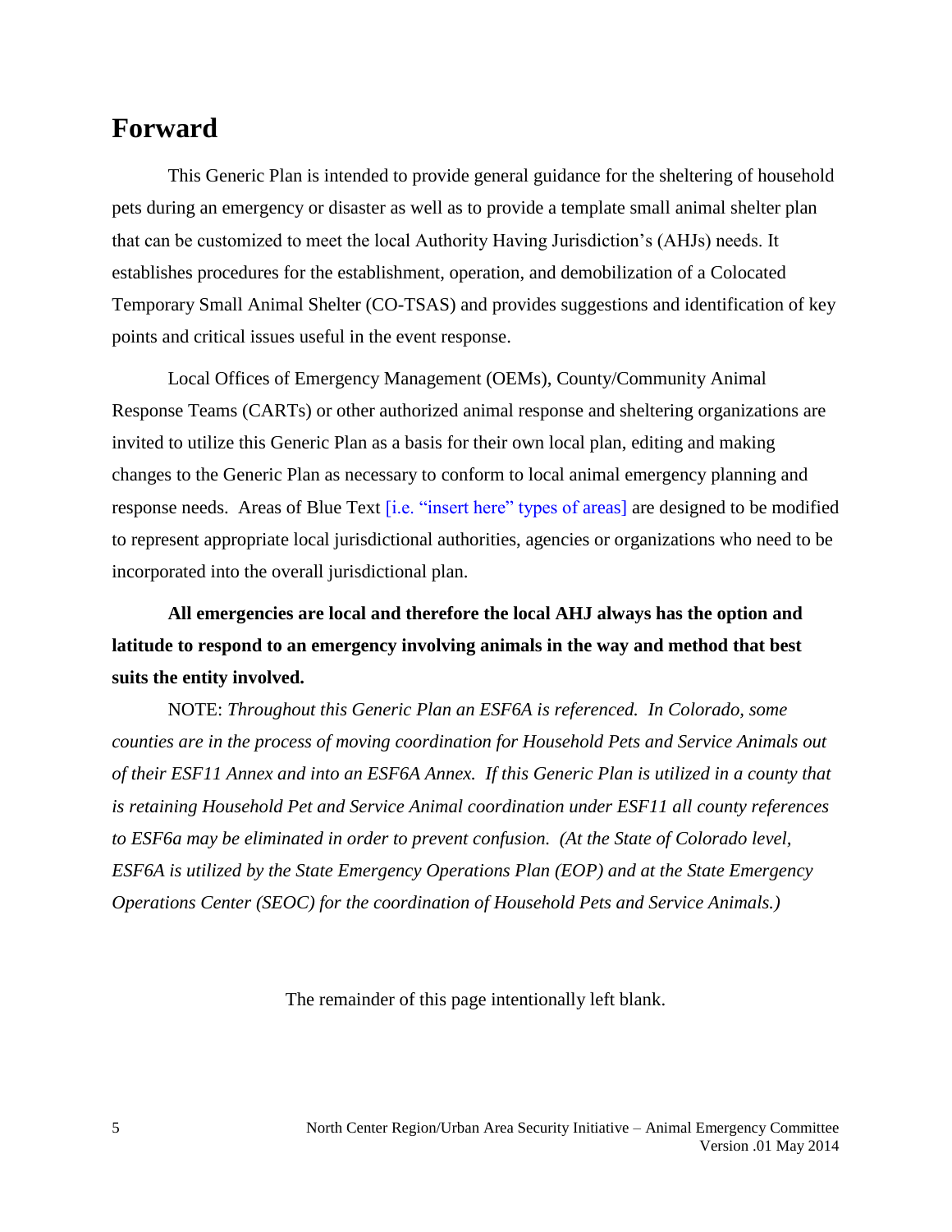# Forward

This Generic Plan is intended to provide general guidance for the sheltering of household pets during an emergency or disaster as well as to provide a template small animal shelter plan that can be customized to meet the local Authority Having Jurisdiction's (AHJs) needs. It establishes procedures for the establishment, operation, and demobilization of a Colocated Temporary Small Animal Shelter (CO-TSAS) and provides suggestions and identification of key points and critical issues useful in the event response.

Local Offices of Emergency Management (OEMs), County/Community Animal Response Teams (CARTs) or other authorized animal response and sheltering organizations are invited to utilize this Generic Plan as a basis for their own local plan, editing and making changes to the Generic Plan as necessary to conform to local animal emergency planning and response needs. Areas of Blue Text [i.e. "insert here" types of areas] are designed to be modified to represent appropriate local jurisdictional authorities, agencies or organizations who need to be incorporated into the overall jurisdictional plan.

**All emergencies are local and therefore the local AHJ always has the option and latitude to respond to an emergency involving animals in the way and method that best suits the entity involved.**

NOTE: *Throughout this Generic Plan an ESF6A is referenced. In Colorado, some counties are in the process of moving coordination for Household Pets and Service Animals out of their ESF11 Annex and into an ESF6A Annex. If this Generic Plan is utilized in a county that is retaining Household Pet and Service Animal coordination under ESF11 all county references to ESF6a may be eliminated in order to prevent confusion. (At the State of Colorado level, ESF6A is utilized by the State Emergency Operations Plan (EOP) and at the State Emergency Operations Center (SEOC) for the coordination of Household Pets and Service Animals.)*

The remainder of this page intentionally left blank.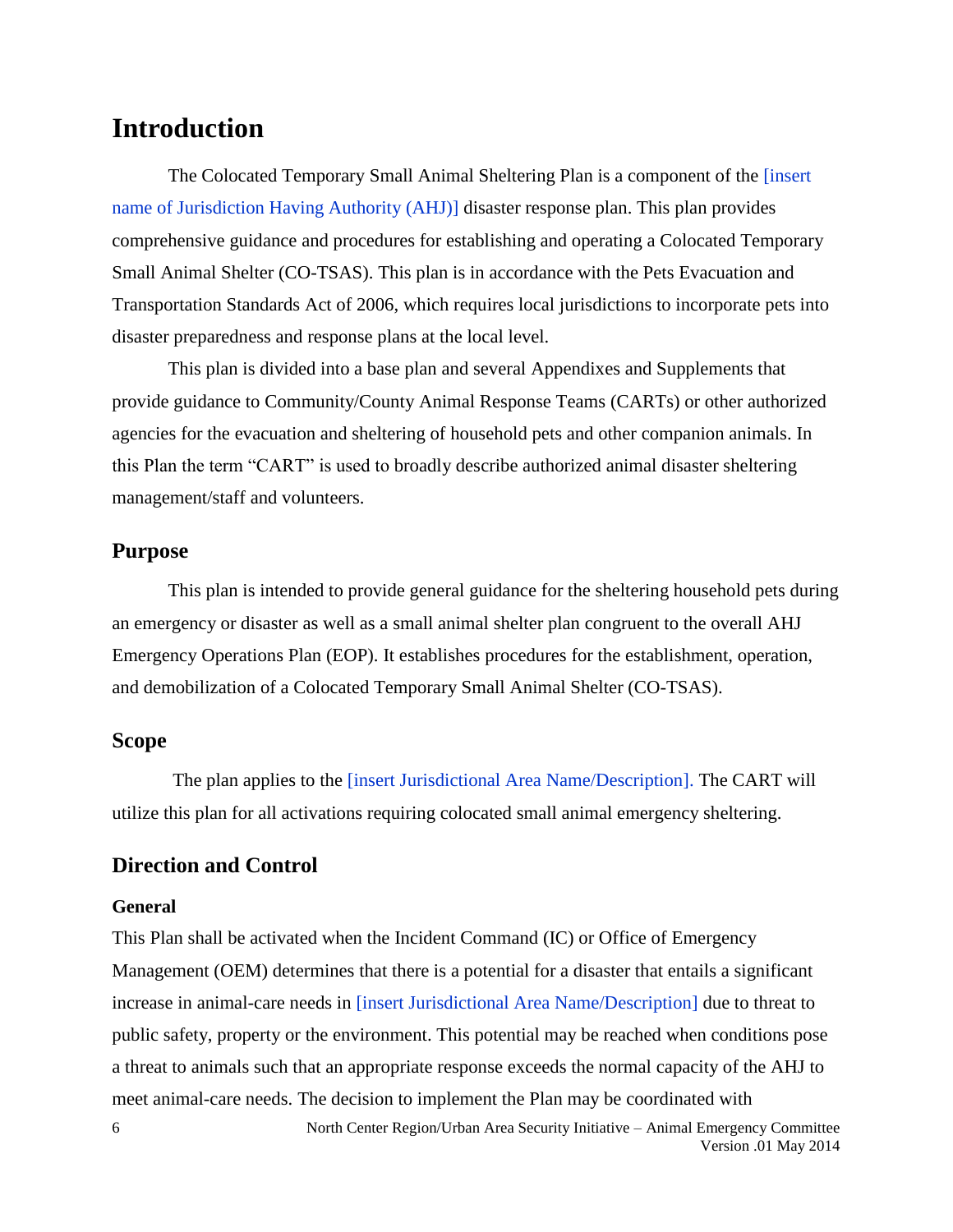# Introduction

The Colocated Temporary Small Animal Sheltering Plan is a component of the [insert name of Jurisdiction Having Authority (AHJ)] disaster response plan. This plan provides comprehensive guidance and procedures for establishing and operating a Colocated Temporary Small Animal Shelter (CO-TSAS). This plan is in accordance with the Pets Evacuation and Transportation Standards Act of 2006, which requires local jurisdictions to incorporate pets into disaster preparedness and response plans at the local level.

This plan is divided into a base plan and several Appendixes and Supplements that provide guidance to Community/County Animal Response Teams (CARTs) or other authorized agencies for the evacuation and sheltering of household pets and other companion animals. In this Plan the term "CART" is used to broadly describe authorized animal disaster sheltering management/staff and volunteers.

## Purpose

This plan is intended to provide general guidance for the sheltering household pets during an emergency or disaster as well as a small animal shelter plan congruent to the overall AHJ Emergency Operations Plan (EOP). It establishes procedures for the establishment, operation, and demobilization of a Colocated Temporary Small Animal Shelter (CO-TSAS).

## Scope

The plan applies to the [insert Jurisdictional Area Name/Description]. The CART will utilize this plan for all activations requiring colocated small animal emergency sheltering.

## Direction and Control

### General

This Plan shall be activated when the Incident Command (IC) or Office of Emergency Management (OEM) determines that there is a potential for a disaster that entails a significant increase in animal-care needs in [insert Jurisdictional Area Name/Description] due to threat to public safety, property or the environment. This potential may be reached when conditions pose a threat to animals such that an appropriate response exceeds the normal capacity of the AHJ to meet animal-care needs. The decision to implement the Plan may be coordinated with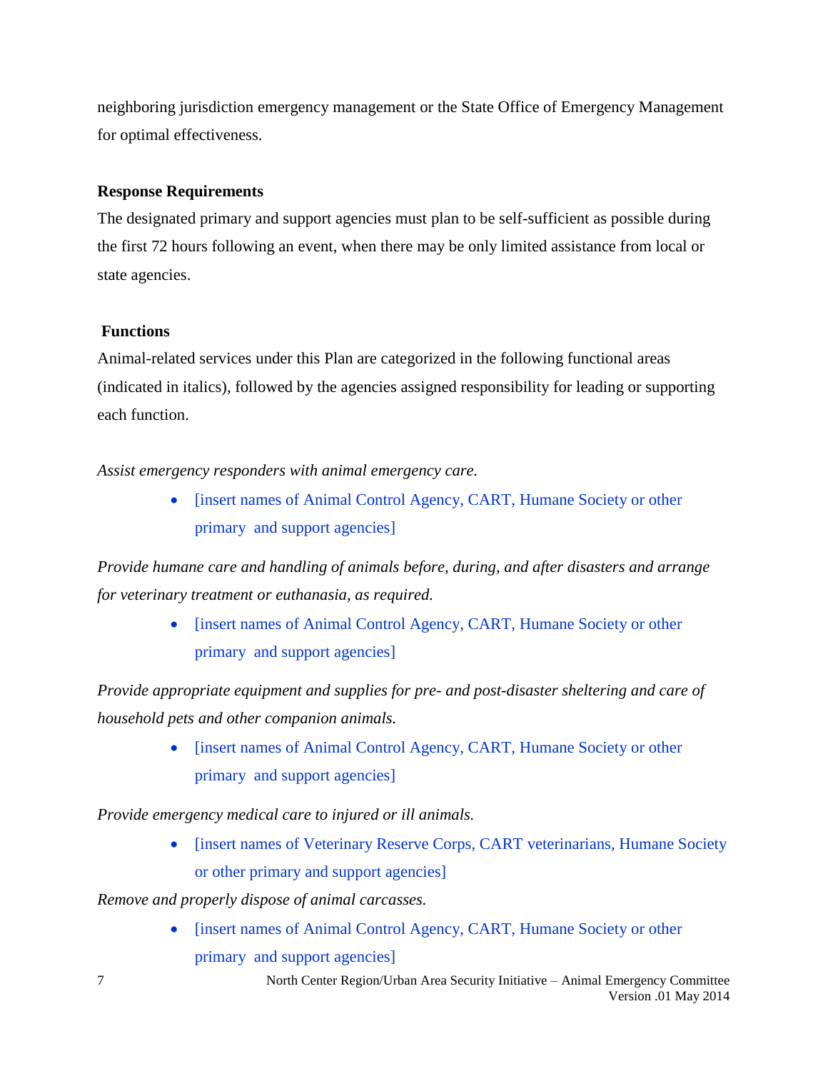neighboring jurisdiction emergency management or the State Office of Emergency Management for optimal effectiveness.

**Response Requirements**

The designated primary and support agencies must plan to be self-sufficient as possible during the first 72 hours following an event, when there may be only limited assistance from local or state agencies.

**Functions**

Animal-related services under this Plan are categorized in the following functional areas (indicated in italics), followed by the agencies assigned responsibility for leading or supporting each function.

*Assist emergency responders with animal emergency care.*

- [insert names of Animal Control Agency, CART, Humane Society or other primary and support agencies]

*Provide humane care and handling of animals before, during, and after disasters and arrange for veterinary treatment or euthanasia, as required.*

- [insert names of Animal Control Agency, CART, Humane Society or other primary and support agencies]

*Provide appropriate equipment and supplies for pre- and post-disaster sheltering and care of household pets and other companion animals.*

- [insert names of Animal Control Agency, CART, Humane Society or other primary and support agencies]

*Provide emergency medical care to injured or ill animals.*

- [insert names of Veterinary Reserve Corps, CART veterinarians, Humane Society or other primary and support agencies]

*Remove and properly dispose of animal carcasses.*

- [insert names of Animal Control Agency, CART, Humane Society or other primary and support agencies]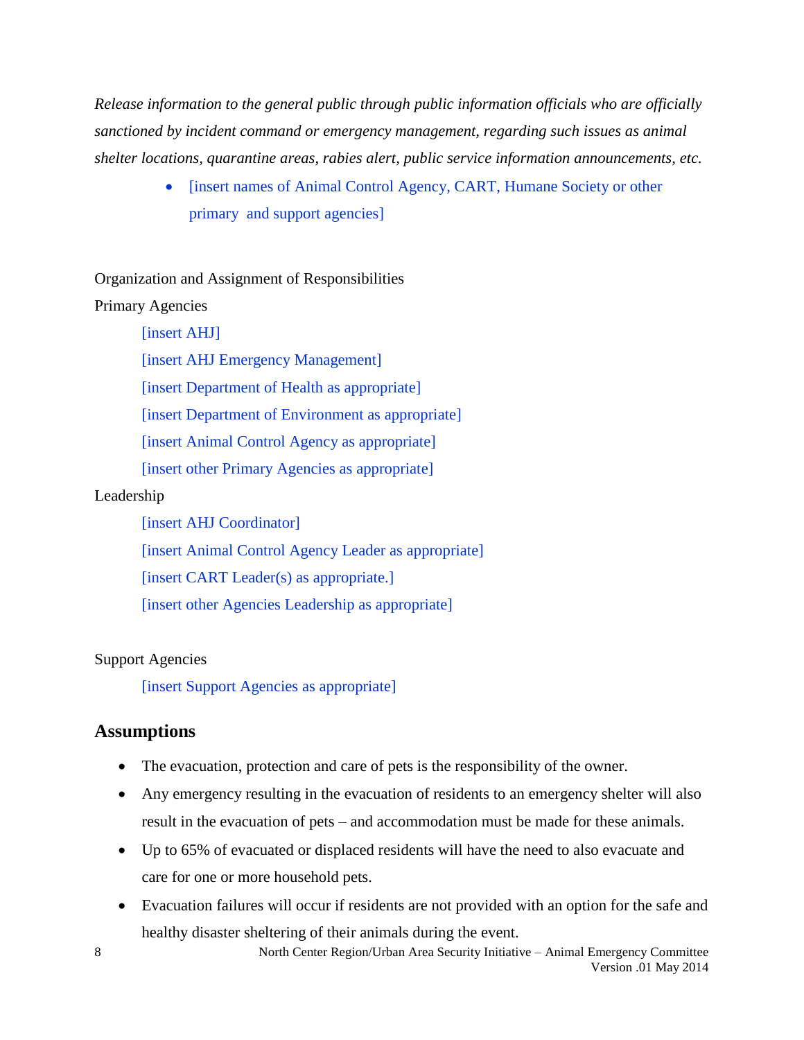*Release information to the general public through public information officials who are officially sanctioned by incident command or emergency management, regarding such issues as animal shelter locations, quarantine areas, rabies alert, public service information announcements, etc.*

- [insert names of Animal Control Agency, CART, Humane Society or other primary and support agencies]

Organization and Assignment of Responsibilities

Primary Agencies

[insert AHJ]

[insert AHJ Emergency Management]

[insert Department of Health as appropriate]

[insert Department of Environment as appropriate]

[insert Animal Control Agency as appropriate]

[insert other Primary Agencies as appropriate]

Leadership

[insert AHJ Coordinator]

[insert Animal Control Agency Leader as appropriate]

[insert CART Leader(s) as appropriate.]

[insert other Agencies Leadership as appropriate]

Support Agencies

[insert Support Agencies as appropriate]

## Assumptions

- The evacuation, protection and care of pets is the responsibility of the owner.
- Any emergency resulting in the evacuation of residents to an emergency shelter will also result in the evacuation of pets – and accommodation must be made for these animals.
- Up to 65% of evacuated or displaced residents will have the need to also evacuate and care for one or more household pets.
- Evacuation failures will occur if residents are not provided with an option for the safe and healthy disaster sheltering of their animals during the event.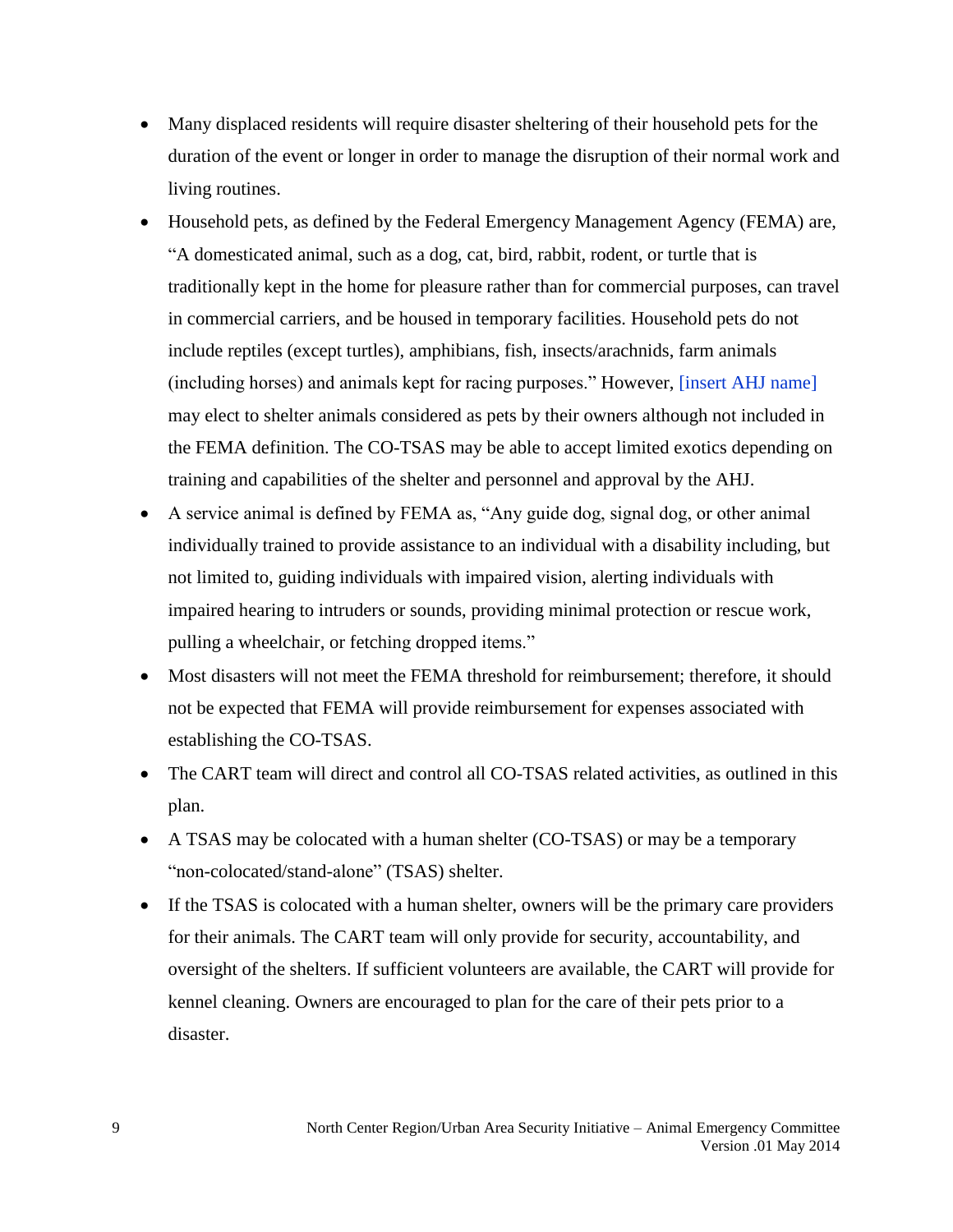- Many displaced residents will require disaster sheltering of their household pets for the duration of the event or longer in order to manage the disruption of their normal work and living routines.
- Household pets, as defined by the Federal Emergency Management Agency (FEMA) are, "A domesticated animal, such as a dog, cat, bird, rabbit, rodent, or turtle that is traditionally kept in the home for pleasure rather than for commercial purposes, can travel in commercial carriers, and be housed in temporary facilities. Household pets do not include reptiles (except turtles), amphibians, fish, insects/arachnids, farm animals (including horses) and animals kept for racing purposes." However, [insert AHJ name] may elect to shelter animals considered as pets by their owners although not included in the FEMA definition. The CO-TSAS may be able to accept limited exotics depending on training and capabilities of the shelter and personnel and approval by the AHJ.
- A service animal is defined by FEMA as, "Any guide dog, signal dog, or other animal individually trained to provide assistance to an individual with a disability including, but not limited to, guiding individuals with impaired vision, alerting individuals with impaired hearing to intruders or sounds, providing minimal protection or rescue work, pulling a wheelchair, or fetching dropped items."
- Most disasters will not meet the FEMA threshold for reimbursement; therefore, it should not be expected that FEMA will provide reimbursement for expenses associated with establishing the CO-TSAS.
- The CART team will direct and control all CO-TSAS related activities, as outlined in this plan.
- A TSAS may be colocated with a human shelter (CO-TSAS) or may be a temporary "non-colocated/stand-alone" (TSAS) shelter.
- If the TSAS is colocated with a human shelter, owners will be the primary care providers for their animals. The CART team will only provide for security, accountability, and oversight of the shelters. If sufficient volunteers are available, the CART will provide for kennel cleaning. Owners are encouraged to plan for the care of their pets prior to a disaster.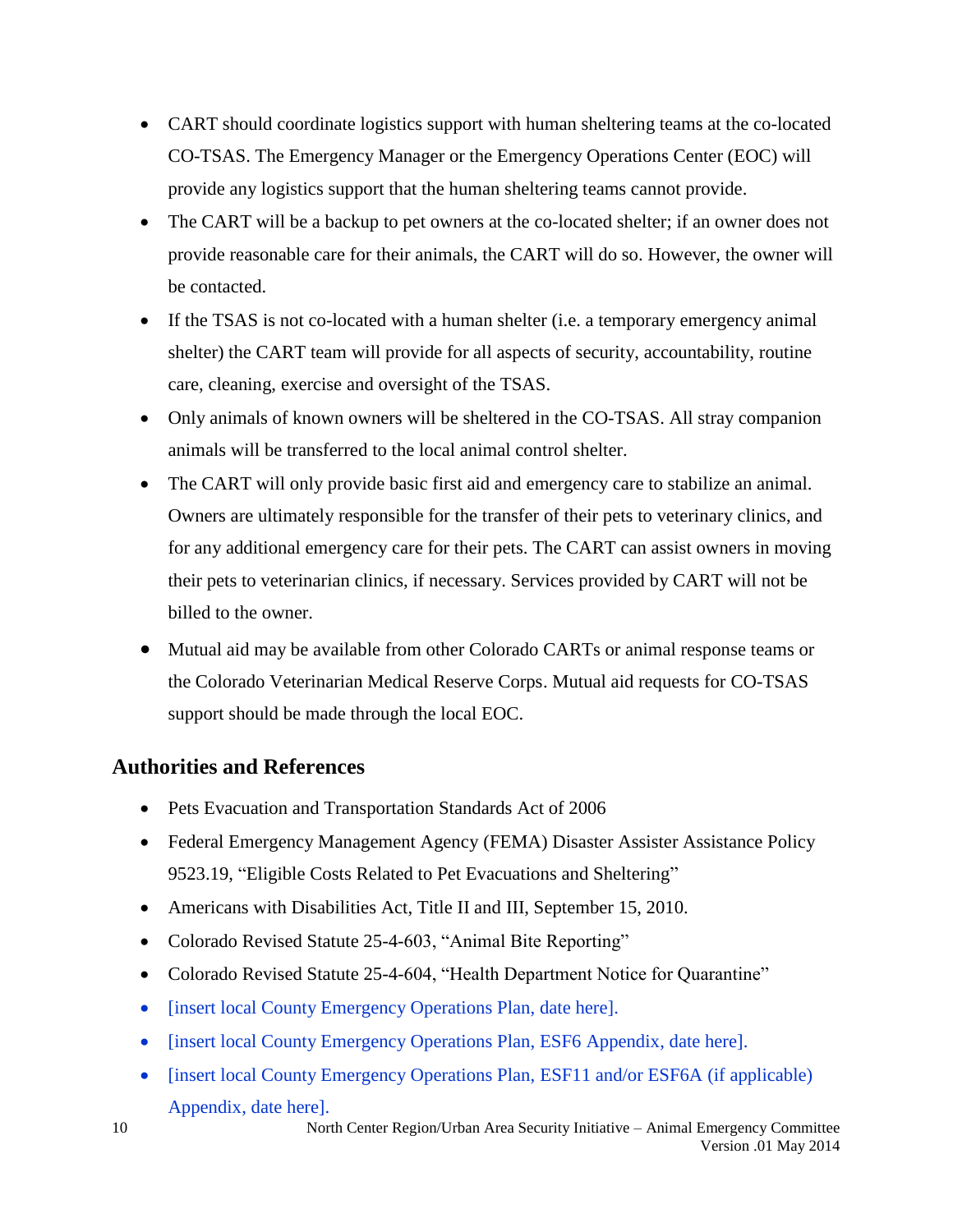- CART should coordinate logistics support with human sheltering teams at the co-located CO-TSAS. The Emergency Manager or the Emergency Operations Center (EOC) will provide any logistics support that the human sheltering teams cannot provide.
- The CART will be a backup to pet owners at the co-located shelter; if an owner does not provide reasonable care for their animals, the CART will do so. However, the owner will be contacted.
- If the TSAS is not co-located with a human shelter (i.e. a temporary emergency animal shelter) the CART team will provide for all aspects of security, accountability, routine care, cleaning, exercise and oversight of the TSAS.
- Only animals of known owners will be sheltered in the CO-TSAS. All stray companion animals will be transferred to the local animal control shelter.
- The CART will only provide basic first aid and emergency care to stabilize an animal. Owners are ultimately responsible for the transfer of their pets to veterinary clinics, and for any additional emergency care for their pets. The CART can assist owners in moving their pets to veterinarian clinics, if necessary. Services provided by CART will not be billed to the owner.
- Mutual aid may be available from other Colorado CARTs or animal response teams or the Colorado Veterinarian Medical Reserve Corps. Mutual aid requests for CO-TSAS support should be made through the local EOC.

## Authorities and References

- Pets Evacuation and Transportation Standards Act of 2006
- Federal Emergency Management Agency (FEMA) Disaster Assister Assistance Policy 9523.19, "Eligible Costs Related to Pet Evacuations and Sheltering"
- Americans with Disabilities Act, Title II and III, September 15, 2010.
- Colorado Revised Statute 25-4-603, "Animal Bite Reporting"
- Colorado Revised Statute 25-4-604, "Health Department Notice for Quarantine"
- [insert local County Emergency Operations Plan, date here].
- [insert local County Emergency Operations Plan, ESF6 Appendix, date here].
- [insert local County Emergency Operations Plan, ESF11 and/or ESF6A (if applicable) Appendix, date here].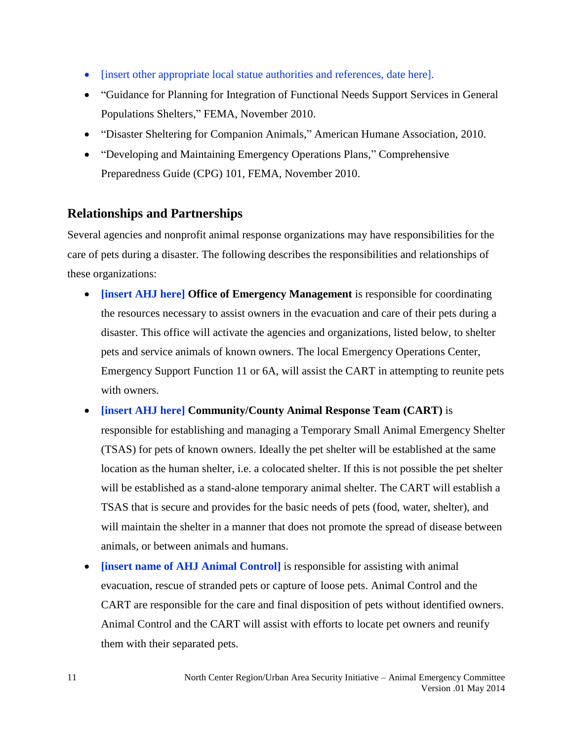- [insert other appropriate local statue authorities and references, date here].
- "Guidance for Planning for Integration of Functional Needs Support Services in General Populations Shelters," FEMA, November 2010.
- "Disaster Sheltering for Companion Animals," American Humane Association, 2010.
- "Developing and Maintaining Emergency Operations Plans," Comprehensive Preparedness Guide (CPG) 101, FEMA, November 2010.

## Relationships and Partnerships

Several agencies and nonprofit animal response organizations may have responsibilities for the care of pets during a disaster. The following describes the responsibilities and relationships of these organizations:

- **[insert AHJ here] Office of Emergency Management** is responsible for coordinating the resources necessary to assist owners in the evacuation and care of their pets during a disaster. This office will activate the agencies and organizations, listed below, to shelter pets and service animals of known owners. The local Emergency Operations Center, Emergency Support Function 11 or 6A, will assist the CART in attempting to reunite pets with owners.
- **[insert AHJ here] Community/County Animal Response Team (CART)** is responsible for establishing and managing a Temporary Small Animal Emergency Shelter (TSAS) for pets of known owners. Ideally the pet shelter will be established at the same location as the human shelter, i.e. a colocated shelter. If this is not possible the pet shelter will be established as a stand-alone temporary animal shelter. The CART will establish a TSAS that is secure and provides for the basic needs of pets (food, water, shelter), and will maintain the shelter in a manner that does not promote the spread of disease between animals, or between animals and humans.
- **[insert name of AHJ Animal Control]** is responsible for assisting with animal evacuation, rescue of stranded pets or capture of loose pets. Animal Control and the CART are responsible for the care and final disposition of pets without identified owners. Animal Control and the CART will assist with efforts to locate pet owners and reunify them with their separated pets.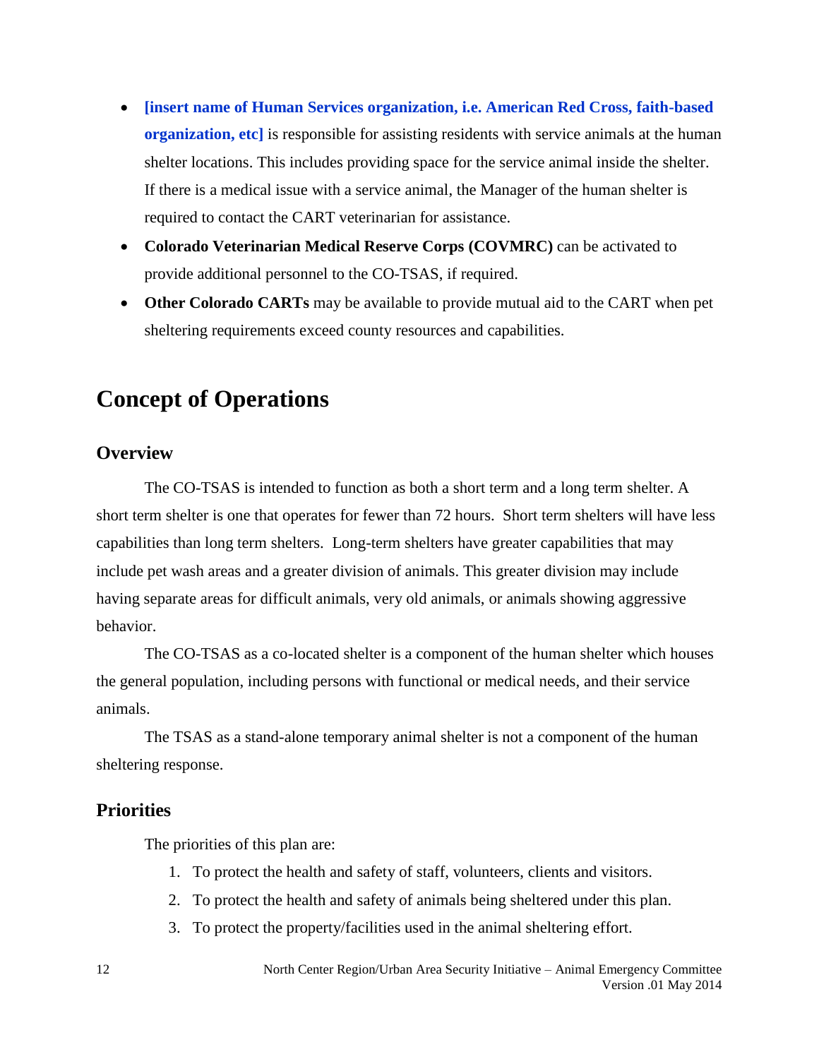- **[insert name of Human Services organization, i.e. American Red Cross, faith-based organization, etc]** is responsible for assisting residents with service animals at the human shelter locations. This includes providing space for the service animal inside the shelter. If there is a medical issue with a service animal, the Manager of the human shelter is required to contact the CART veterinarian for assistance.
- **Colorado Veterinarian Medical Reserve Corps (COVMRC)** can be activated to provide additional personnel to the CO-TSAS, if required.
- **Other Colorado CARTs** may be available to provide mutual aid to the CART when pet sheltering requirements exceed county resources and capabilities.

# Concept of Operations

## Overview

The CO-TSAS is intended to function as both a short term and a long term shelter. A short term shelter is one that operates for fewer than 72 hours. Short term shelters will have less capabilities than long term shelters. Long-term shelters have greater capabilities that may include pet wash areas and a greater division of animals. This greater division may include having separate areas for difficult animals, very old animals, or animals showing aggressive behavior.

The CO-TSAS as a co-located shelter is a component of the human shelter which houses the general population, including persons with functional or medical needs, and their service animals.

The TSAS as a stand-alone temporary animal shelter is not a component of the human sheltering response.

## Priorities

The priorities of this plan are:

1. To protect the health and safety of staff, volunteers, clients and visitors.
2. To protect the health and safety of animals being sheltered under this plan.
3. To protect the property/facilities used in the animal sheltering effort.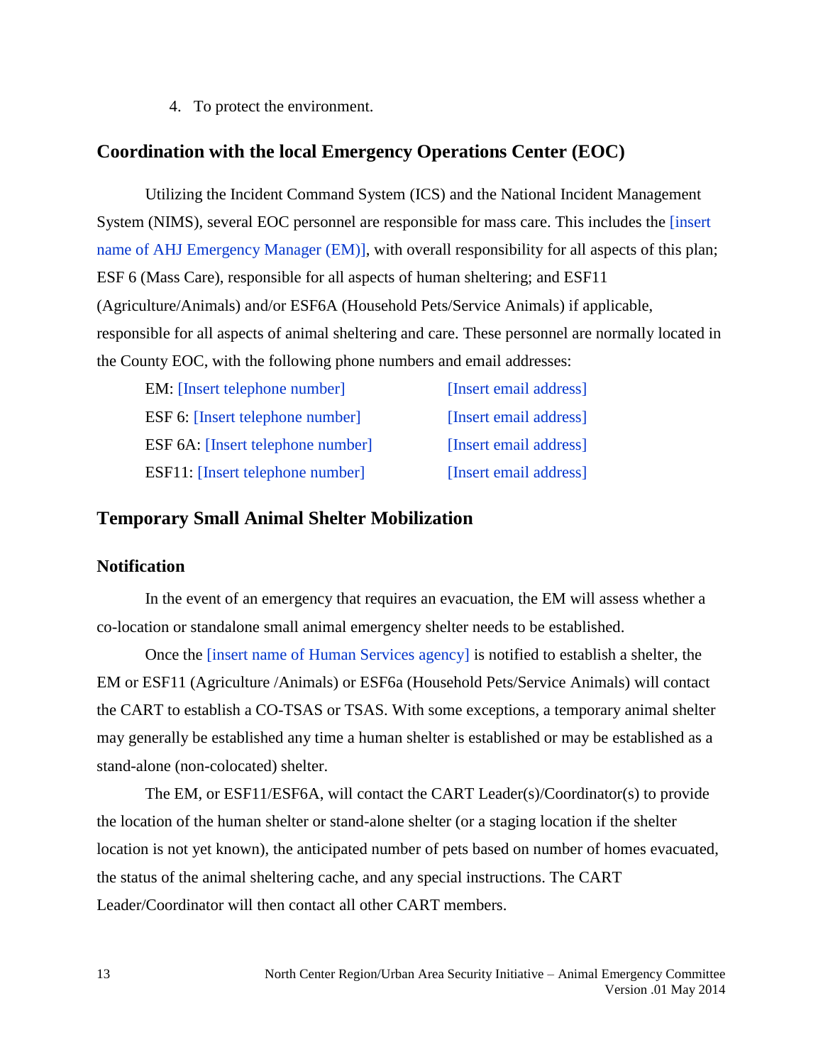4. To protect the environment.

## Coordination with the local Emergency Operations Center (EOC)

Utilizing the Incident Command System (ICS) and the National Incident Management System (NIMS), several EOC personnel are responsible for mass care. This includes the [insert name of AHJ Emergency Manager (EM)], with overall responsibility for all aspects of this plan; ESF 6 (Mass Care), responsible for all aspects of human sheltering; and ESF11 (Agriculture/Animals) and/or ESF6A (Household Pets/Service Animals) if applicable, responsible for all aspects of animal sheltering and care. These personnel are normally located in the County EOC, with the following phone numbers and email addresses:

EM: [Insert telephone number]   [Insert email address]
ESF 6: [Insert telephone number]   [Insert email address]
ESF 6A: [Insert telephone number]   [Insert email address]
ESF11: [Insert telephone number]   [Insert email address]

## Temporary Small Animal Shelter Mobilization

### Notification

In the event of an emergency that requires an evacuation, the EM will assess whether a co-location or standalone small animal emergency shelter needs to be established.

Once the [insert name of Human Services agency] is notified to establish a shelter, the EM or ESF11 (Agriculture /Animals) or ESF6a (Household Pets/Service Animals) will contact the CART to establish a CO-TSAS or TSAS. With some exceptions, a temporary animal shelter may generally be established any time a human shelter is established or may be established as a stand-alone (non-colocated) shelter.

The EM, or ESF11/ESF6A, will contact the CART Leader(s)/Coordinator(s) to provide the location of the human shelter or stand-alone shelter (or a staging location if the shelter location is not yet known), the anticipated number of pets based on number of homes evacuated, the status of the animal sheltering cache, and any special instructions. The CART Leader/Coordinator will then contact all other CART members.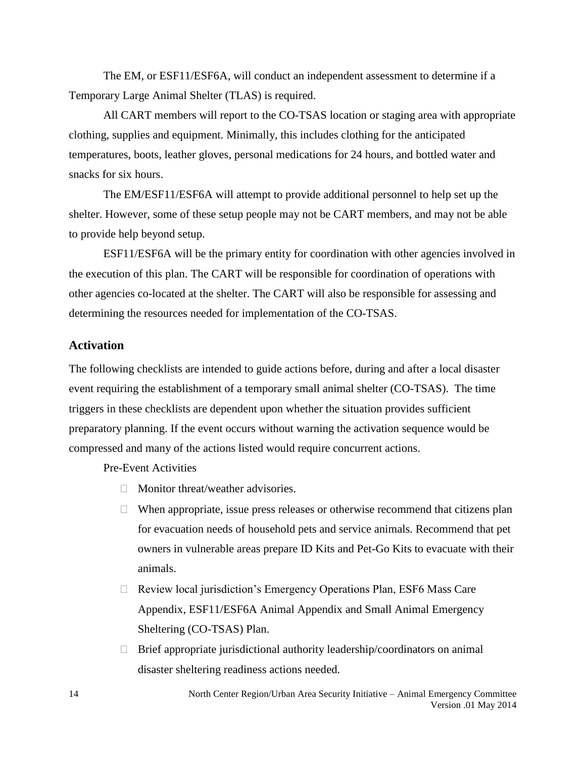The EM, or ESF11/ESF6A, will conduct an independent assessment to determine if a Temporary Large Animal Shelter (TLAS) is required.

All CART members will report to the CO-TSAS location or staging area with appropriate clothing, supplies and equipment. Minimally, this includes clothing for the anticipated temperatures, boots, leather gloves, personal medications for 24 hours, and bottled water and snacks for six hours.

The EM/ESF11/ESF6A will attempt to provide additional personnel to help set up the shelter. However, some of these setup people may not be CART members, and may not be able to provide help beyond setup.

ESF11/ESF6A will be the primary entity for coordination with other agencies involved in the execution of this plan. The CART will be responsible for coordination of operations with other agencies co-located at the shelter. The CART will also be responsible for assessing and determining the resources needed for implementation of the CO-TSAS.

## Activation

The following checklists are intended to guide actions before, during and after a local disaster event requiring the establishment of a temporary small animal shelter (CO-TSAS). The time triggers in these checklists are dependent upon whether the situation provides sufficient preparatory planning. If the event occurs without warning the activation sequence would be compressed and many of the actions listed would require concurrent actions.

Pre-Event Activities

- Monitor threat/weather advisories.
- When appropriate, issue press releases or otherwise recommend that citizens plan for evacuation needs of household pets and service animals. Recommend that pet owners in vulnerable areas prepare ID Kits and Pet-Go Kits to evacuate with their animals.
- Review local jurisdiction's Emergency Operations Plan, ESF6 Mass Care Appendix, ESF11/ESF6A Animal Appendix and Small Animal Emergency Sheltering (CO-TSAS) Plan.
- Brief appropriate jurisdictional authority leadership/coordinators on animal disaster sheltering readiness actions needed.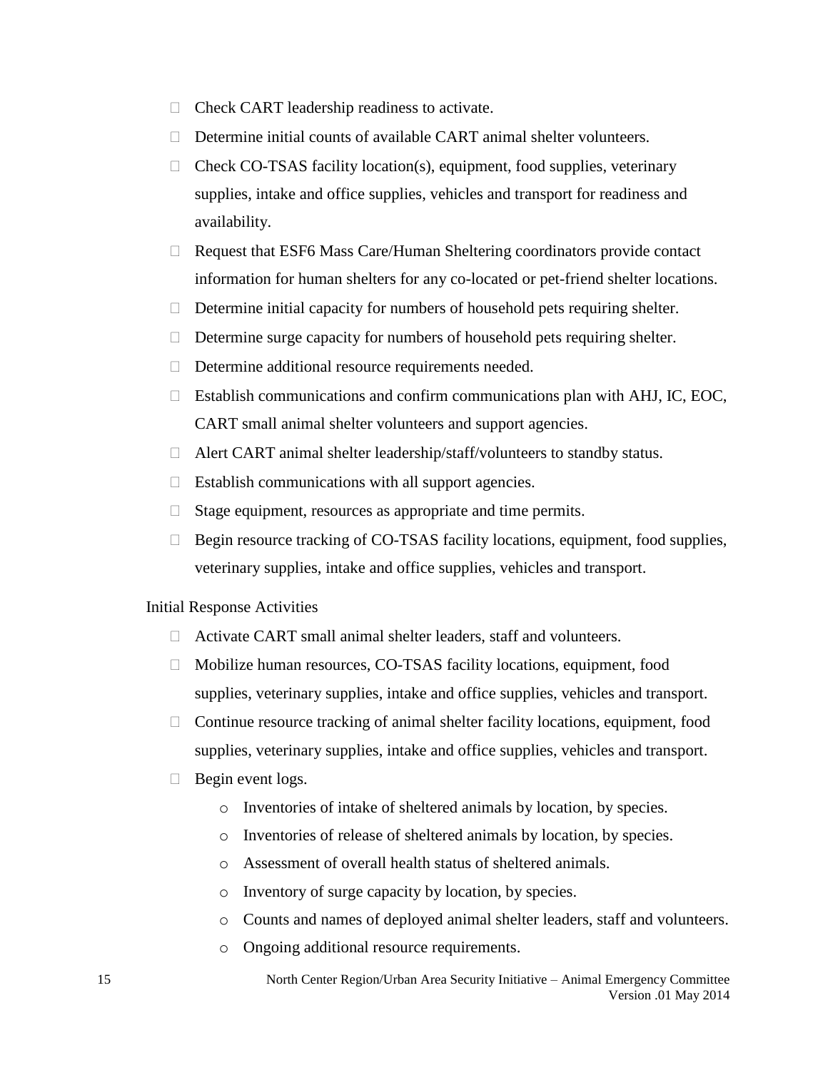- Check CART leadership readiness to activate.
- Determine initial counts of available CART animal shelter volunteers.
- Check CO-TSAS facility location(s), equipment, food supplies, veterinary supplies, intake and office supplies, vehicles and transport for readiness and availability.
- Request that ESF6 Mass Care/Human Sheltering coordinators provide contact information for human shelters for any co-located or pet-friend shelter locations.
- Determine initial capacity for numbers of household pets requiring shelter.
- Determine surge capacity for numbers of household pets requiring shelter.
- Determine additional resource requirements needed.
- Establish communications and confirm communications plan with AHJ, IC, EOC, CART small animal shelter volunteers and support agencies.
- Alert CART animal shelter leadership/staff/volunteers to standby status.
- Establish communications with all support agencies.
- Stage equipment, resources as appropriate and time permits.
- Begin resource tracking of CO-TSAS facility locations, equipment, food supplies, veterinary supplies, intake and office supplies, vehicles and transport.

Initial Response Activities

- Activate CART small animal shelter leaders, staff and volunteers.
- Mobilize human resources, CO-TSAS facility locations, equipment, food supplies, veterinary supplies, intake and office supplies, vehicles and transport.
- Continue resource tracking of animal shelter facility locations, equipment, food supplies, veterinary supplies, intake and office supplies, vehicles and transport.
- Begin event logs.
  - Inventories of intake of sheltered animals by location, by species.
  - Inventories of release of sheltered animals by location, by species.
  - Assessment of overall health status of sheltered animals.
  - Inventory of surge capacity by location, by species.
  - Counts and names of deployed animal shelter leaders, staff and volunteers.
  - Ongoing additional resource requirements.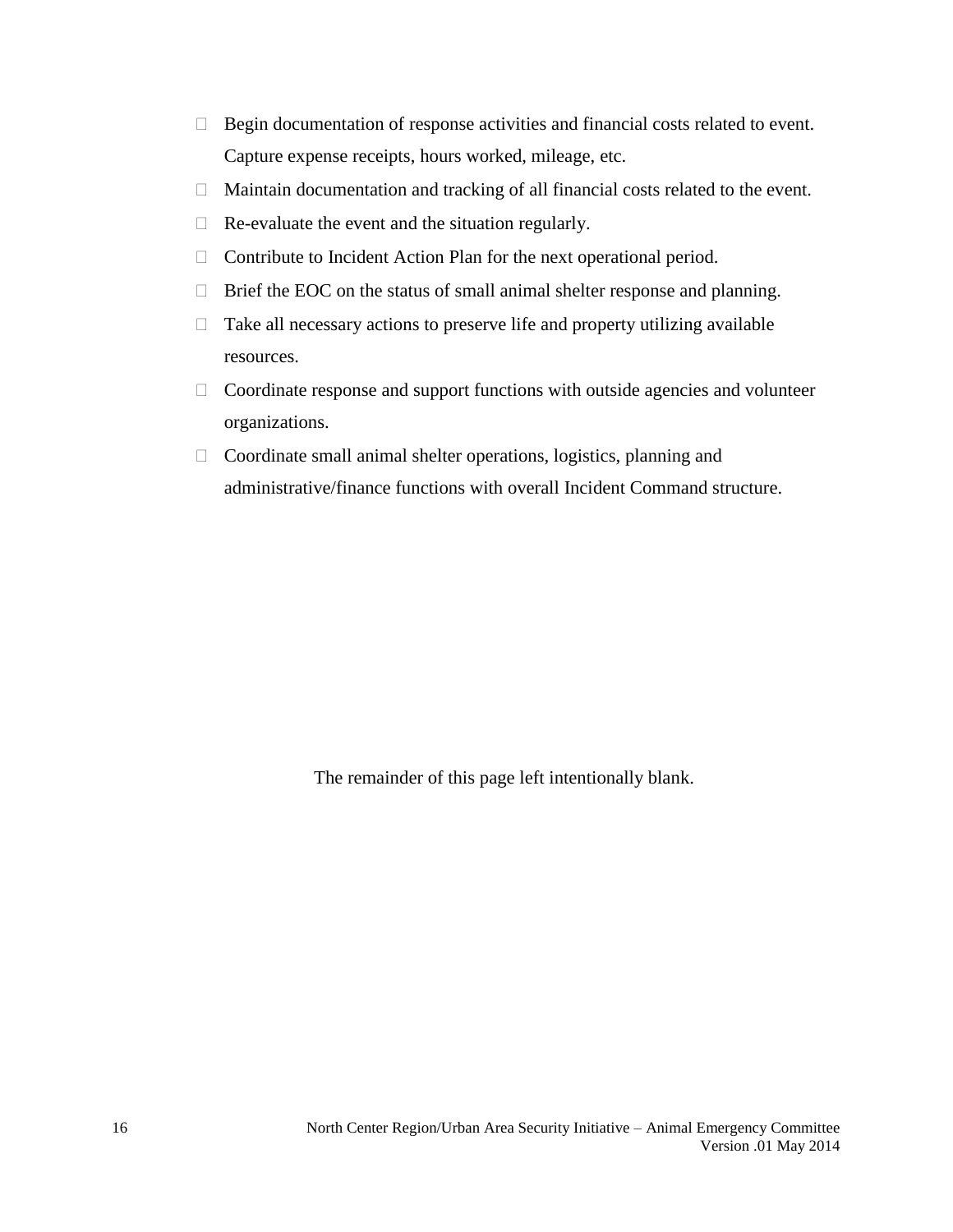- Begin documentation of response activities and financial costs related to event. Capture expense receipts, hours worked, mileage, etc.
- Maintain documentation and tracking of all financial costs related to the event.
- Re-evaluate the event and the situation regularly.
- Contribute to Incident Action Plan for the next operational period.
- Brief the EOC on the status of small animal shelter response and planning.
- Take all necessary actions to preserve life and property utilizing available resources.
- Coordinate response and support functions with outside agencies and volunteer organizations.
- Coordinate small animal shelter operations, logistics, planning and administrative/finance functions with overall Incident Command structure.

The remainder of this page left intentionally blank.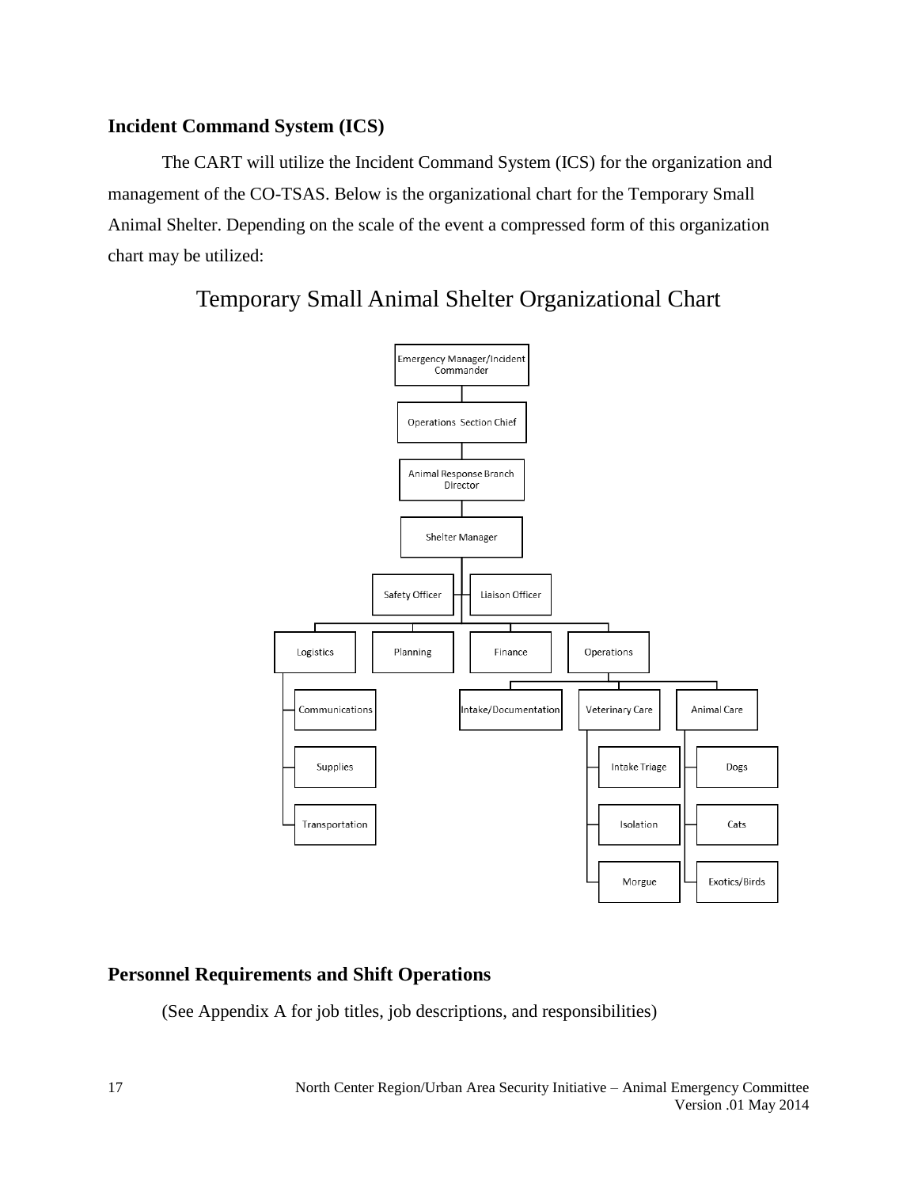## Incident Command System (ICS)

The CART will utilize the Incident Command System (ICS) for the organization and management of the CO-TSAS. Below is the organizational chart for the Temporary Small Animal Shelter. Depending on the scale of the event a compressed form of this organization chart may be utilized:

### Temporary Small Animal Shelter Organizational Chart

- Emergency Manager/Incident Commander
  - Operations Section Chief
    - Animal Response Branch Director
      - Shelter Manager
        - Safety Officer
        - Liaison Officer
        - Logistics
          - Communications
          - Supplies
          - Transportation
        - Planning
        - Finance
        - Operations
          - Intake/Documentation
          - Veterinary Care
            - Intake Triage
            - Isolation
            - Morgue
          - Animal Care
            - Dogs
            - Cats
            - Exotics/Birds

## Personnel Requirements and Shift Operations

(See Appendix A for job titles, job descriptions, and responsibilities)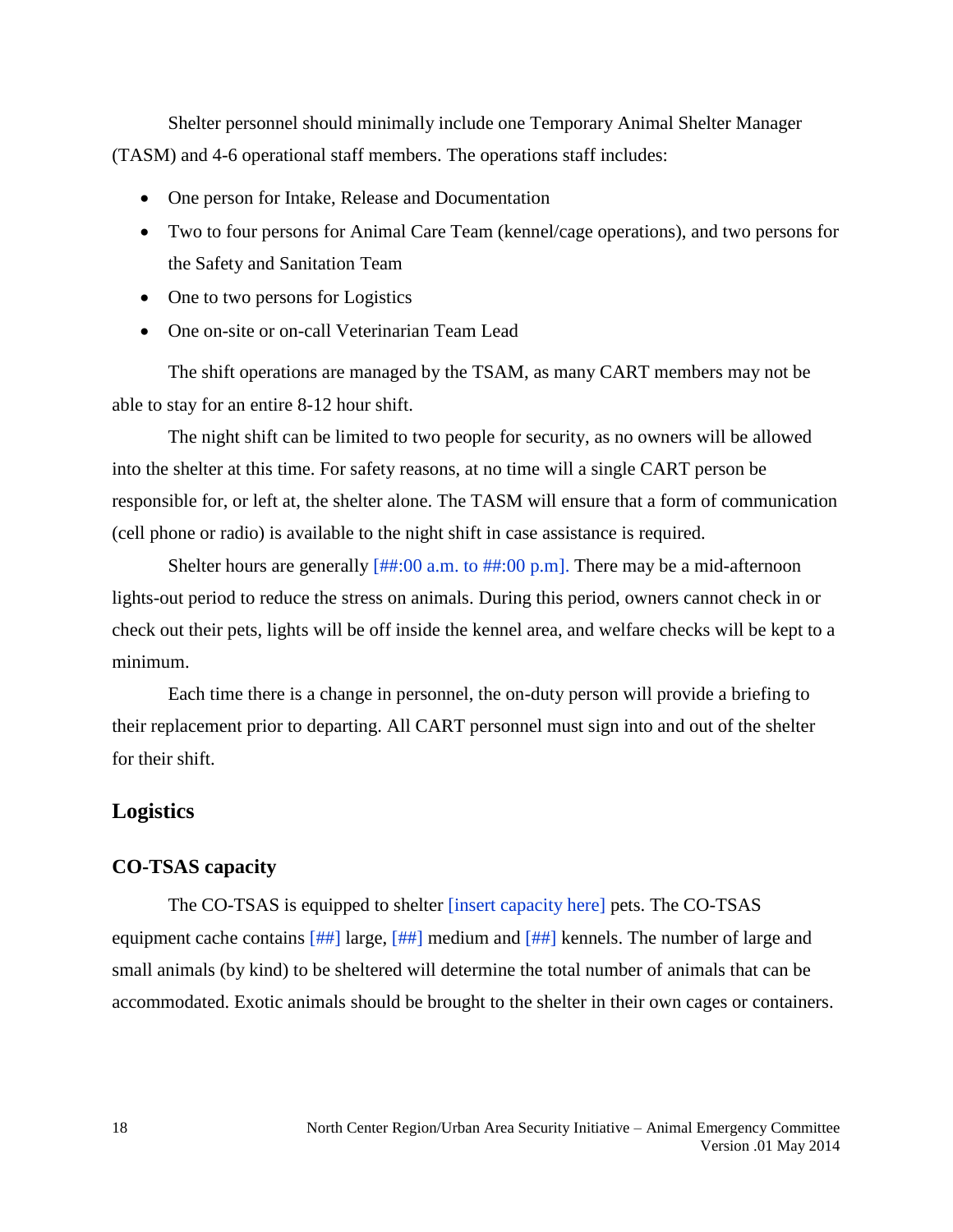Shelter personnel should minimally include one Temporary Animal Shelter Manager (TASM) and 4-6 operational staff members. The operations staff includes:

- One person for Intake, Release and Documentation
- Two to four persons for Animal Care Team (kennel/cage operations), and two persons for the Safety and Sanitation Team
- One to two persons for Logistics
- One on-site or on-call Veterinarian Team Lead

The shift operations are managed by the TSAM, as many CART members may not be able to stay for an entire 8-12 hour shift.

The night shift can be limited to two people for security, as no owners will be allowed into the shelter at this time. For safety reasons, at no time will a single CART person be responsible for, or left at, the shelter alone. The TASM will ensure that a form of communication (cell phone or radio) is available to the night shift in case assistance is required.

Shelter hours are generally [##:00 a.m. to ##:00 p.m]. There may be a mid-afternoon lights-out period to reduce the stress on animals. During this period, owners cannot check in or check out their pets, lights will be off inside the kennel area, and welfare checks will be kept to a minimum.

Each time there is a change in personnel, the on-duty person will provide a briefing to their replacement prior to departing. All CART personnel must sign into and out of the shelter for their shift.

## Logistics

### CO-TSAS capacity

The CO-TSAS is equipped to shelter [insert capacity here] pets. The CO-TSAS equipment cache contains [##] large, [##] medium and [##] kennels. The number of large and small animals (by kind) to be sheltered will determine the total number of animals that can be accommodated. Exotic animals should be brought to the shelter in their own cages or containers.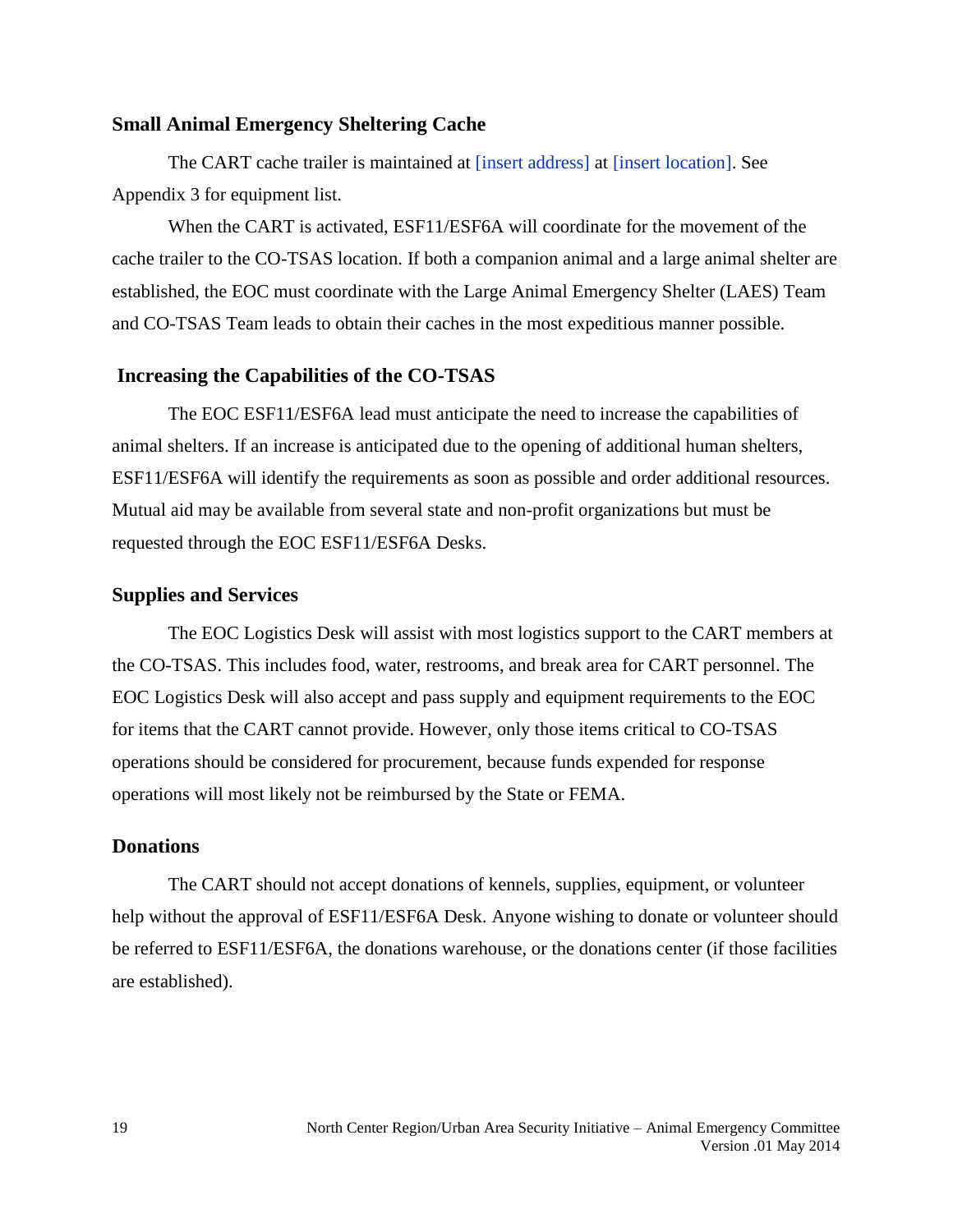### Small Animal Emergency Sheltering Cache

The CART cache trailer is maintained at [insert address] at [insert location]. See Appendix 3 for equipment list.

When the CART is activated, ESF11/ESF6A will coordinate for the movement of the cache trailer to the CO-TSAS location. If both a companion animal and a large animal shelter are established, the EOC must coordinate with the Large Animal Emergency Shelter (LAES) Team and CO-TSAS Team leads to obtain their caches in the most expeditious manner possible.

### Increasing the Capabilities of the CO-TSAS

The EOC ESF11/ESF6A lead must anticipate the need to increase the capabilities of animal shelters. If an increase is anticipated due to the opening of additional human shelters, ESF11/ESF6A will identify the requirements as soon as possible and order additional resources. Mutual aid may be available from several state and non-profit organizations but must be requested through the EOC ESF11/ESF6A Desks.

### Supplies and Services

The EOC Logistics Desk will assist with most logistics support to the CART members at the CO-TSAS. This includes food, water, restrooms, and break area for CART personnel. The EOC Logistics Desk will also accept and pass supply and equipment requirements to the EOC for items that the CART cannot provide. However, only those items critical to CO-TSAS operations should be considered for procurement, because funds expended for response operations will most likely not be reimbursed by the State or FEMA.

### Donations

The CART should not accept donations of kennels, supplies, equipment, or volunteer help without the approval of ESF11/ESF6A Desk. Anyone wishing to donate or volunteer should be referred to ESF11/ESF6A, the donations warehouse, or the donations center (if those facilities are established).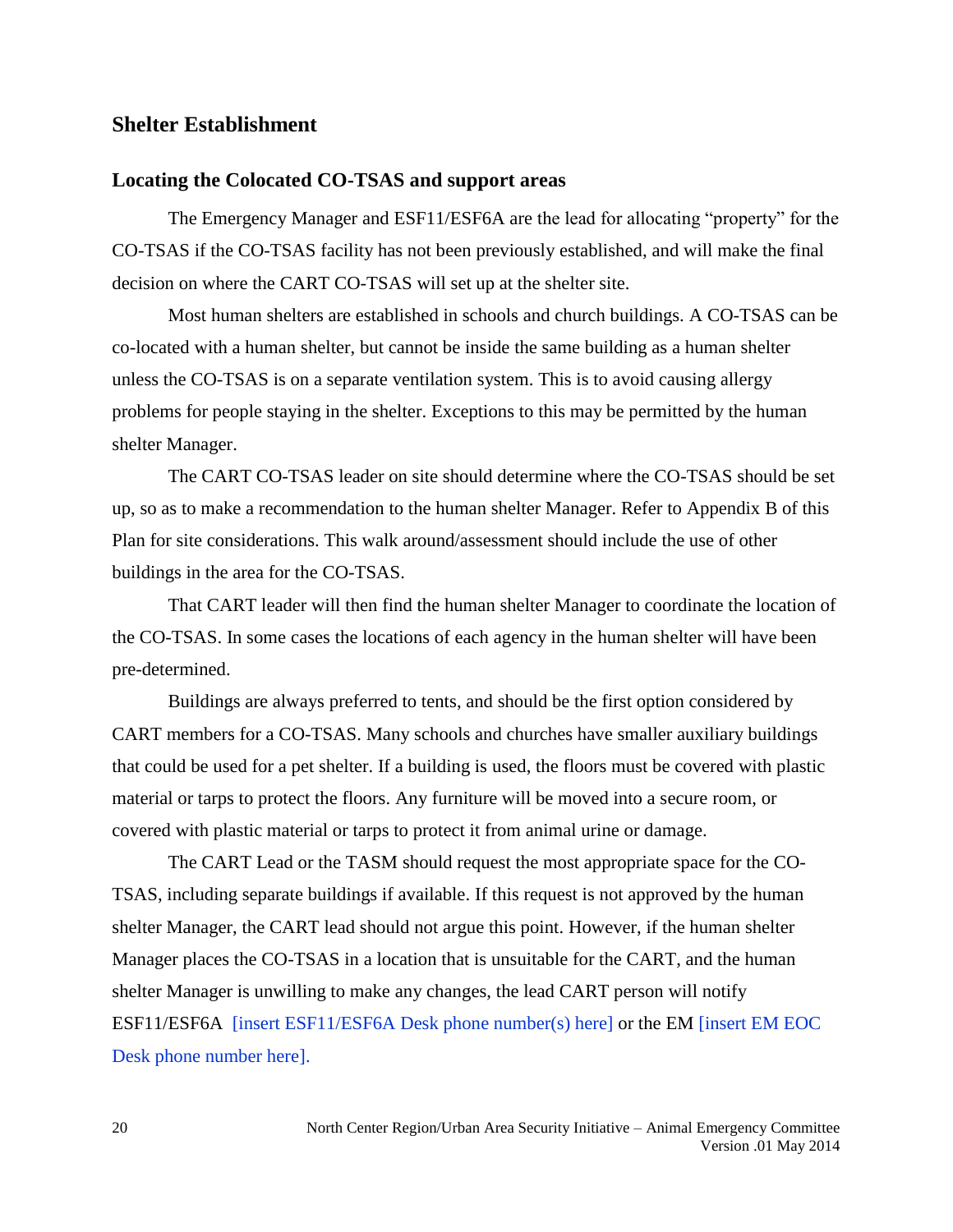## Shelter Establishment

### Locating the Colocated CO-TSAS and support areas

The Emergency Manager and ESF11/ESF6A are the lead for allocating "property" for the CO-TSAS if the CO-TSAS facility has not been previously established, and will make the final decision on where the CART CO-TSAS will set up at the shelter site.

Most human shelters are established in schools and church buildings. A CO-TSAS can be co-located with a human shelter, but cannot be inside the same building as a human shelter unless the CO-TSAS is on a separate ventilation system. This is to avoid causing allergy problems for people staying in the shelter. Exceptions to this may be permitted by the human shelter Manager.

The CART CO-TSAS leader on site should determine where the CO-TSAS should be set up, so as to make a recommendation to the human shelter Manager. Refer to Appendix B of this Plan for site considerations. This walk around/assessment should include the use of other buildings in the area for the CO-TSAS.

That CART leader will then find the human shelter Manager to coordinate the location of the CO-TSAS. In some cases the locations of each agency in the human shelter will have been pre-determined.

Buildings are always preferred to tents, and should be the first option considered by CART members for a CO-TSAS. Many schools and churches have smaller auxiliary buildings that could be used for a pet shelter. If a building is used, the floors must be covered with plastic material or tarps to protect the floors. Any furniture will be moved into a secure room, or covered with plastic material or tarps to protect it from animal urine or damage.

The CART Lead or the TASM should request the most appropriate space for the CO-TSAS, including separate buildings if available. If this request is not approved by the human shelter Manager, the CART lead should not argue this point. However, if the human shelter Manager places the CO-TSAS in a location that is unsuitable for the CART, and the human shelter Manager is unwilling to make any changes, the lead CART person will notify ESF11/ESF6A [insert ESF11/ESF6A Desk phone number(s) here] or the EM [insert EM EOC Desk phone number here].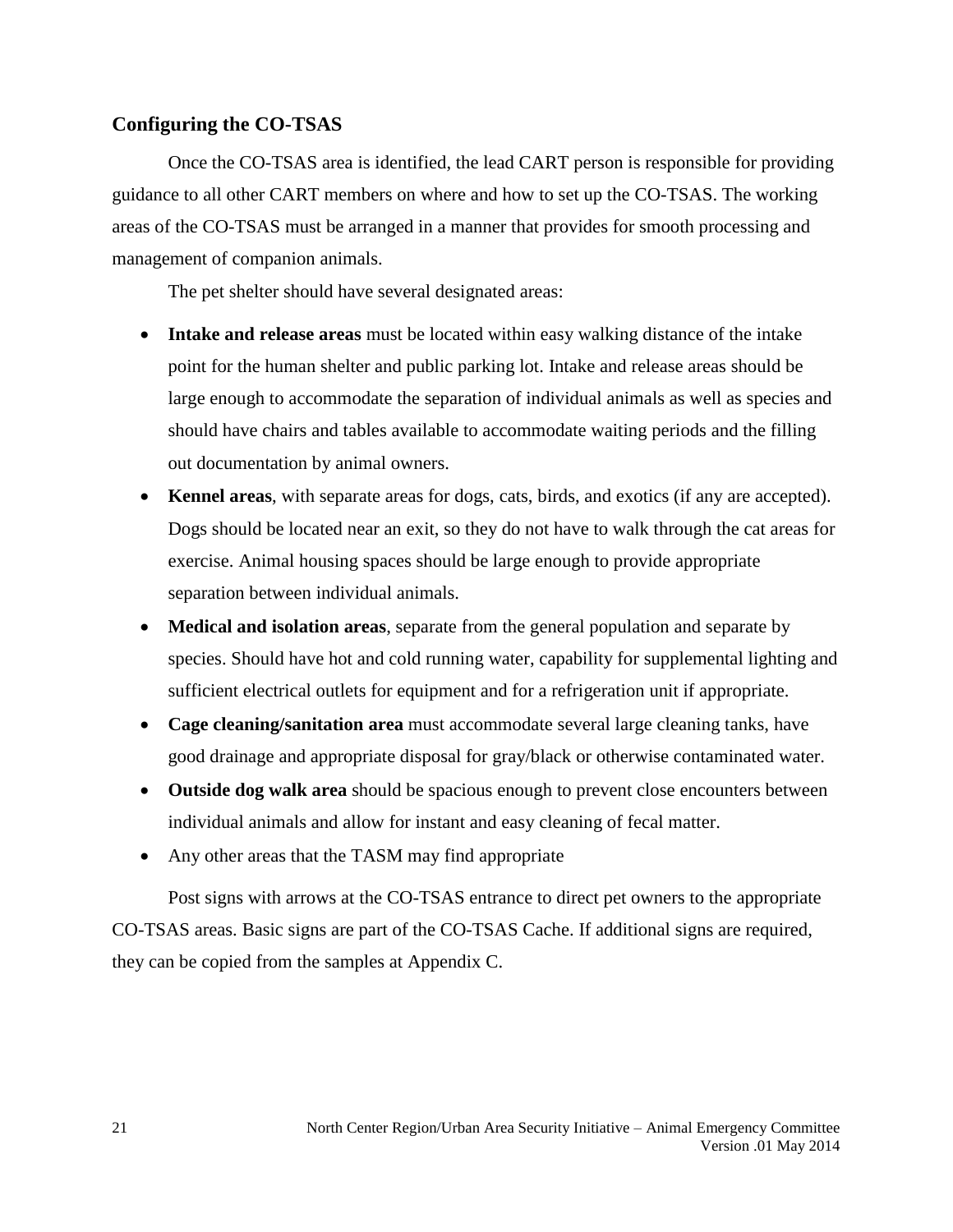## Configuring the CO-TSAS

Once the CO-TSAS area is identified, the lead CART person is responsible for providing guidance to all other CART members on where and how to set up the CO-TSAS. The working areas of the CO-TSAS must be arranged in a manner that provides for smooth processing and management of companion animals.

The pet shelter should have several designated areas:

- **Intake and release areas** must be located within easy walking distance of the intake point for the human shelter and public parking lot. Intake and release areas should be large enough to accommodate the separation of individual animals as well as species and should have chairs and tables available to accommodate waiting periods and the filling out documentation by animal owners.
- **Kennel areas**, with separate areas for dogs, cats, birds, and exotics (if any are accepted). Dogs should be located near an exit, so they do not have to walk through the cat areas for exercise. Animal housing spaces should be large enough to provide appropriate separation between individual animals.
- **Medical and isolation areas**, separate from the general population and separate by species. Should have hot and cold running water, capability for supplemental lighting and sufficient electrical outlets for equipment and for a refrigeration unit if appropriate.
- **Cage cleaning/sanitation area** must accommodate several large cleaning tanks, have good drainage and appropriate disposal for gray/black or otherwise contaminated water.
- **Outside dog walk area** should be spacious enough to prevent close encounters between individual animals and allow for instant and easy cleaning of fecal matter.
- Any other areas that the TASM may find appropriate

Post signs with arrows at the CO-TSAS entrance to direct pet owners to the appropriate CO-TSAS areas. Basic signs are part of the CO-TSAS Cache. If additional signs are required, they can be copied from the samples at Appendix C.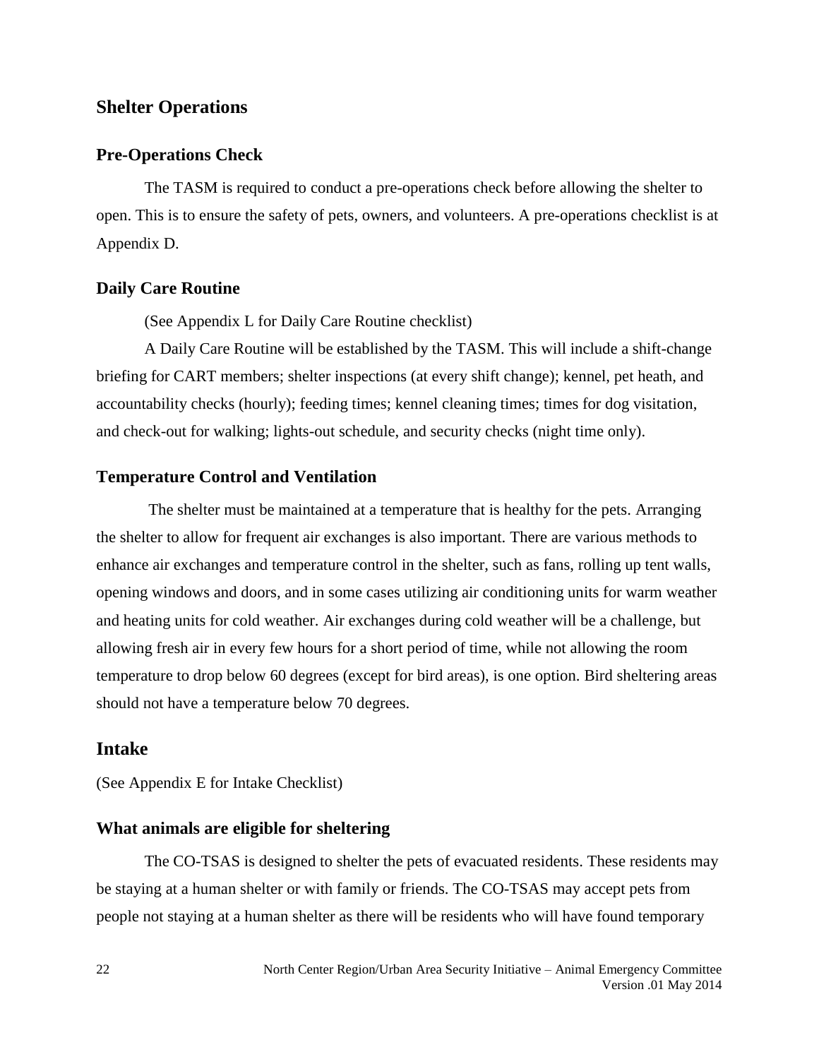## Shelter Operations

### Pre-Operations Check

The TASM is required to conduct a pre-operations check before allowing the shelter to open. This is to ensure the safety of pets, owners, and volunteers. A pre-operations checklist is at Appendix D.

### Daily Care Routine

(See Appendix L for Daily Care Routine checklist)

A Daily Care Routine will be established by the TASM. This will include a shift-change briefing for CART members; shelter inspections (at every shift change); kennel, pet heath, and accountability checks (hourly); feeding times; kennel cleaning times; times for dog visitation, and check-out for walking; lights-out schedule, and security checks (night time only).

### Temperature Control and Ventilation

The shelter must be maintained at a temperature that is healthy for the pets. Arranging the shelter to allow for frequent air exchanges is also important. There are various methods to enhance air exchanges and temperature control in the shelter, such as fans, rolling up tent walls, opening windows and doors, and in some cases utilizing air conditioning units for warm weather and heating units for cold weather. Air exchanges during cold weather will be a challenge, but allowing fresh air in every few hours for a short period of time, while not allowing the room temperature to drop below 60 degrees (except for bird areas), is one option. Bird sheltering areas should not have a temperature below 70 degrees.

## Intake

(See Appendix E for Intake Checklist)

### What animals are eligible for sheltering

The CO-TSAS is designed to shelter the pets of evacuated residents. These residents may be staying at a human shelter or with family or friends. The CO-TSAS may accept pets from people not staying at a human shelter as there will be residents who will have found temporary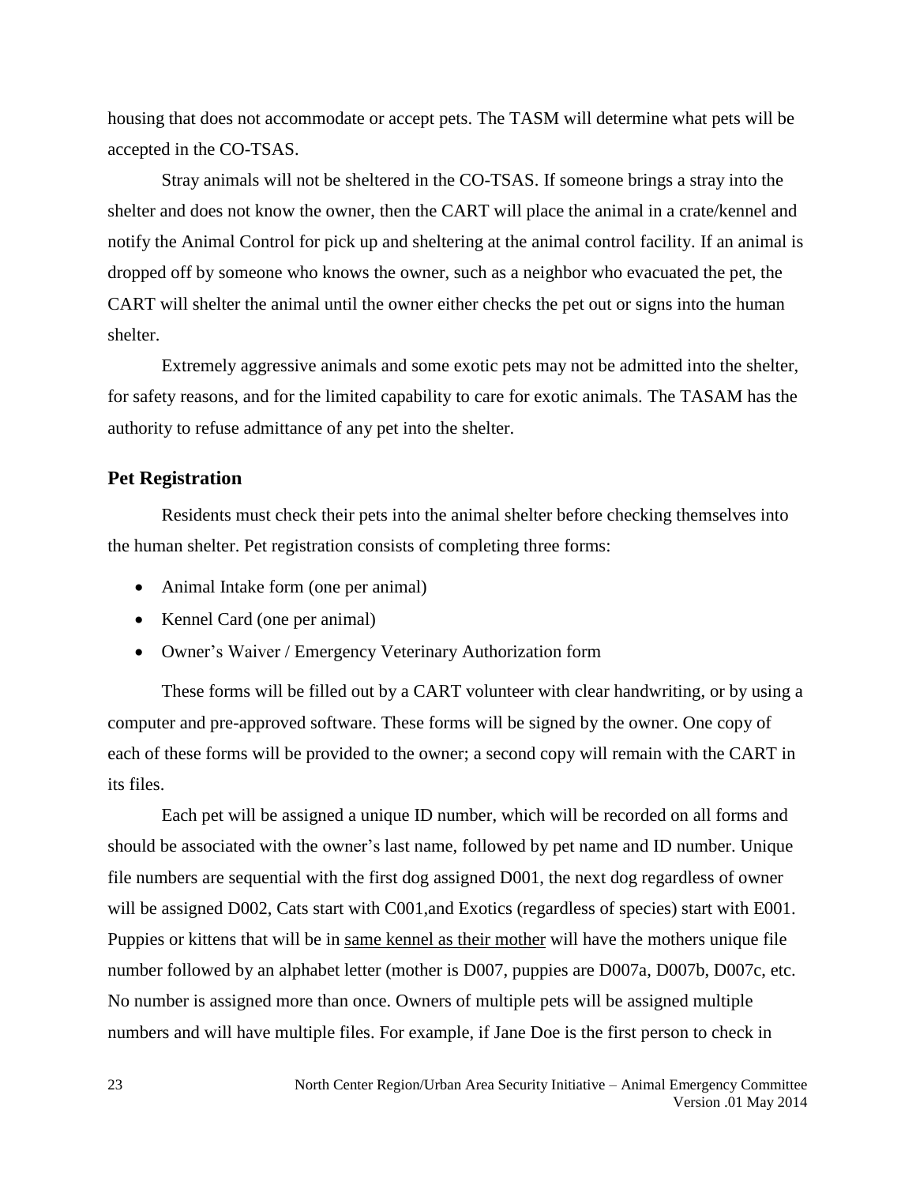housing that does not accommodate or accept pets. The TASM will determine what pets will be accepted in the CO-TSAS.

Stray animals will not be sheltered in the CO-TSAS. If someone brings a stray into the shelter and does not know the owner, then the CART will place the animal in a crate/kennel and notify the Animal Control for pick up and sheltering at the animal control facility. If an animal is dropped off by someone who knows the owner, such as a neighbor who evacuated the pet, the CART will shelter the animal until the owner either checks the pet out or signs into the human shelter.

Extremely aggressive animals and some exotic pets may not be admitted into the shelter, for safety reasons, and for the limited capability to care for exotic animals. The TASAM has the authority to refuse admittance of any pet into the shelter.

### Pet Registration

Residents must check their pets into the animal shelter before checking themselves into the human shelter. Pet registration consists of completing three forms:

- Animal Intake form (one per animal)
- Kennel Card (one per animal)
- Owner's Waiver / Emergency Veterinary Authorization form

These forms will be filled out by a CART volunteer with clear handwriting, or by using a computer and pre-approved software. These forms will be signed by the owner. One copy of each of these forms will be provided to the owner; a second copy will remain with the CART in its files.

Each pet will be assigned a unique ID number, which will be recorded on all forms and should be associated with the owner's last name, followed by pet name and ID number. Unique file numbers are sequential with the first dog assigned D001, the next dog regardless of owner will be assigned D002, Cats start with C001,and Exotics (regardless of species) start with E001. Puppies or kittens that will be in same kennel as their mother will have the mothers unique file number followed by an alphabet letter (mother is D007, puppies are D007a, D007b, D007c, etc. No number is assigned more than once. Owners of multiple pets will be assigned multiple numbers and will have multiple files. For example, if Jane Doe is the first person to check in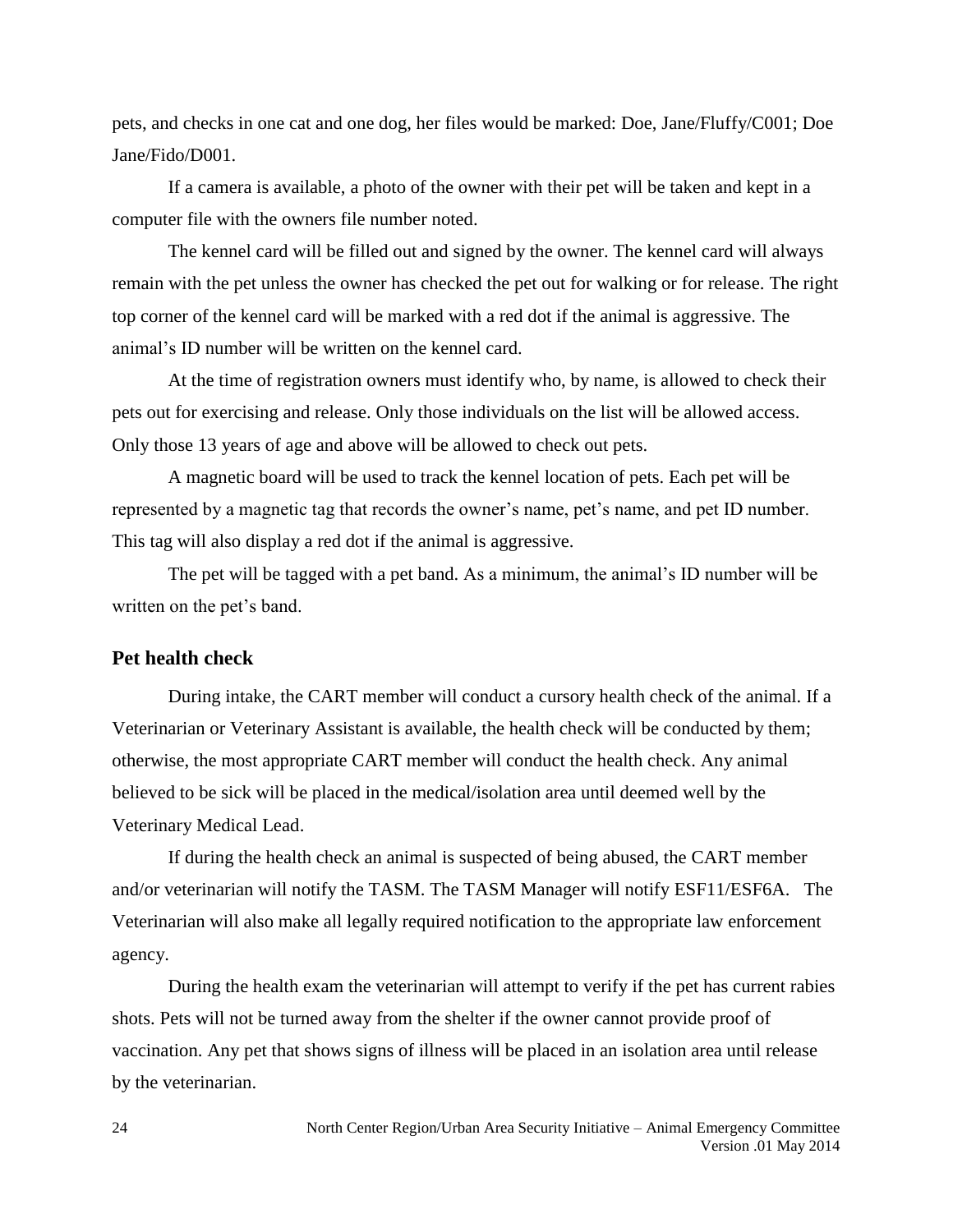pets, and checks in one cat and one dog, her files would be marked: Doe, Jane/Fluffy/C001; Doe Jane/Fido/D001.

If a camera is available, a photo of the owner with their pet will be taken and kept in a computer file with the owners file number noted.

The kennel card will be filled out and signed by the owner. The kennel card will always remain with the pet unless the owner has checked the pet out for walking or for release. The right top corner of the kennel card will be marked with a red dot if the animal is aggressive. The animal's ID number will be written on the kennel card.

At the time of registration owners must identify who, by name, is allowed to check their pets out for exercising and release. Only those individuals on the list will be allowed access. Only those 13 years of age and above will be allowed to check out pets.

A magnetic board will be used to track the kennel location of pets. Each pet will be represented by a magnetic tag that records the owner's name, pet's name, and pet ID number. This tag will also display a red dot if the animal is aggressive.

The pet will be tagged with a pet band. As a minimum, the animal's ID number will be written on the pet's band.

### Pet health check

During intake, the CART member will conduct a cursory health check of the animal. If a Veterinarian or Veterinary Assistant is available, the health check will be conducted by them; otherwise, the most appropriate CART member will conduct the health check. Any animal believed to be sick will be placed in the medical/isolation area until deemed well by the Veterinary Medical Lead.

If during the health check an animal is suspected of being abused, the CART member and/or veterinarian will notify the TASM. The TASM Manager will notify ESF11/ESF6A. The Veterinarian will also make all legally required notification to the appropriate law enforcement agency.

During the health exam the veterinarian will attempt to verify if the pet has current rabies shots. Pets will not be turned away from the shelter if the owner cannot provide proof of vaccination. Any pet that shows signs of illness will be placed in an isolation area until release by the veterinarian.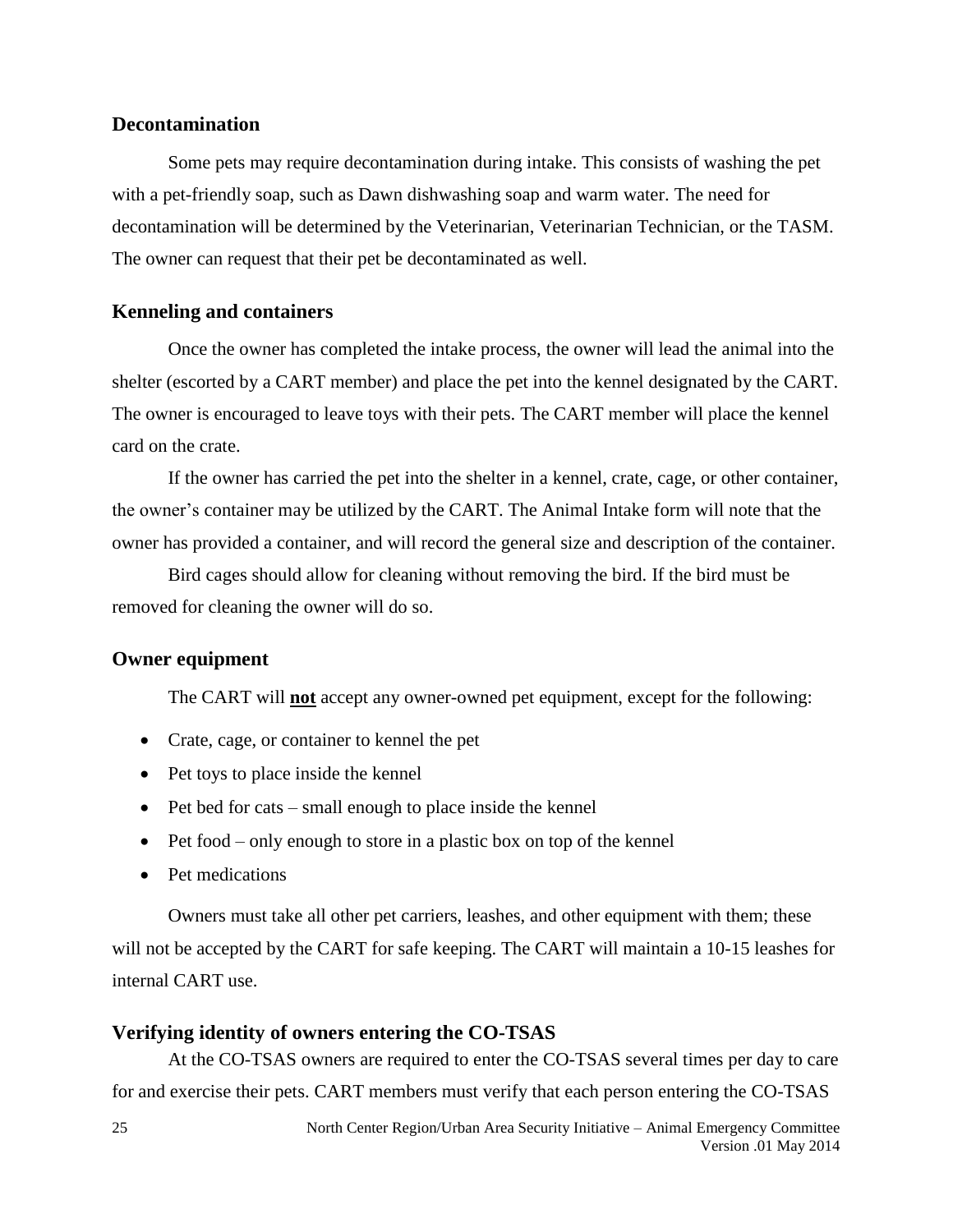### Decontamination

Some pets may require decontamination during intake. This consists of washing the pet with a pet-friendly soap, such as Dawn dishwashing soap and warm water. The need for decontamination will be determined by the Veterinarian, Veterinarian Technician, or the TASM. The owner can request that their pet be decontaminated as well.

### Kenneling and containers

Once the owner has completed the intake process, the owner will lead the animal into the shelter (escorted by a CART member) and place the pet into the kennel designated by the CART. The owner is encouraged to leave toys with their pets. The CART member will place the kennel card on the crate.

If the owner has carried the pet into the shelter in a kennel, crate, cage, or other container, the owner's container may be utilized by the CART. The Animal Intake form will note that the owner has provided a container, and will record the general size and description of the container.

Bird cages should allow for cleaning without removing the bird. If the bird must be removed for cleaning the owner will do so.

### Owner equipment

The CART will **not** accept any owner-owned pet equipment, except for the following:

- Crate, cage, or container to kennel the pet
- Pet toys to place inside the kennel
- Pet bed for cats – small enough to place inside the kennel
- Pet food – only enough to store in a plastic box on top of the kennel
- Pet medications

Owners must take all other pet carriers, leashes, and other equipment with them; these will not be accepted by the CART for safe keeping. The CART will maintain a 10-15 leashes for internal CART use.

### Verifying identity of owners entering the CO-TSAS

At the CO-TSAS owners are required to enter the CO-TSAS several times per day to care for and exercise their pets. CART members must verify that each person entering the CO-TSAS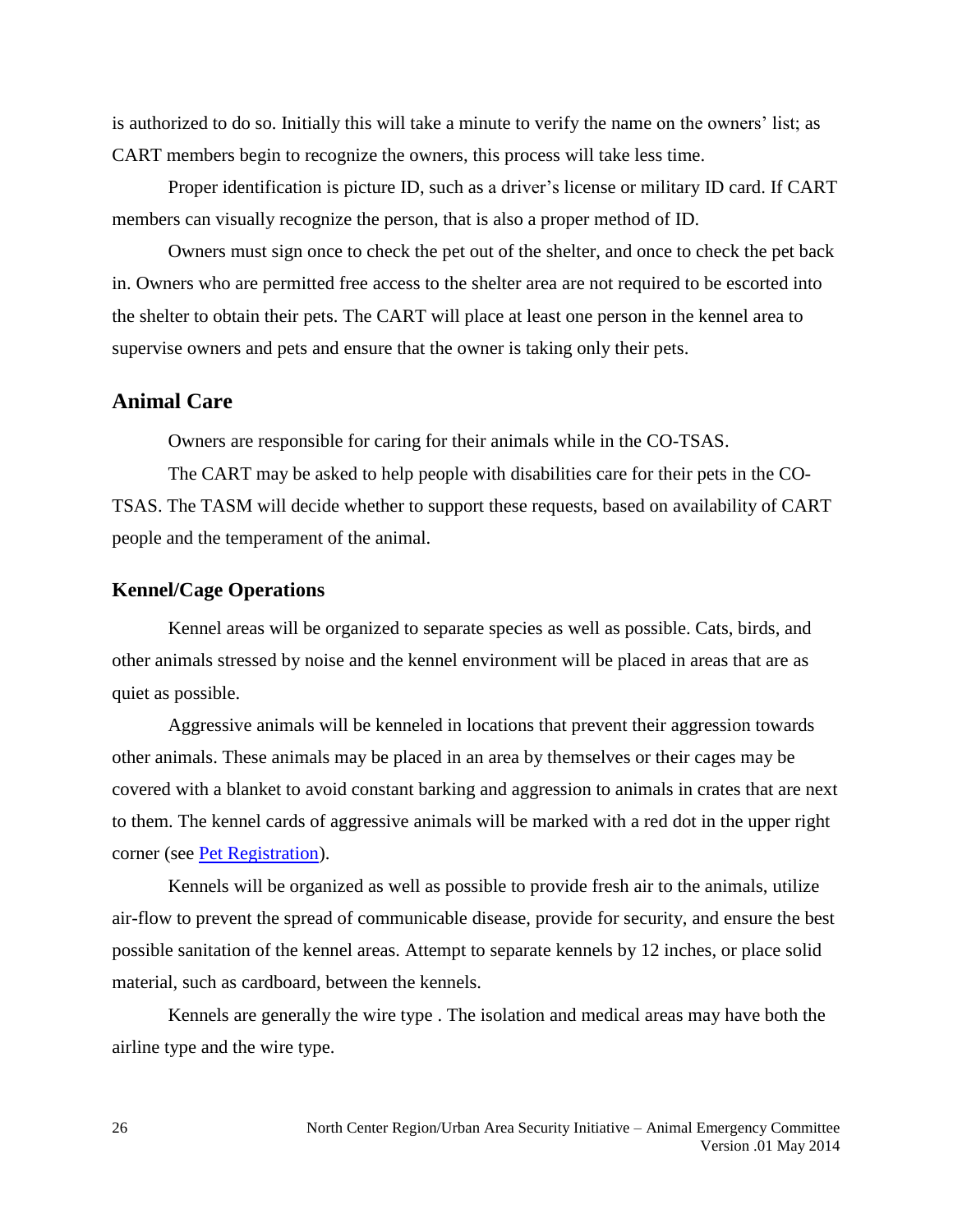is authorized to do so. Initially this will take a minute to verify the name on the owners' list; as CART members begin to recognize the owners, this process will take less time.

Proper identification is picture ID, such as a driver's license or military ID card. If CART members can visually recognize the person, that is also a proper method of ID.

Owners must sign once to check the pet out of the shelter, and once to check the pet back in. Owners who are permitted free access to the shelter area are not required to be escorted into the shelter to obtain their pets. The CART will place at least one person in the kennel area to supervise owners and pets and ensure that the owner is taking only their pets.

## Animal Care

Owners are responsible for caring for their animals while in the CO-TSAS.

The CART may be asked to help people with disabilities care for their pets in the CO-TSAS. The TASM will decide whether to support these requests, based on availability of CART people and the temperament of the animal.

### Kennel/Cage Operations

Kennel areas will be organized to separate species as well as possible. Cats, birds, and other animals stressed by noise and the kennel environment will be placed in areas that are as quiet as possible.

Aggressive animals will be kenneled in locations that prevent their aggression towards other animals. These animals may be placed in an area by themselves or their cages may be covered with a blanket to avoid constant barking and aggression to animals in crates that are next to them. The kennel cards of aggressive animals will be marked with a red dot in the upper right corner (see Pet Registration).

Kennels will be organized as well as possible to provide fresh air to the animals, utilize air-flow to prevent the spread of communicable disease, provide for security, and ensure the best possible sanitation of the kennel areas. Attempt to separate kennels by 12 inches, or place solid material, such as cardboard, between the kennels.

Kennels are generally the wire type . The isolation and medical areas may have both the airline type and the wire type.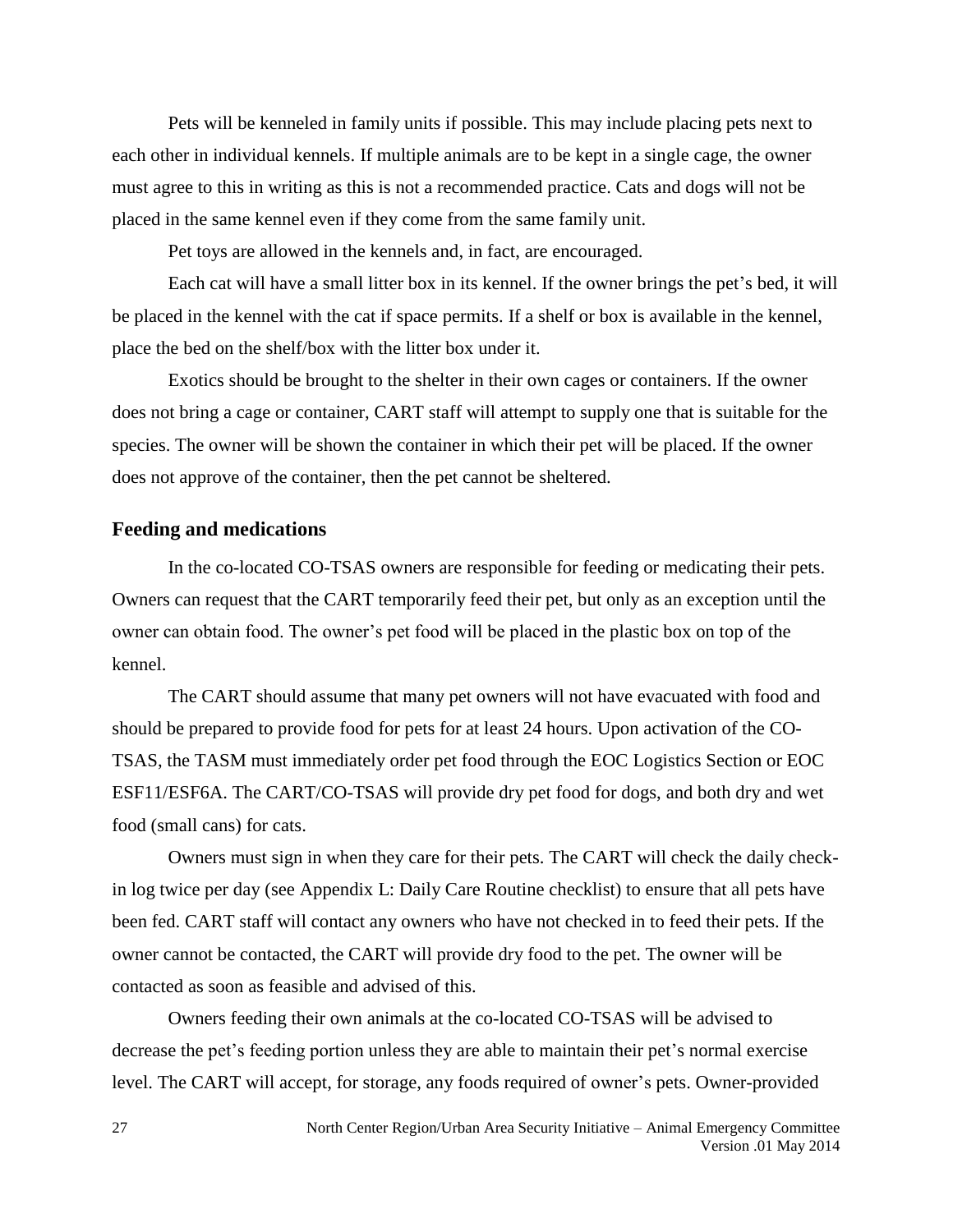Pets will be kenneled in family units if possible. This may include placing pets next to each other in individual kennels. If multiple animals are to be kept in a single cage, the owner must agree to this in writing as this is not a recommended practice. Cats and dogs will not be placed in the same kennel even if they come from the same family unit.

Pet toys are allowed in the kennels and, in fact, are encouraged.

Each cat will have a small litter box in its kennel. If the owner brings the pet's bed, it will be placed in the kennel with the cat if space permits. If a shelf or box is available in the kennel, place the bed on the shelf/box with the litter box under it.

Exotics should be brought to the shelter in their own cages or containers. If the owner does not bring a cage or container, CART staff will attempt to supply one that is suitable for the species. The owner will be shown the container in which their pet will be placed. If the owner does not approve of the container, then the pet cannot be sheltered.

### Feeding and medications

In the co-located CO-TSAS owners are responsible for feeding or medicating their pets. Owners can request that the CART temporarily feed their pet, but only as an exception until the owner can obtain food. The owner's pet food will be placed in the plastic box on top of the kennel.

The CART should assume that many pet owners will not have evacuated with food and should be prepared to provide food for pets for at least 24 hours. Upon activation of the CO-TSAS, the TASM must immediately order pet food through the EOC Logistics Section or EOC ESF11/ESF6A. The CART/CO-TSAS will provide dry pet food for dogs, and both dry and wet food (small cans) for cats.

Owners must sign in when they care for their pets. The CART will check the daily check-in log twice per day (see Appendix L: Daily Care Routine checklist) to ensure that all pets have been fed. CART staff will contact any owners who have not checked in to feed their pets. If the owner cannot be contacted, the CART will provide dry food to the pet. The owner will be contacted as soon as feasible and advised of this.

Owners feeding their own animals at the co-located CO-TSAS will be advised to decrease the pet's feeding portion unless they are able to maintain their pet's normal exercise level. The CART will accept, for storage, any foods required of owner's pets. Owner-provided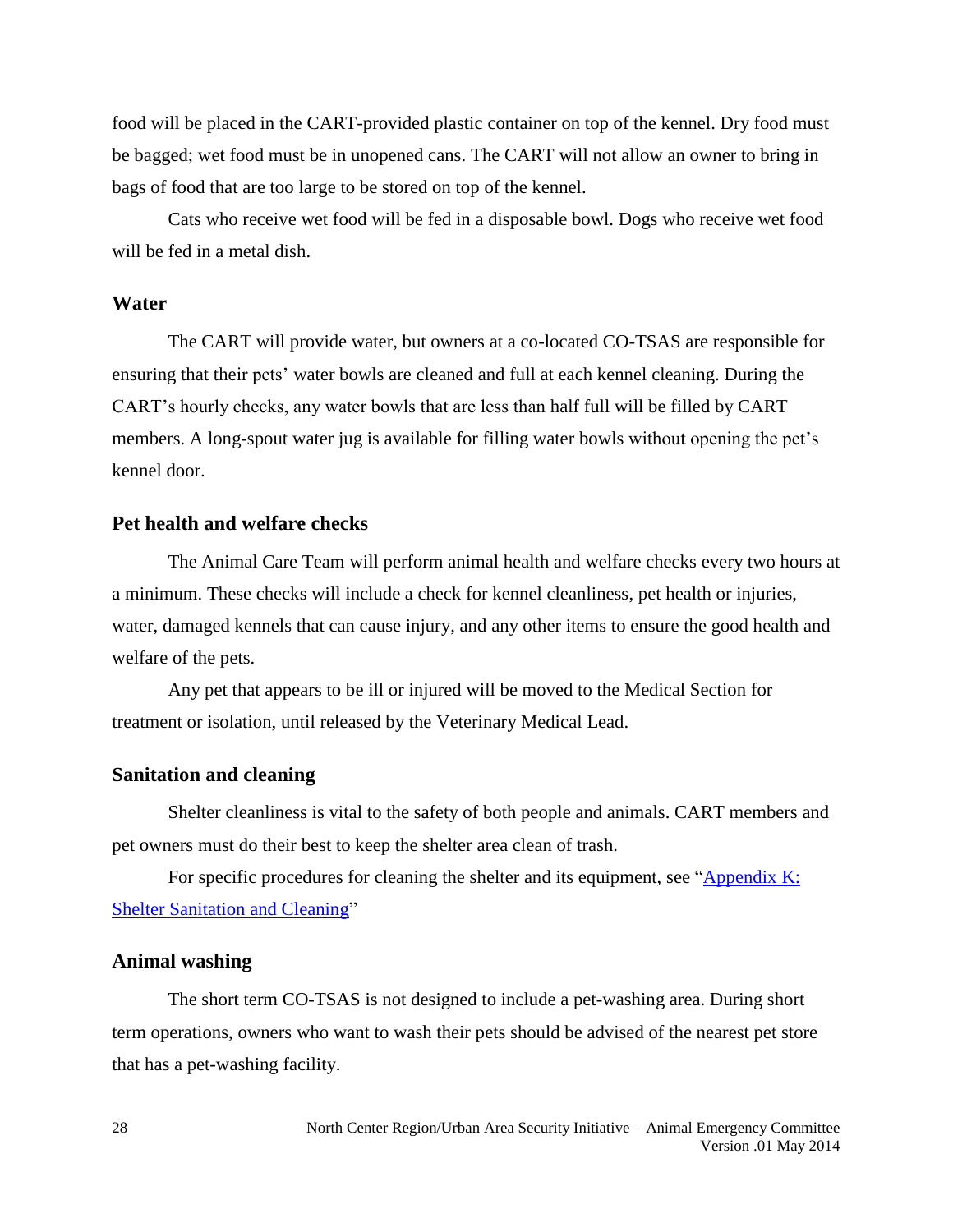food will be placed in the CART-provided plastic container on top of the kennel. Dry food must be bagged; wet food must be in unopened cans. The CART will not allow an owner to bring in bags of food that are too large to be stored on top of the kennel.

Cats who receive wet food will be fed in a disposable bowl. Dogs who receive wet food will be fed in a metal dish.

### Water

The CART will provide water, but owners at a co-located CO-TSAS are responsible for ensuring that their pets' water bowls are cleaned and full at each kennel cleaning. During the CART's hourly checks, any water bowls that are less than half full will be filled by CART members. A long-spout water jug is available for filling water bowls without opening the pet's kennel door.

### Pet health and welfare checks

The Animal Care Team will perform animal health and welfare checks every two hours at a minimum. These checks will include a check for kennel cleanliness, pet health or injuries, water, damaged kennels that can cause injury, and any other items to ensure the good health and welfare of the pets.

Any pet that appears to be ill or injured will be moved to the Medical Section for treatment or isolation, until released by the Veterinary Medical Lead.

### Sanitation and cleaning

Shelter cleanliness is vital to the safety of both people and animals. CART members and pet owners must do their best to keep the shelter area clean of trash.

For specific procedures for cleaning the shelter and its equipment, see "Appendix K: Shelter Sanitation and Cleaning"

### Animal washing

The short term CO-TSAS is not designed to include a pet-washing area. During short term operations, owners who want to wash their pets should be advised of the nearest pet store that has a pet-washing facility.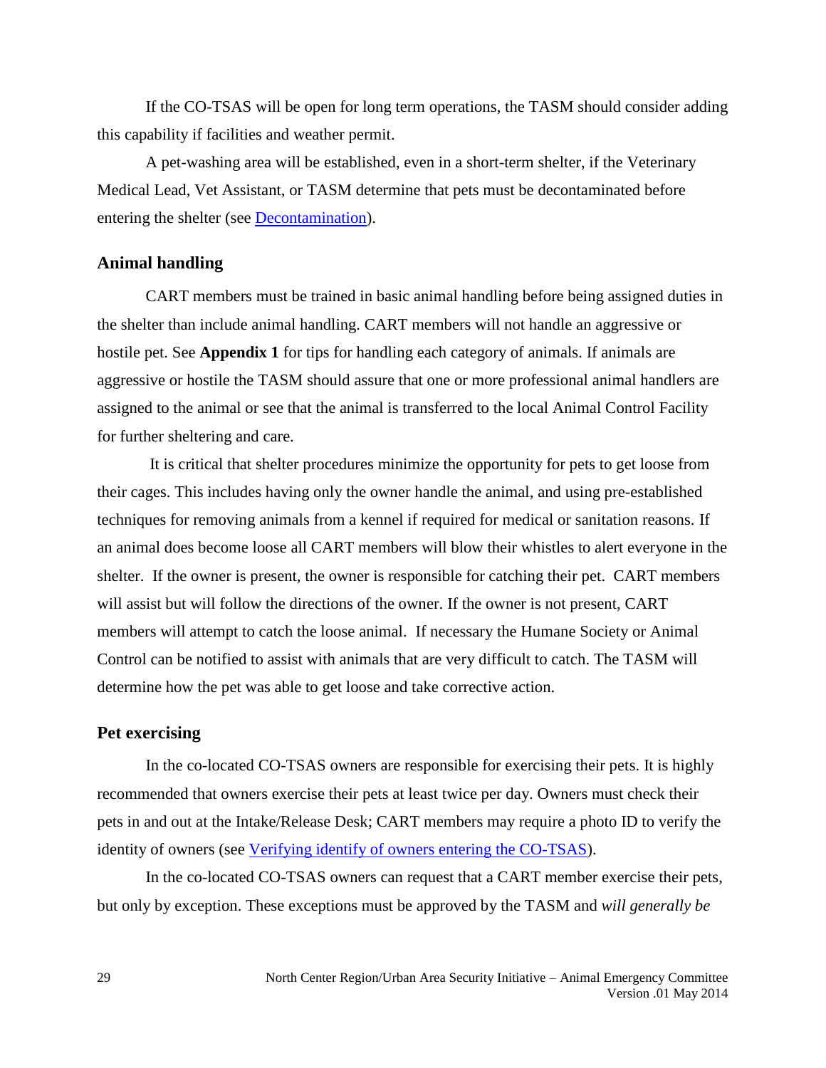If the CO-TSAS will be open for long term operations, the TASM should consider adding this capability if facilities and weather permit.

A pet-washing area will be established, even in a short-term shelter, if the Veterinary Medical Lead, Vet Assistant, or TASM determine that pets must be decontaminated before entering the shelter (see [Decontamination]).

### Animal handling

CART members must be trained in basic animal handling before being assigned duties in the shelter than include animal handling. CART members will not handle an aggressive or hostile pet. See **Appendix 1** for tips for handling each category of animals. If animals are aggressive or hostile the TASM should assure that one or more professional animal handlers are assigned to the animal or see that the animal is transferred to the local Animal Control Facility for further sheltering and care.

It is critical that shelter procedures minimize the opportunity for pets to get loose from their cages. This includes having only the owner handle the animal, and using pre-established techniques for removing animals from a kennel if required for medical or sanitation reasons. If an animal does become loose all CART members will blow their whistles to alert everyone in the shelter. If the owner is present, the owner is responsible for catching their pet. CART members will assist but will follow the directions of the owner. If the owner is not present, CART members will attempt to catch the loose animal. If necessary the Humane Society or Animal Control can be notified to assist with animals that are very difficult to catch. The TASM will determine how the pet was able to get loose and take corrective action.

### Pet exercising

In the co-located CO-TSAS owners are responsible for exercising their pets. It is highly recommended that owners exercise their pets at least twice per day. Owners must check their pets in and out at the Intake/Release Desk; CART members may require a photo ID to verify the identity of owners (see [Verifying identify of owners entering the CO-TSAS]).

In the co-located CO-TSAS owners can request that a CART member exercise their pets, but only by exception. These exceptions must be approved by the TASM and *will generally be*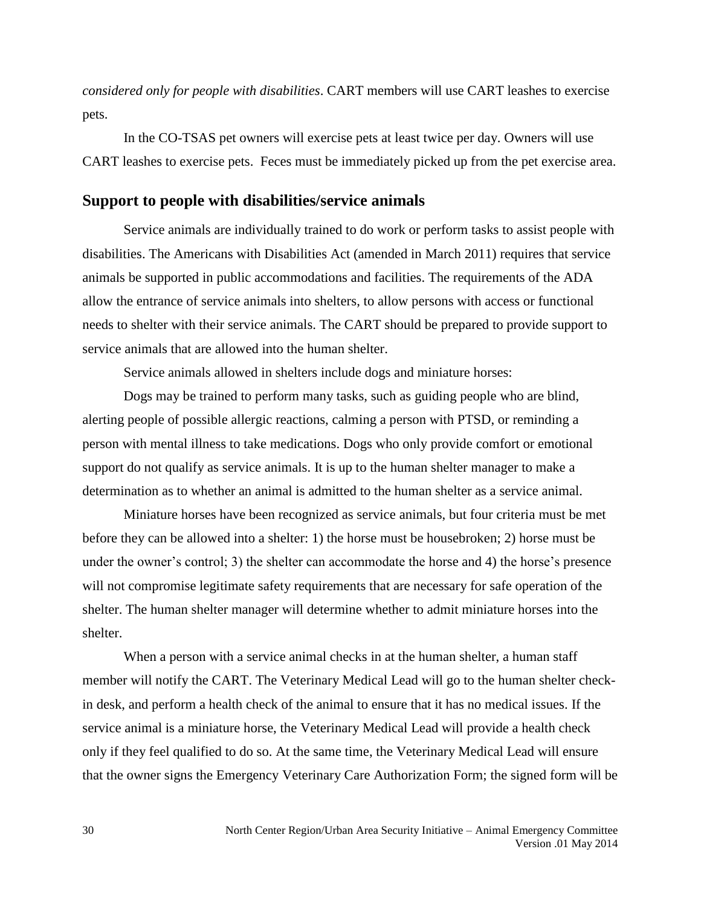*considered only for people with disabilities*. CART members will use CART leashes to exercise pets.

In the CO-TSAS pet owners will exercise pets at least twice per day. Owners will use CART leashes to exercise pets. Feces must be immediately picked up from the pet exercise area.

## Support to people with disabilities/service animals

Service animals are individually trained to do work or perform tasks to assist people with disabilities. The Americans with Disabilities Act (amended in March 2011) requires that service animals be supported in public accommodations and facilities. The requirements of the ADA allow the entrance of service animals into shelters, to allow persons with access or functional needs to shelter with their service animals. The CART should be prepared to provide support to service animals that are allowed into the human shelter.

Service animals allowed in shelters include dogs and miniature horses:

Dogs may be trained to perform many tasks, such as guiding people who are blind, alerting people of possible allergic reactions, calming a person with PTSD, or reminding a person with mental illness to take medications. Dogs who only provide comfort or emotional support do not qualify as service animals. It is up to the human shelter manager to make a determination as to whether an animal is admitted to the human shelter as a service animal.

Miniature horses have been recognized as service animals, but four criteria must be met before they can be allowed into a shelter: 1) the horse must be housebroken; 2) horse must be under the owner's control; 3) the shelter can accommodate the horse and 4) the horse's presence will not compromise legitimate safety requirements that are necessary for safe operation of the shelter. The human shelter manager will determine whether to admit miniature horses into the shelter.

When a person with a service animal checks in at the human shelter, a human staff member will notify the CART. The Veterinary Medical Lead will go to the human shelter check-in desk, and perform a health check of the animal to ensure that it has no medical issues. If the service animal is a miniature horse, the Veterinary Medical Lead will provide a health check only if they feel qualified to do so. At the same time, the Veterinary Medical Lead will ensure that the owner signs the Emergency Veterinary Care Authorization Form; the signed form will be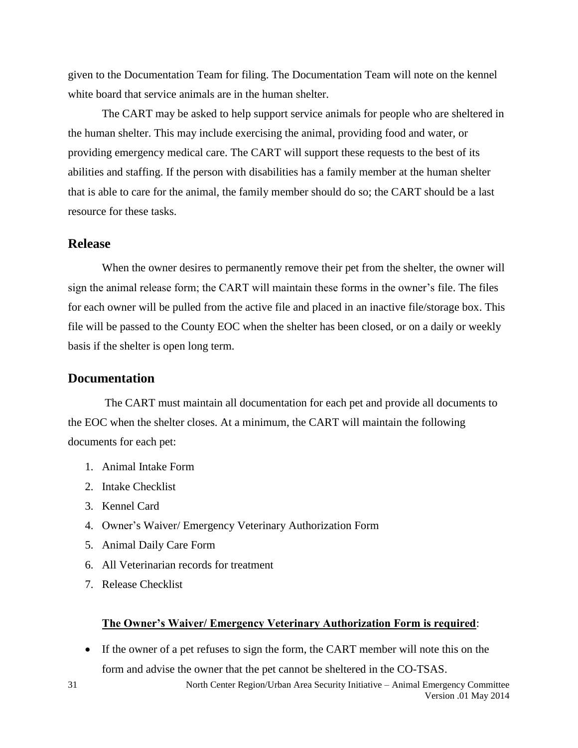given to the Documentation Team for filing. The Documentation Team will note on the kennel white board that service animals are in the human shelter.

The CART may be asked to help support service animals for people who are sheltered in the human shelter. This may include exercising the animal, providing food and water, or providing emergency medical care. The CART will support these requests to the best of its abilities and staffing. If the person with disabilities has a family member at the human shelter that is able to care for the animal, the family member should do so; the CART should be a last resource for these tasks.

## Release

When the owner desires to permanently remove their pet from the shelter, the owner will sign the animal release form; the CART will maintain these forms in the owner's file. The files for each owner will be pulled from the active file and placed in an inactive file/storage box. This file will be passed to the County EOC when the shelter has been closed, or on a daily or weekly basis if the shelter is open long term.

## Documentation

The CART must maintain all documentation for each pet and provide all documents to the EOC when the shelter closes. At a minimum, the CART will maintain the following documents for each pet:

1. Animal Intake Form
2. Intake Checklist
3. Kennel Card
4. Owner's Waiver/ Emergency Veterinary Authorization Form
5. Animal Daily Care Form
6. All Veterinarian records for treatment
7. Release Checklist

**The Owner's Waiver/ Emergency Veterinary Authorization Form is required**:

- If the owner of a pet refuses to sign the form, the CART member will note this on the form and advise the owner that the pet cannot be sheltered in the CO-TSAS.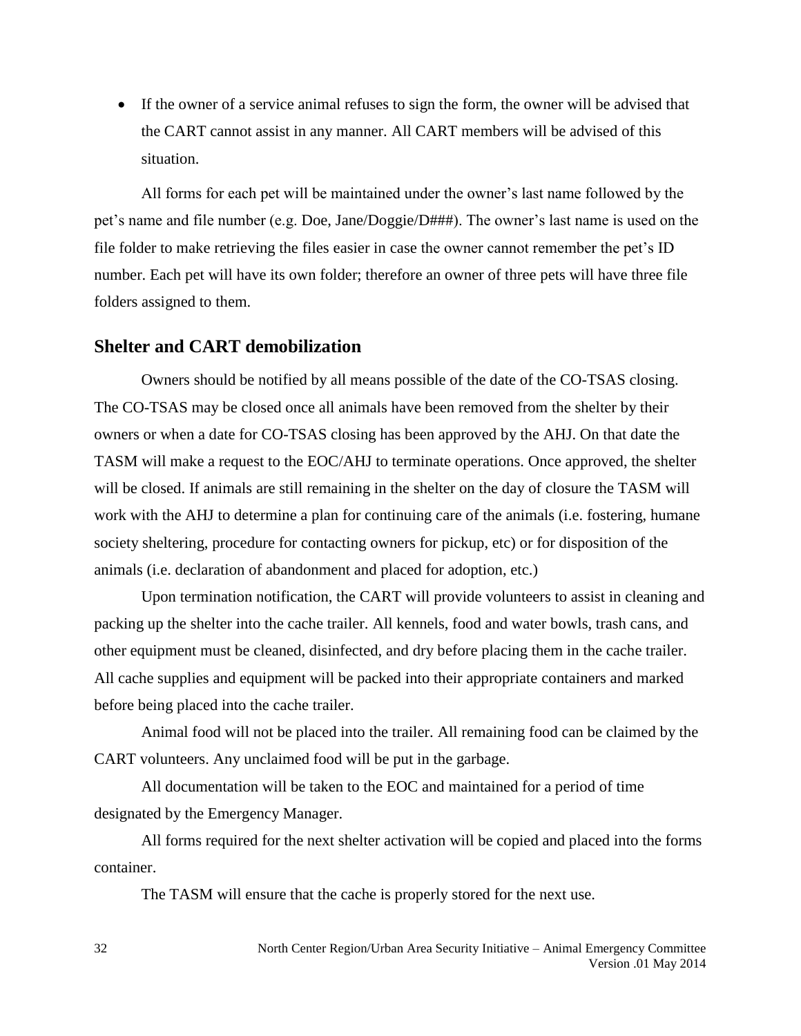- If the owner of a service animal refuses to sign the form, the owner will be advised that the CART cannot assist in any manner. All CART members will be advised of this situation.

All forms for each pet will be maintained under the owner's last name followed by the pet's name and file number (e.g. Doe, Jane/Doggie/D###). The owner's last name is used on the file folder to make retrieving the files easier in case the owner cannot remember the pet's ID number. Each pet will have its own folder; therefore an owner of three pets will have three file folders assigned to them.

## Shelter and CART demobilization

Owners should be notified by all means possible of the date of the CO-TSAS closing. The CO-TSAS may be closed once all animals have been removed from the shelter by their owners or when a date for CO-TSAS closing has been approved by the AHJ. On that date the TASM will make a request to the EOC/AHJ to terminate operations. Once approved, the shelter will be closed. If animals are still remaining in the shelter on the day of closure the TASM will work with the AHJ to determine a plan for continuing care of the animals (i.e. fostering, humane society sheltering, procedure for contacting owners for pickup, etc) or for disposition of the animals (i.e. declaration of abandonment and placed for adoption, etc.)

Upon termination notification, the CART will provide volunteers to assist in cleaning and packing up the shelter into the cache trailer. All kennels, food and water bowls, trash cans, and other equipment must be cleaned, disinfected, and dry before placing them in the cache trailer. All cache supplies and equipment will be packed into their appropriate containers and marked before being placed into the cache trailer.

Animal food will not be placed into the trailer. All remaining food can be claimed by the CART volunteers. Any unclaimed food will be put in the garbage.

All documentation will be taken to the EOC and maintained for a period of time designated by the Emergency Manager.

All forms required for the next shelter activation will be copied and placed into the forms container.

The TASM will ensure that the cache is properly stored for the next use.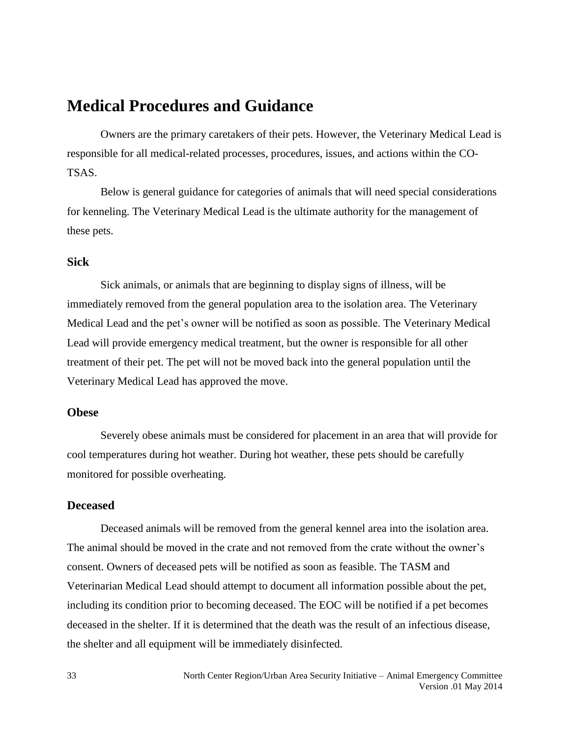# Medical Procedures and Guidance

Owners are the primary caretakers of their pets. However, the Veterinary Medical Lead is responsible for all medical-related processes, procedures, issues, and actions within the CO-TSAS.

Below is general guidance for categories of animals that will need special considerations for kenneling. The Veterinary Medical Lead is the ultimate authority for the management of these pets.

### Sick

Sick animals, or animals that are beginning to display signs of illness, will be immediately removed from the general population area to the isolation area. The Veterinary Medical Lead and the pet's owner will be notified as soon as possible. The Veterinary Medical Lead will provide emergency medical treatment, but the owner is responsible for all other treatment of their pet. The pet will not be moved back into the general population until the Veterinary Medical Lead has approved the move.

### Obese

Severely obese animals must be considered for placement in an area that will provide for cool temperatures during hot weather. During hot weather, these pets should be carefully monitored for possible overheating.

### Deceased

Deceased animals will be removed from the general kennel area into the isolation area. The animal should be moved in the crate and not removed from the crate without the owner's consent. Owners of deceased pets will be notified as soon as feasible. The TASM and Veterinarian Medical Lead should attempt to document all information possible about the pet, including its condition prior to becoming deceased. The EOC will be notified if a pet becomes deceased in the shelter. If it is determined that the death was the result of an infectious disease, the shelter and all equipment will be immediately disinfected.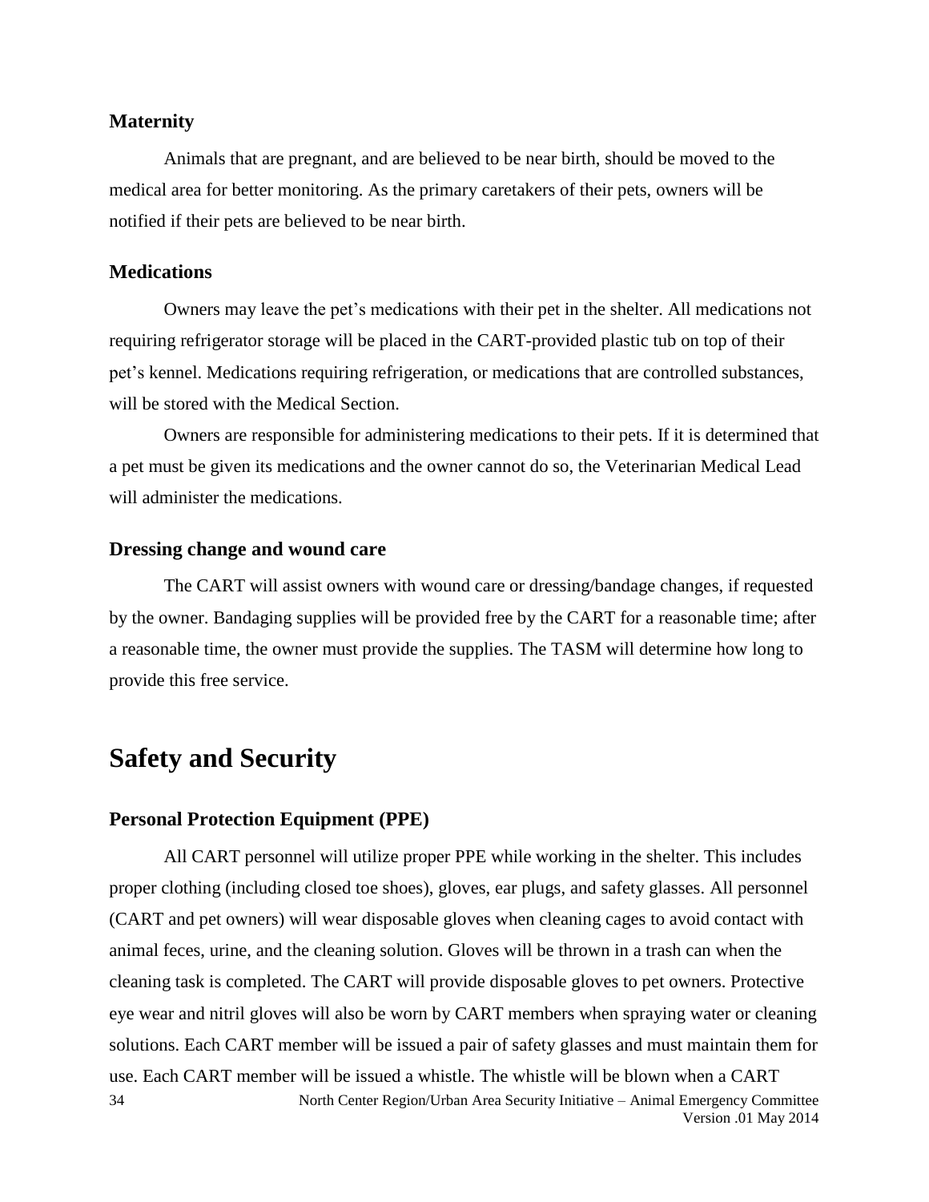### Maternity

Animals that are pregnant, and are believed to be near birth, should be moved to the medical area for better monitoring. As the primary caretakers of their pets, owners will be notified if their pets are believed to be near birth.

### Medications

Owners may leave the pet's medications with their pet in the shelter. All medications not requiring refrigerator storage will be placed in the CART-provided plastic tub on top of their pet's kennel. Medications requiring refrigeration, or medications that are controlled substances, will be stored with the Medical Section.

Owners are responsible for administering medications to their pets. If it is determined that a pet must be given its medications and the owner cannot do so, the Veterinarian Medical Lead will administer the medications.

### Dressing change and wound care

The CART will assist owners with wound care or dressing/bandage changes, if requested by the owner. Bandaging supplies will be provided free by the CART for a reasonable time; after a reasonable time, the owner must provide the supplies. The TASM will determine how long to provide this free service.

## Safety and Security

### Personal Protection Equipment (PPE)

All CART personnel will utilize proper PPE while working in the shelter. This includes proper clothing (including closed toe shoes), gloves, ear plugs, and safety glasses. All personnel (CART and pet owners) will wear disposable gloves when cleaning cages to avoid contact with animal feces, urine, and the cleaning solution. Gloves will be thrown in a trash can when the cleaning task is completed. The CART will provide disposable gloves to pet owners. Protective eye wear and nitril gloves will also be worn by CART members when spraying water or cleaning solutions. Each CART member will be issued a pair of safety glasses and must maintain them for use. Each CART member will be issued a whistle. The whistle will be blown when a CART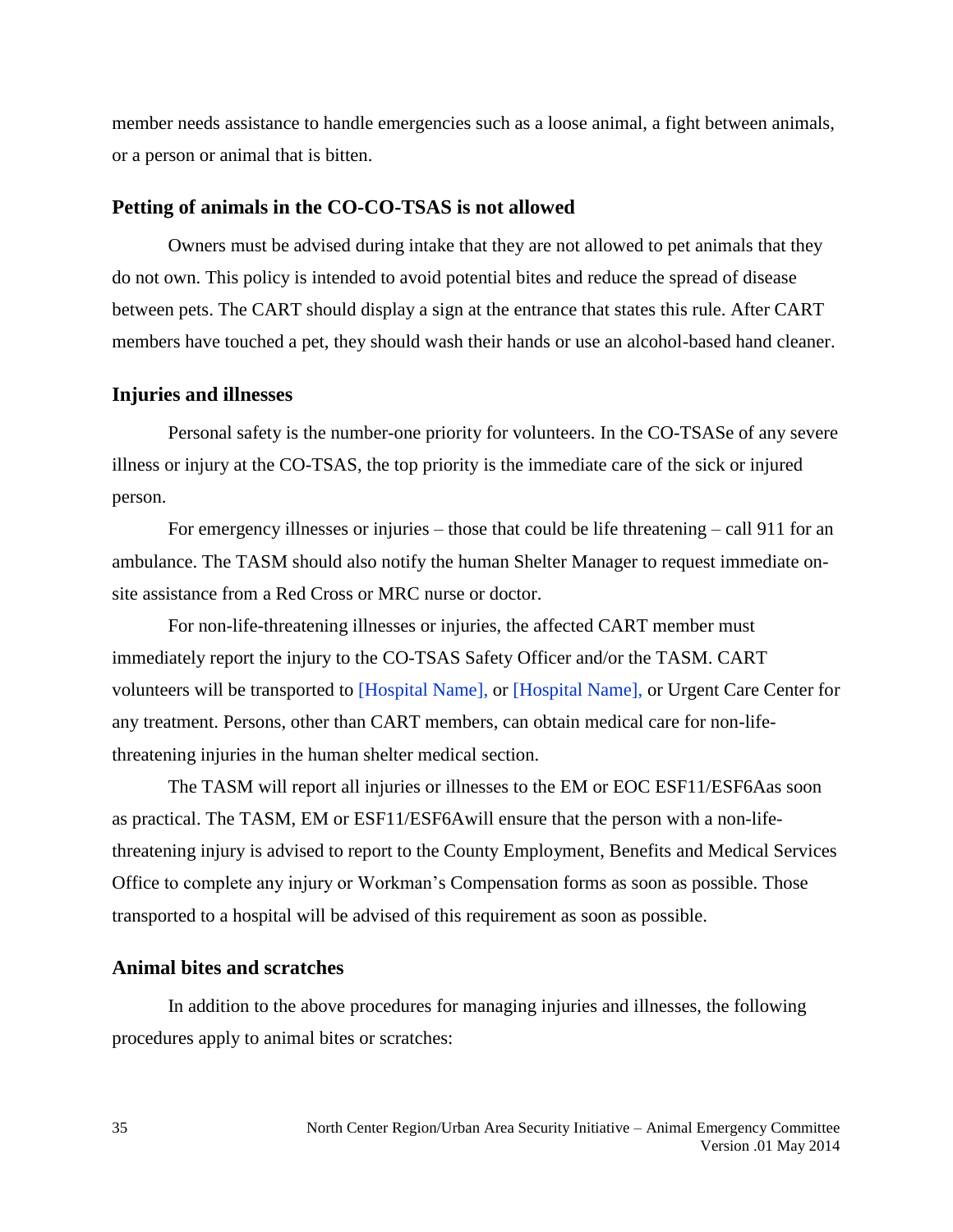member needs assistance to handle emergencies such as a loose animal, a fight between animals, or a person or animal that is bitten.

### Petting of animals in the CO-CO-TSAS is not allowed

Owners must be advised during intake that they are not allowed to pet animals that they do not own. This policy is intended to avoid potential bites and reduce the spread of disease between pets. The CART should display a sign at the entrance that states this rule. After CART members have touched a pet, they should wash their hands or use an alcohol-based hand cleaner.

### Injuries and illnesses

Personal safety is the number-one priority for volunteers. In the CO-TSASe of any severe illness or injury at the CO-TSAS, the top priority is the immediate care of the sick or injured person.

For emergency illnesses or injuries – those that could be life threatening – call 911 for an ambulance. The TASM should also notify the human Shelter Manager to request immediate on-site assistance from a Red Cross or MRC nurse or doctor.

For non-life-threatening illnesses or injuries, the affected CART member must immediately report the injury to the CO-TSAS Safety Officer and/or the TASM. CART volunteers will be transported to [Hospital Name], or [Hospital Name], or Urgent Care Center for any treatment. Persons, other than CART members, can obtain medical care for non-life-threatening injuries in the human shelter medical section.

The TASM will report all injuries or illnesses to the EM or EOC ESF11/ESF6Aas soon as practical. The TASM, EM or ESF11/ESF6Awill ensure that the person with a non-life-threatening injury is advised to report to the County Employment, Benefits and Medical Services Office to complete any injury or Workman's Compensation forms as soon as possible. Those transported to a hospital will be advised of this requirement as soon as possible.

### Animal bites and scratches

In addition to the above procedures for managing injuries and illnesses, the following procedures apply to animal bites or scratches: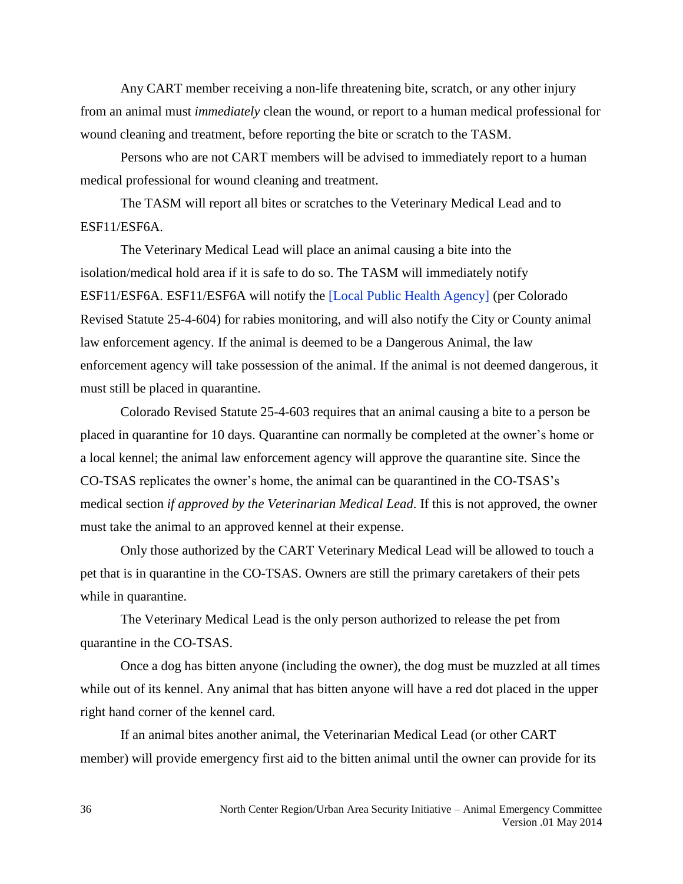Any CART member receiving a non-life threatening bite, scratch, or any other injury from an animal must *immediately* clean the wound, or report to a human medical professional for wound cleaning and treatment, before reporting the bite or scratch to the TASM.

Persons who are not CART members will be advised to immediately report to a human medical professional for wound cleaning and treatment.

The TASM will report all bites or scratches to the Veterinary Medical Lead and to ESF11/ESF6A.

The Veterinary Medical Lead will place an animal causing a bite into the isolation/medical hold area if it is safe to do so. The TASM will immediately notify ESF11/ESF6A. ESF11/ESF6A will notify the [Local Public Health Agency] (per Colorado Revised Statute 25-4-604) for rabies monitoring, and will also notify the City or County animal law enforcement agency. If the animal is deemed to be a Dangerous Animal, the law enforcement agency will take possession of the animal. If the animal is not deemed dangerous, it must still be placed in quarantine.

Colorado Revised Statute 25-4-603 requires that an animal causing a bite to a person be placed in quarantine for 10 days. Quarantine can normally be completed at the owner's home or a local kennel; the animal law enforcement agency will approve the quarantine site. Since the CO-TSAS replicates the owner's home, the animal can be quarantined in the CO-TSAS's medical section *if approved by the Veterinarian Medical Lead.* If this is not approved, the owner must take the animal to an approved kennel at their expense.

Only those authorized by the CART Veterinary Medical Lead will be allowed to touch a pet that is in quarantine in the CO-TSAS. Owners are still the primary caretakers of their pets while in quarantine.

The Veterinary Medical Lead is the only person authorized to release the pet from quarantine in the CO-TSAS.

Once a dog has bitten anyone (including the owner), the dog must be muzzled at all times while out of its kennel. Any animal that has bitten anyone will have a red dot placed in the upper right hand corner of the kennel card.

If an animal bites another animal, the Veterinarian Medical Lead (or other CART member) will provide emergency first aid to the bitten animal until the owner can provide for its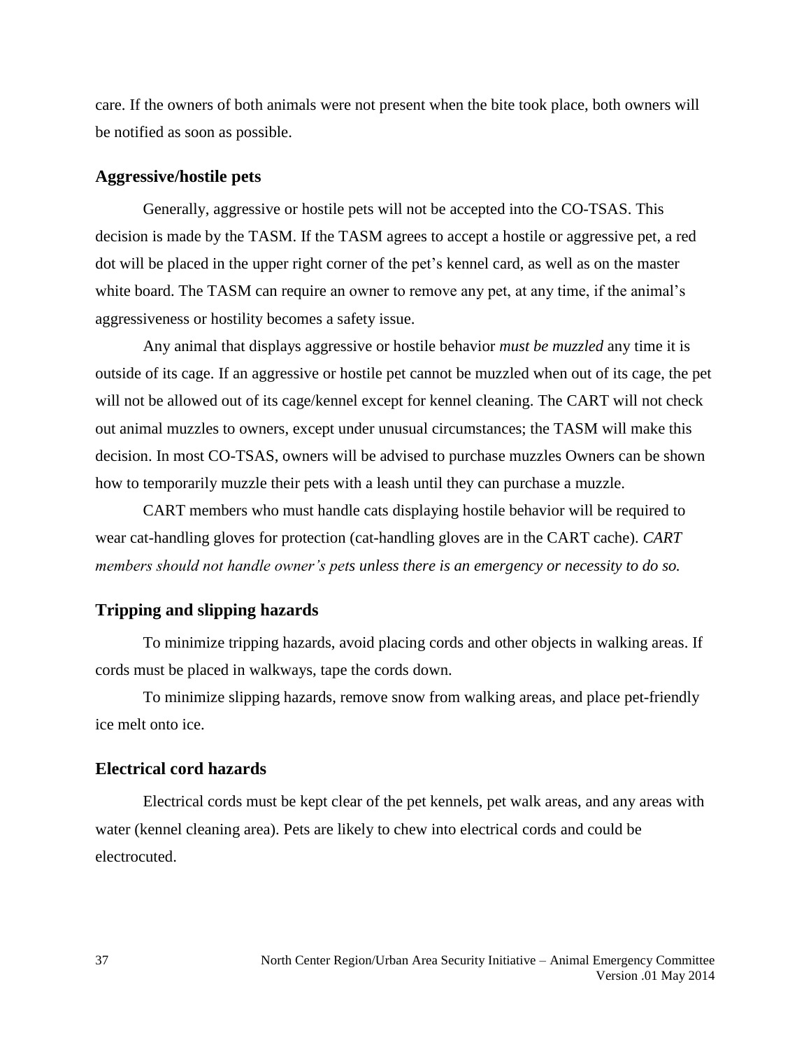care. If the owners of both animals were not present when the bite took place, both owners will be notified as soon as possible.

### Aggressive/hostile pets

Generally, aggressive or hostile pets will not be accepted into the CO-TSAS. This decision is made by the TASM. If the TASM agrees to accept a hostile or aggressive pet, a red dot will be placed in the upper right corner of the pet's kennel card, as well as on the master white board. The TASM can require an owner to remove any pet, at any time, if the animal's aggressiveness or hostility becomes a safety issue.

Any animal that displays aggressive or hostile behavior *must be muzzled* any time it is outside of its cage. If an aggressive or hostile pet cannot be muzzled when out of its cage, the pet will not be allowed out of its cage/kennel except for kennel cleaning. The CART will not check out animal muzzles to owners, except under unusual circumstances; the TASM will make this decision. In most CO-TSAS, owners will be advised to purchase muzzles Owners can be shown how to temporarily muzzle their pets with a leash until they can purchase a muzzle.

CART members who must handle cats displaying hostile behavior will be required to wear cat-handling gloves for protection (cat-handling gloves are in the CART cache). *CART members should not handle owner's pets unless there is an emergency or necessity to do so.*

### Tripping and slipping hazards

To minimize tripping hazards, avoid placing cords and other objects in walking areas. If cords must be placed in walkways, tape the cords down.

To minimize slipping hazards, remove snow from walking areas, and place pet-friendly ice melt onto ice.

### Electrical cord hazards

Electrical cords must be kept clear of the pet kennels, pet walk areas, and any areas with water (kennel cleaning area). Pets are likely to chew into electrical cords and could be electrocuted.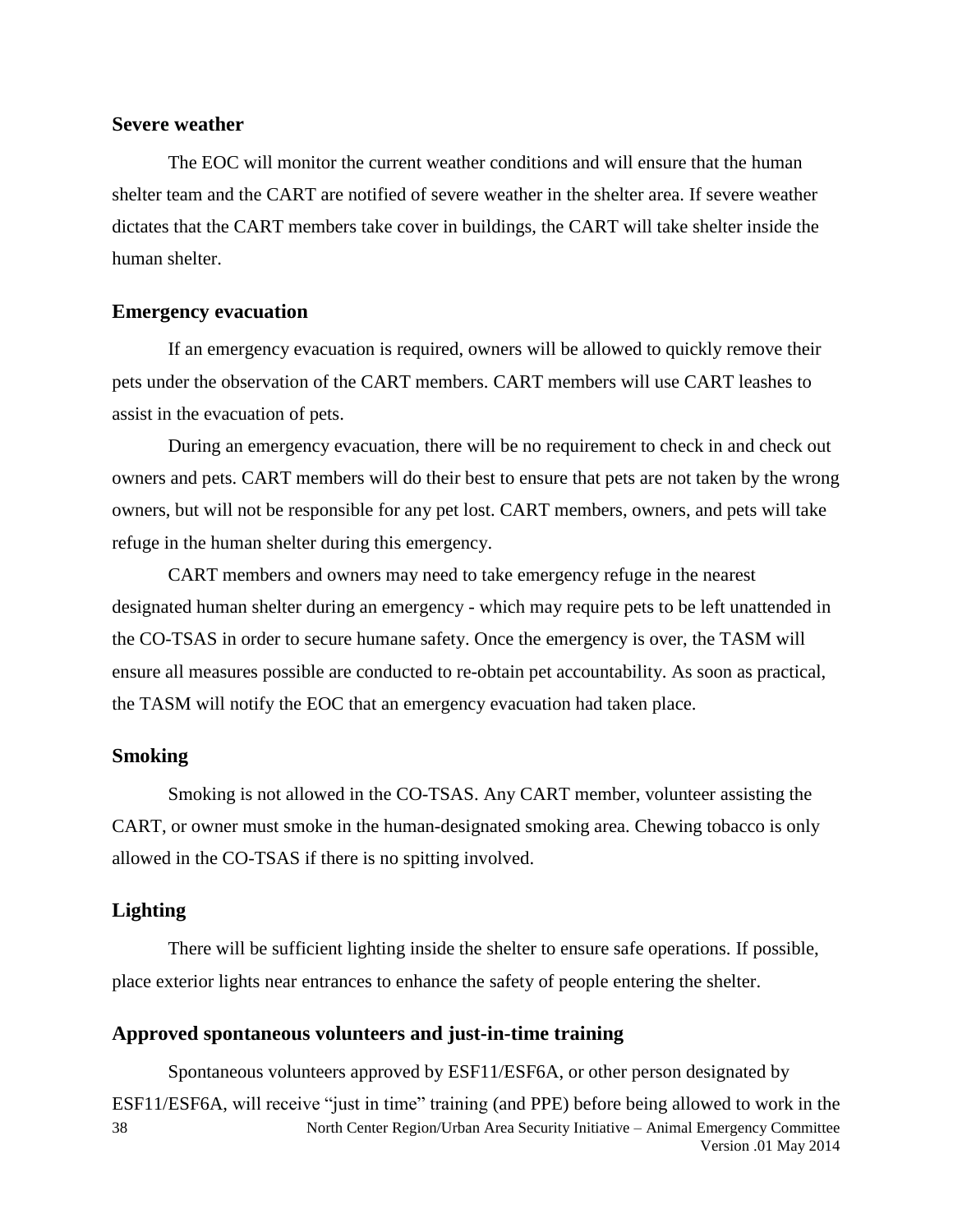### Severe weather

The EOC will monitor the current weather conditions and will ensure that the human shelter team and the CART are notified of severe weather in the shelter area. If severe weather dictates that the CART members take cover in buildings, the CART will take shelter inside the human shelter.

### Emergency evacuation

If an emergency evacuation is required, owners will be allowed to quickly remove their pets under the observation of the CART members. CART members will use CART leashes to assist in the evacuation of pets.

During an emergency evacuation, there will be no requirement to check in and check out owners and pets. CART members will do their best to ensure that pets are not taken by the wrong owners, but will not be responsible for any pet lost. CART members, owners, and pets will take refuge in the human shelter during this emergency.

CART members and owners may need to take emergency refuge in the nearest designated human shelter during an emergency - which may require pets to be left unattended in the CO-TSAS in order to secure humane safety. Once the emergency is over, the TASM will ensure all measures possible are conducted to re-obtain pet accountability. As soon as practical, the TASM will notify the EOC that an emergency evacuation had taken place.

### Smoking

Smoking is not allowed in the CO-TSAS. Any CART member, volunteer assisting the CART, or owner must smoke in the human-designated smoking area. Chewing tobacco is only allowed in the CO-TSAS if there is no spitting involved.

### Lighting

There will be sufficient lighting inside the shelter to ensure safe operations. If possible, place exterior lights near entrances to enhance the safety of people entering the shelter.

### Approved spontaneous volunteers and just-in-time training

Spontaneous volunteers approved by ESF11/ESF6A, or other person designated by ESF11/ESF6A, will receive “just in time” training (and PPE) before being allowed to work in the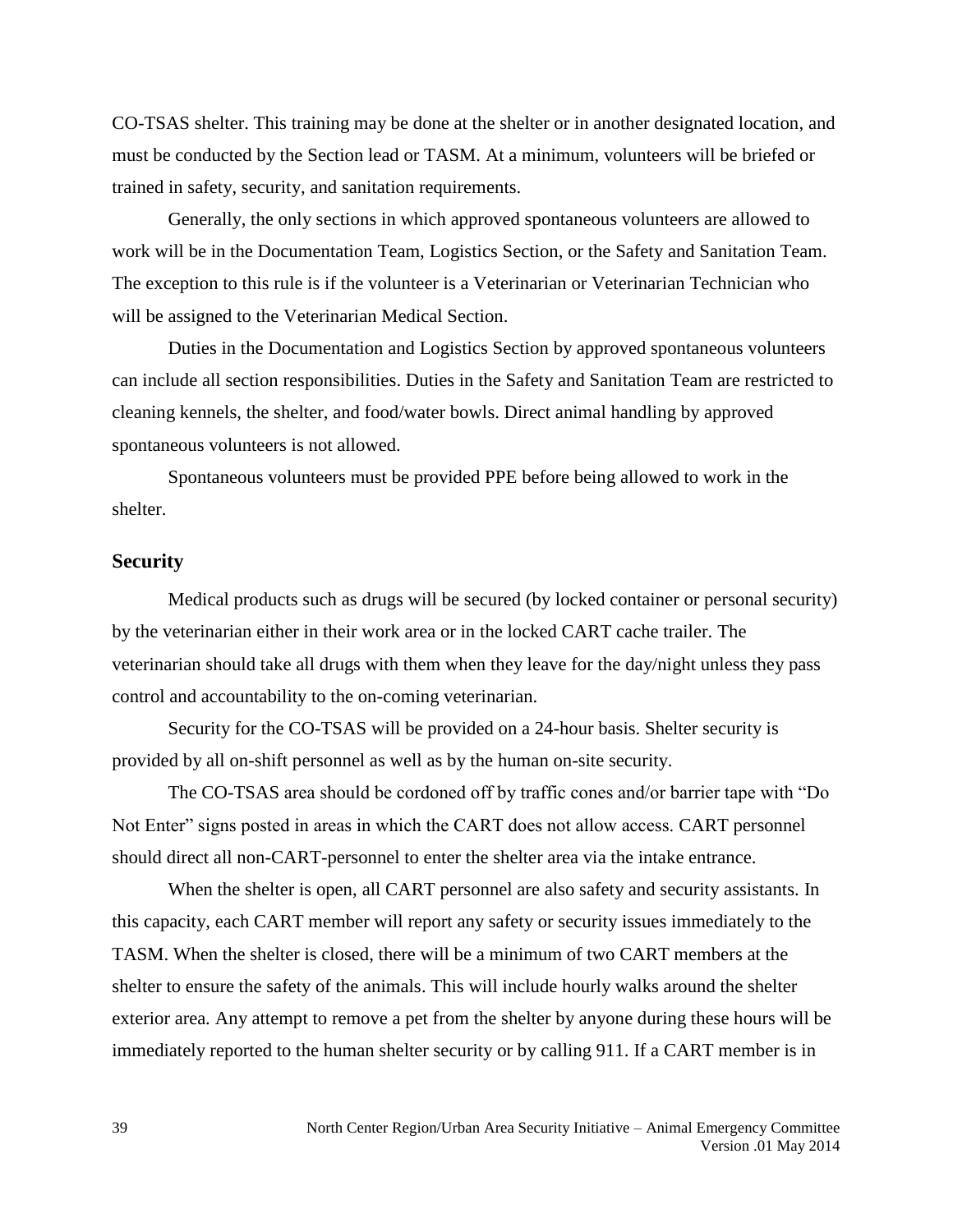CO-TSAS shelter. This training may be done at the shelter or in another designated location, and must be conducted by the Section lead or TASM. At a minimum, volunteers will be briefed or trained in safety, security, and sanitation requirements.

Generally, the only sections in which approved spontaneous volunteers are allowed to work will be in the Documentation Team, Logistics Section, or the Safety and Sanitation Team. The exception to this rule is if the volunteer is a Veterinarian or Veterinarian Technician who will be assigned to the Veterinarian Medical Section.

Duties in the Documentation and Logistics Section by approved spontaneous volunteers can include all section responsibilities. Duties in the Safety and Sanitation Team are restricted to cleaning kennels, the shelter, and food/water bowls. Direct animal handling by approved spontaneous volunteers is not allowed.

Spontaneous volunteers must be provided PPE before being allowed to work in the shelter.

## Security

Medical products such as drugs will be secured (by locked container or personal security) by the veterinarian either in their work area or in the locked CART cache trailer. The veterinarian should take all drugs with them when they leave for the day/night unless they pass control and accountability to the on-coming veterinarian.

Security for the CO-TSAS will be provided on a 24-hour basis. Shelter security is provided by all on-shift personnel as well as by the human on-site security.

The CO-TSAS area should be cordoned off by traffic cones and/or barrier tape with "Do Not Enter" signs posted in areas in which the CART does not allow access. CART personnel should direct all non-CART-personnel to enter the shelter area via the intake entrance.

When the shelter is open, all CART personnel are also safety and security assistants. In this capacity, each CART member will report any safety or security issues immediately to the TASM. When the shelter is closed, there will be a minimum of two CART members at the shelter to ensure the safety of the animals. This will include hourly walks around the shelter exterior area. Any attempt to remove a pet from the shelter by anyone during these hours will be immediately reported to the human shelter security or by calling 911. If a CART member is in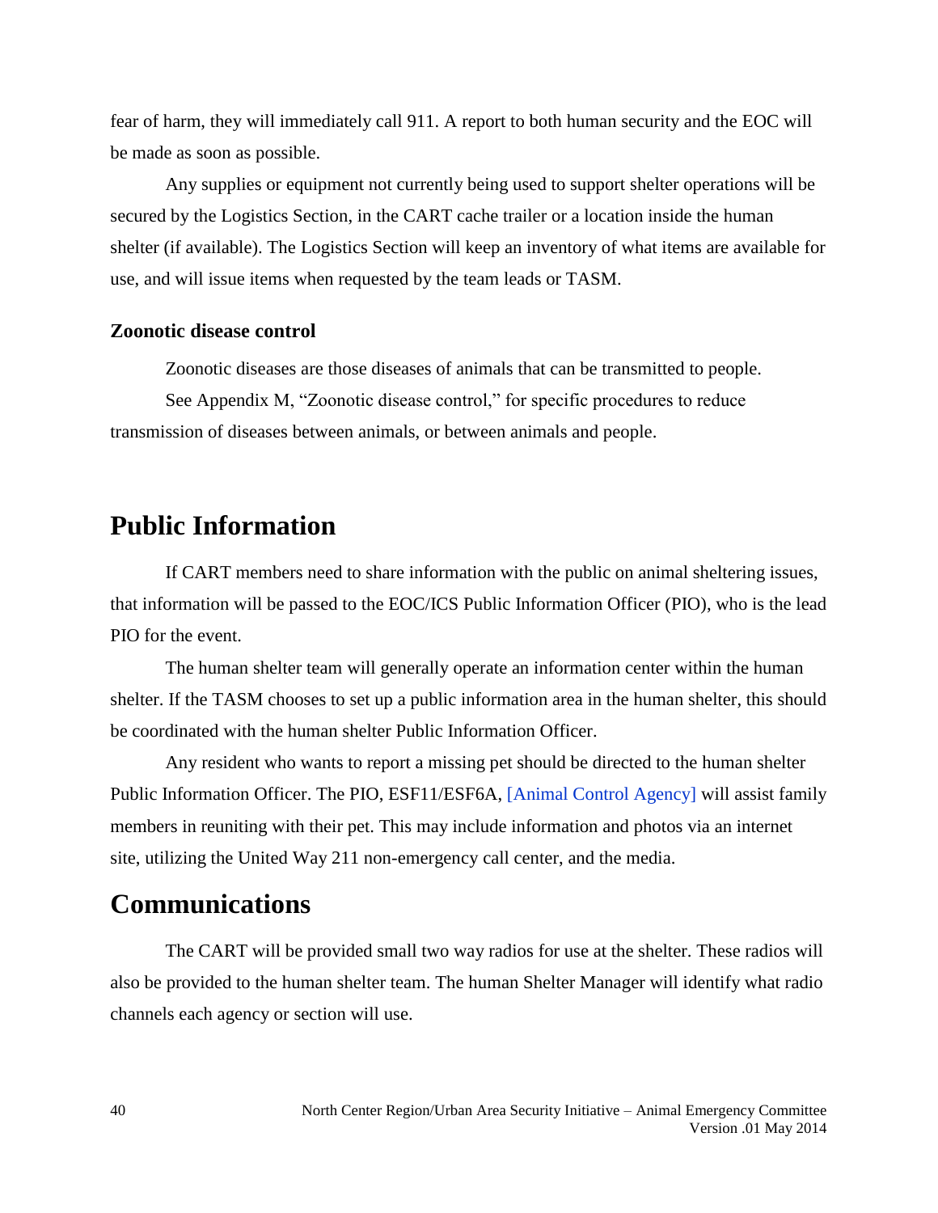fear of harm, they will immediately call 911. A report to both human security and the EOC will be made as soon as possible.

Any supplies or equipment not currently being used to support shelter operations will be secured by the Logistics Section, in the CART cache trailer or a location inside the human shelter (if available). The Logistics Section will keep an inventory of what items are available for use, and will issue items when requested by the team leads or TASM.

### Zoonotic disease control

Zoonotic diseases are those diseases of animals that can be transmitted to people.

See Appendix M, "Zoonotic disease control," for specific procedures to reduce transmission of diseases between animals, or between animals and people.

## Public Information

If CART members need to share information with the public on animal sheltering issues, that information will be passed to the EOC/ICS Public Information Officer (PIO), who is the lead PIO for the event.

The human shelter team will generally operate an information center within the human shelter. If the TASM chooses to set up a public information area in the human shelter, this should be coordinated with the human shelter Public Information Officer.

Any resident who wants to report a missing pet should be directed to the human shelter Public Information Officer. The PIO, ESF11/ESF6A, [Animal Control Agency] will assist family members in reuniting with their pet. This may include information and photos via an internet site, utilizing the United Way 211 non-emergency call center, and the media.

## Communications

The CART will be provided small two way radios for use at the shelter. These radios will also be provided to the human shelter team. The human Shelter Manager will identify what radio channels each agency or section will use.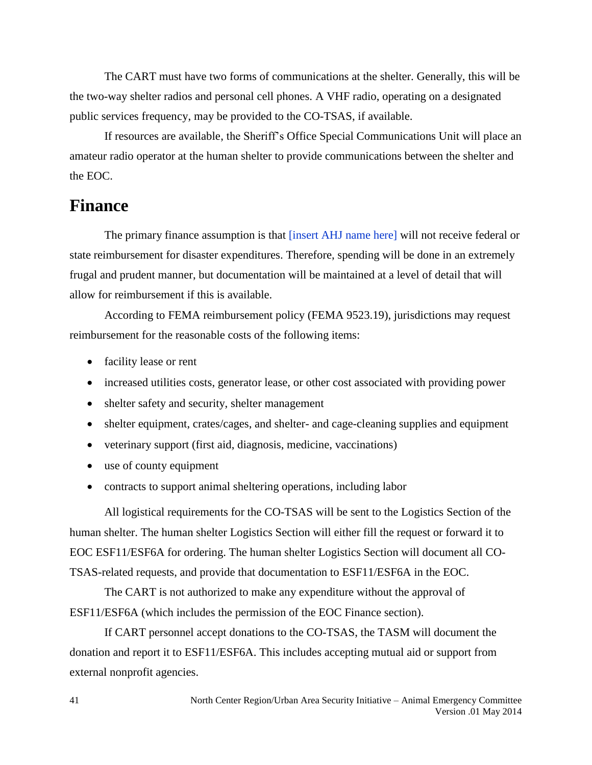The CART must have two forms of communications at the shelter. Generally, this will be the two-way shelter radios and personal cell phones. A VHF radio, operating on a designated public services frequency, may be provided to the CO-TSAS, if available.

If resources are available, the Sheriff's Office Special Communications Unit will place an amateur radio operator at the human shelter to provide communications between the shelter and the EOC.

## Finance

The primary finance assumption is that [insert AHJ name here] will not receive federal or state reimbursement for disaster expenditures. Therefore, spending will be done in an extremely frugal and prudent manner, but documentation will be maintained at a level of detail that will allow for reimbursement if this is available.

According to FEMA reimbursement policy (FEMA 9523.19), jurisdictions may request reimbursement for the reasonable costs of the following items:

- facility lease or rent
- increased utilities costs, generator lease, or other cost associated with providing power
- shelter safety and security, shelter management
- shelter equipment, crates/cages, and shelter- and cage-cleaning supplies and equipment
- veterinary support (first aid, diagnosis, medicine, vaccinations)
- use of county equipment
- contracts to support animal sheltering operations, including labor

All logistical requirements for the CO-TSAS will be sent to the Logistics Section of the human shelter. The human shelter Logistics Section will either fill the request or forward it to EOC ESF11/ESF6A for ordering. The human shelter Logistics Section will document all CO-TSAS-related requests, and provide that documentation to ESF11/ESF6A in the EOC.

The CART is not authorized to make any expenditure without the approval of ESF11/ESF6A (which includes the permission of the EOC Finance section).

If CART personnel accept donations to the CO-TSAS, the TASM will document the donation and report it to ESF11/ESF6A. This includes accepting mutual aid or support from external nonprofit agencies.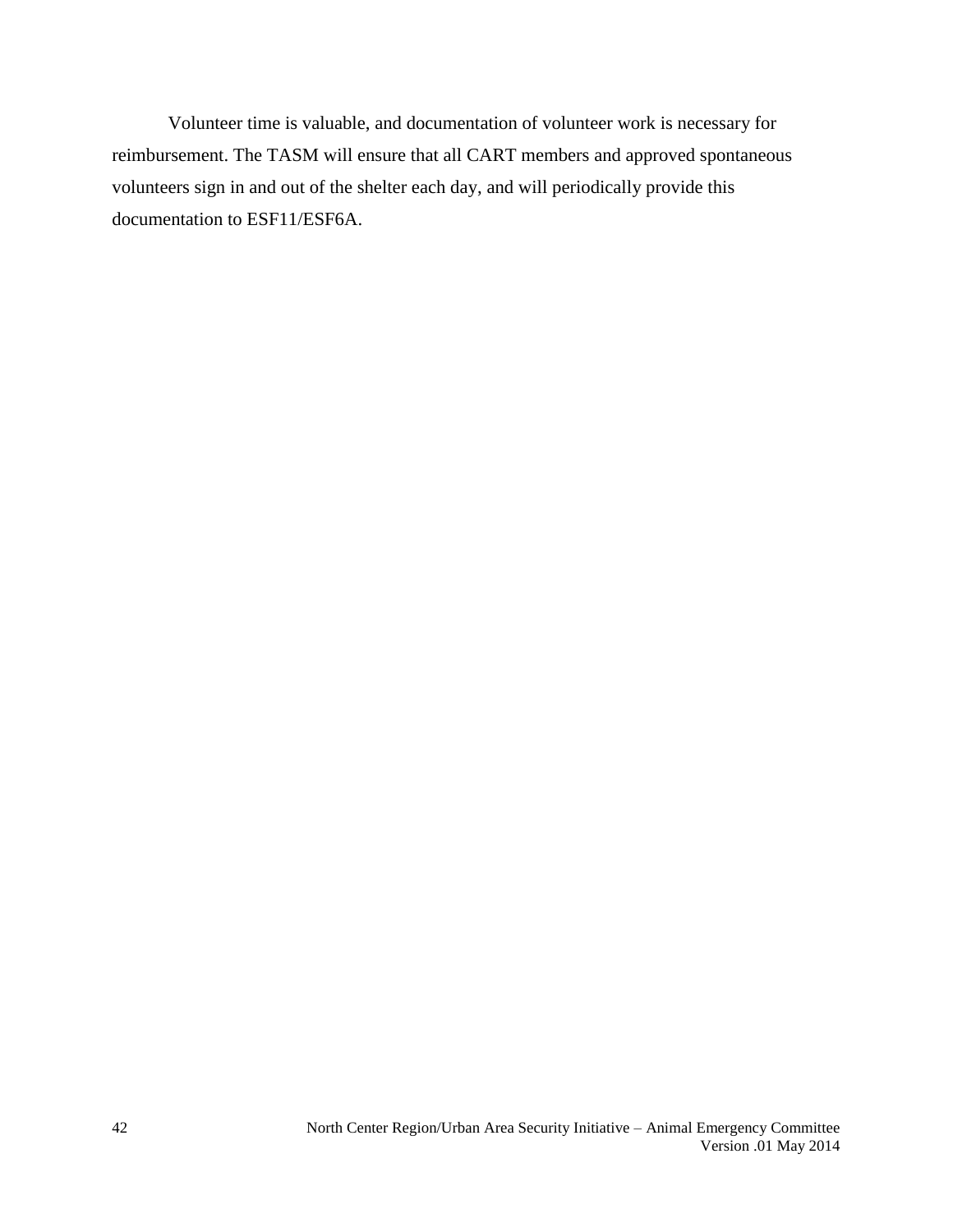Volunteer time is valuable, and documentation of volunteer work is necessary for reimbursement. The TASM will ensure that all CART members and approved spontaneous volunteers sign in and out of the shelter each day, and will periodically provide this documentation to ESF11/ESF6A.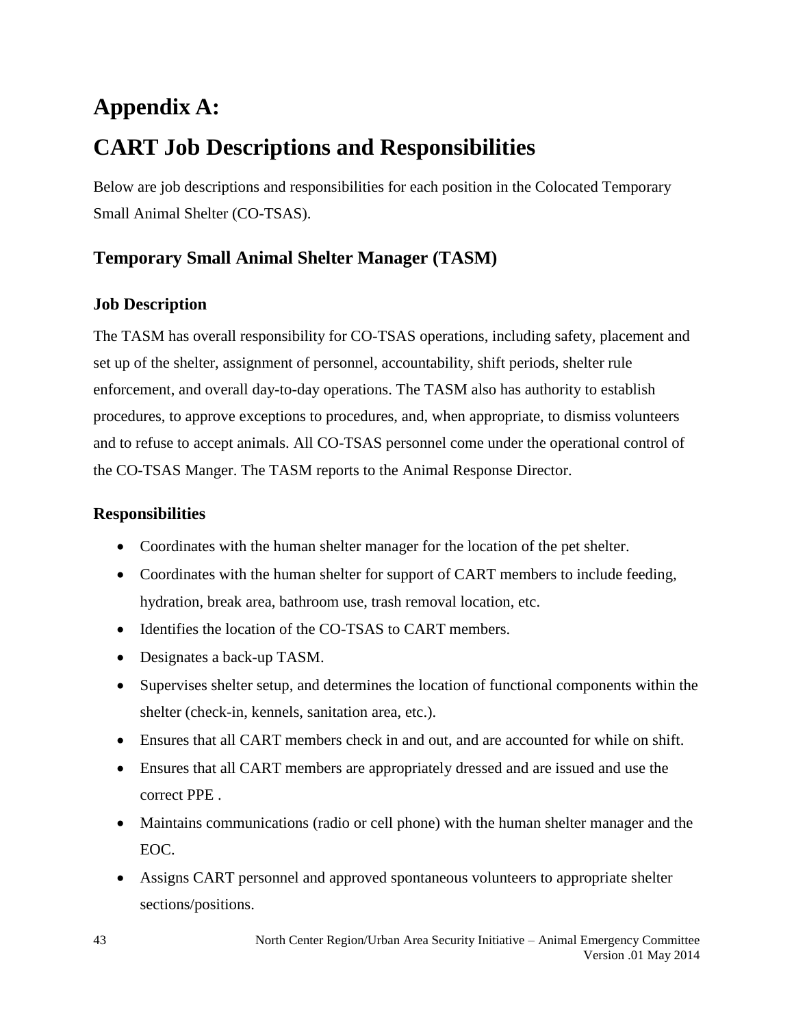# Appendix A:

# CART Job Descriptions and Responsibilities

Below are job descriptions and responsibilities for each position in the Colocated Temporary Small Animal Shelter (CO-TSAS).

## Temporary Small Animal Shelter Manager (TASM)

### Job Description

The TASM has overall responsibility for CO-TSAS operations, including safety, placement and set up of the shelter, assignment of personnel, accountability, shift periods, shelter rule enforcement, and overall day-to-day operations. The TASM also has authority to establish procedures, to approve exceptions to procedures, and, when appropriate, to dismiss volunteers and to refuse to accept animals. All CO-TSAS personnel come under the operational control of the CO-TSAS Manger. The TASM reports to the Animal Response Director.

### Responsibilities

- Coordinates with the human shelter manager for the location of the pet shelter.
- Coordinates with the human shelter for support of CART members to include feeding, hydration, break area, bathroom use, trash removal location, etc.
- Identifies the location of the CO-TSAS to CART members.
- Designates a back-up TASM.
- Supervises shelter setup, and determines the location of functional components within the shelter (check-in, kennels, sanitation area, etc.).
- Ensures that all CART members check in and out, and are accounted for while on shift.
- Ensures that all CART members are appropriately dressed and are issued and use the correct PPE .
- Maintains communications (radio or cell phone) with the human shelter manager and the EOC.
- Assigns CART personnel and approved spontaneous volunteers to appropriate shelter sections/positions.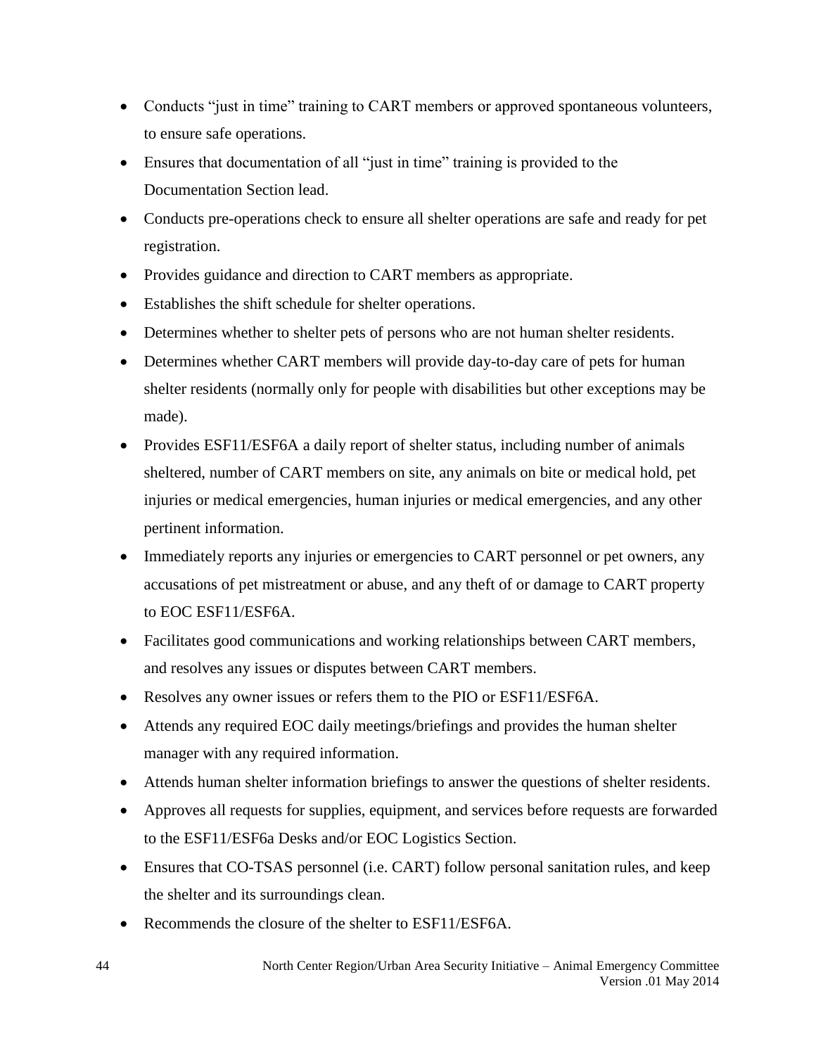- Conducts "just in time" training to CART members or approved spontaneous volunteers, to ensure safe operations.
- Ensures that documentation of all "just in time" training is provided to the Documentation Section lead.
- Conducts pre-operations check to ensure all shelter operations are safe and ready for pet registration.
- Provides guidance and direction to CART members as appropriate.
- Establishes the shift schedule for shelter operations.
- Determines whether to shelter pets of persons who are not human shelter residents.
- Determines whether CART members will provide day-to-day care of pets for human shelter residents (normally only for people with disabilities but other exceptions may be made).
- Provides ESF11/ESF6A a daily report of shelter status, including number of animals sheltered, number of CART members on site, any animals on bite or medical hold, pet injuries or medical emergencies, human injuries or medical emergencies, and any other pertinent information.
- Immediately reports any injuries or emergencies to CART personnel or pet owners, any accusations of pet mistreatment or abuse, and any theft of or damage to CART property to EOC ESF11/ESF6A.
- Facilitates good communications and working relationships between CART members, and resolves any issues or disputes between CART members.
- Resolves any owner issues or refers them to the PIO or ESF11/ESF6A.
- Attends any required EOC daily meetings/briefings and provides the human shelter manager with any required information.
- Attends human shelter information briefings to answer the questions of shelter residents.
- Approves all requests for supplies, equipment, and services before requests are forwarded to the ESF11/ESF6a Desks and/or EOC Logistics Section.
- Ensures that CO-TSAS personnel (i.e. CART) follow personal sanitation rules, and keep the shelter and its surroundings clean.
- Recommends the closure of the shelter to ESF11/ESF6A.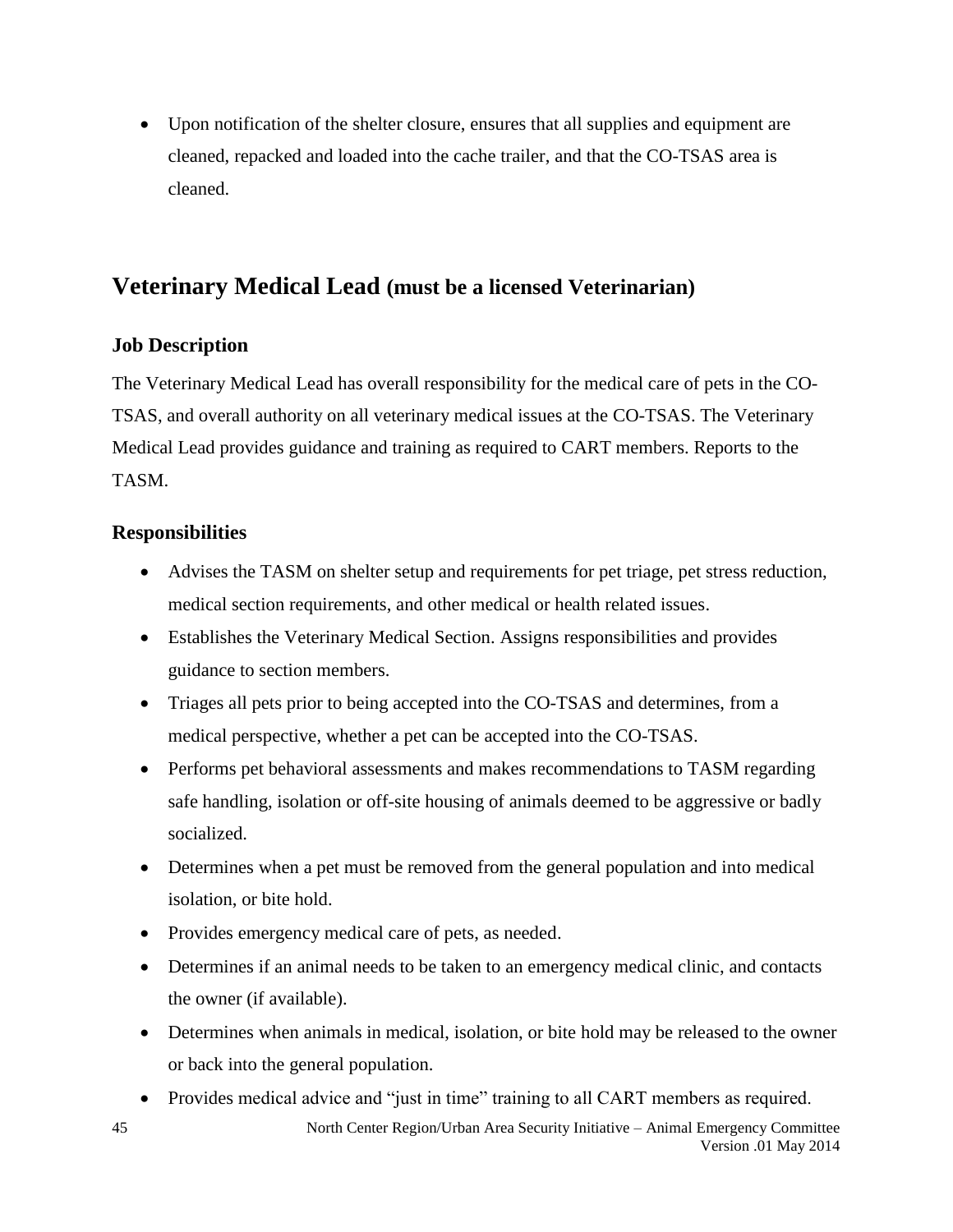- Upon notification of the shelter closure, ensures that all supplies and equipment are cleaned, repacked and loaded into the cache trailer, and that the CO-TSAS area is cleaned.

## Veterinary Medical Lead (must be a licensed Veterinarian)

### Job Description

The Veterinary Medical Lead has overall responsibility for the medical care of pets in the CO-TSAS, and overall authority on all veterinary medical issues at the CO-TSAS. The Veterinary Medical Lead provides guidance and training as required to CART members. Reports to the TASM.

### Responsibilities

- Advises the TASM on shelter setup and requirements for pet triage, pet stress reduction, medical section requirements, and other medical or health related issues.
- Establishes the Veterinary Medical Section. Assigns responsibilities and provides guidance to section members.
- Triages all pets prior to being accepted into the CO-TSAS and determines, from a medical perspective, whether a pet can be accepted into the CO-TSAS.
- Performs pet behavioral assessments and makes recommendations to TASM regarding safe handling, isolation or off-site housing of animals deemed to be aggressive or badly socialized.
- Determines when a pet must be removed from the general population and into medical isolation, or bite hold.
- Provides emergency medical care of pets, as needed.
- Determines if an animal needs to be taken to an emergency medical clinic, and contacts the owner (if available).
- Determines when animals in medical, isolation, or bite hold may be released to the owner or back into the general population.
- Provides medical advice and "just in time" training to all CART members as required.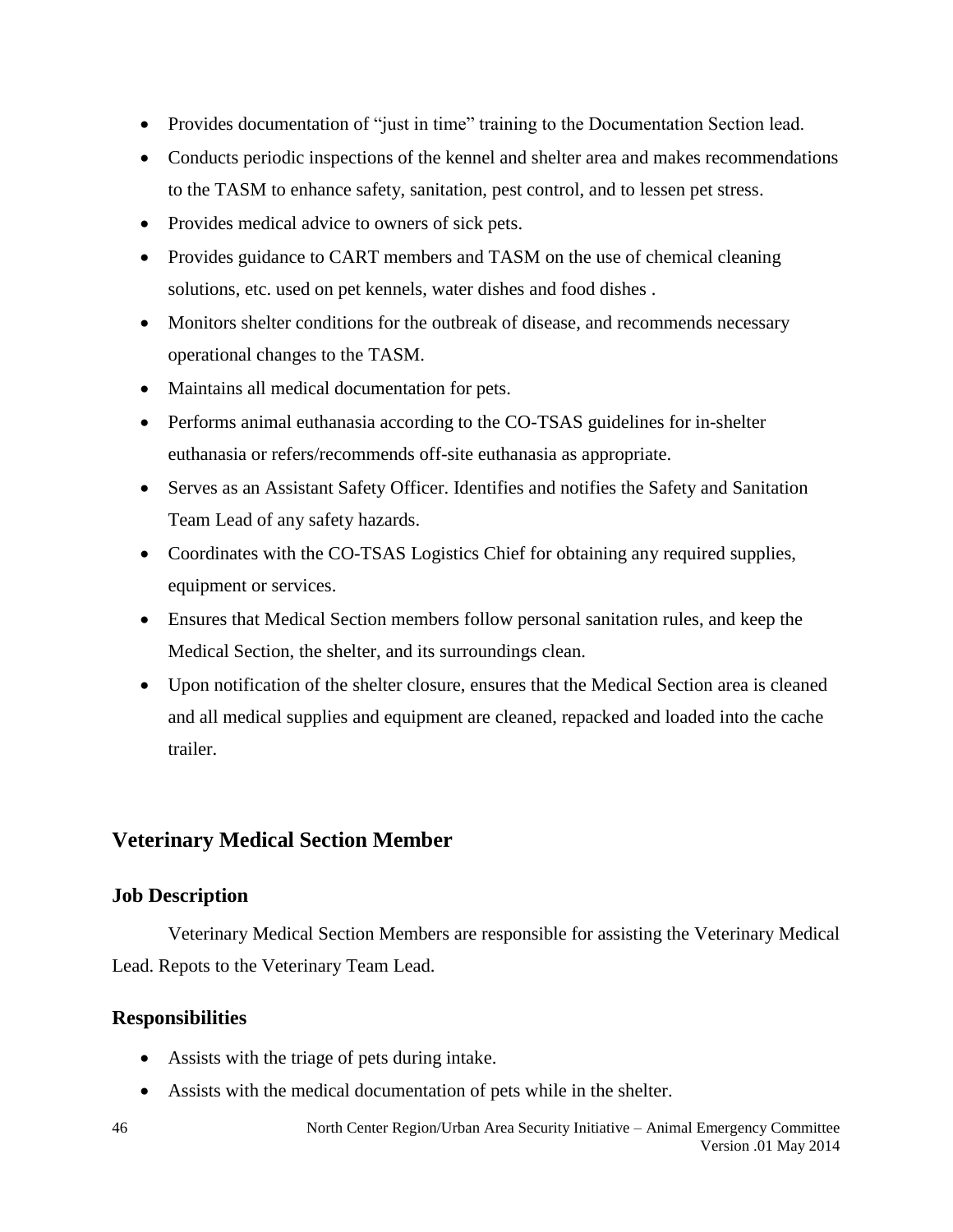- Provides documentation of "just in time" training to the Documentation Section lead.
- Conducts periodic inspections of the kennel and shelter area and makes recommendations to the TASM to enhance safety, sanitation, pest control, and to lessen pet stress.
- Provides medical advice to owners of sick pets.
- Provides guidance to CART members and TASM on the use of chemical cleaning solutions, etc. used on pet kennels, water dishes and food dishes .
- Monitors shelter conditions for the outbreak of disease, and recommends necessary operational changes to the TASM.
- Maintains all medical documentation for pets.
- Performs animal euthanasia according to the CO-TSAS guidelines for in-shelter euthanasia or refers/recommends off-site euthanasia as appropriate.
- Serves as an Assistant Safety Officer. Identifies and notifies the Safety and Sanitation Team Lead of any safety hazards.
- Coordinates with the CO-TSAS Logistics Chief for obtaining any required supplies, equipment or services.
- Ensures that Medical Section members follow personal sanitation rules, and keep the Medical Section, the shelter, and its surroundings clean.
- Upon notification of the shelter closure, ensures that the Medical Section area is cleaned and all medical supplies and equipment are cleaned, repacked and loaded into the cache trailer.

## Veterinary Medical Section Member

### Job Description

Veterinary Medical Section Members are responsible for assisting the Veterinary Medical Lead. Repots to the Veterinary Team Lead.

### Responsibilities

- Assists with the triage of pets during intake.
- Assists with the medical documentation of pets while in the shelter.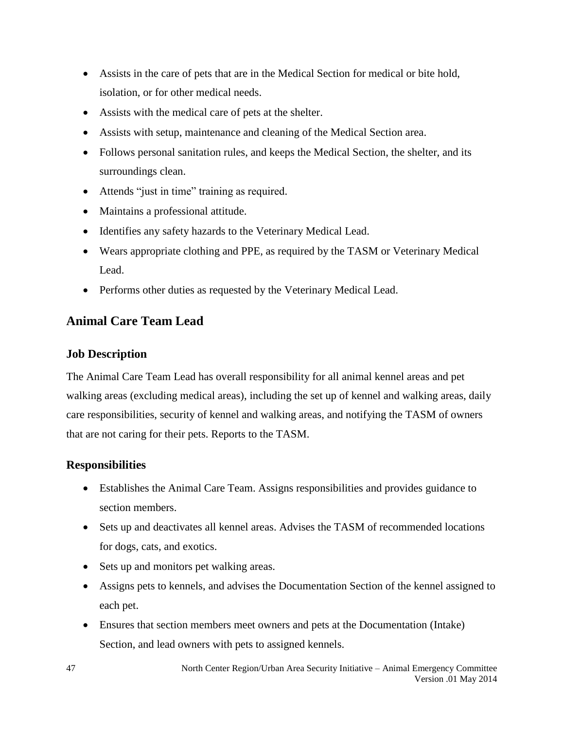- Assists in the care of pets that are in the Medical Section for medical or bite hold, isolation, or for other medical needs.
- Assists with the medical care of pets at the shelter.
- Assists with setup, maintenance and cleaning of the Medical Section area.
- Follows personal sanitation rules, and keeps the Medical Section, the shelter, and its surroundings clean.
- Attends "just in time" training as required.
- Maintains a professional attitude.
- Identifies any safety hazards to the Veterinary Medical Lead.
- Wears appropriate clothing and PPE, as required by the TASM or Veterinary Medical Lead.
- Performs other duties as requested by the Veterinary Medical Lead.

## Animal Care Team Lead

### Job Description

The Animal Care Team Lead has overall responsibility for all animal kennel areas and pet walking areas (excluding medical areas), including the set up of kennel and walking areas, daily care responsibilities, security of kennel and walking areas, and notifying the TASM of owners that are not caring for their pets. Reports to the TASM.

### Responsibilities

- Establishes the Animal Care Team. Assigns responsibilities and provides guidance to section members.
- Sets up and deactivates all kennel areas. Advises the TASM of recommended locations for dogs, cats, and exotics.
- Sets up and monitors pet walking areas.
- Assigns pets to kennels, and advises the Documentation Section of the kennel assigned to each pet.
- Ensures that section members meet owners and pets at the Documentation (Intake) Section, and lead owners with pets to assigned kennels.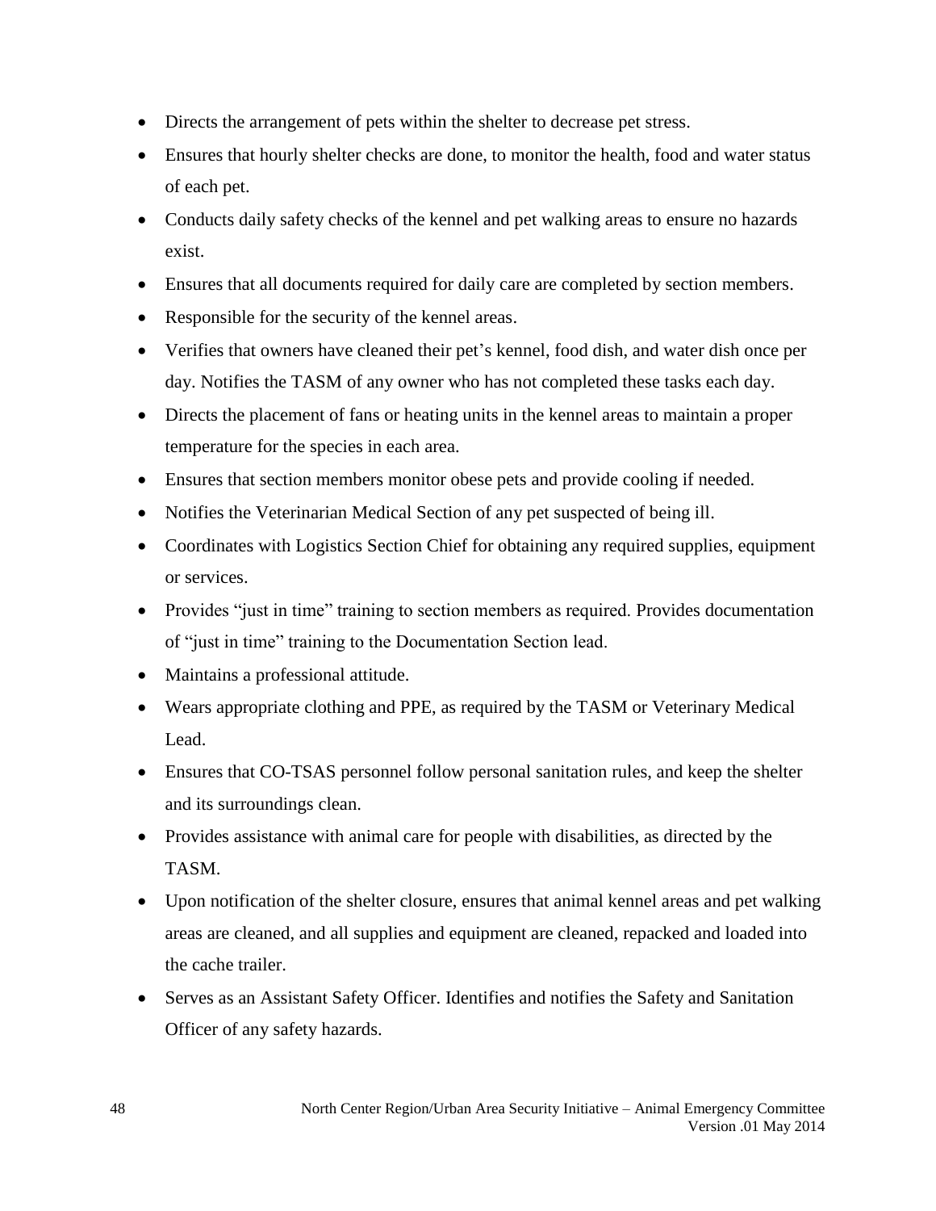- Directs the arrangement of pets within the shelter to decrease pet stress.
- Ensures that hourly shelter checks are done, to monitor the health, food and water status of each pet.
- Conducts daily safety checks of the kennel and pet walking areas to ensure no hazards exist.
- Ensures that all documents required for daily care are completed by section members.
- Responsible for the security of the kennel areas.
- Verifies that owners have cleaned their pet's kennel, food dish, and water dish once per day. Notifies the TASM of any owner who has not completed these tasks each day.
- Directs the placement of fans or heating units in the kennel areas to maintain a proper temperature for the species in each area.
- Ensures that section members monitor obese pets and provide cooling if needed.
- Notifies the Veterinarian Medical Section of any pet suspected of being ill.
- Coordinates with Logistics Section Chief for obtaining any required supplies, equipment or services.
- Provides "just in time" training to section members as required. Provides documentation of "just in time" training to the Documentation Section lead.
- Maintains a professional attitude.
- Wears appropriate clothing and PPE, as required by the TASM or Veterinary Medical Lead.
- Ensures that CO-TSAS personnel follow personal sanitation rules, and keep the shelter and its surroundings clean.
- Provides assistance with animal care for people with disabilities, as directed by the TASM.
- Upon notification of the shelter closure, ensures that animal kennel areas and pet walking areas are cleaned, and all supplies and equipment are cleaned, repacked and loaded into the cache trailer.
- Serves as an Assistant Safety Officer. Identifies and notifies the Safety and Sanitation Officer of any safety hazards.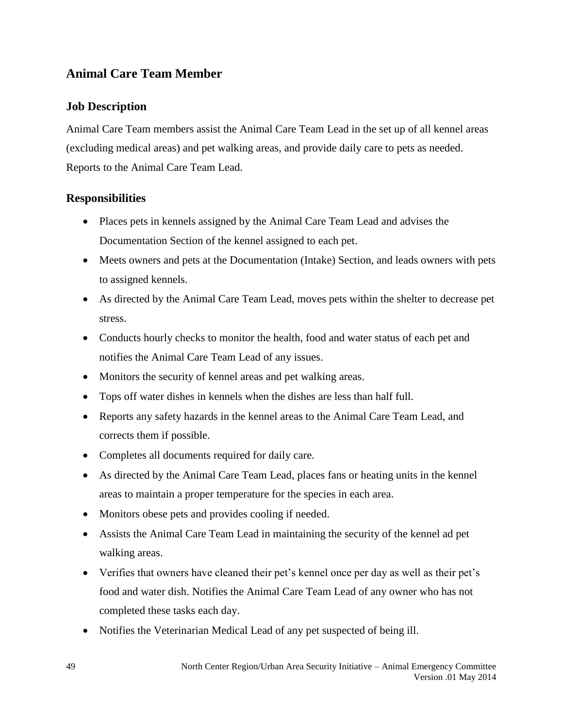## Animal Care Team Member

### Job Description

Animal Care Team members assist the Animal Care Team Lead in the set up of all kennel areas (excluding medical areas) and pet walking areas, and provide daily care to pets as needed. Reports to the Animal Care Team Lead.

### Responsibilities

- Places pets in kennels assigned by the Animal Care Team Lead and advises the Documentation Section of the kennel assigned to each pet.
- Meets owners and pets at the Documentation (Intake) Section, and leads owners with pets to assigned kennels.
- As directed by the Animal Care Team Lead, moves pets within the shelter to decrease pet stress.
- Conducts hourly checks to monitor the health, food and water status of each pet and notifies the Animal Care Team Lead of any issues.
- Monitors the security of kennel areas and pet walking areas.
- Tops off water dishes in kennels when the dishes are less than half full.
- Reports any safety hazards in the kennel areas to the Animal Care Team Lead, and corrects them if possible.
- Completes all documents required for daily care.
- As directed by the Animal Care Team Lead, places fans or heating units in the kennel areas to maintain a proper temperature for the species in each area.
- Monitors obese pets and provides cooling if needed.
- Assists the Animal Care Team Lead in maintaining the security of the kennel ad pet walking areas.
- Verifies that owners have cleaned their pet's kennel once per day as well as their pet's food and water dish. Notifies the Animal Care Team Lead of any owner who has not completed these tasks each day.
- Notifies the Veterinarian Medical Lead of any pet suspected of being ill.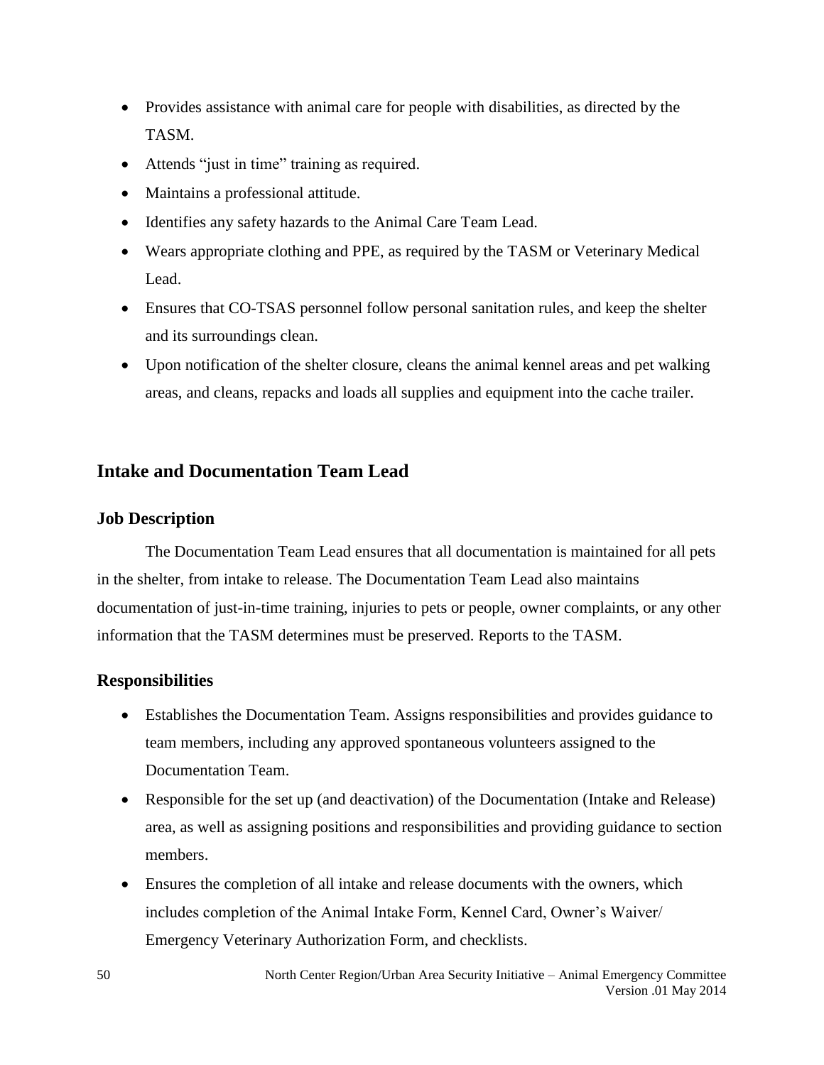- Provides assistance with animal care for people with disabilities, as directed by the TASM.
- Attends "just in time" training as required.
- Maintains a professional attitude.
- Identifies any safety hazards to the Animal Care Team Lead.
- Wears appropriate clothing and PPE, as required by the TASM or Veterinary Medical Lead.
- Ensures that CO-TSAS personnel follow personal sanitation rules, and keep the shelter and its surroundings clean.
- Upon notification of the shelter closure, cleans the animal kennel areas and pet walking areas, and cleans, repacks and loads all supplies and equipment into the cache trailer.

## Intake and Documentation Team Lead

### Job Description

The Documentation Team Lead ensures that all documentation is maintained for all pets in the shelter, from intake to release. The Documentation Team Lead also maintains documentation of just-in-time training, injuries to pets or people, owner complaints, or any other information that the TASM determines must be preserved. Reports to the TASM.

### Responsibilities

- Establishes the Documentation Team. Assigns responsibilities and provides guidance to team members, including any approved spontaneous volunteers assigned to the Documentation Team.
- Responsible for the set up (and deactivation) of the Documentation (Intake and Release) area, as well as assigning positions and responsibilities and providing guidance to section members.
- Ensures the completion of all intake and release documents with the owners, which includes completion of the Animal Intake Form, Kennel Card, Owner's Waiver/ Emergency Veterinary Authorization Form, and checklists.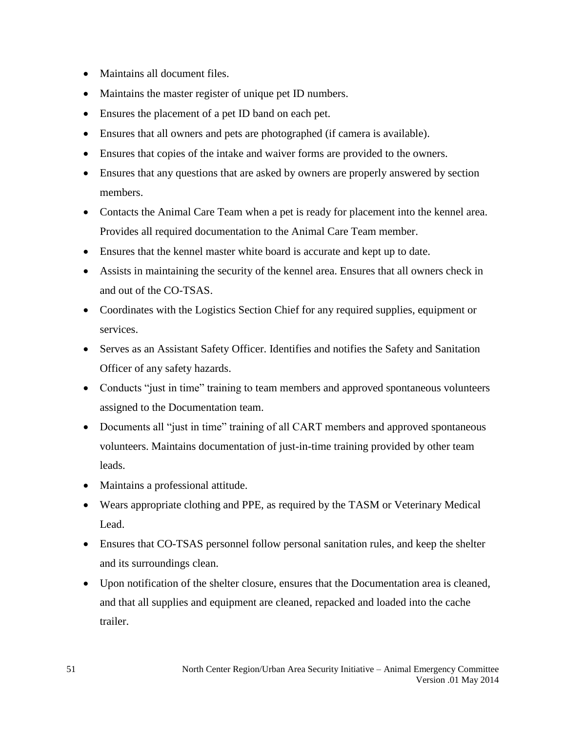- Maintains all document files.
- Maintains the master register of unique pet ID numbers.
- Ensures the placement of a pet ID band on each pet.
- Ensures that all owners and pets are photographed (if camera is available).
- Ensures that copies of the intake and waiver forms are provided to the owners.
- Ensures that any questions that are asked by owners are properly answered by section members.
- Contacts the Animal Care Team when a pet is ready for placement into the kennel area. Provides all required documentation to the Animal Care Team member.
- Ensures that the kennel master white board is accurate and kept up to date.
- Assists in maintaining the security of the kennel area. Ensures that all owners check in and out of the CO-TSAS.
- Coordinates with the Logistics Section Chief for any required supplies, equipment or services.
- Serves as an Assistant Safety Officer. Identifies and notifies the Safety and Sanitation Officer of any safety hazards.
- Conducts "just in time" training to team members and approved spontaneous volunteers assigned to the Documentation team.
- Documents all "just in time" training of all CART members and approved spontaneous volunteers. Maintains documentation of just-in-time training provided by other team leads.
- Maintains a professional attitude.
- Wears appropriate clothing and PPE, as required by the TASM or Veterinary Medical Lead.
- Ensures that CO-TSAS personnel follow personal sanitation rules, and keep the shelter and its surroundings clean.
- Upon notification of the shelter closure, ensures that the Documentation area is cleaned, and that all supplies and equipment are cleaned, repacked and loaded into the cache trailer.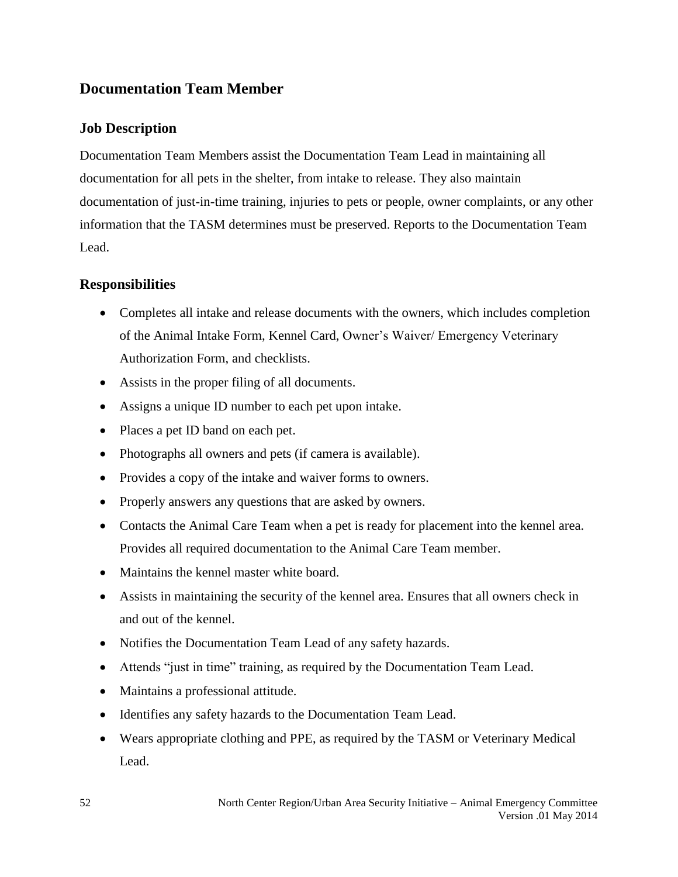## Documentation Team Member

### Job Description

Documentation Team Members assist the Documentation Team Lead in maintaining all documentation for all pets in the shelter, from intake to release. They also maintain documentation of just-in-time training, injuries to pets or people, owner complaints, or any other information that the TASM determines must be preserved. Reports to the Documentation Team Lead.

### Responsibilities

- Completes all intake and release documents with the owners, which includes completion of the Animal Intake Form, Kennel Card, Owner's Waiver/ Emergency Veterinary Authorization Form, and checklists.
- Assists in the proper filing of all documents.
- Assigns a unique ID number to each pet upon intake.
- Places a pet ID band on each pet.
- Photographs all owners and pets (if camera is available).
- Provides a copy of the intake and waiver forms to owners.
- Properly answers any questions that are asked by owners.
- Contacts the Animal Care Team when a pet is ready for placement into the kennel area. Provides all required documentation to the Animal Care Team member.
- Maintains the kennel master white board.
- Assists in maintaining the security of the kennel area. Ensures that all owners check in and out of the kennel.
- Notifies the Documentation Team Lead of any safety hazards.
- Attends "just in time" training, as required by the Documentation Team Lead.
- Maintains a professional attitude.
- Identifies any safety hazards to the Documentation Team Lead.
- Wears appropriate clothing and PPE, as required by the TASM or Veterinary Medical Lead.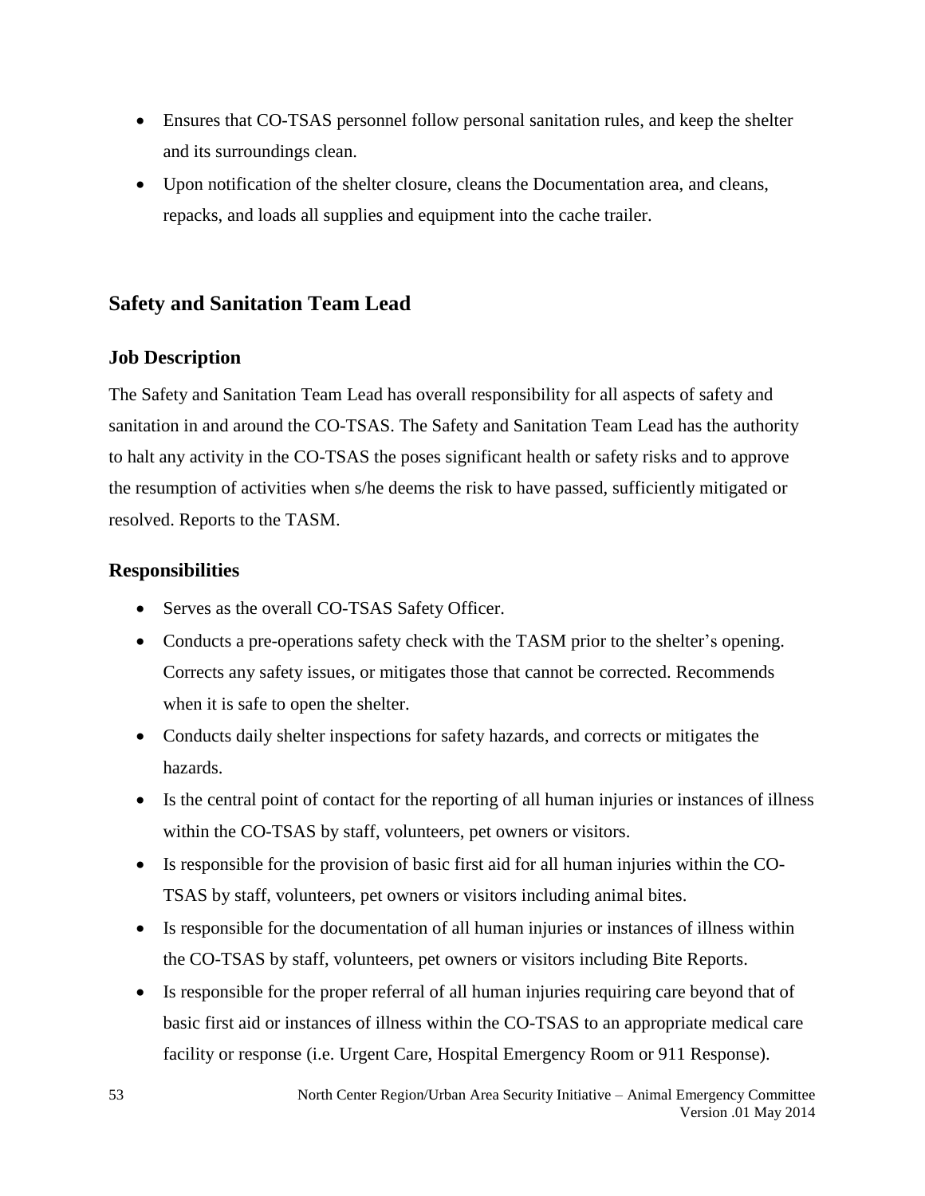- Ensures that CO-TSAS personnel follow personal sanitation rules, and keep the shelter and its surroundings clean.
- Upon notification of the shelter closure, cleans the Documentation area, and cleans, repacks, and loads all supplies and equipment into the cache trailer.

## Safety and Sanitation Team Lead

### Job Description

The Safety and Sanitation Team Lead has overall responsibility for all aspects of safety and sanitation in and around the CO-TSAS. The Safety and Sanitation Team Lead has the authority to halt any activity in the CO-TSAS the poses significant health or safety risks and to approve the resumption of activities when s/he deems the risk to have passed, sufficiently mitigated or resolved. Reports to the TASM.

### Responsibilities

- Serves as the overall CO-TSAS Safety Officer.
- Conducts a pre-operations safety check with the TASM prior to the shelter's opening. Corrects any safety issues, or mitigates those that cannot be corrected. Recommends when it is safe to open the shelter.
- Conducts daily shelter inspections for safety hazards, and corrects or mitigates the hazards.
- Is the central point of contact for the reporting of all human injuries or instances of illness within the CO-TSAS by staff, volunteers, pet owners or visitors.
- Is responsible for the provision of basic first aid for all human injuries within the CO-TSAS by staff, volunteers, pet owners or visitors including animal bites.
- Is responsible for the documentation of all human injuries or instances of illness within the CO-TSAS by staff, volunteers, pet owners or visitors including Bite Reports.
- Is responsible for the proper referral of all human injuries requiring care beyond that of basic first aid or instances of illness within the CO-TSAS to an appropriate medical care facility or response (i.e. Urgent Care, Hospital Emergency Room or 911 Response).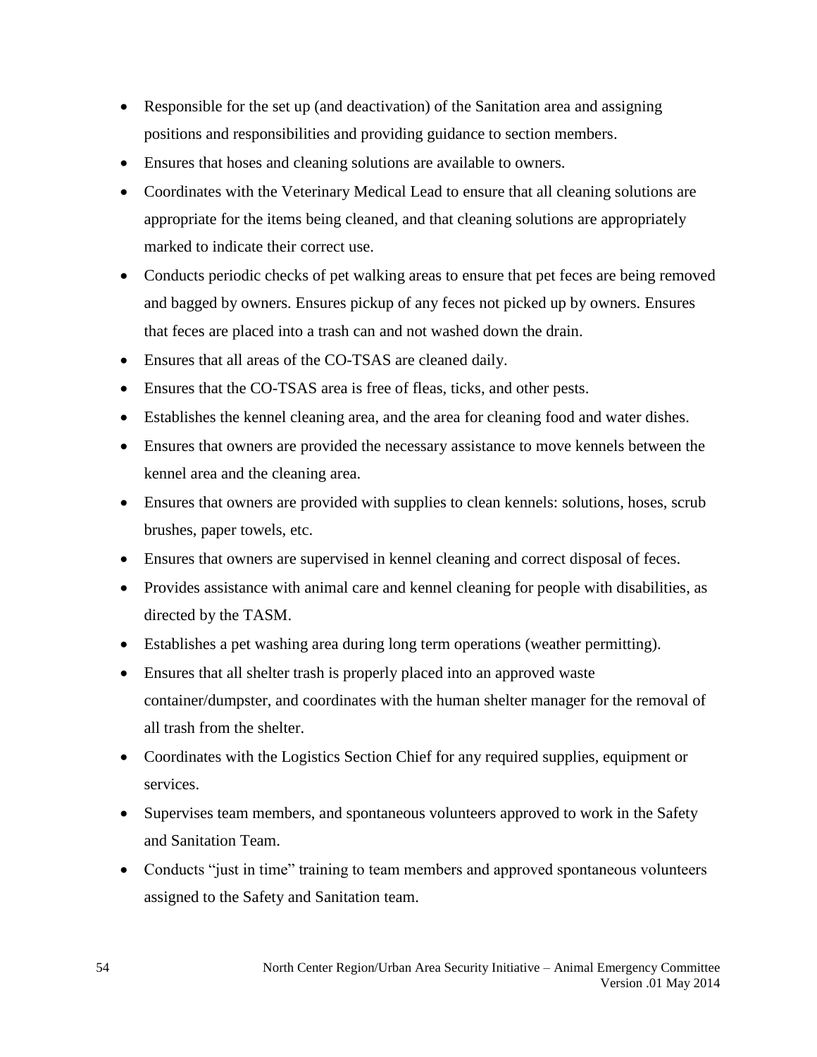- Responsible for the set up (and deactivation) of the Sanitation area and assigning positions and responsibilities and providing guidance to section members.
- Ensures that hoses and cleaning solutions are available to owners.
- Coordinates with the Veterinary Medical Lead to ensure that all cleaning solutions are appropriate for the items being cleaned, and that cleaning solutions are appropriately marked to indicate their correct use.
- Conducts periodic checks of pet walking areas to ensure that pet feces are being removed and bagged by owners. Ensures pickup of any feces not picked up by owners. Ensures that feces are placed into a trash can and not washed down the drain.
- Ensures that all areas of the CO-TSAS are cleaned daily.
- Ensures that the CO-TSAS area is free of fleas, ticks, and other pests.
- Establishes the kennel cleaning area, and the area for cleaning food and water dishes.
- Ensures that owners are provided the necessary assistance to move kennels between the kennel area and the cleaning area.
- Ensures that owners are provided with supplies to clean kennels: solutions, hoses, scrub brushes, paper towels, etc.
- Ensures that owners are supervised in kennel cleaning and correct disposal of feces.
- Provides assistance with animal care and kennel cleaning for people with disabilities, as directed by the TASM.
- Establishes a pet washing area during long term operations (weather permitting).
- Ensures that all shelter trash is properly placed into an approved waste container/dumpster, and coordinates with the human shelter manager for the removal of all trash from the shelter.
- Coordinates with the Logistics Section Chief for any required supplies, equipment or services.
- Supervises team members, and spontaneous volunteers approved to work in the Safety and Sanitation Team.
- Conducts "just in time" training to team members and approved spontaneous volunteers assigned to the Safety and Sanitation team.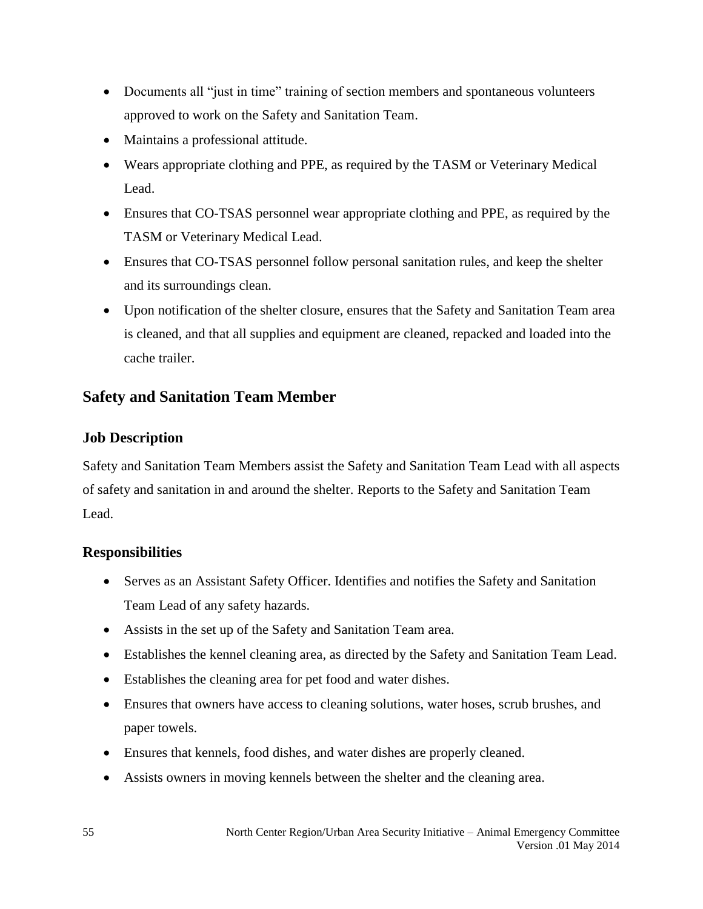- Documents all "just in time" training of section members and spontaneous volunteers approved to work on the Safety and Sanitation Team.
- Maintains a professional attitude.
- Wears appropriate clothing and PPE, as required by the TASM or Veterinary Medical Lead.
- Ensures that CO-TSAS personnel wear appropriate clothing and PPE, as required by the TASM or Veterinary Medical Lead.
- Ensures that CO-TSAS personnel follow personal sanitation rules, and keep the shelter and its surroundings clean.
- Upon notification of the shelter closure, ensures that the Safety and Sanitation Team area is cleaned, and that all supplies and equipment are cleaned, repacked and loaded into the cache trailer.

## Safety and Sanitation Team Member

### Job Description

Safety and Sanitation Team Members assist the Safety and Sanitation Team Lead with all aspects of safety and sanitation in and around the shelter. Reports to the Safety and Sanitation Team Lead.

### Responsibilities

- Serves as an Assistant Safety Officer. Identifies and notifies the Safety and Sanitation Team Lead of any safety hazards.
- Assists in the set up of the Safety and Sanitation Team area.
- Establishes the kennel cleaning area, as directed by the Safety and Sanitation Team Lead.
- Establishes the cleaning area for pet food and water dishes.
- Ensures that owners have access to cleaning solutions, water hoses, scrub brushes, and paper towels.
- Ensures that kennels, food dishes, and water dishes are properly cleaned.
- Assists owners in moving kennels between the shelter and the cleaning area.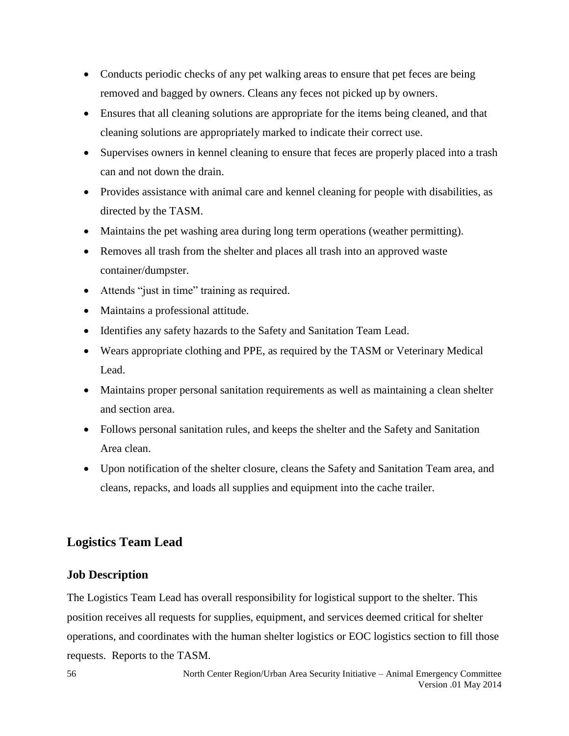- Conducts periodic checks of any pet walking areas to ensure that pet feces are being removed and bagged by owners. Cleans any feces not picked up by owners.
- Ensures that all cleaning solutions are appropriate for the items being cleaned, and that cleaning solutions are appropriately marked to indicate their correct use.
- Supervises owners in kennel cleaning to ensure that feces are properly placed into a trash can and not down the drain.
- Provides assistance with animal care and kennel cleaning for people with disabilities, as directed by the TASM.
- Maintains the pet washing area during long term operations (weather permitting).
- Removes all trash from the shelter and places all trash into an approved waste container/dumpster.
- Attends "just in time" training as required.
- Maintains a professional attitude.
- Identifies any safety hazards to the Safety and Sanitation Team Lead.
- Wears appropriate clothing and PPE, as required by the TASM or Veterinary Medical Lead.
- Maintains proper personal sanitation requirements as well as maintaining a clean shelter and section area.
- Follows personal sanitation rules, and keeps the shelter and the Safety and Sanitation Area clean.
- Upon notification of the shelter closure, cleans the Safety and Sanitation Team area, and cleans, repacks, and loads all supplies and equipment into the cache trailer.

## Logistics Team Lead

### Job Description

The Logistics Team Lead has overall responsibility for logistical support to the shelter. This position receives all requests for supplies, equipment, and services deemed critical for shelter operations, and coordinates with the human shelter logistics or EOC logistics section to fill those requests. Reports to the TASM.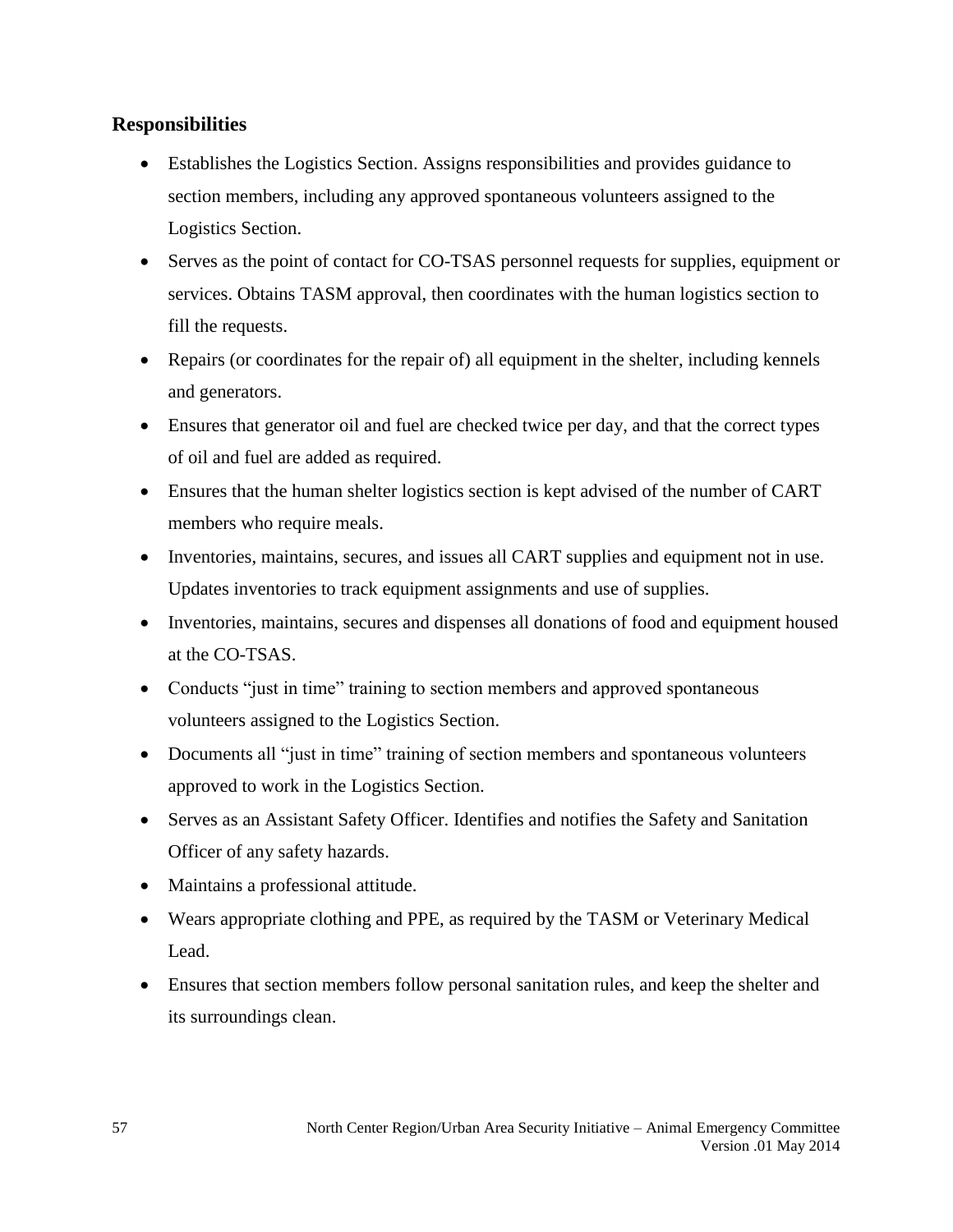### Responsibilities

- Establishes the Logistics Section. Assigns responsibilities and provides guidance to section members, including any approved spontaneous volunteers assigned to the Logistics Section.
- Serves as the point of contact for CO-TSAS personnel requests for supplies, equipment or services. Obtains TASM approval, then coordinates with the human logistics section to fill the requests.
- Repairs (or coordinates for the repair of) all equipment in the shelter, including kennels and generators.
- Ensures that generator oil and fuel are checked twice per day, and that the correct types of oil and fuel are added as required.
- Ensures that the human shelter logistics section is kept advised of the number of CART members who require meals.
- Inventories, maintains, secures, and issues all CART supplies and equipment not in use. Updates inventories to track equipment assignments and use of supplies.
- Inventories, maintains, secures and dispenses all donations of food and equipment housed at the CO-TSAS.
- Conducts "just in time" training to section members and approved spontaneous volunteers assigned to the Logistics Section.
- Documents all "just in time" training of section members and spontaneous volunteers approved to work in the Logistics Section.
- Serves as an Assistant Safety Officer. Identifies and notifies the Safety and Sanitation Officer of any safety hazards.
- Maintains a professional attitude.
- Wears appropriate clothing and PPE, as required by the TASM or Veterinary Medical Lead.
- Ensures that section members follow personal sanitation rules, and keep the shelter and its surroundings clean.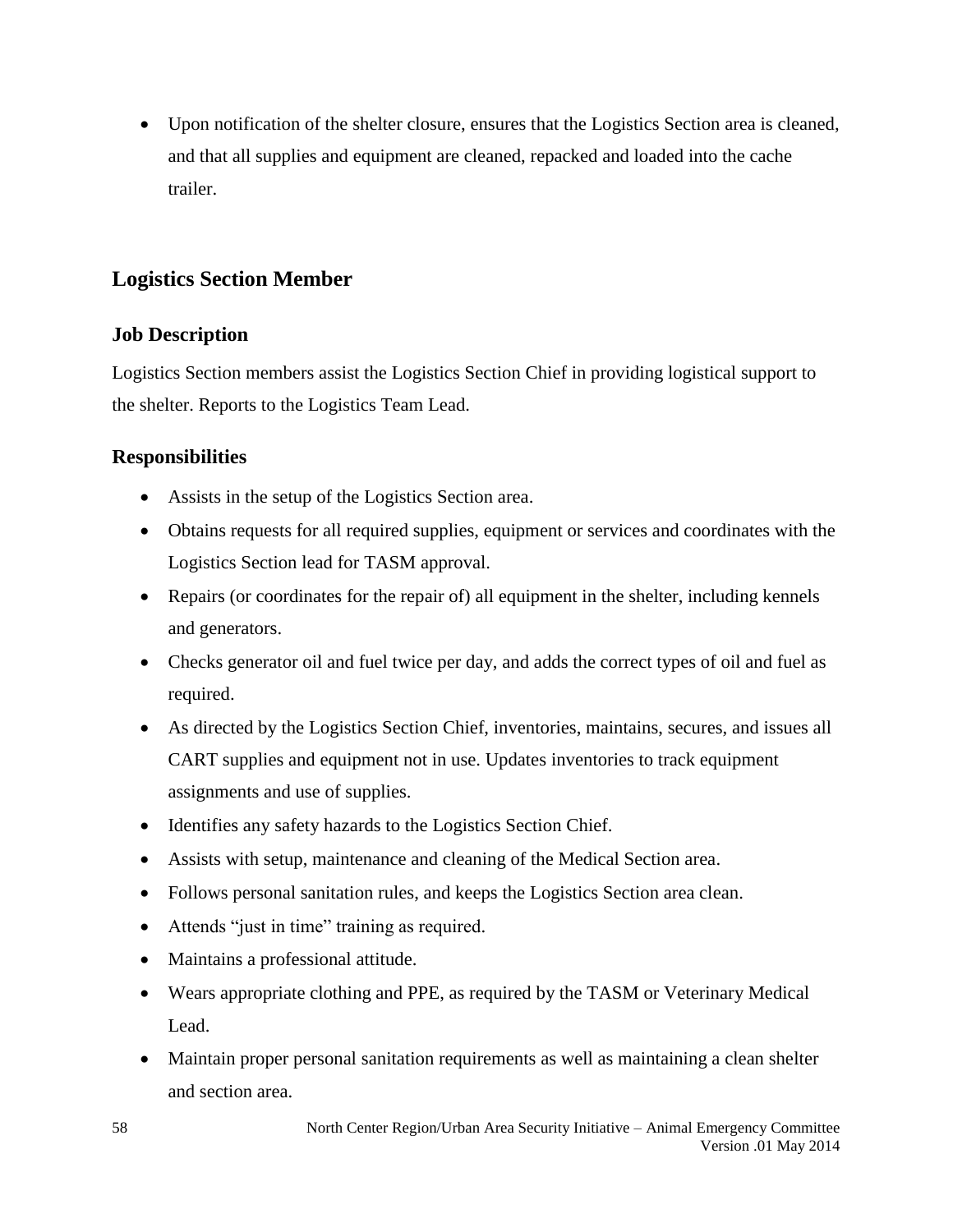- Upon notification of the shelter closure, ensures that the Logistics Section area is cleaned, and that all supplies and equipment are cleaned, repacked and loaded into the cache trailer.

## Logistics Section Member

### Job Description

Logistics Section members assist the Logistics Section Chief in providing logistical support to the shelter. Reports to the Logistics Team Lead.

### Responsibilities

- Assists in the setup of the Logistics Section area.
- Obtains requests for all required supplies, equipment or services and coordinates with the Logistics Section lead for TASM approval.
- Repairs (or coordinates for the repair of) all equipment in the shelter, including kennels and generators.
- Checks generator oil and fuel twice per day, and adds the correct types of oil and fuel as required.
- As directed by the Logistics Section Chief, inventories, maintains, secures, and issues all CART supplies and equipment not in use. Updates inventories to track equipment assignments and use of supplies.
- Identifies any safety hazards to the Logistics Section Chief.
- Assists with setup, maintenance and cleaning of the Medical Section area.
- Follows personal sanitation rules, and keeps the Logistics Section area clean.
- Attends "just in time" training as required.
- Maintains a professional attitude.
- Wears appropriate clothing and PPE, as required by the TASM or Veterinary Medical Lead.
- Maintain proper personal sanitation requirements as well as maintaining a clean shelter and section area.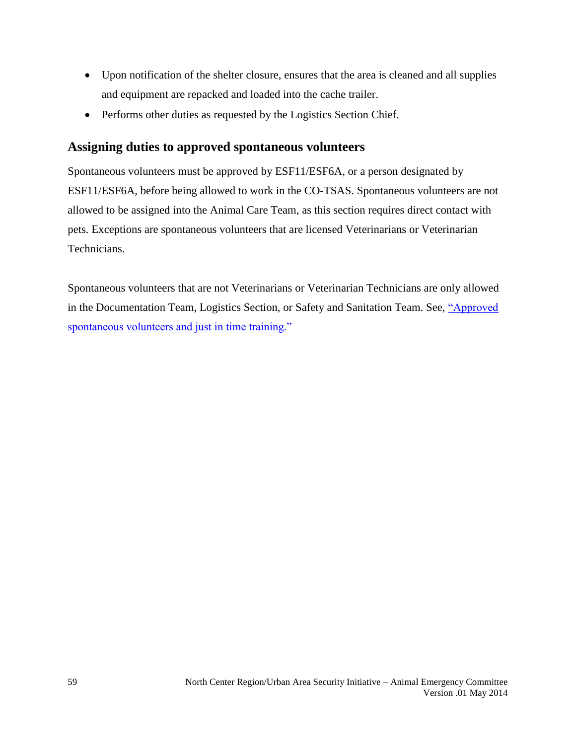- Upon notification of the shelter closure, ensures that the area is cleaned and all supplies and equipment are repacked and loaded into the cache trailer.
- Performs other duties as requested by the Logistics Section Chief.

## Assigning duties to approved spontaneous volunteers

Spontaneous volunteers must be approved by ESF11/ESF6A, or a person designated by ESF11/ESF6A, before being allowed to work in the CO-TSAS. Spontaneous volunteers are not allowed to be assigned into the Animal Care Team, as this section requires direct contact with pets. Exceptions are spontaneous volunteers that are licensed Veterinarians or Veterinarian Technicians.

Spontaneous volunteers that are not Veterinarians or Veterinarian Technicians are only allowed in the Documentation Team, Logistics Section, or Safety and Sanitation Team. See, "Approved spontaneous volunteers and just in time training."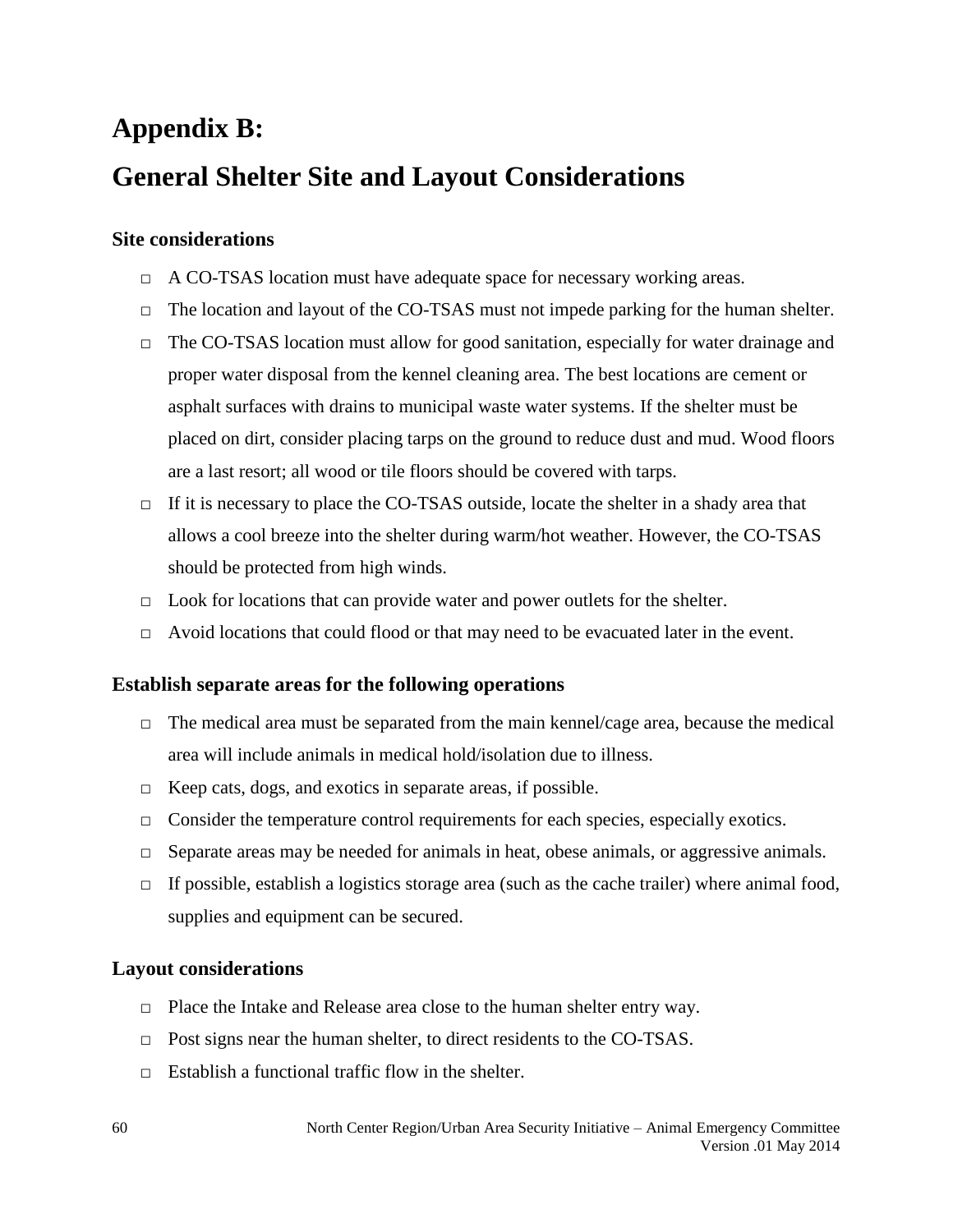# Appendix B:

# General Shelter Site and Layout Considerations

### Site considerations

- A CO-TSAS location must have adequate space for necessary working areas.
- The location and layout of the CO-TSAS must not impede parking for the human shelter.
- The CO-TSAS location must allow for good sanitation, especially for water drainage and proper water disposal from the kennel cleaning area. The best locations are cement or asphalt surfaces with drains to municipal waste water systems. If the shelter must be placed on dirt, consider placing tarps on the ground to reduce dust and mud. Wood floors are a last resort; all wood or tile floors should be covered with tarps.
- If it is necessary to place the CO-TSAS outside, locate the shelter in a shady area that allows a cool breeze into the shelter during warm/hot weather. However, the CO-TSAS should be protected from high winds.
- Look for locations that can provide water and power outlets for the shelter.
- Avoid locations that could flood or that may need to be evacuated later in the event.

### Establish separate areas for the following operations

- The medical area must be separated from the main kennel/cage area, because the medical area will include animals in medical hold/isolation due to illness.
- Keep cats, dogs, and exotics in separate areas, if possible.
- Consider the temperature control requirements for each species, especially exotics.
- Separate areas may be needed for animals in heat, obese animals, or aggressive animals.
- If possible, establish a logistics storage area (such as the cache trailer) where animal food, supplies and equipment can be secured.

### Layout considerations

- Place the Intake and Release area close to the human shelter entry way.
- Post signs near the human shelter, to direct residents to the CO-TSAS.
- Establish a functional traffic flow in the shelter.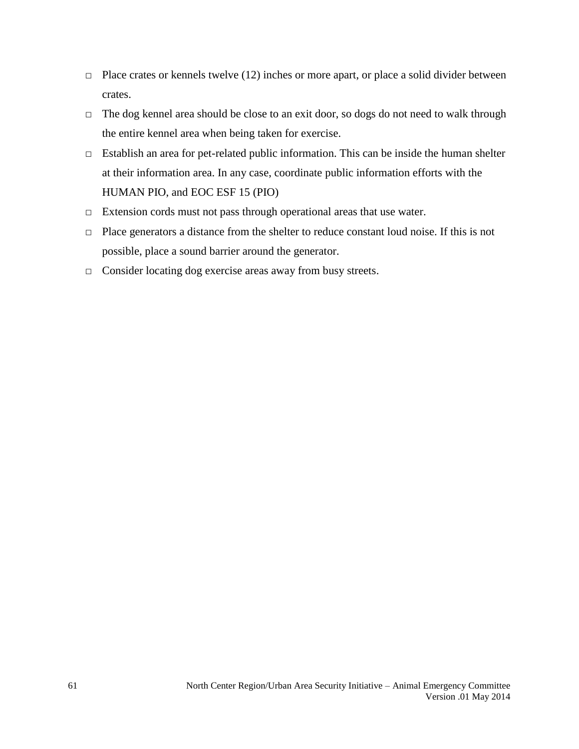- Place crates or kennels twelve (12) inches or more apart, or place a solid divider between crates.
- The dog kennel area should be close to an exit door, so dogs do not need to walk through the entire kennel area when being taken for exercise.
- Establish an area for pet-related public information. This can be inside the human shelter at their information area. In any case, coordinate public information efforts with the HUMAN PIO, and EOC ESF 15 (PIO)
- Extension cords must not pass through operational areas that use water.
- Place generators a distance from the shelter to reduce constant loud noise. If this is not possible, place a sound barrier around the generator.
- Consider locating dog exercise areas away from busy streets.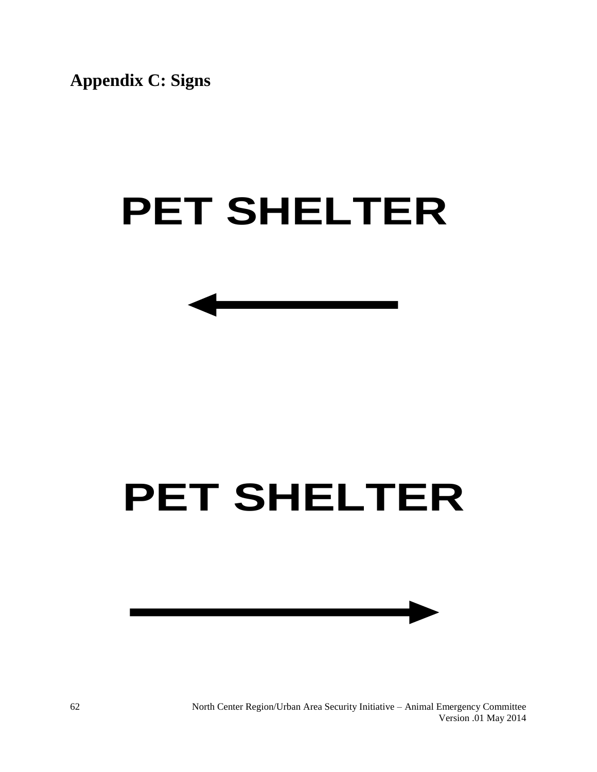**Appendix C: Signs**

# PET SHELTER

←

# PET SHELTER

→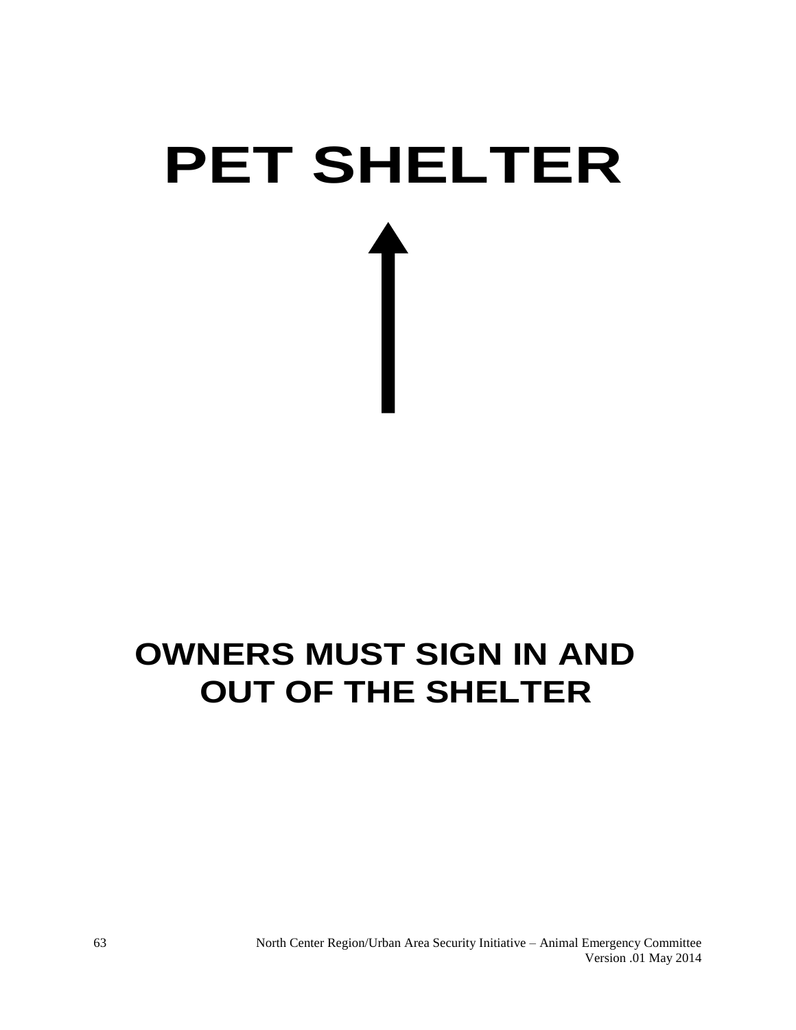# PET SHELTER

↑

**OWNERS MUST SIGN IN AND OUT OF THE SHELTER**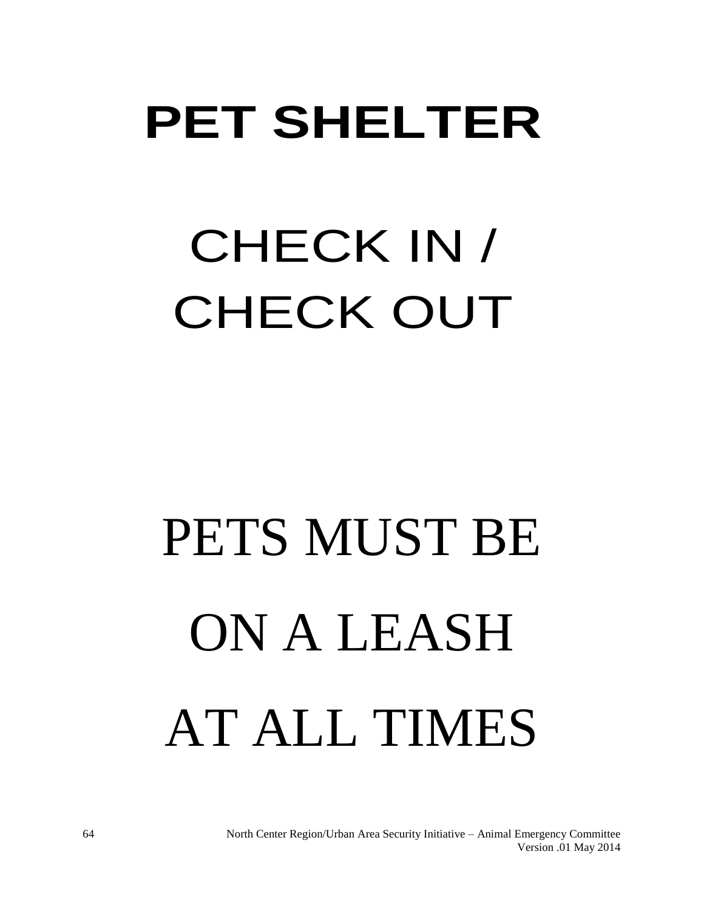# PET SHELTER

CHECK IN /
CHECK OUT

PETS MUST BE

ON A LEASH

AT ALL TIMES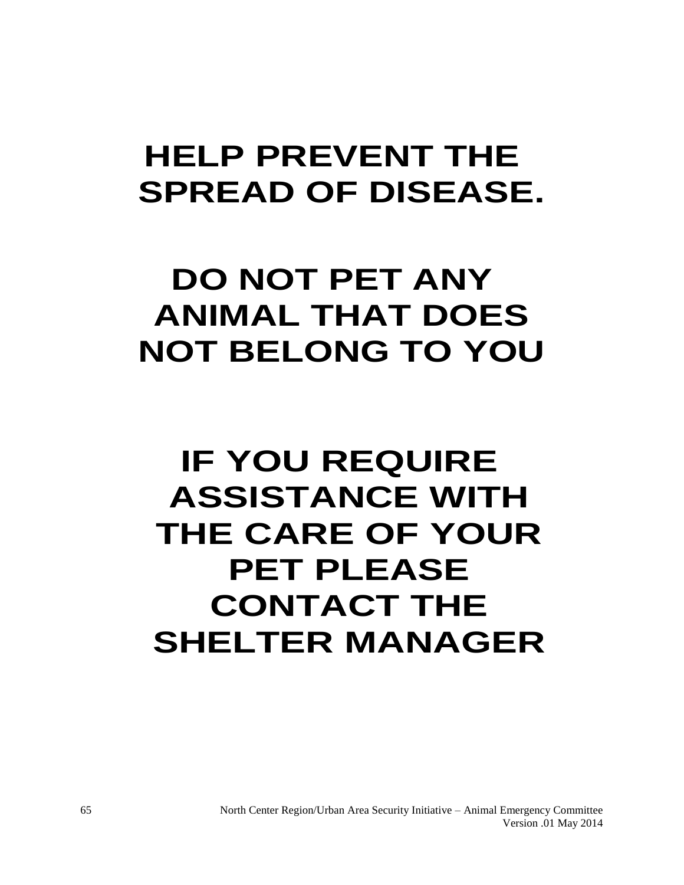# HELP PREVENT THE SPREAD OF DISEASE.

# DO NOT PET ANY ANIMAL THAT DOES NOT BELONG TO YOU

# IF YOU REQUIRE ASSISTANCE WITH THE CARE OF YOUR PET PLEASE CONTACT THE SHELTER MANAGER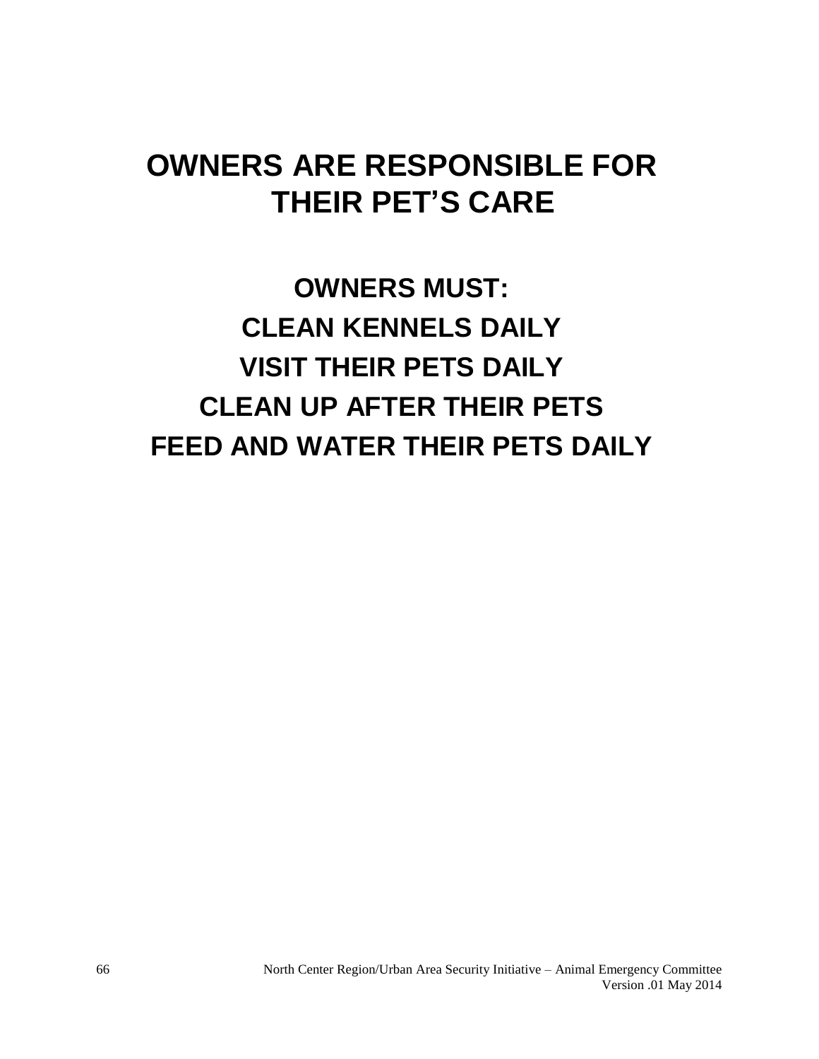# OWNERS ARE RESPONSIBLE FOR THEIR PET'S CARE

## OWNERS MUST:

## CLEAN KENNELS DAILY

## VISIT THEIR PETS DAILY

## CLEAN UP AFTER THEIR PETS

## FEED AND WATER THEIR PETS DAILY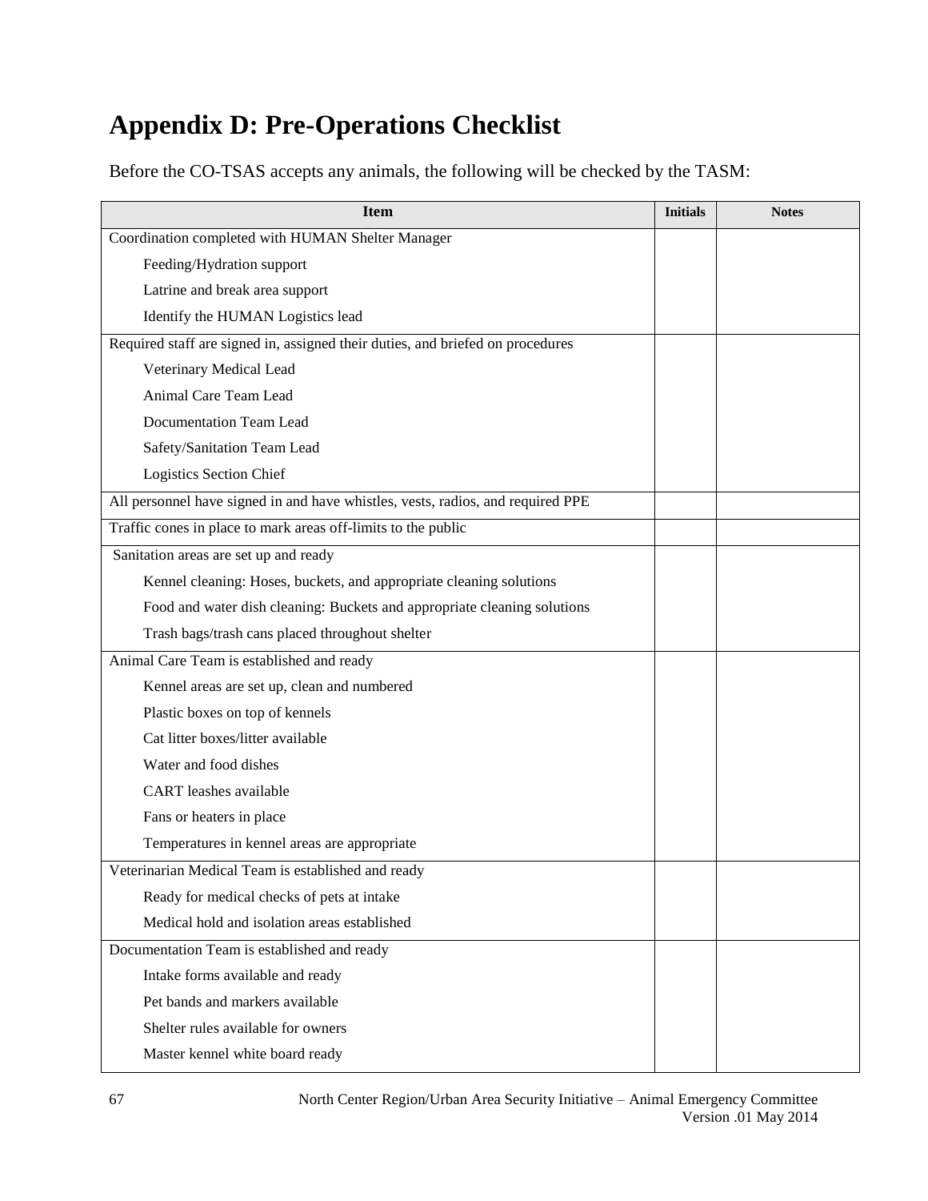# Appendix D: Pre-Operations Checklist

Before the CO-TSAS accepts any animals, the following will be checked by the TASM:

| Item | Initials | Notes |
|---|---|---|
| Coordination completed with HUMAN Shelter Manager<br>Feeding/Hydration support<br>Latrine and break area support<br>Identify the HUMAN Logistics lead | | |
| Required staff are signed in, assigned their duties, and briefed on procedures<br>Veterinary Medical Lead<br>Animal Care Team Lead<br>Documentation Team Lead<br>Safety/Sanitation Team Lead<br>Logistics Section Chief | | |
| All personnel have signed in and have whistles, vests, radios, and required PPE | | |
| Traffic cones in place to mark areas off-limits to the public | | |
| Sanitation areas are set up and ready<br>Kennel cleaning: Hoses, buckets, and appropriate cleaning solutions<br>Food and water dish cleaning: Buckets and appropriate cleaning solutions<br>Trash bags/trash cans placed throughout shelter | | |
| Animal Care Team is established and ready<br>Kennel areas are set up, clean and numbered<br>Plastic boxes on top of kennels<br>Cat litter boxes/litter available<br>Water and food dishes<br>CART leashes available<br>Fans or heaters in place<br>Temperatures in kennel areas are appropriate | | |
| Veterinarian Medical Team is established and ready<br>Ready for medical checks of pets at intake<br>Medical hold and isolation areas established | | |
| Documentation Team is established and ready<br>Intake forms available and ready<br>Pet bands and markers available<br>Shelter rules available for owners<br>Master kennel white board ready | | |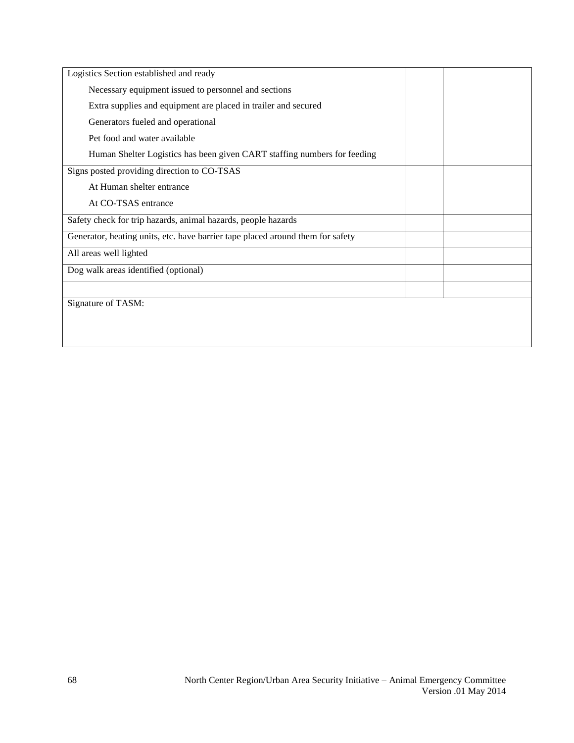| | | |
|---|---|---|
| Logistics Section established and ready<br>Necessary equipment issued to personnel and sections<br>Extra supplies and equipment are placed in trailer and secured<br>Generators fueled and operational<br>Pet food and water available<br>Human Shelter Logistics has been given CART staffing numbers for feeding | | |
| Signs posted providing direction to CO-TSAS<br>At Human shelter entrance<br>At CO-TSAS entrance | | |
| Safety check for trip hazards, animal hazards, people hazards | | |
| Generator, heating units, etc. have barrier tape placed around them for safety | | |
| All areas well lighted | | |
| Dog walk areas identified (optional) | | |
| | | |
| Signature of TASM: | | |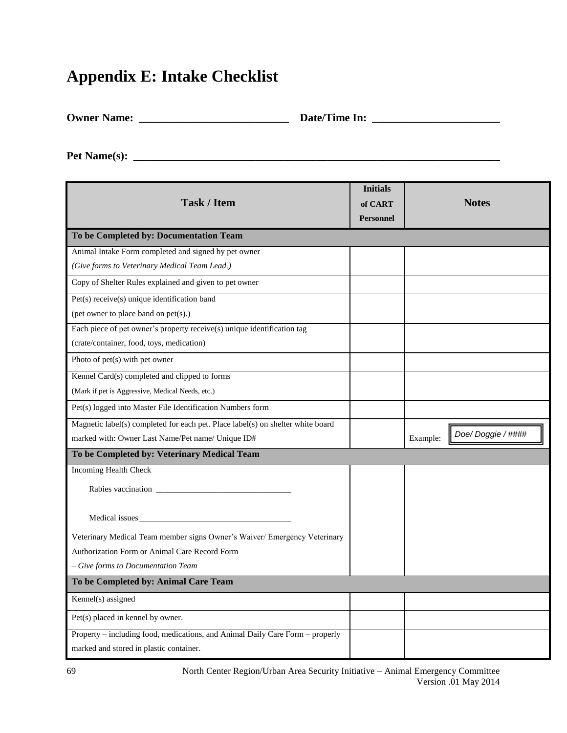# Appendix E: Intake Checklist

**Owner Name:** ___________________________ **Date/Time In:** _______________________

**Pet Name(s):** ___________________________________________________________________

| Task / Item | Initials of CART Personnel | Notes |
|---|---|---|
| **To be Completed by: Documentation Team** | | |
| Animal Intake Form completed and signed by pet owner *(Give forms to Veterinary Medical Team Lead.)* | | |
| Copy of Shelter Rules explained and given to pet owner | | |
| Pet(s) receive(s) unique identification band (pet owner to place band on pet(s).) | | |
| Each piece of pet owner's property receive(s) unique identification tag (crate/container, food, toys, medication) | | |
| Photo of pet(s) with pet owner | | |
| Kennel Card(s) completed and clipped to forms (Mark if pet is Aggressive, Medical Needs, etc.) | | |
| Pet(s) logged into Master File Identification Numbers form | | |
| Magnetic label(s) completed for each pet. Place label(s) on shelter white board marked with: Owner Last Name/Pet name/ Unique ID# | | Example: *Doe/ Doggie / ####* |
| **To be Completed by: Veterinary Medical Team** | | |
| Incoming Health Check<br>Rabies vaccination ________________________________<br>Medical issues____________________________________<br>Veterinary Medical Team member signs Owner's Waiver/ Emergency Veterinary Authorization Form or Animal Care Record Form<br>*– Give forms to Documentation Team* | | |
| **To be Completed by: Animal Care Team** | | |
| Kennel(s) assigned | | |
| Pet(s) placed in kennel by owner. | | |
| Property – including food, medications, and Animal Daily Care Form – properly marked and stored in plastic container. | | |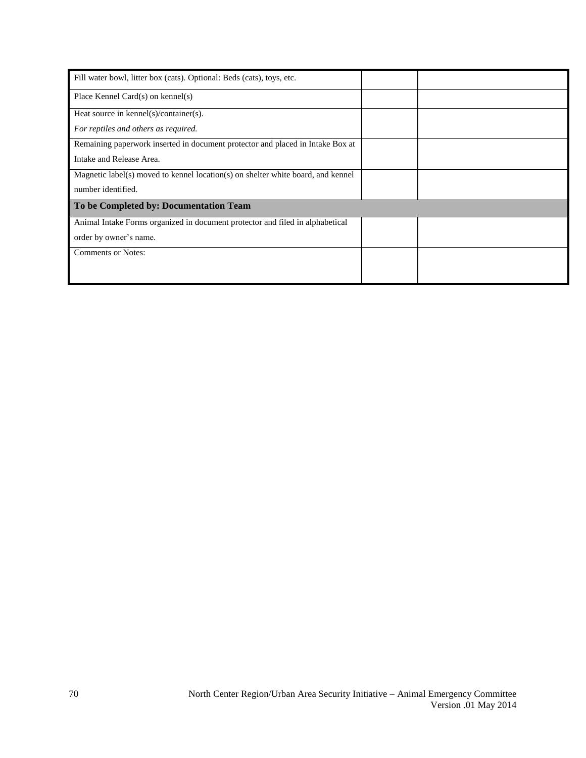| | | |
|---|---|---|
| Fill water bowl, litter box (cats). Optional: Beds (cats), toys, etc. | | |
| Place Kennel Card(s) on kennel(s) | | |
| Heat source in kennel(s)/container(s). *For reptiles and others as required.* | | |
| Remaining paperwork inserted in document protector and placed in Intake Box at Intake and Release Area. | | |
| Magnetic label(s) moved to kennel location(s) on shelter white board, and kennel number identified. | | |
| **To be Completed by: Documentation Team** | | |
| Animal Intake Forms organized in document protector and filed in alphabetical order by owner's name. | | |
| Comments or Notes: | | |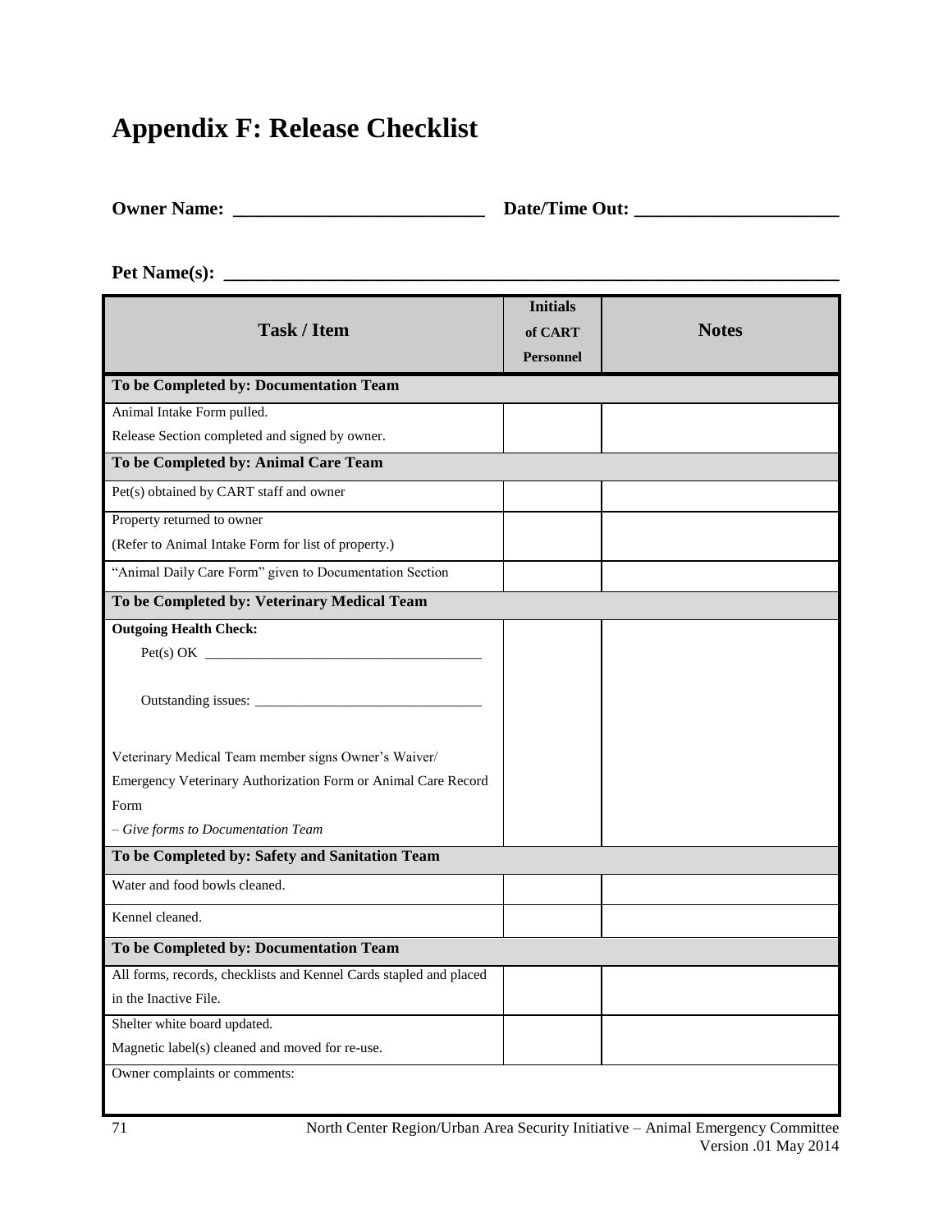# Appendix F: Release Checklist

**Owner Name: ___________________________ Date/Time Out: _____________________**

**Pet Name(s): ___________________________________________________________________**

| Task / Item | Initials of CART Personnel | Notes |
|---|---|---|
| **To be Completed by: Documentation Team** | | |
| Animal Intake Form pulled.<br>Release Section completed and signed by owner. | | |
| **To be Completed by: Animal Care Team** | | |
| Pet(s) obtained by CART staff and owner | | |
| Property returned to owner<br>(Refer to Animal Intake Form for list of property.) | | |
| "Animal Daily Care Form" given to Documentation Section | | |
| **To be Completed by: Veterinary Medical Team** | | |
| **Outgoing Health Check:**<br>Pet(s) OK ________________________________________<br><br>Outstanding issues: ________________________________<br><br>Veterinary Medical Team member signs Owner's Waiver/ Emergency Veterinary Authorization Form or Animal Care Record Form<br>*– Give forms to Documentation Team* | | |
| **To be Completed by: Safety and Sanitation Team** | | |
| Water and food bowls cleaned. | | |
| Kennel cleaned. | | |
| **To be Completed by: Documentation Team** | | |
| All forms, records, checklists and Kennel Cards stapled and placed in the Inactive File. | | |
| Shelter white board updated.<br>Magnetic label(s) cleaned and moved for re-use. | | |
| Owner complaints or comments: | | |

North Center Region/Urban Area Security Initiative – Animal Emergency Committee
Version .01 May 2014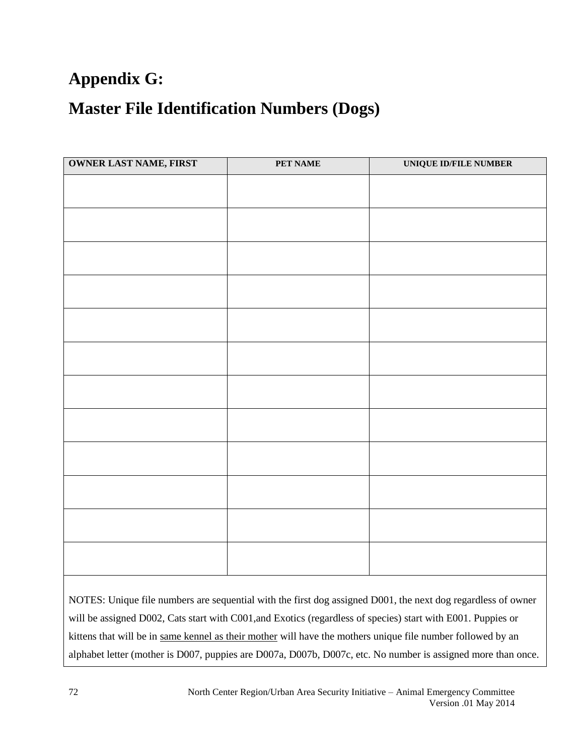# Appendix G:

# Master File Identification Numbers (Dogs)

| OWNER LAST NAME, FIRST | PET NAME | UNIQUE ID/FILE NUMBER |
|---|---|---|
| | | |
| | | |
| | | |
| | | |
| | | |
| | | |
| | | |
| | | |
| | | |
| | | |
| | | |
| | | |

NOTES: Unique file numbers are sequential with the first dog assigned D001, the next dog regardless of owner will be assigned D002, Cats start with C001,and Exotics (regardless of species) start with E001. Puppies or kittens that will be in same kennel as their mother will have the mothers unique file number followed by an alphabet letter (mother is D007, puppies are D007a, D007b, D007c, etc. No number is assigned more than once.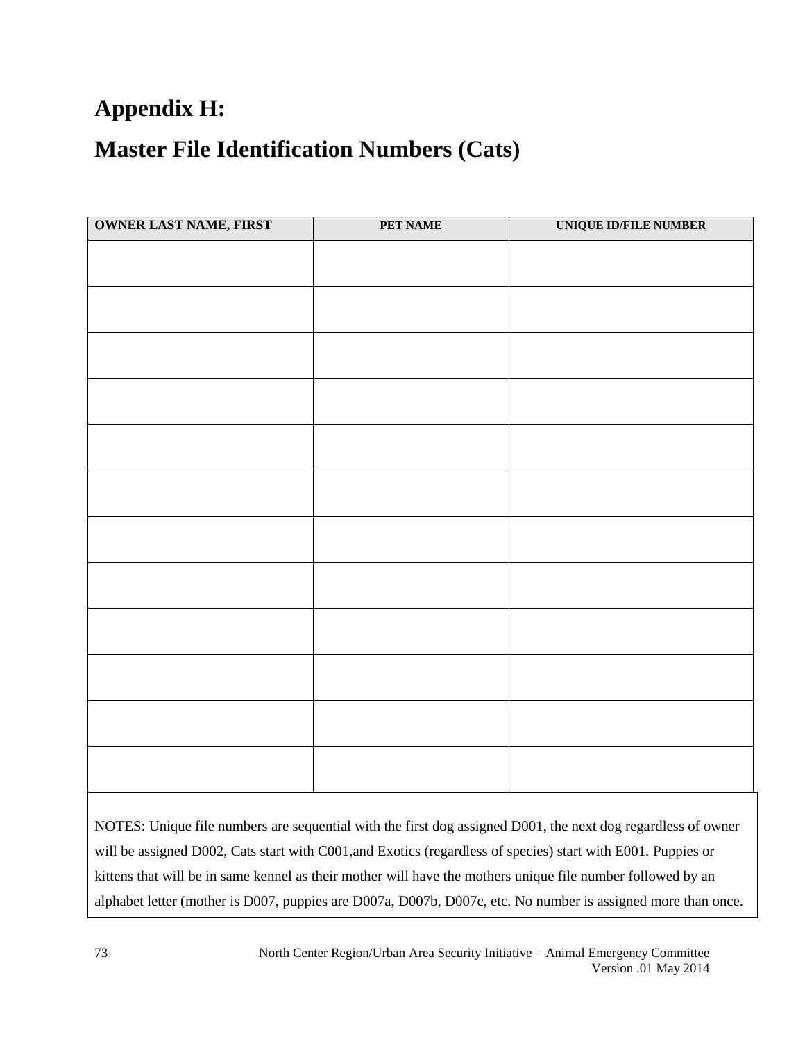# Appendix H:

# Master File Identification Numbers (Cats)

| OWNER LAST NAME, FIRST | PET NAME | UNIQUE ID/FILE NUMBER |
|---|---|---|
| | | |
| | | |
| | | |
| | | |
| | | |
| | | |
| | | |
| | | |
| | | |
| | | |
| | | |
| | | |

NOTES: Unique file numbers are sequential with the first dog assigned D001, the next dog regardless of owner will be assigned D002, Cats start with C001,and Exotics (regardless of species) start with E001. Puppies or kittens that will be in same kennel as their mother will have the mothers unique file number followed by an alphabet letter (mother is D007, puppies are D007a, D007b, D007c, etc. No number is assigned more than once.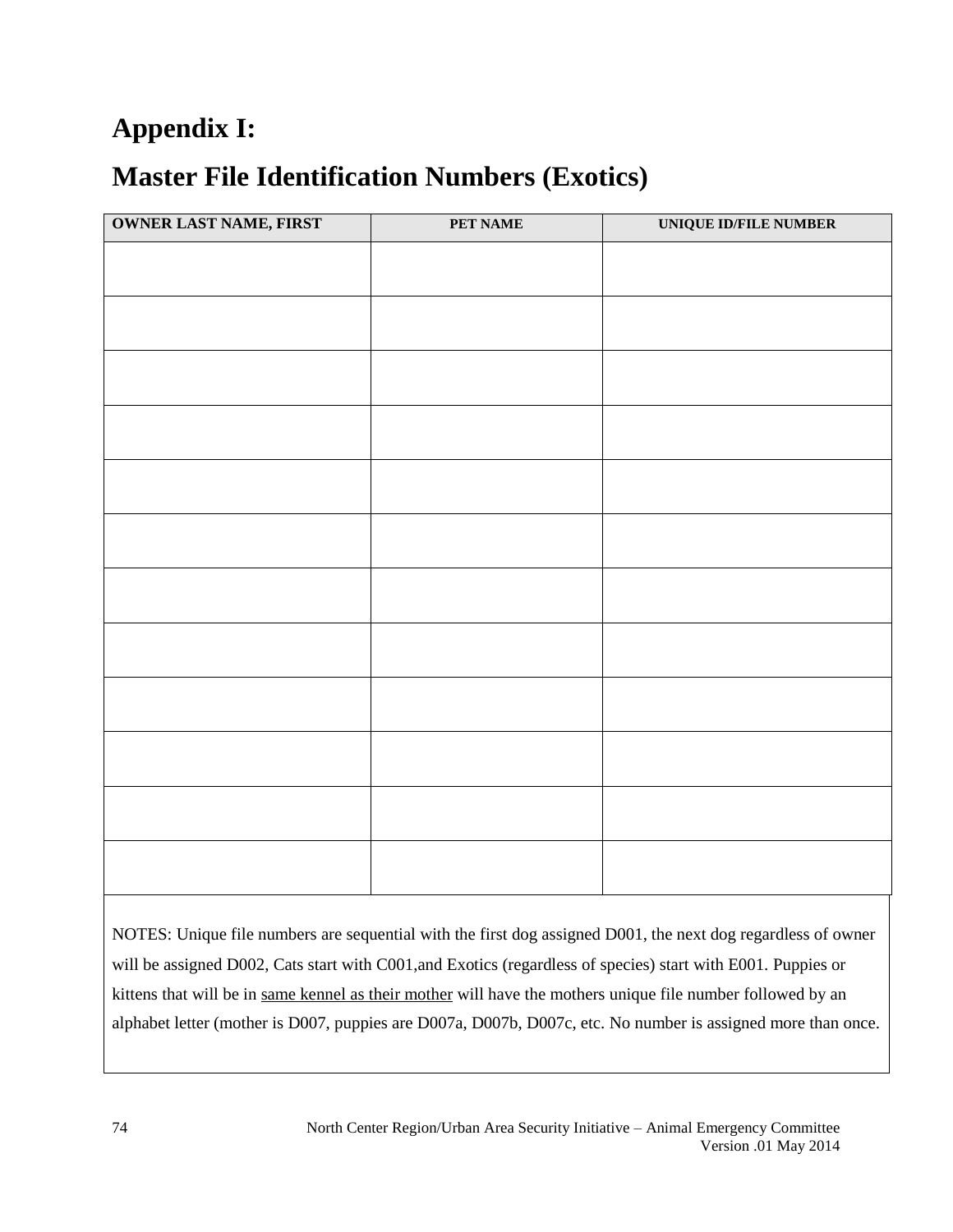# Appendix I:

# Master File Identification Numbers (Exotics)

| OWNER LAST NAME, FIRST | PET NAME | UNIQUE ID/FILE NUMBER |
|---|---|---|
| | | |
| | | |
| | | |
| | | |
| | | |
| | | |
| | | |
| | | |
| | | |
| | | |
| | | |
| | | |

NOTES: Unique file numbers are sequential with the first dog assigned D001, the next dog regardless of owner will be assigned D002, Cats start with C001,and Exotics (regardless of species) start with E001. Puppies or kittens that will be in same kennel as their mother will have the mothers unique file number followed by an alphabet letter (mother is D007, puppies are D007a, D007b, D007c, etc. No number is assigned more than once.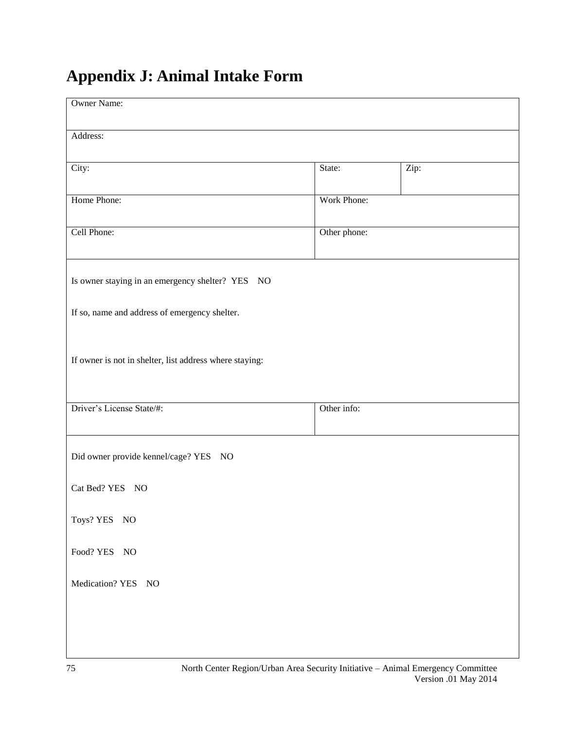# Appendix J: Animal Intake Form

| Owner Name: | | |
|---|---|---|
| Address: | | |
| City: | State: | Zip: |
| Home Phone: | Work Phone: | |
| Cell Phone: | Other phone: | |

Is owner staying in an emergency shelter? YES NO

If so, name and address of emergency shelter.

If owner is not in shelter, list address where staying:

| Driver's License State/#: | Other info: |
|---|---|

Did owner provide kennel/cage? YES NO

Cat Bed? YES NO

Toys? YES NO

Food? YES NO

Medication? YES NO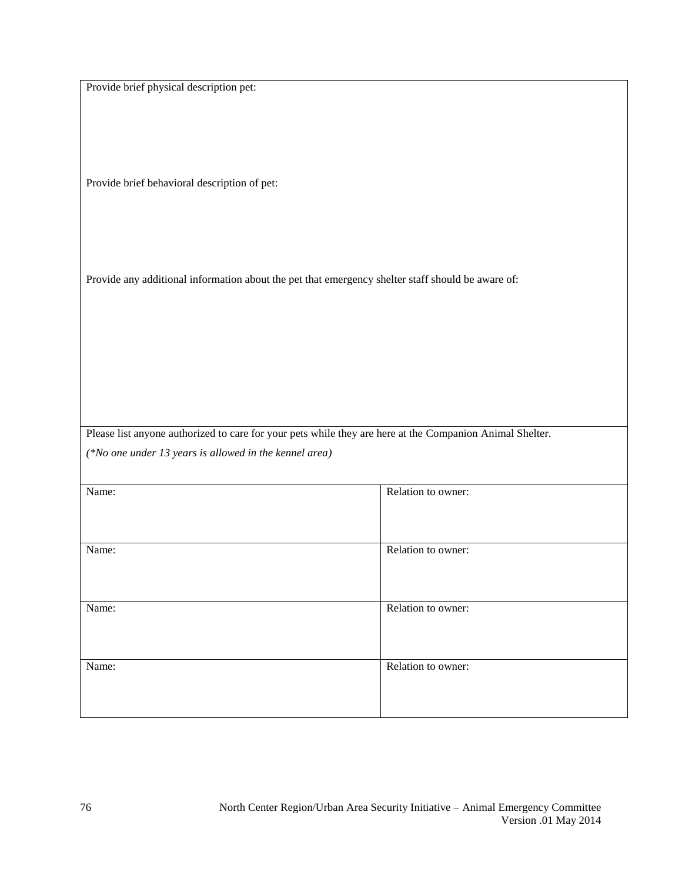Provide brief physical description pet:

Provide brief behavioral description of pet:

Provide any additional information about the pet that emergency shelter staff should be aware of:

Please list anyone authorized to care for your pets while they are here at the Companion Animal Shelter.

*(*No one under 13 years is allowed in the kennel area)*

| Name: | Relation to owner: |
|---|---|
| Name: | Relation to owner: |
| Name: | Relation to owner: |
| Name: | Relation to owner: |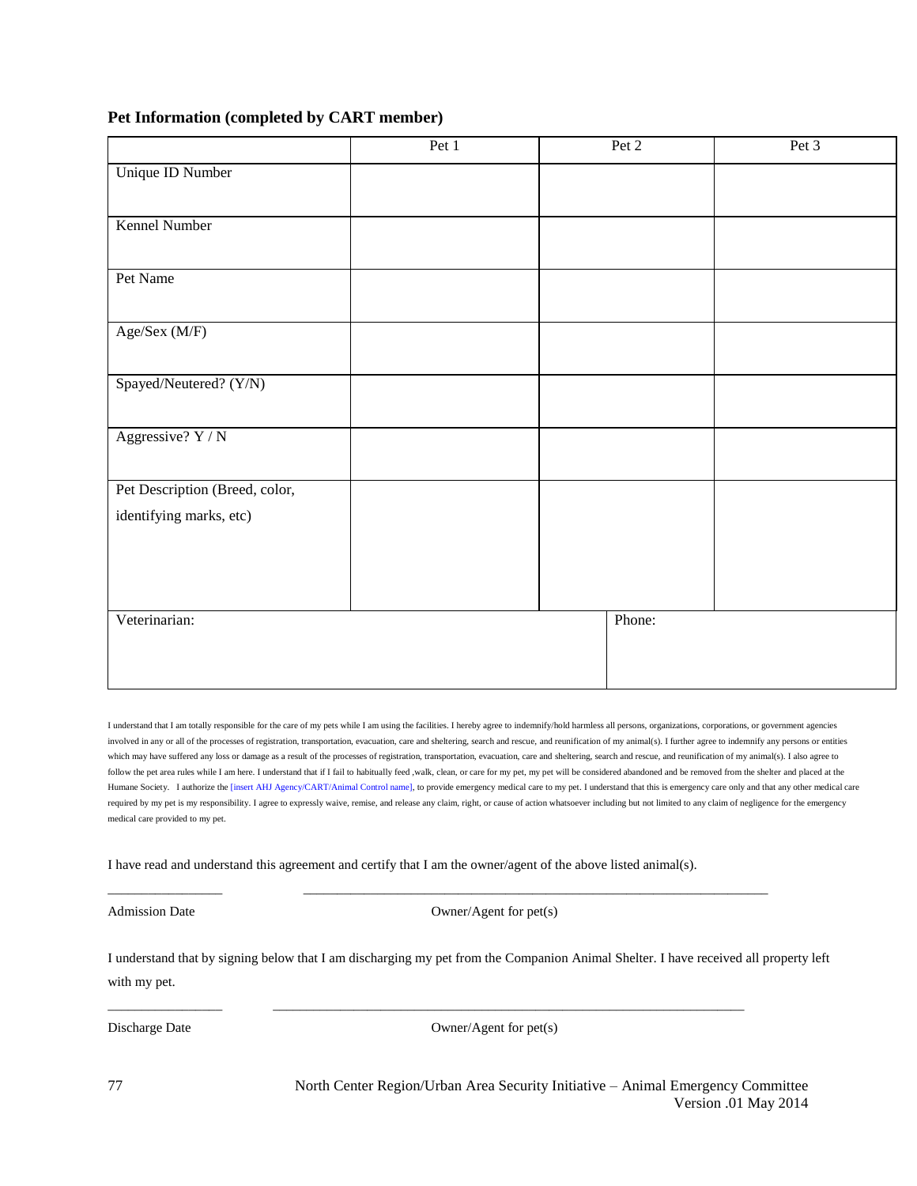**Pet Information (completed by CART member)**

| | Pet 1 | Pet 2 | Pet 3 |
|---|---|---|---|
| Unique ID Number | | | |
| Kennel Number | | | |
| Pet Name | | | |
| Age/Sex (M/F) | | | |
| Spayed/Neutered? (Y/N) | | | |
| Aggressive? Y / N | | | |
| Pet Description (Breed, color, identifying marks, etc) | | | |
| Veterinarian: | | Phone: | |

I understand that I am totally responsible for the care of my pets while I am using the facilities. I hereby agree to indemnify/hold harmless all persons, organizations, corporations, or government agencies involved in any or all of the processes of registration, transportation, evacuation, care and sheltering, search and rescue, and reunification of my animal(s). I further agree to indemnify any persons or entities which may have suffered any loss or damage as a result of the processes of registration, transportation, evacuation, care and sheltering, search and rescue, and reunification of my animal(s). I also agree to follow the pet area rules while I am here. I understand that if I fail to habitually feed ,walk, clean, or care for my pet, my pet will be considered abandoned and be removed from the shelter and placed at the Humane Society. I authorize the [insert AHJ Agency/CART/Animal Control name], to provide emergency medical care to my pet. I understand that this is emergency care only and that any other medical care required by my pet is my responsibility. I agree to expressly waive, remise, and release any claim, right, or cause of action whatsoever including but not limited to any claim of negligence for the emergency medical care provided to my pet.

I have read and understand this agreement and certify that I am the owner/agent of the above listed animal(s).

________________ ____________________________________________________________________

Admission Date Owner/Agent for pet(s)

I understand that by signing below that I am discharging my pet from the Companion Animal Shelter. I have received all property left with my pet.

________________ ____________________________________________________________________

Discharge Date Owner/Agent for pet(s)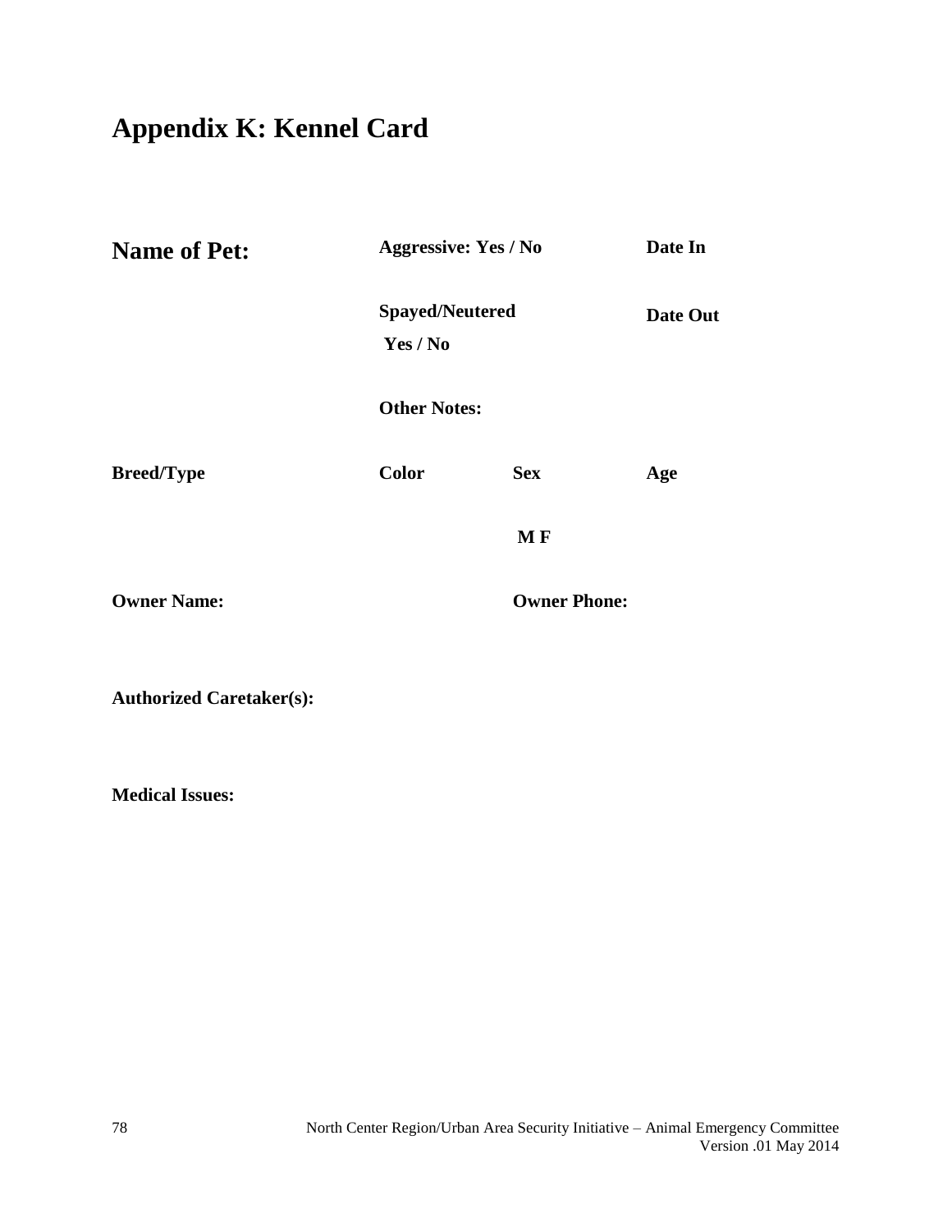# Appendix K: Kennel Card

| **Name of Pet:** | **Aggressive: Yes / No** | | **Date In** |
|---|---|---|---|
| | **Spayed/Neutered Yes / No** | | **Date Out** |
| | **Other Notes:** | | |
| **Breed/Type** | **Color** | **Sex** | **Age** |
| | | **M F** | |
| **Owner Name:** | | **Owner Phone:** | |

**Authorized Caretaker(s):**

**Medical Issues:**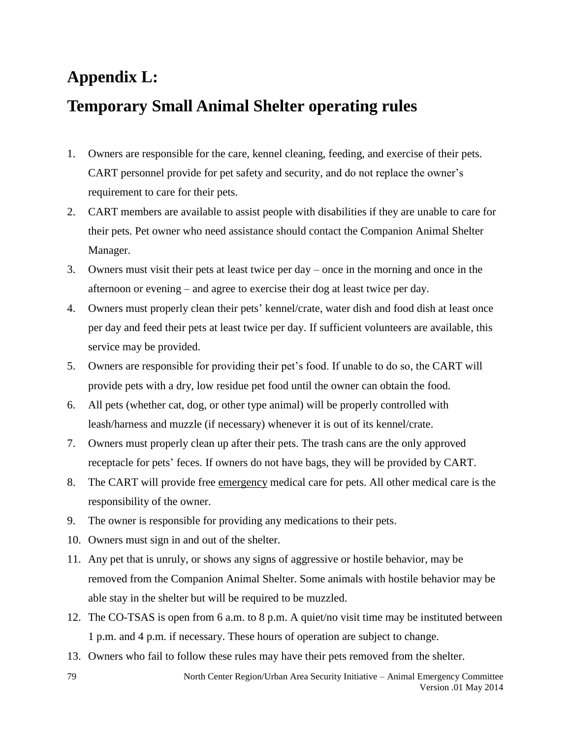# Appendix L:

# Temporary Small Animal Shelter operating rules

1. Owners are responsible for the care, kennel cleaning, feeding, and exercise of their pets. CART personnel provide for pet safety and security, and do not replace the owner's requirement to care for their pets.
2. CART members are available to assist people with disabilities if they are unable to care for their pets. Pet owner who need assistance should contact the Companion Animal Shelter Manager.
3. Owners must visit their pets at least twice per day – once in the morning and once in the afternoon or evening – and agree to exercise their dog at least twice per day.
4. Owners must properly clean their pets' kennel/crate, water dish and food dish at least once per day and feed their pets at least twice per day. If sufficient volunteers are available, this service may be provided.
5. Owners are responsible for providing their pet's food. If unable to do so, the CART will provide pets with a dry, low residue pet food until the owner can obtain the food.
6. All pets (whether cat, dog, or other type animal) will be properly controlled with leash/harness and muzzle (if necessary) whenever it is out of its kennel/crate.
7. Owners must properly clean up after their pets. The trash cans are the only approved receptacle for pets' feces. If owners do not have bags, they will be provided by CART.
8. The CART will provide free <u>emergency</u> medical care for pets. All other medical care is the responsibility of the owner.
9. The owner is responsible for providing any medications to their pets.
10. Owners must sign in and out of the shelter.
11. Any pet that is unruly, or shows any signs of aggressive or hostile behavior, may be removed from the Companion Animal Shelter. Some animals with hostile behavior may be able stay in the shelter but will be required to be muzzled.
12. The CO-TSAS is open from 6 a.m. to 8 p.m. A quiet/no visit time may be instituted between 1 p.m. and 4 p.m. if necessary. These hours of operation are subject to change.
13. Owners who fail to follow these rules may have their pets removed from the shelter.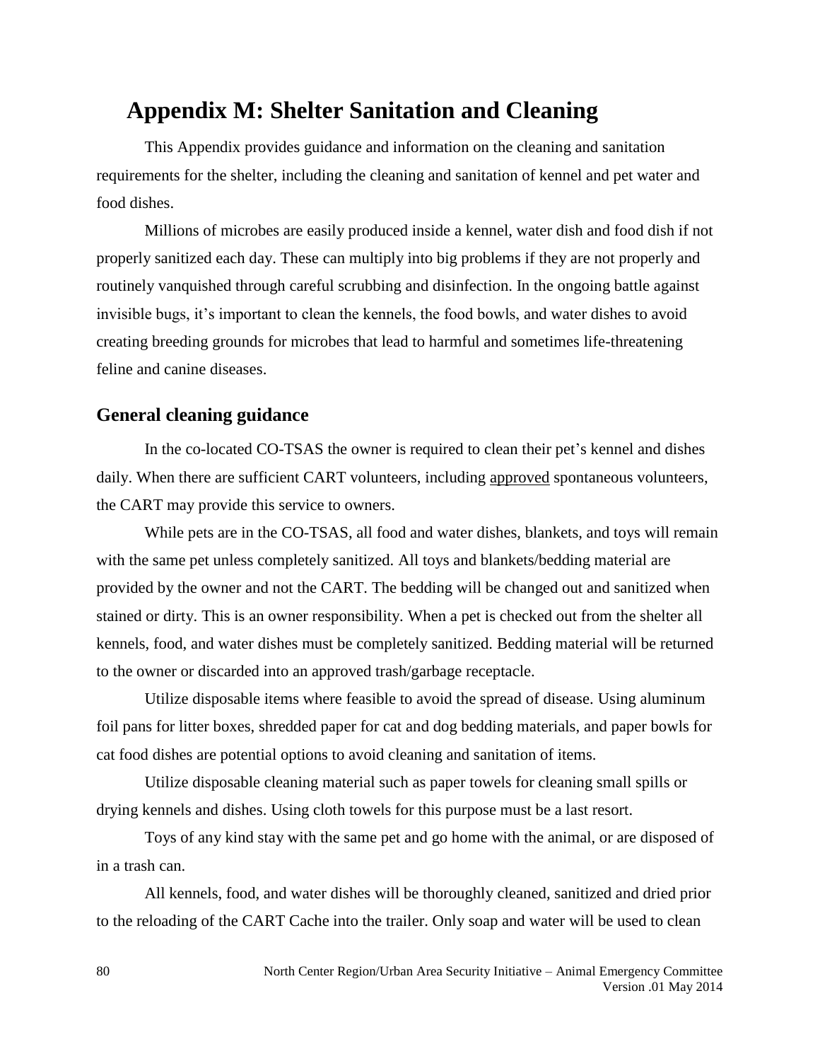# Appendix M: Shelter Sanitation and Cleaning

This Appendix provides guidance and information on the cleaning and sanitation requirements for the shelter, including the cleaning and sanitation of kennel and pet water and food dishes.

Millions of microbes are easily produced inside a kennel, water dish and food dish if not properly sanitized each day. These can multiply into big problems if they are not properly and routinely vanquished through careful scrubbing and disinfection. In the ongoing battle against invisible bugs, it's important to clean the kennels, the food bowls, and water dishes to avoid creating breeding grounds for microbes that lead to harmful and sometimes life-threatening feline and canine diseases.

## General cleaning guidance

In the co-located CO-TSAS the owner is required to clean their pet's kennel and dishes daily. When there are sufficient CART volunteers, including <u>approved</u> spontaneous volunteers, the CART may provide this service to owners.

While pets are in the CO-TSAS, all food and water dishes, blankets, and toys will remain with the same pet unless completely sanitized. All toys and blankets/bedding material are provided by the owner and not the CART. The bedding will be changed out and sanitized when stained or dirty. This is an owner responsibility. When a pet is checked out from the shelter all kennels, food, and water dishes must be completely sanitized. Bedding material will be returned to the owner or discarded into an approved trash/garbage receptacle.

Utilize disposable items where feasible to avoid the spread of disease. Using aluminum foil pans for litter boxes, shredded paper for cat and dog bedding materials, and paper bowls for cat food dishes are potential options to avoid cleaning and sanitation of items.

Utilize disposable cleaning material such as paper towels for cleaning small spills or drying kennels and dishes. Using cloth towels for this purpose must be a last resort.

Toys of any kind stay with the same pet and go home with the animal, or are disposed of in a trash can.

All kennels, food, and water dishes will be thoroughly cleaned, sanitized and dried prior to the reloading of the CART Cache into the trailer. Only soap and water will be used to clean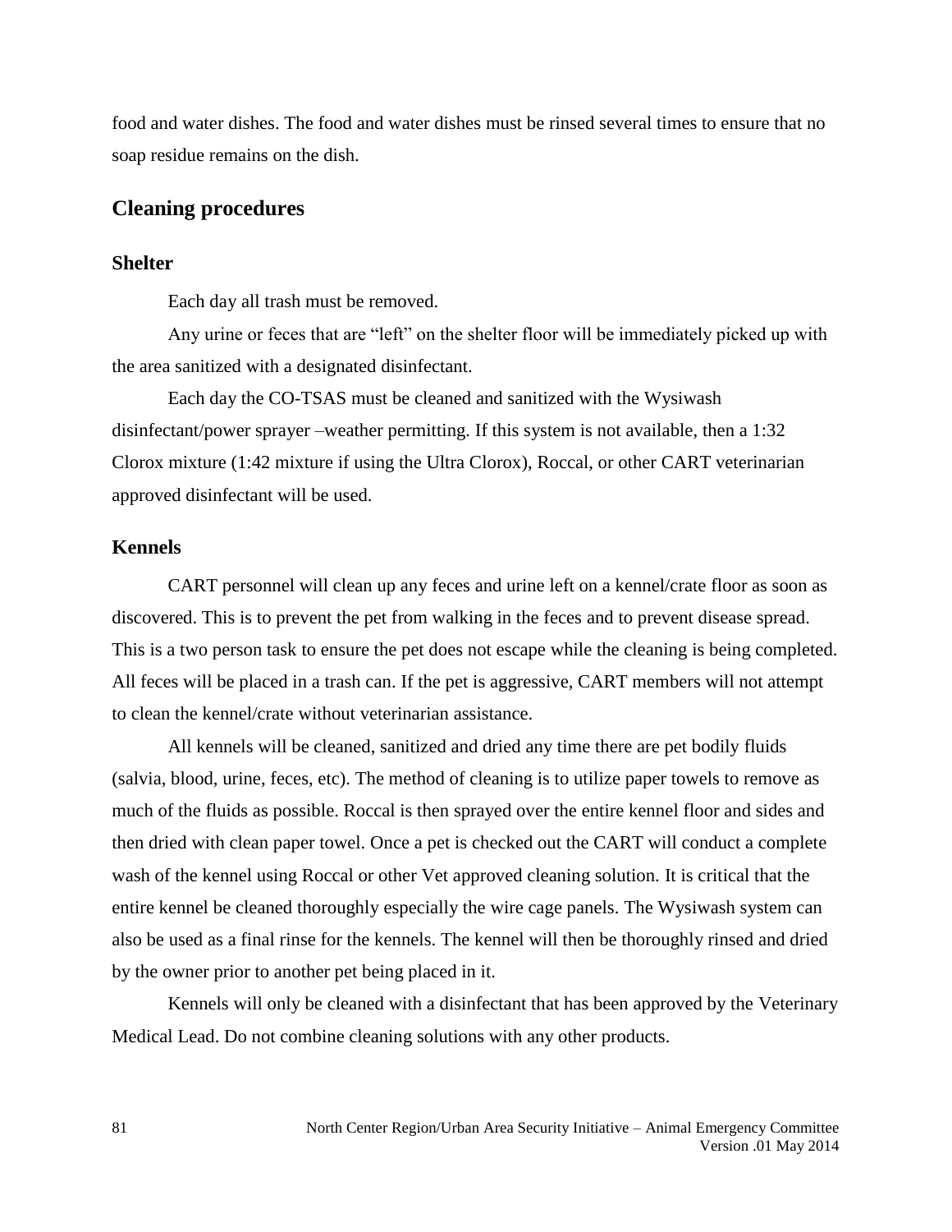food and water dishes. The food and water dishes must be rinsed several times to ensure that no soap residue remains on the dish.

## Cleaning procedures

### Shelter

Each day all trash must be removed.

Any urine or feces that are "left" on the shelter floor will be immediately picked up with the area sanitized with a designated disinfectant.

Each day the CO-TSAS must be cleaned and sanitized with the Wysiwash disinfectant/power sprayer –weather permitting. If this system is not available, then a 1:32 Clorox mixture (1:42 mixture if using the Ultra Clorox), Roccal, or other CART veterinarian approved disinfectant will be used.

### Kennels

CART personnel will clean up any feces and urine left on a kennel/crate floor as soon as discovered. This is to prevent the pet from walking in the feces and to prevent disease spread. This is a two person task to ensure the pet does not escape while the cleaning is being completed. All feces will be placed in a trash can. If the pet is aggressive, CART members will not attempt to clean the kennel/crate without veterinarian assistance.

All kennels will be cleaned, sanitized and dried any time there are pet bodily fluids (salvia, blood, urine, feces, etc). The method of cleaning is to utilize paper towels to remove as much of the fluids as possible. Roccal is then sprayed over the entire kennel floor and sides and then dried with clean paper towel. Once a pet is checked out the CART will conduct a complete wash of the kennel using Roccal or other Vet approved cleaning solution. It is critical that the entire kennel be cleaned thoroughly especially the wire cage panels. The Wysiwash system can also be used as a final rinse for the kennels. The kennel will then be thoroughly rinsed and dried by the owner prior to another pet being placed in it.

Kennels will only be cleaned with a disinfectant that has been approved by the Veterinary Medical Lead. Do not combine cleaning solutions with any other products.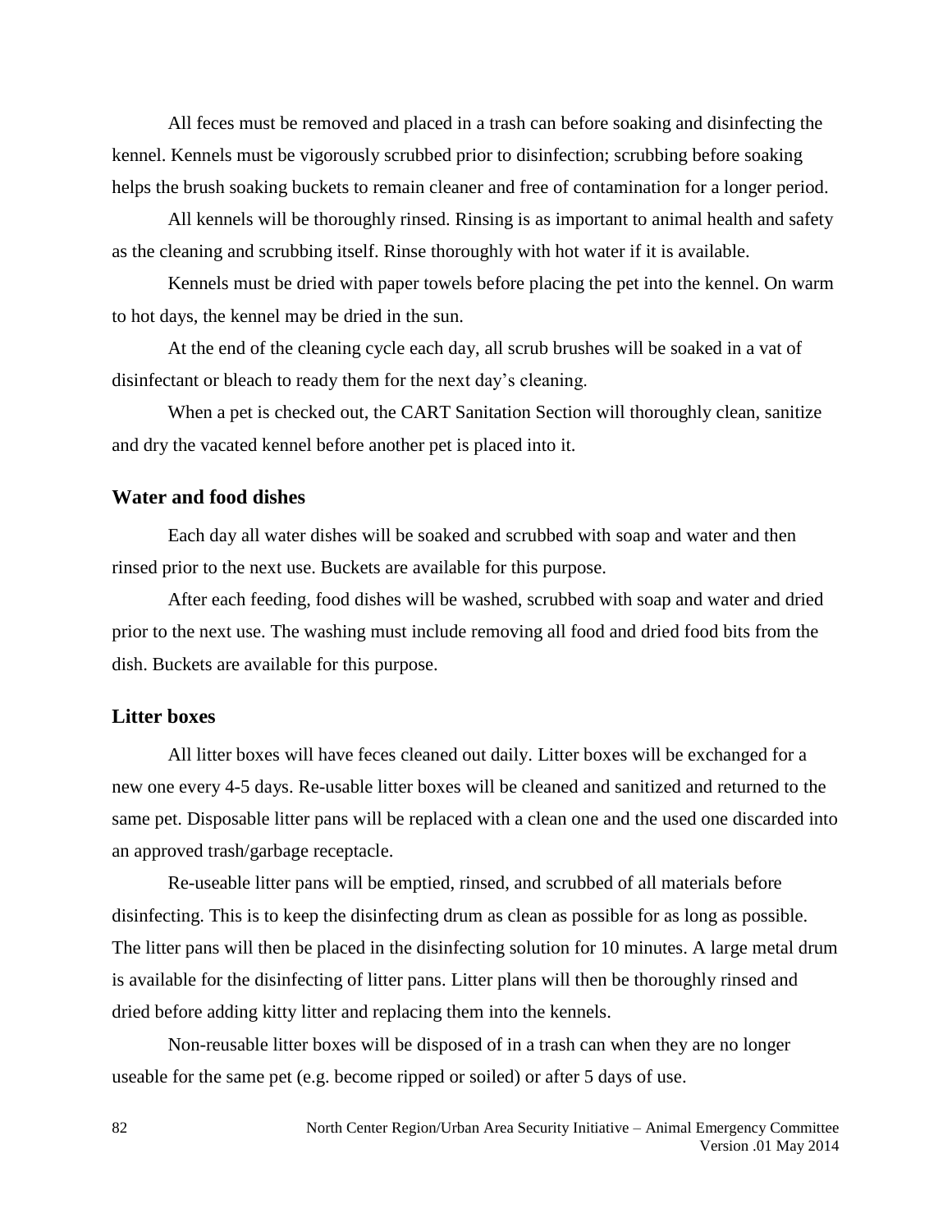All feces must be removed and placed in a trash can before soaking and disinfecting the kennel. Kennels must be vigorously scrubbed prior to disinfection; scrubbing before soaking helps the brush soaking buckets to remain cleaner and free of contamination for a longer period.

All kennels will be thoroughly rinsed. Rinsing is as important to animal health and safety as the cleaning and scrubbing itself. Rinse thoroughly with hot water if it is available.

Kennels must be dried with paper towels before placing the pet into the kennel. On warm to hot days, the kennel may be dried in the sun.

At the end of the cleaning cycle each day, all scrub brushes will be soaked in a vat of disinfectant or bleach to ready them for the next day's cleaning.

When a pet is checked out, the CART Sanitation Section will thoroughly clean, sanitize and dry the vacated kennel before another pet is placed into it.

### Water and food dishes

Each day all water dishes will be soaked and scrubbed with soap and water and then rinsed prior to the next use. Buckets are available for this purpose.

After each feeding, food dishes will be washed, scrubbed with soap and water and dried prior to the next use. The washing must include removing all food and dried food bits from the dish. Buckets are available for this purpose.

### Litter boxes

All litter boxes will have feces cleaned out daily. Litter boxes will be exchanged for a new one every 4-5 days. Re-usable litter boxes will be cleaned and sanitized and returned to the same pet. Disposable litter pans will be replaced with a clean one and the used one discarded into an approved trash/garbage receptacle.

Re-useable litter pans will be emptied, rinsed, and scrubbed of all materials before disinfecting. This is to keep the disinfecting drum as clean as possible for as long as possible. The litter pans will then be placed in the disinfecting solution for 10 minutes. A large metal drum is available for the disinfecting of litter pans. Litter plans will then be thoroughly rinsed and dried before adding kitty litter and replacing them into the kennels.

Non-reusable litter boxes will be disposed of in a trash can when they are no longer useable for the same pet (e.g. become ripped or soiled) or after 5 days of use.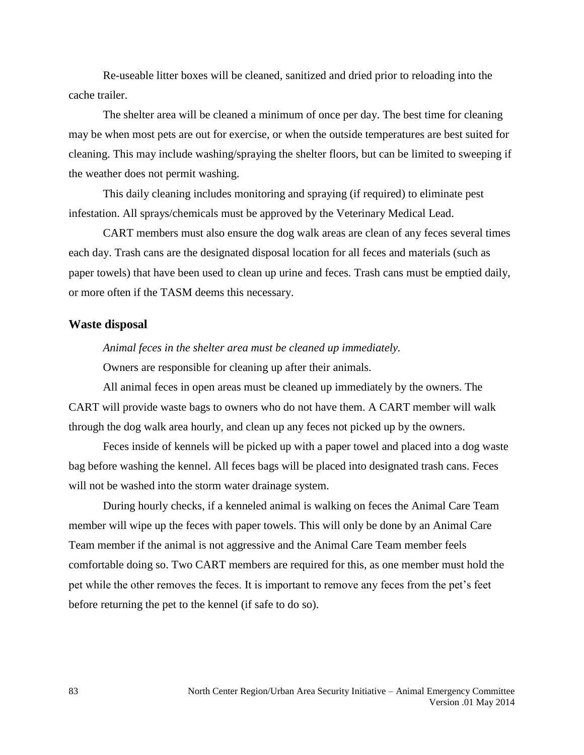Re-useable litter boxes will be cleaned, sanitized and dried prior to reloading into the cache trailer.

The shelter area will be cleaned a minimum of once per day. The best time for cleaning may be when most pets are out for exercise, or when the outside temperatures are best suited for cleaning. This may include washing/spraying the shelter floors, but can be limited to sweeping if the weather does not permit washing.

This daily cleaning includes monitoring and spraying (if required) to eliminate pest infestation. All sprays/chemicals must be approved by the Veterinary Medical Lead.

CART members must also ensure the dog walk areas are clean of any feces several times each day. Trash cans are the designated disposal location for all feces and materials (such as paper towels) that have been used to clean up urine and feces. Trash cans must be emptied daily, or more often if the TASM deems this necessary.

### Waste disposal

*Animal feces in the shelter area must be cleaned up immediately.*

Owners are responsible for cleaning up after their animals.

All animal feces in open areas must be cleaned up immediately by the owners. The CART will provide waste bags to owners who do not have them. A CART member will walk through the dog walk area hourly, and clean up any feces not picked up by the owners.

Feces inside of kennels will be picked up with a paper towel and placed into a dog waste bag before washing the kennel. All feces bags will be placed into designated trash cans. Feces will not be washed into the storm water drainage system.

During hourly checks, if a kenneled animal is walking on feces the Animal Care Team member will wipe up the feces with paper towels. This will only be done by an Animal Care Team member if the animal is not aggressive and the Animal Care Team member feels comfortable doing so. Two CART members are required for this, as one member must hold the pet while the other removes the feces. It is important to remove any feces from the pet's feet before returning the pet to the kennel (if safe to do so).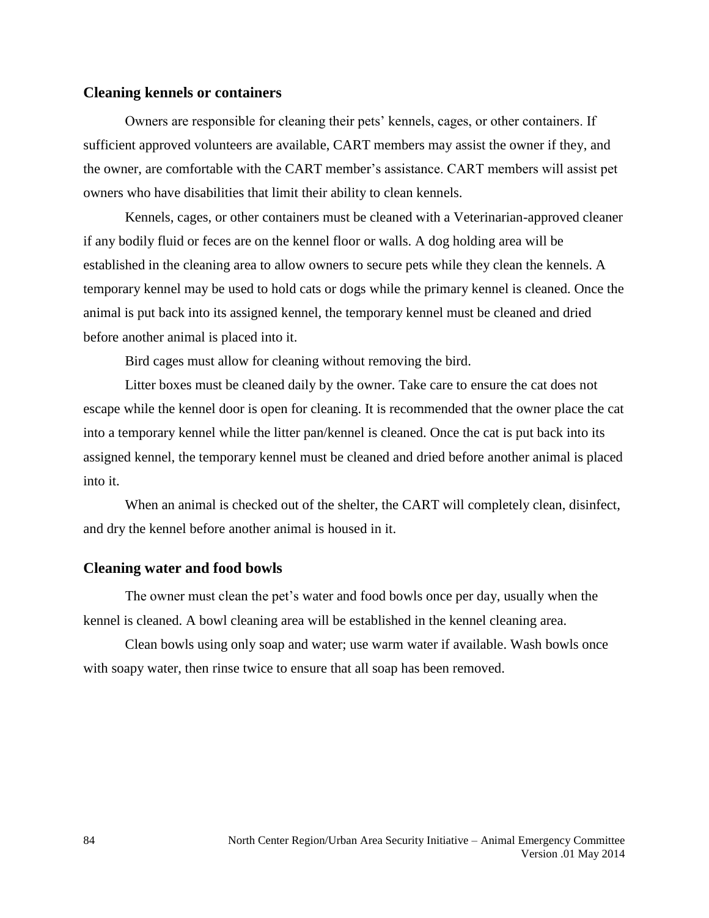### Cleaning kennels or containers

Owners are responsible for cleaning their pets' kennels, cages, or other containers. If sufficient approved volunteers are available, CART members may assist the owner if they, and the owner, are comfortable with the CART member's assistance. CART members will assist pet owners who have disabilities that limit their ability to clean kennels.

Kennels, cages, or other containers must be cleaned with a Veterinarian-approved cleaner if any bodily fluid or feces are on the kennel floor or walls. A dog holding area will be established in the cleaning area to allow owners to secure pets while they clean the kennels. A temporary kennel may be used to hold cats or dogs while the primary kennel is cleaned. Once the animal is put back into its assigned kennel, the temporary kennel must be cleaned and dried before another animal is placed into it.

Bird cages must allow for cleaning without removing the bird.

Litter boxes must be cleaned daily by the owner. Take care to ensure the cat does not escape while the kennel door is open for cleaning. It is recommended that the owner place the cat into a temporary kennel while the litter pan/kennel is cleaned. Once the cat is put back into its assigned kennel, the temporary kennel must be cleaned and dried before another animal is placed into it.

When an animal is checked out of the shelter, the CART will completely clean, disinfect, and dry the kennel before another animal is housed in it.

### Cleaning water and food bowls

The owner must clean the pet's water and food bowls once per day, usually when the kennel is cleaned. A bowl cleaning area will be established in the kennel cleaning area.

Clean bowls using only soap and water; use warm water if available. Wash bowls once with soapy water, then rinse twice to ensure that all soap has been removed.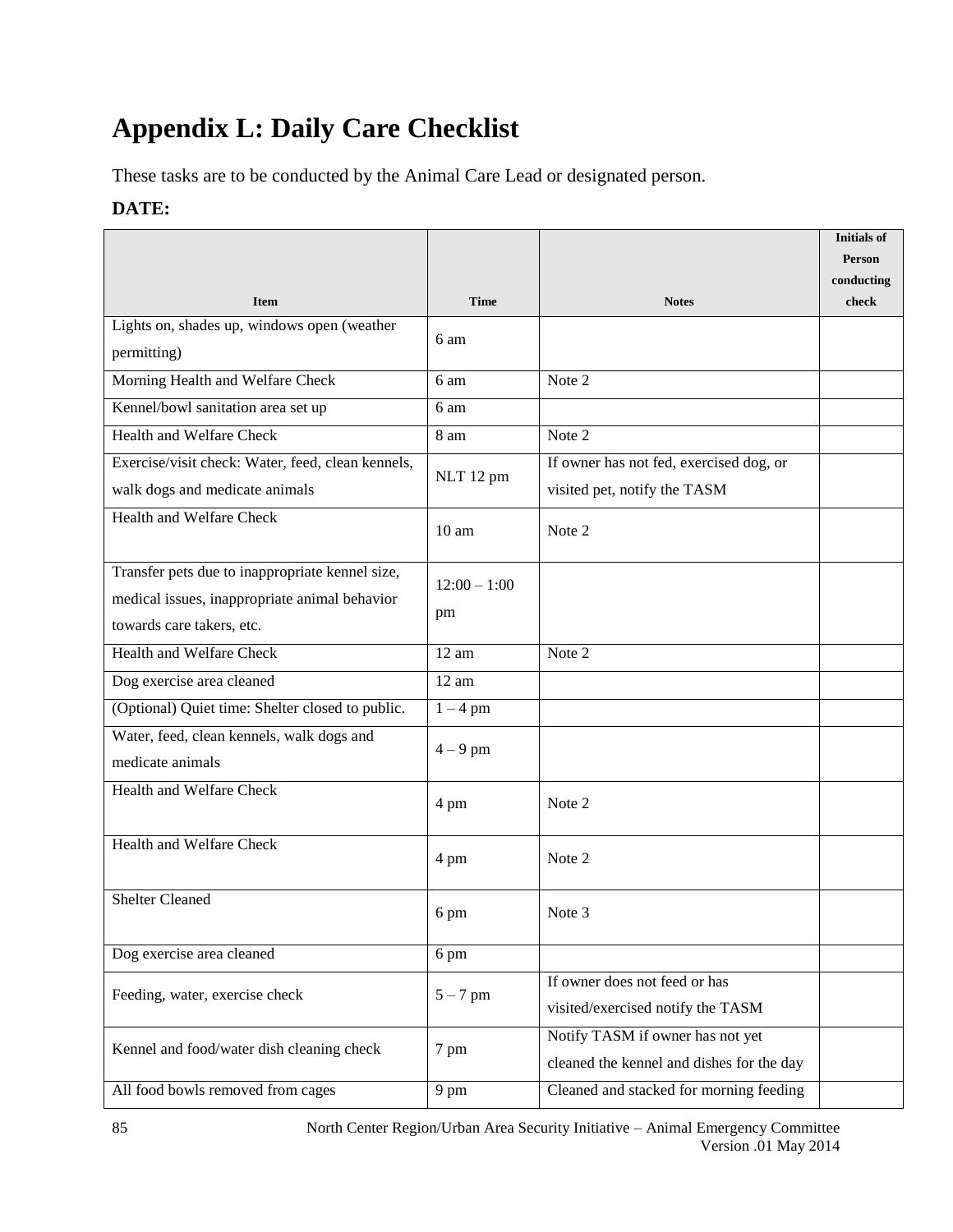# Appendix L: Daily Care Checklist

These tasks are to be conducted by the Animal Care Lead or designated person.

**DATE:**

| Item | Time | Notes | Initials of Person conducting check |
|---|---|---|---|
| Lights on, shades up, windows open (weather permitting) | 6 am | | |
| Morning Health and Welfare Check | 6 am | Note 2 | |
| Kennel/bowl sanitation area set up | 6 am | | |
| Health and Welfare Check | 8 am | Note 2 | |
| Exercise/visit check: Water, feed, clean kennels, walk dogs and medicate animals | NLT 12 pm | If owner has not fed, exercised dog, or visited pet, notify the TASM | |
| Health and Welfare Check | 10 am | Note 2 | |
| Transfer pets due to inappropriate kennel size, medical issues, inappropriate animal behavior towards care takers, etc. | 12:00 – 1:00 pm | | |
| Health and Welfare Check | 12 am | Note 2 | |
| Dog exercise area cleaned | 12 am | | |
| (Optional) Quiet time: Shelter closed to public. | 1 – 4 pm | | |
| Water, feed, clean kennels, walk dogs and medicate animals | 4 – 9 pm | | |
| Health and Welfare Check | 4 pm | Note 2 | |
| Health and Welfare Check | 4 pm | Note 2 | |
| Shelter Cleaned | 6 pm | Note 3 | |
| Dog exercise area cleaned | 6 pm | | |
| Feeding, water, exercise check | 5 – 7 pm | If owner does not feed or has visited/exercised notify the TASM | |
| Kennel and food/water dish cleaning check | 7 pm | Notify TASM if owner has not yet cleaned the kennel and dishes for the day | |
| All food bowls removed from cages | 9 pm | Cleaned and stacked for morning feeding | |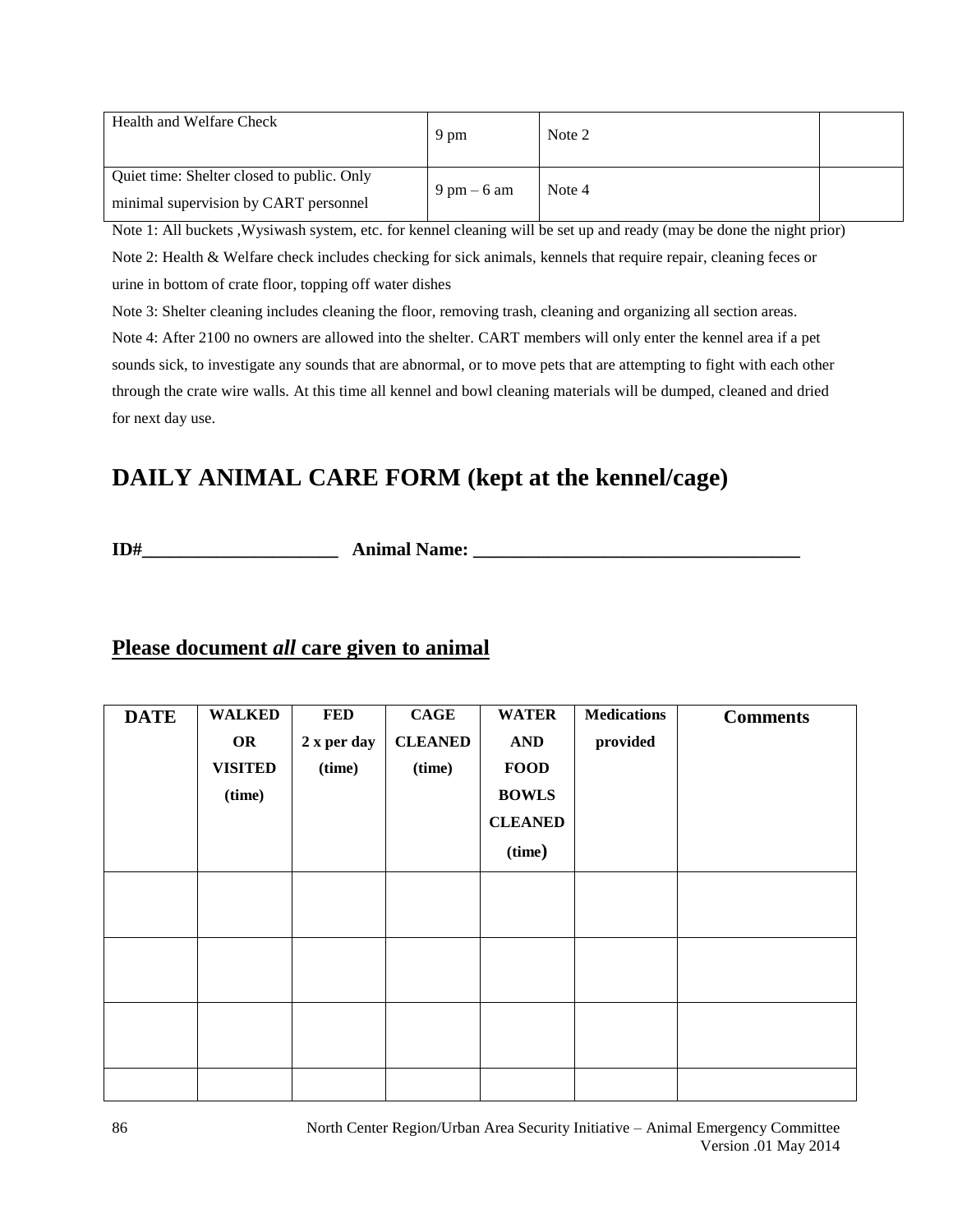| Health and Welfare Check | 9 pm | Note 2 | |
|---|---|---|---|
| Quiet time: Shelter closed to public. Only minimal supervision by CART personnel | 9 pm – 6 am | Note 4 | |

Note 1: All buckets ,Wysiwash system, etc. for kennel cleaning will be set up and ready (may be done the night prior)

Note 2: Health & Welfare check includes checking for sick animals, kennels that require repair, cleaning feces or urine in bottom of crate floor, topping off water dishes

Note 3: Shelter cleaning includes cleaning the floor, removing trash, cleaning and organizing all section areas.

Note 4: After 2100 no owners are allowed into the shelter. CART members will only enter the kennel area if a pet sounds sick, to investigate any sounds that are abnormal, or to move pets that are attempting to fight with each other through the crate wire walls. At this time all kennel and bowl cleaning materials will be dumped, cleaned and dried for next day use.

## DAILY ANIMAL CARE FORM (kept at the kennel/cage)

**ID#_____________________ Animal Name: ___________________________________**

**Please document *all* care given to animal**

| DATE | WALKED OR VISITED (time) | FED 2 x per day (time) | CAGE CLEANED (time) | WATER AND FOOD BOWLS CLEANED (time) | Medications provided | Comments |
|---|---|---|---|---|---|---|
| | | | | | | |
| | | | | | | |
| | | | | | | |
| | | | | | | |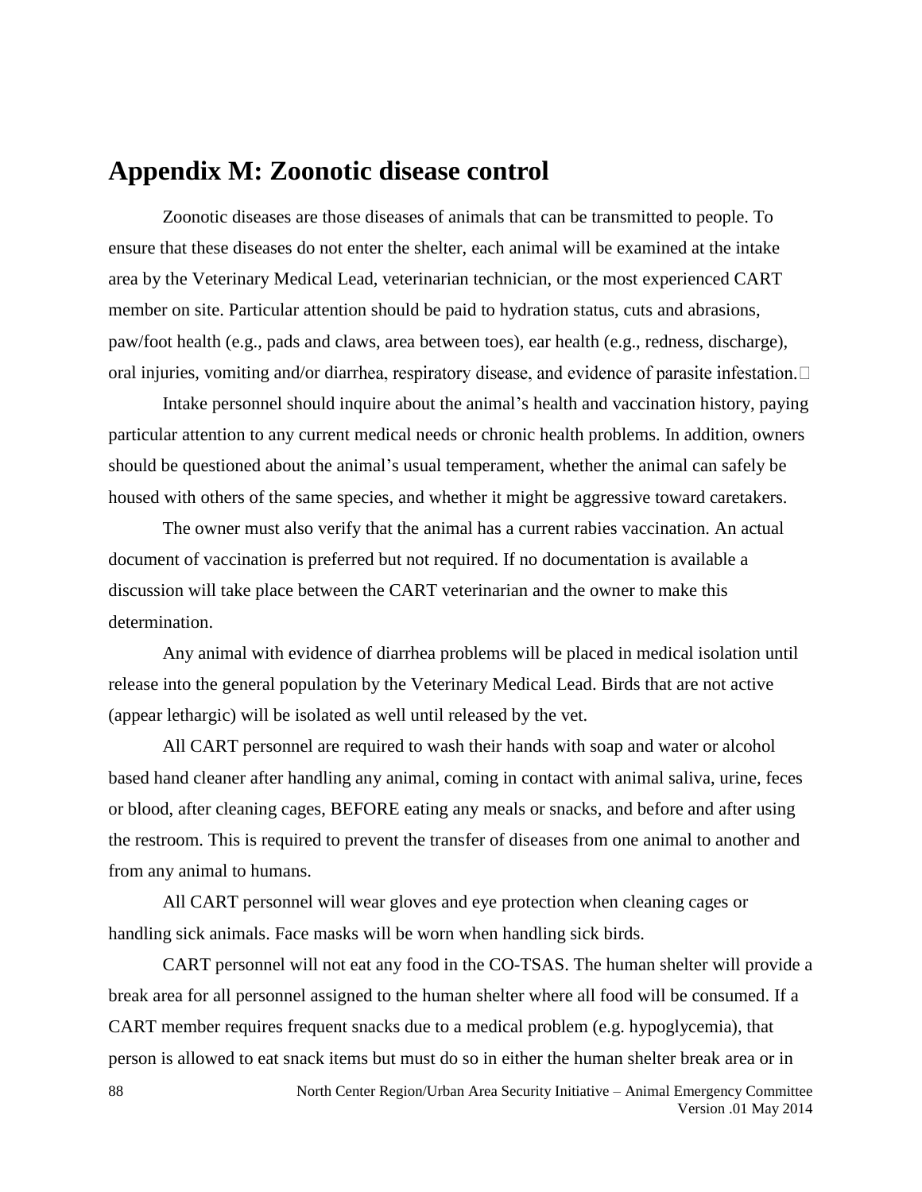## Appendix M: Zoonotic disease control

Zoonotic diseases are those diseases of animals that can be transmitted to people. To ensure that these diseases do not enter the shelter, each animal will be examined at the intake area by the Veterinary Medical Lead, veterinarian technician, or the most experienced CART member on site. Particular attention should be paid to hydration status, cuts and abrasions, paw/foot health (e.g., pads and claws, area between toes), ear health (e.g., redness, discharge), oral injuries, vomiting and/or diarrhea, respiratory disease, and evidence of parasite infestation.

Intake personnel should inquire about the animal's health and vaccination history, paying particular attention to any current medical needs or chronic health problems. In addition, owners should be questioned about the animal's usual temperament, whether the animal can safely be housed with others of the same species, and whether it might be aggressive toward caretakers.

The owner must also verify that the animal has a current rabies vaccination. An actual document of vaccination is preferred but not required. If no documentation is available a discussion will take place between the CART veterinarian and the owner to make this determination.

Any animal with evidence of diarrhea problems will be placed in medical isolation until release into the general population by the Veterinary Medical Lead. Birds that are not active (appear lethargic) will be isolated as well until released by the vet.

All CART personnel are required to wash their hands with soap and water or alcohol based hand cleaner after handling any animal, coming in contact with animal saliva, urine, feces or blood, after cleaning cages, BEFORE eating any meals or snacks, and before and after using the restroom. This is required to prevent the transfer of diseases from one animal to another and from any animal to humans.

All CART personnel will wear gloves and eye protection when cleaning cages or handling sick animals. Face masks will be worn when handling sick birds.

CART personnel will not eat any food in the CO-TSAS. The human shelter will provide a break area for all personnel assigned to the human shelter where all food will be consumed. If a CART member requires frequent snacks due to a medical problem (e.g. hypoglycemia), that person is allowed to eat snack items but must do so in either the human shelter break area or in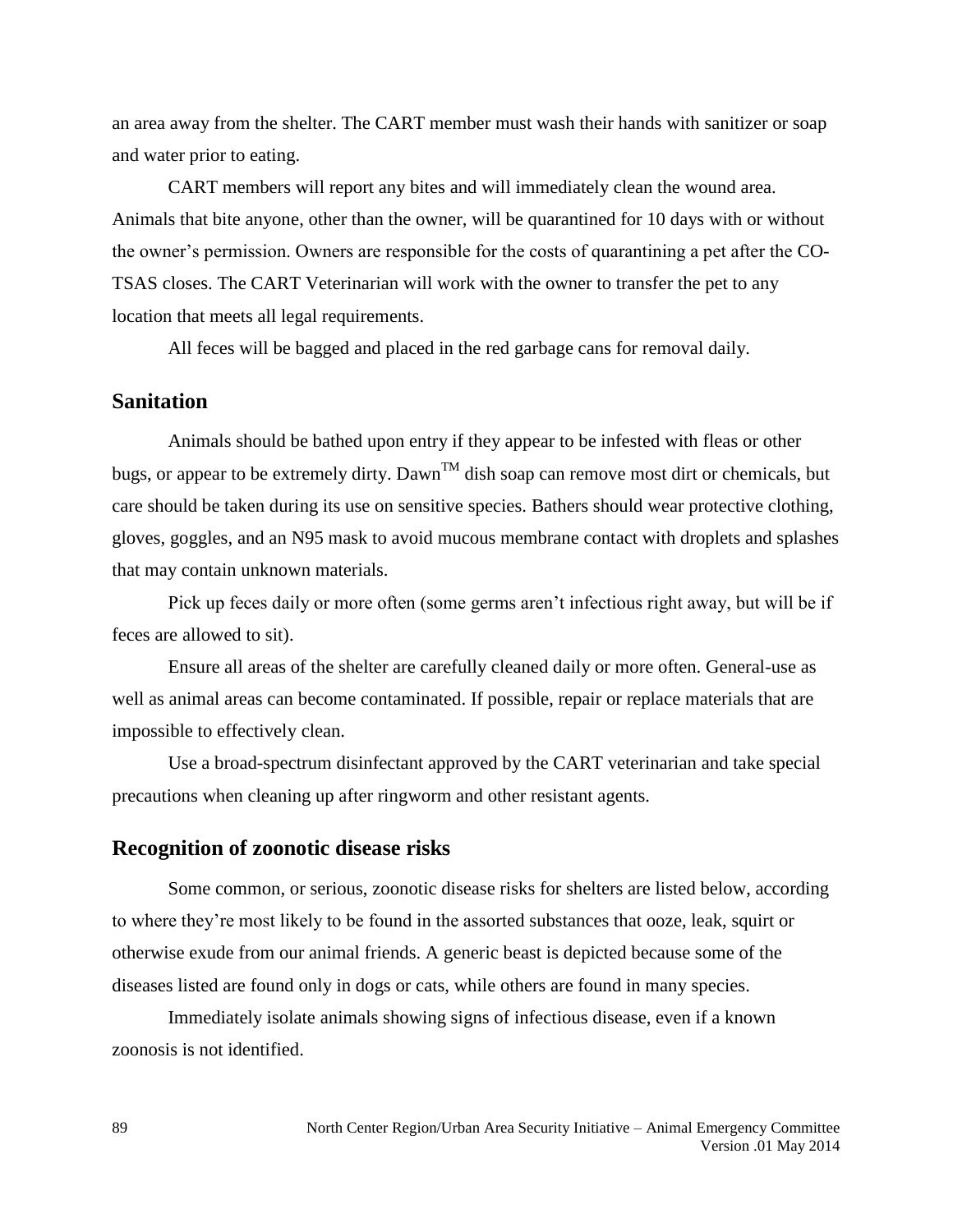an area away from the shelter. The CART member must wash their hands with sanitizer or soap and water prior to eating.

CART members will report any bites and will immediately clean the wound area. Animals that bite anyone, other than the owner, will be quarantined for 10 days with or without the owner's permission. Owners are responsible for the costs of quarantining a pet after the CO-TSAS closes. The CART Veterinarian will work with the owner to transfer the pet to any location that meets all legal requirements.

All feces will be bagged and placed in the red garbage cans for removal daily.

## Sanitation

Animals should be bathed upon entry if they appear to be infested with fleas or other bugs, or appear to be extremely dirty. Dawn™ dish soap can remove most dirt or chemicals, but care should be taken during its use on sensitive species. Bathers should wear protective clothing, gloves, goggles, and an N95 mask to avoid mucous membrane contact with droplets and splashes that may contain unknown materials.

Pick up feces daily or more often (some germs aren't infectious right away, but will be if feces are allowed to sit).

Ensure all areas of the shelter are carefully cleaned daily or more often. General-use as well as animal areas can become contaminated. If possible, repair or replace materials that are impossible to effectively clean.

Use a broad-spectrum disinfectant approved by the CART veterinarian and take special precautions when cleaning up after ringworm and other resistant agents.

## Recognition of zoonotic disease risks

Some common, or serious, zoonotic disease risks for shelters are listed below, according to where they're most likely to be found in the assorted substances that ooze, leak, squirt or otherwise exude from our animal friends. A generic beast is depicted because some of the diseases listed are found only in dogs or cats, while others are found in many species.

Immediately isolate animals showing signs of infectious disease, even if a known zoonosis is not identified.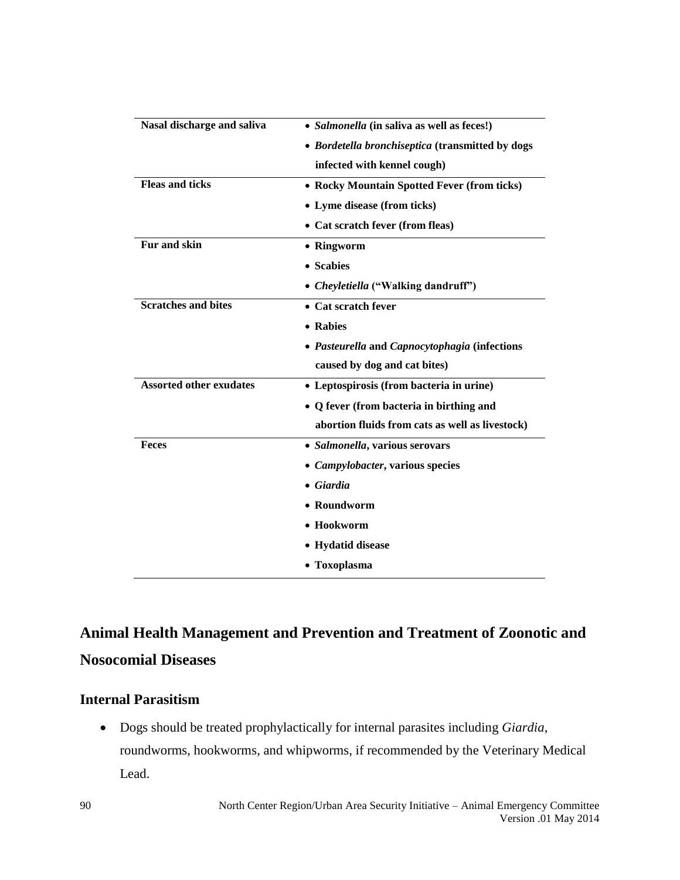| | |
|---|---|
| **Nasal discharge and saliva** | • ***Salmonella*** **(in saliva as well as feces!)**<br>• ***Bordetella bronchiseptica*** **(transmitted by dogs infected with kennel cough)** |
| **Fleas and ticks** | • **Rocky Mountain Spotted Fever (from ticks)**<br>• **Lyme disease (from ticks)**<br>• **Cat scratch fever (from fleas)** |
| **Fur and skin** | • **Ringworm**<br>• **Scabies**<br>• ***Cheyletiella*** **("Walking dandruff")** |
| **Scratches and bites** | • **Cat scratch fever**<br>• **Rabies**<br>• ***Pasteurella*** **and** ***Capnocytophagia*** **(infections caused by dog and cat bites)** |
| **Assorted other exudates** | • **Leptospirosis (from bacteria in urine)**<br>• **Q fever (from bacteria in birthing and abortion fluids from cats as well as livestock)** |
| **Feces** | • ***Salmonella*****, various serovars**<br>• ***Campylobacter*****, various species**<br>• ***Giardia***<br>• **Roundworm**<br>• **Hookworm**<br>• **Hydatid disease**<br>• **Toxoplasma** |

## Animal Health Management and Prevention and Treatment of Zoonotic and Nosocomial Diseases

### Internal Parasitism

- Dogs should be treated prophylactically for internal parasites including *Giardia*, roundworms, hookworms, and whipworms, if recommended by the Veterinary Medical Lead.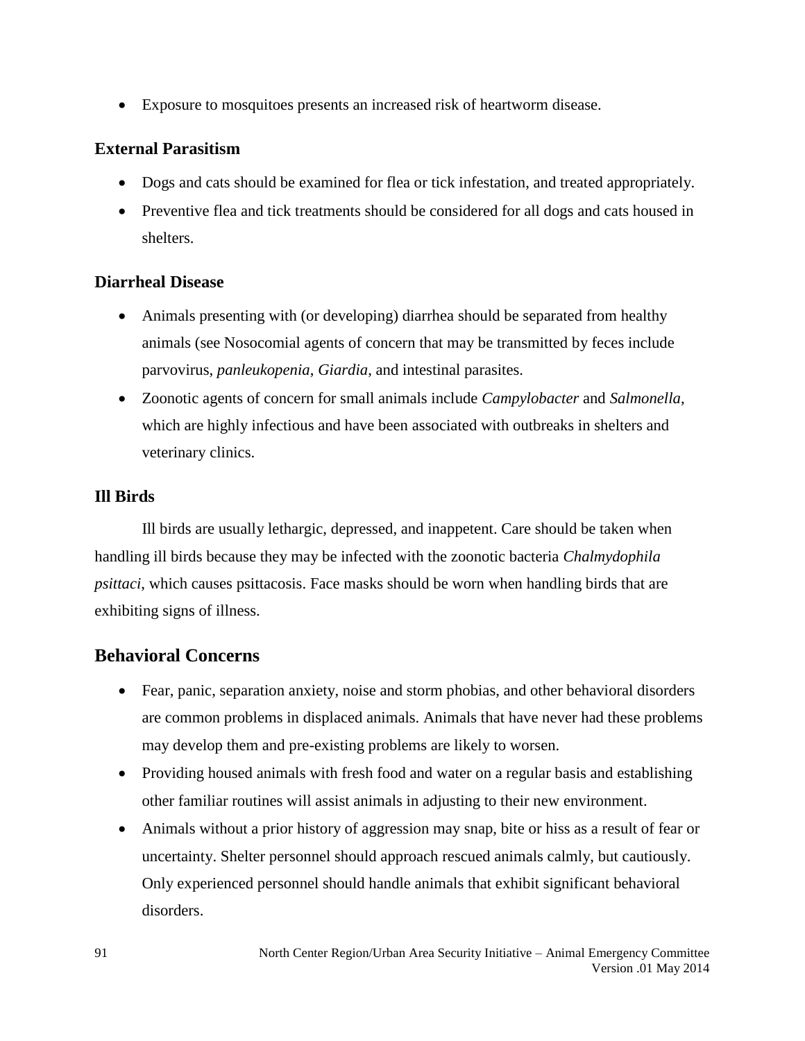- Exposure to mosquitoes presents an increased risk of heartworm disease.

### External Parasitism

- Dogs and cats should be examined for flea or tick infestation, and treated appropriately.
- Preventive flea and tick treatments should be considered for all dogs and cats housed in shelters.

### Diarrheal Disease

- Animals presenting with (or developing) diarrhea should be separated from healthy animals (see Nosocomial agents of concern that may be transmitted by feces include parvovirus, *panleukopenia*, *Giardia*, and intestinal parasites.
- Zoonotic agents of concern for small animals include *Campylobacter* and *Salmonella*, which are highly infectious and have been associated with outbreaks in shelters and veterinary clinics.

### Ill Birds

Ill birds are usually lethargic, depressed, and inappetent. Care should be taken when handling ill birds because they may be infected with the zoonotic bacteria *Chalmydophila psittaci*, which causes psittacosis. Face masks should be worn when handling birds that are exhibiting signs of illness.

## Behavioral Concerns

- Fear, panic, separation anxiety, noise and storm phobias, and other behavioral disorders are common problems in displaced animals. Animals that have never had these problems may develop them and pre-existing problems are likely to worsen.
- Providing housed animals with fresh food and water on a regular basis and establishing other familiar routines will assist animals in adjusting to their new environment.
- Animals without a prior history of aggression may snap, bite or hiss as a result of fear or uncertainty. Shelter personnel should approach rescued animals calmly, but cautiously. Only experienced personnel should handle animals that exhibit significant behavioral disorders.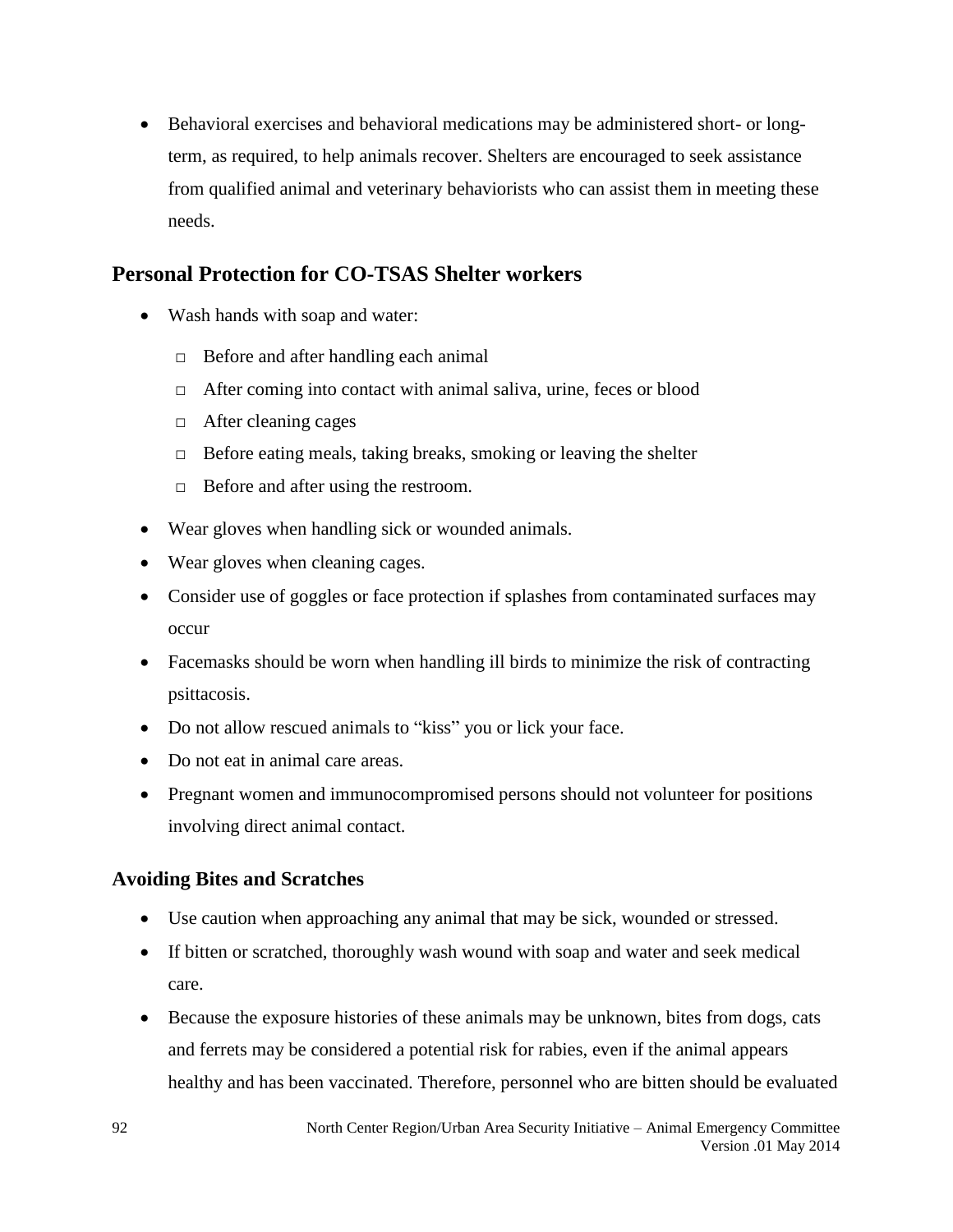- Behavioral exercises and behavioral medications may be administered short- or long-term, as required, to help animals recover. Shelters are encouraged to seek assistance from qualified animal and veterinary behaviorists who can assist them in meeting these needs.

## Personal Protection for CO-TSAS Shelter workers

- Wash hands with soap and water:
    - Before and after handling each animal
    - After coming into contact with animal saliva, urine, feces or blood
    - After cleaning cages
    - Before eating meals, taking breaks, smoking or leaving the shelter
    - Before and after using the restroom.
- Wear gloves when handling sick or wounded animals.
- Wear gloves when cleaning cages.
- Consider use of goggles or face protection if splashes from contaminated surfaces may occur
- Facemasks should be worn when handling ill birds to minimize the risk of contracting psittacosis.
- Do not allow rescued animals to "kiss" you or lick your face.
- Do not eat in animal care areas.
- Pregnant women and immunocompromised persons should not volunteer for positions involving direct animal contact.

### Avoiding Bites and Scratches

- Use caution when approaching any animal that may be sick, wounded or stressed.
- If bitten or scratched, thoroughly wash wound with soap and water and seek medical care.
- Because the exposure histories of these animals may be unknown, bites from dogs, cats and ferrets may be considered a potential risk for rabies, even if the animal appears healthy and has been vaccinated. Therefore, personnel who are bitten should be evaluated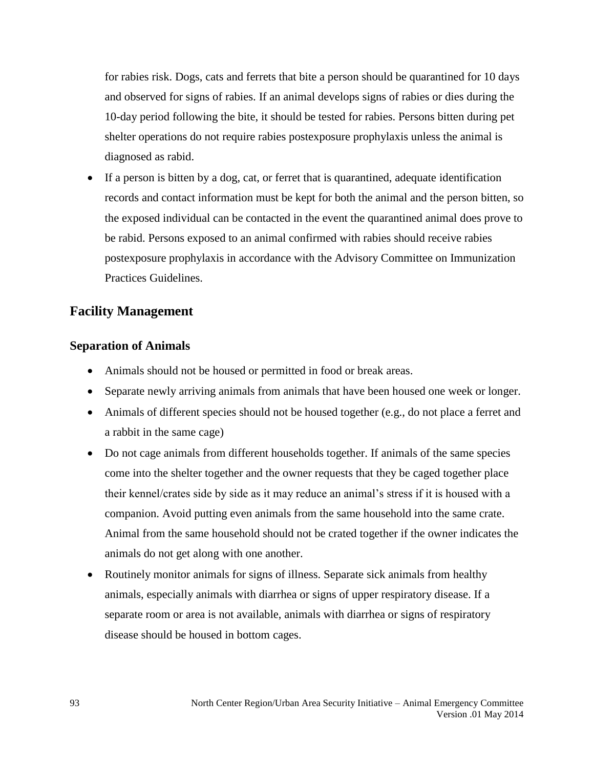for rabies risk. Dogs, cats and ferrets that bite a person should be quarantined for 10 days and observed for signs of rabies. If an animal develops signs of rabies or dies during the 10-day period following the bite, it should be tested for rabies. Persons bitten during pet shelter operations do not require rabies postexposure prophylaxis unless the animal is diagnosed as rabid.

- If a person is bitten by a dog, cat, or ferret that is quarantined, adequate identification records and contact information must be kept for both the animal and the person bitten, so the exposed individual can be contacted in the event the quarantined animal does prove to be rabid. Persons exposed to an animal confirmed with rabies should receive rabies postexposure prophylaxis in accordance with the Advisory Committee on Immunization Practices Guidelines.

## Facility Management

### Separation of Animals

- Animals should not be housed or permitted in food or break areas.
- Separate newly arriving animals from animals that have been housed one week or longer.
- Animals of different species should not be housed together (e.g., do not place a ferret and a rabbit in the same cage)
- Do not cage animals from different households together. If animals of the same species come into the shelter together and the owner requests that they be caged together place their kennel/crates side by side as it may reduce an animal's stress if it is housed with a companion. Avoid putting even animals from the same household into the same crate. Animal from the same household should not be crated together if the owner indicates the animals do not get along with one another.
- Routinely monitor animals for signs of illness. Separate sick animals from healthy animals, especially animals with diarrhea or signs of upper respiratory disease. If a separate room or area is not available, animals with diarrhea or signs of respiratory disease should be housed in bottom cages.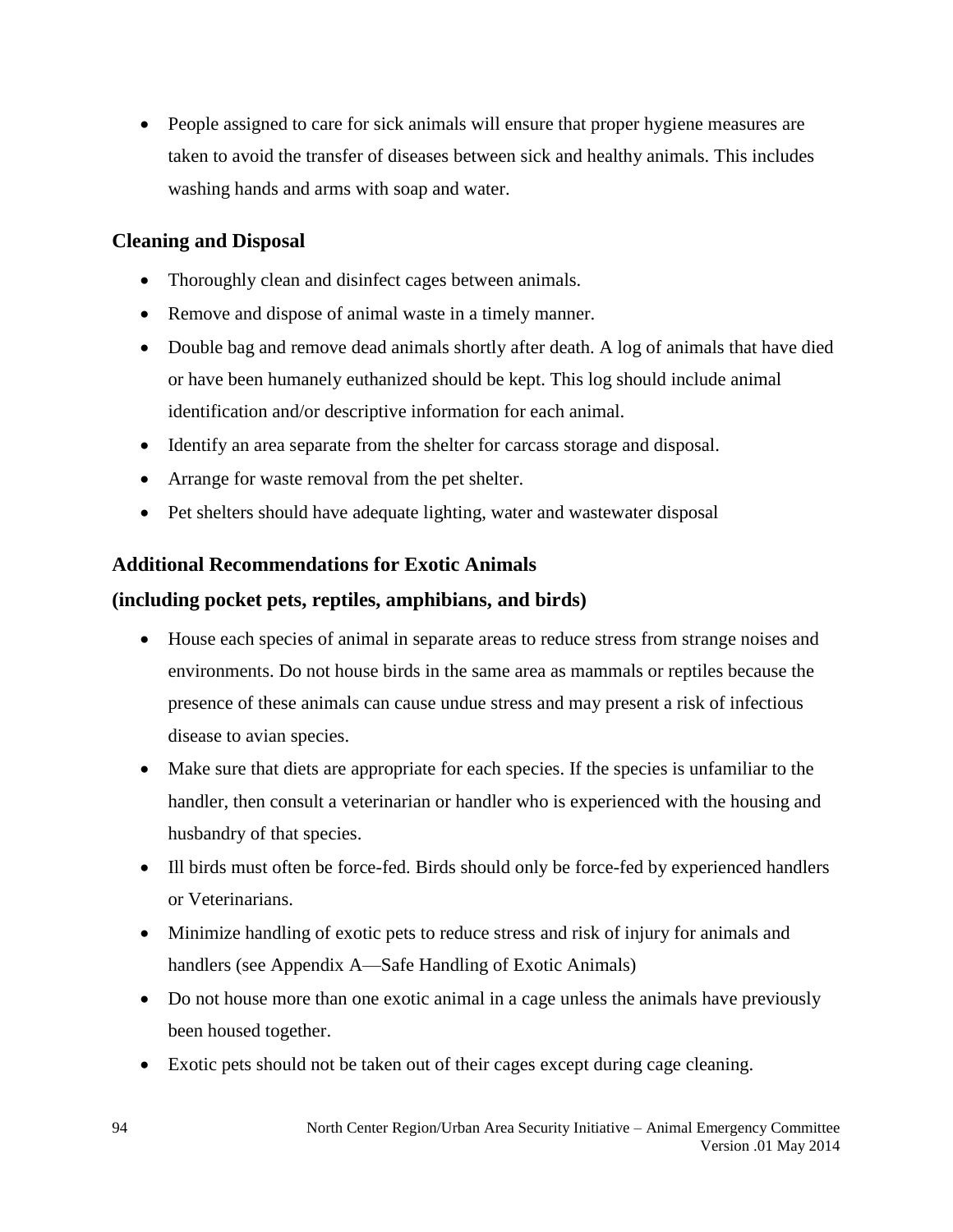- People assigned to care for sick animals will ensure that proper hygiene measures are taken to avoid the transfer of diseases between sick and healthy animals. This includes washing hands and arms with soap and water.

### Cleaning and Disposal

- Thoroughly clean and disinfect cages between animals.
- Remove and dispose of animal waste in a timely manner.
- Double bag and remove dead animals shortly after death. A log of animals that have died or have been humanely euthanized should be kept. This log should include animal identification and/or descriptive information for each animal.
- Identify an area separate from the shelter for carcass storage and disposal.
- Arrange for waste removal from the pet shelter.
- Pet shelters should have adequate lighting, water and wastewater disposal

### Additional Recommendations for Exotic Animals (including pocket pets, reptiles, amphibians, and birds)

- House each species of animal in separate areas to reduce stress from strange noises and environments. Do not house birds in the same area as mammals or reptiles because the presence of these animals can cause undue stress and may present a risk of infectious disease to avian species.
- Make sure that diets are appropriate for each species. If the species is unfamiliar to the handler, then consult a veterinarian or handler who is experienced with the housing and husbandry of that species.
- Ill birds must often be force-fed. Birds should only be force-fed by experienced handlers or Veterinarians.
- Minimize handling of exotic pets to reduce stress and risk of injury for animals and handlers (see Appendix A—Safe Handling of Exotic Animals)
- Do not house more than one exotic animal in a cage unless the animals have previously been housed together.
- Exotic pets should not be taken out of their cages except during cage cleaning.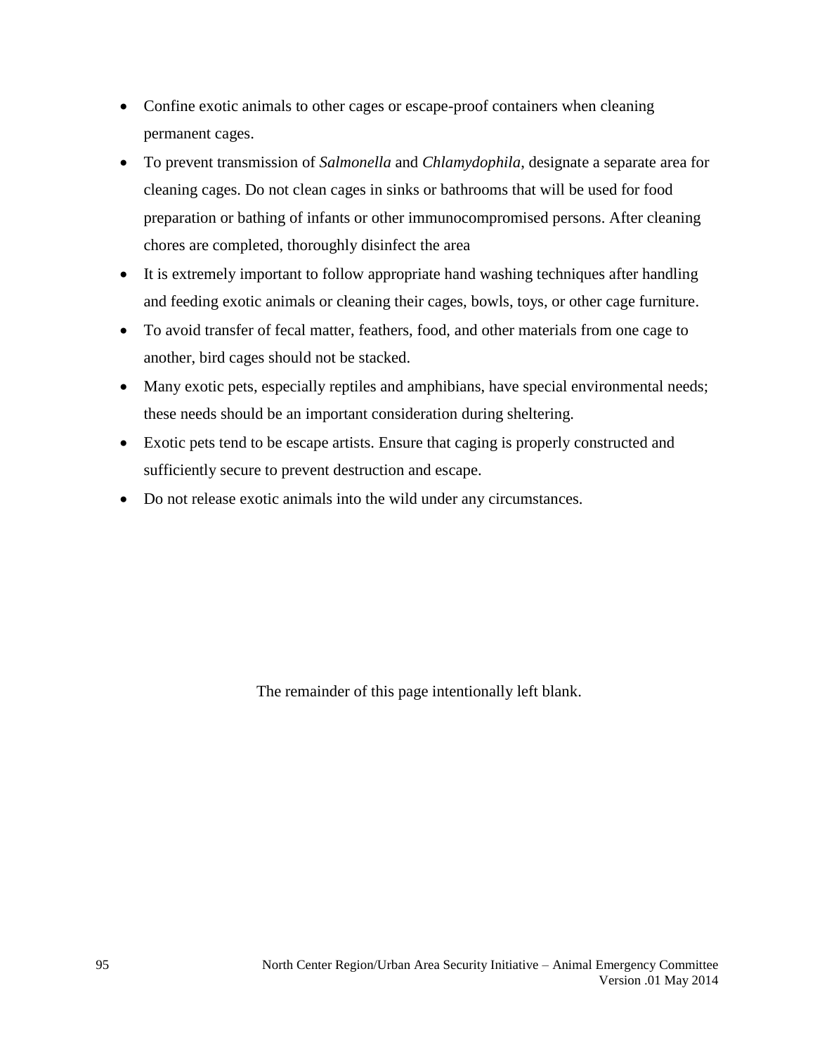- Confine exotic animals to other cages or escape-proof containers when cleaning permanent cages.
- To prevent transmission of *Salmonella* and *Chlamydophila*, designate a separate area for cleaning cages. Do not clean cages in sinks or bathrooms that will be used for food preparation or bathing of infants or other immunocompromised persons. After cleaning chores are completed, thoroughly disinfect the area
- It is extremely important to follow appropriate hand washing techniques after handling and feeding exotic animals or cleaning their cages, bowls, toys, or other cage furniture.
- To avoid transfer of fecal matter, feathers, food, and other materials from one cage to another, bird cages should not be stacked.
- Many exotic pets, especially reptiles and amphibians, have special environmental needs; these needs should be an important consideration during sheltering.
- Exotic pets tend to be escape artists. Ensure that caging is properly constructed and sufficiently secure to prevent destruction and escape.
- Do not release exotic animals into the wild under any circumstances.

The remainder of this page intentionally left blank.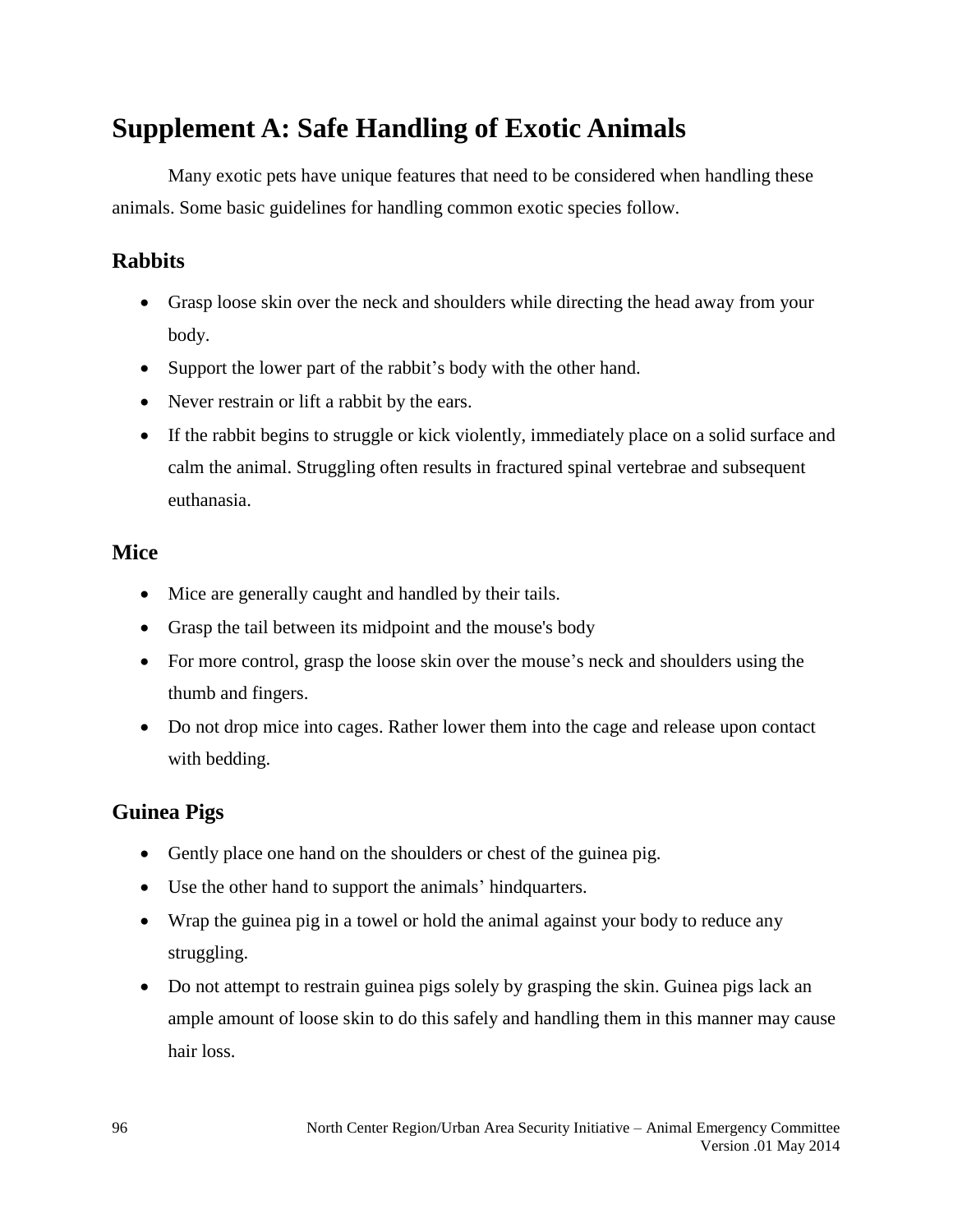# Supplement A: Safe Handling of Exotic Animals

Many exotic pets have unique features that need to be considered when handling these animals. Some basic guidelines for handling common exotic species follow.

## Rabbits

- Grasp loose skin over the neck and shoulders while directing the head away from your body.
- Support the lower part of the rabbit's body with the other hand.
- Never restrain or lift a rabbit by the ears.
- If the rabbit begins to struggle or kick violently, immediately place on a solid surface and calm the animal. Struggling often results in fractured spinal vertebrae and subsequent euthanasia.

## Mice

- Mice are generally caught and handled by their tails.
- Grasp the tail between its midpoint and the mouse's body
- For more control, grasp the loose skin over the mouse's neck and shoulders using the thumb and fingers.
- Do not drop mice into cages. Rather lower them into the cage and release upon contact with bedding.

## Guinea Pigs

- Gently place one hand on the shoulders or chest of the guinea pig.
- Use the other hand to support the animals' hindquarters.
- Wrap the guinea pig in a towel or hold the animal against your body to reduce any struggling.
- Do not attempt to restrain guinea pigs solely by grasping the skin. Guinea pigs lack an ample amount of loose skin to do this safely and handling them in this manner may cause hair loss.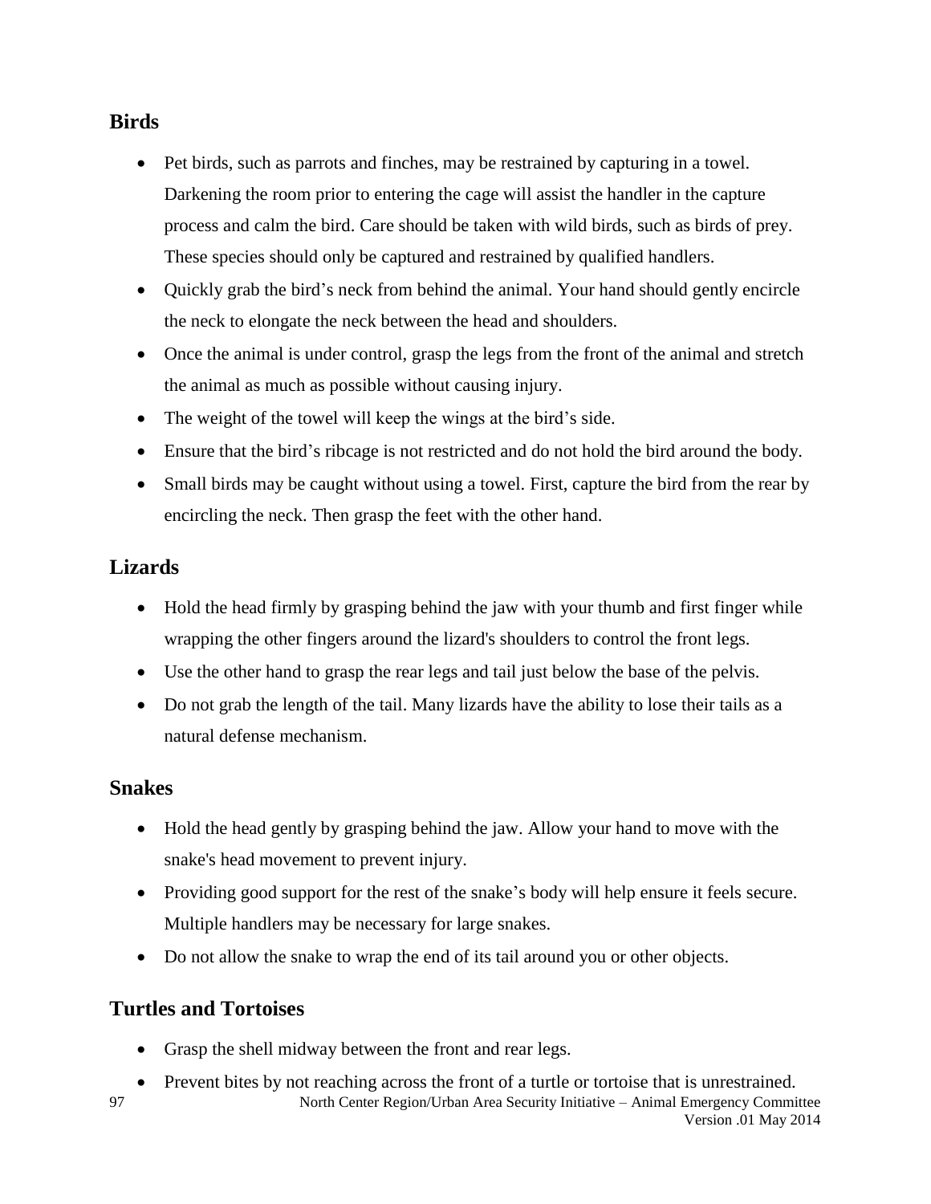## Birds

- Pet birds, such as parrots and finches, may be restrained by capturing in a towel. Darkening the room prior to entering the cage will assist the handler in the capture process and calm the bird. Care should be taken with wild birds, such as birds of prey. These species should only be captured and restrained by qualified handlers.
- Quickly grab the bird's neck from behind the animal. Your hand should gently encircle the neck to elongate the neck between the head and shoulders.
- Once the animal is under control, grasp the legs from the front of the animal and stretch the animal as much as possible without causing injury.
- The weight of the towel will keep the wings at the bird's side.
- Ensure that the bird's ribcage is not restricted and do not hold the bird around the body.
- Small birds may be caught without using a towel. First, capture the bird from the rear by encircling the neck. Then grasp the feet with the other hand.

## Lizards

- Hold the head firmly by grasping behind the jaw with your thumb and first finger while wrapping the other fingers around the lizard's shoulders to control the front legs.
- Use the other hand to grasp the rear legs and tail just below the base of the pelvis.
- Do not grab the length of the tail. Many lizards have the ability to lose their tails as a natural defense mechanism.

## Snakes

- Hold the head gently by grasping behind the jaw. Allow your hand to move with the snake's head movement to prevent injury.
- Providing good support for the rest of the snake's body will help ensure it feels secure. Multiple handlers may be necessary for large snakes.
- Do not allow the snake to wrap the end of its tail around you or other objects.

## Turtles and Tortoises

- Grasp the shell midway between the front and rear legs.
- Prevent bites by not reaching across the front of a turtle or tortoise that is unrestrained.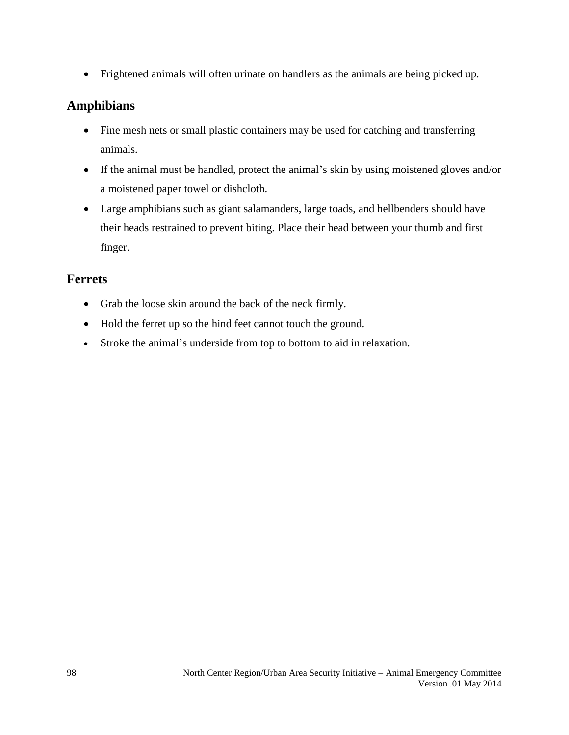- Frightened animals will often urinate on handlers as the animals are being picked up.

## Amphibians

- Fine mesh nets or small plastic containers may be used for catching and transferring animals.
- If the animal must be handled, protect the animal's skin by using moistened gloves and/or a moistened paper towel or dishcloth.
- Large amphibians such as giant salamanders, large toads, and hellbenders should have their heads restrained to prevent biting. Place their head between your thumb and first finger.

## Ferrets

- Grab the loose skin around the back of the neck firmly.
- Hold the ferret up so the hind feet cannot touch the ground.
- Stroke the animal's underside from top to bottom to aid in relaxation.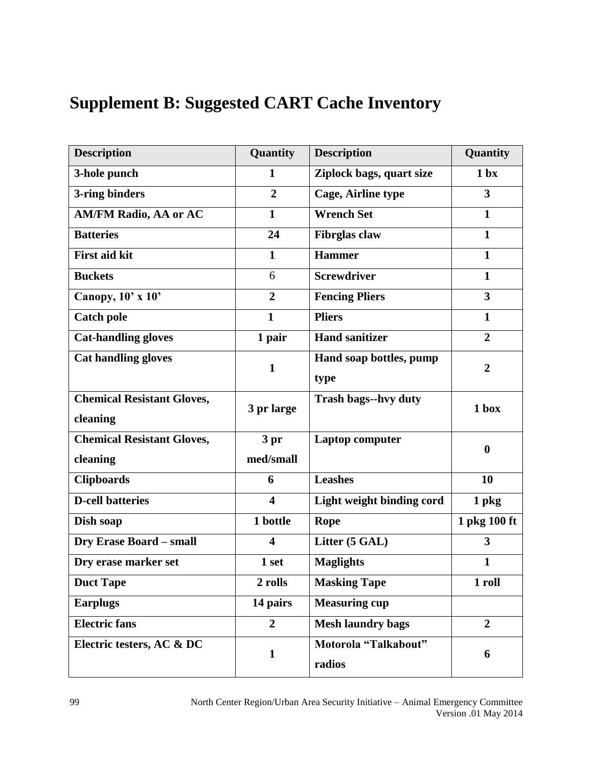# Supplement B: Suggested CART Cache Inventory

| Description | Quantity | Description | Quantity |
|---|---|---|---|
| 3-hole punch | 1 | Ziplock bags, quart size | 1 bx |
| 3-ring binders | 2 | Cage, Airline type | 3 |
| AM/FM Radio, AA or AC | 1 | Wrench Set | 1 |
| Batteries | 24 | Fibrglas claw | 1 |
| First aid kit | 1 | Hammer | 1 |
| Buckets | 6 | Screwdriver | 1 |
| Canopy, 10’ x 10’ | 2 | Fencing Pliers | 3 |
| Catch pole | 1 | Pliers | 1 |
| Cat-handling gloves | 1 pair | Hand sanitizer | 2 |
| Cat handling gloves | 1 | Hand soap bottles, pump type | 2 |
| Chemical Resistant Gloves, cleaning | 3 pr large | Trash bags--hvy duty | 1 box |
| Chemical Resistant Gloves, cleaning | 3 pr med/small | Laptop computer | 0 |
| Clipboards | 6 | Leashes | 10 |
| D-cell batteries | 4 | Light weight binding cord | 1 pkg |
| Dish soap | 1 bottle | Rope | 1 pkg 100 ft |
| Dry Erase Board – small | 4 | Litter (5 GAL) | 3 |
| Dry erase marker set | 1 set | Maglights | 1 |
| Duct Tape | 2 rolls | Masking Tape | 1 roll |
| Earplugs | 14 pairs | Measuring cup | |
| Electric fans | 2 | Mesh laundry bags | 2 |
| Electric testers, AC & DC | 1 | Motorola “Talkabout” radios | 6 |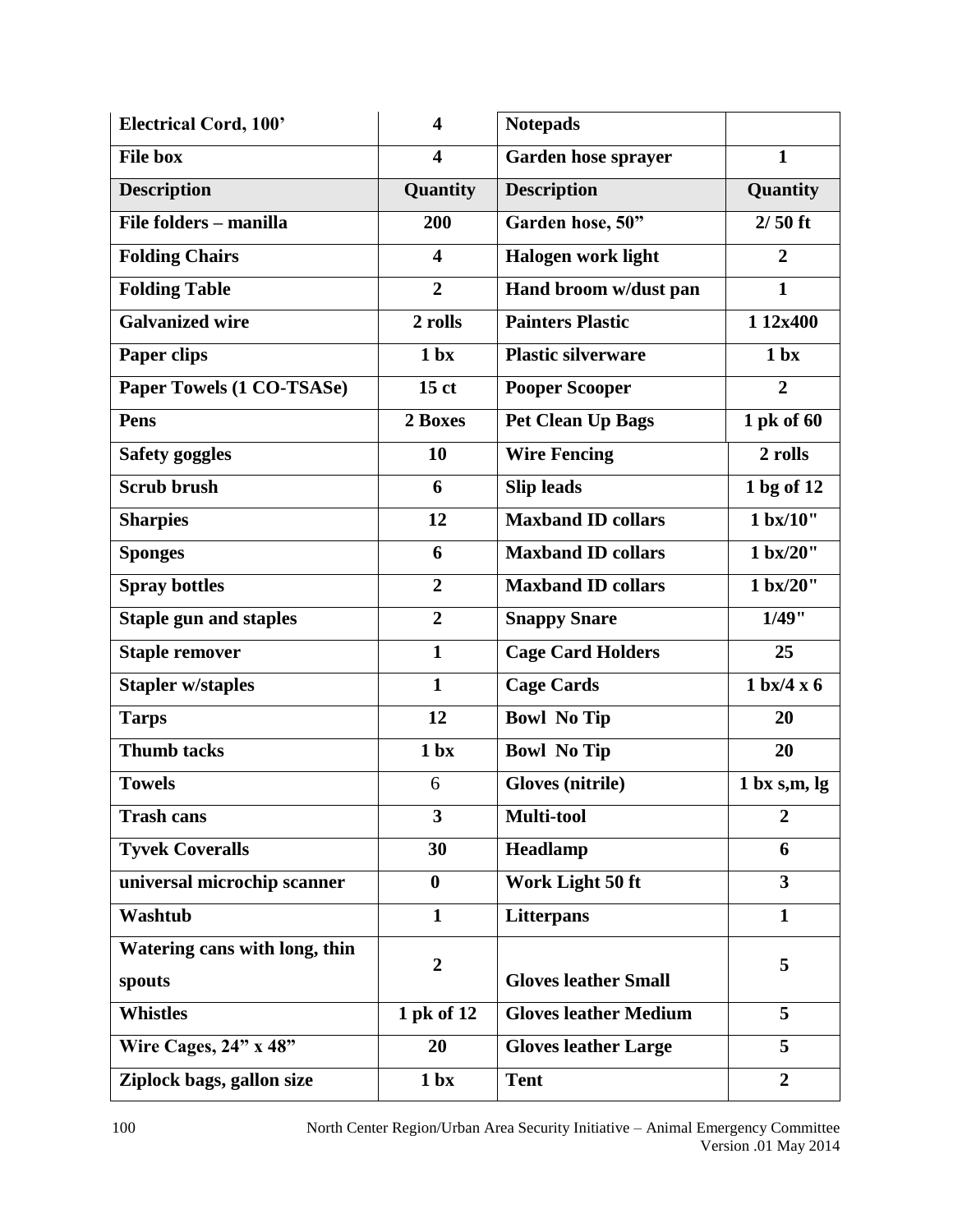| Electrical Cord, 100' | 4 | Notepads | |
|---|---|---|---|
| File box | 4 | Garden hose sprayer | 1 |
| **Description** | **Quantity** | **Description** | **Quantity** |
| File folders – manilla | 200 | Garden hose, 50" | 2/ 50 ft |
| Folding Chairs | 4 | Halogen work light | 2 |
| Folding Table | 2 | Hand broom w/dust pan | 1 |
| Galvanized wire | 2 rolls | Painters Plastic | 1 12x400 |
| Paper clips | 1 bx | Plastic silverware | 1 bx |
| Paper Towels (1 CO-TSASe) | 15 ct | Pooper Scooper | 2 |
| Pens | 2 Boxes | Pet Clean Up Bags | 1 pk of 60 |
| Safety goggles | 10 | Wire Fencing | 2 rolls |
| Scrub brush | 6 | Slip leads | 1 bg of 12 |
| Sharpies | 12 | Maxband ID collars | 1 bx/10" |
| Sponges | 6 | Maxband ID collars | 1 bx/20" |
| Spray bottles | 2 | Maxband ID collars | 1 bx/20" |
| Staple gun and staples | 2 | Snappy Snare | 1/49" |
| Staple remover | 1 | Cage Card Holders | 25 |
| Stapler w/staples | 1 | Cage Cards | 1 bx/4 x 6 |
| Tarps | 12 | Bowl No Tip | 20 |
| Thumb tacks | 1 bx | Bowl No Tip | 20 |
| Towels | 6 | Gloves (nitrile) | 1 bx s,m, lg |
| Trash cans | 3 | Multi-tool | 2 |
| Tyvek Coveralls | 30 | Headlamp | 6 |
| universal microchip scanner | 0 | Work Light 50 ft | 3 |
| Washtub | 1 | Litterpans | 1 |
| Watering cans with long, thin spouts | 2 | Gloves leather Small | 5 |
| Whistles | 1 pk of 12 | Gloves leather Medium | 5 |
| Wire Cages, 24" x 48" | 20 | Gloves leather Large | 5 |
| Ziplock bags, gallon size | 1 bx | Tent | 2 |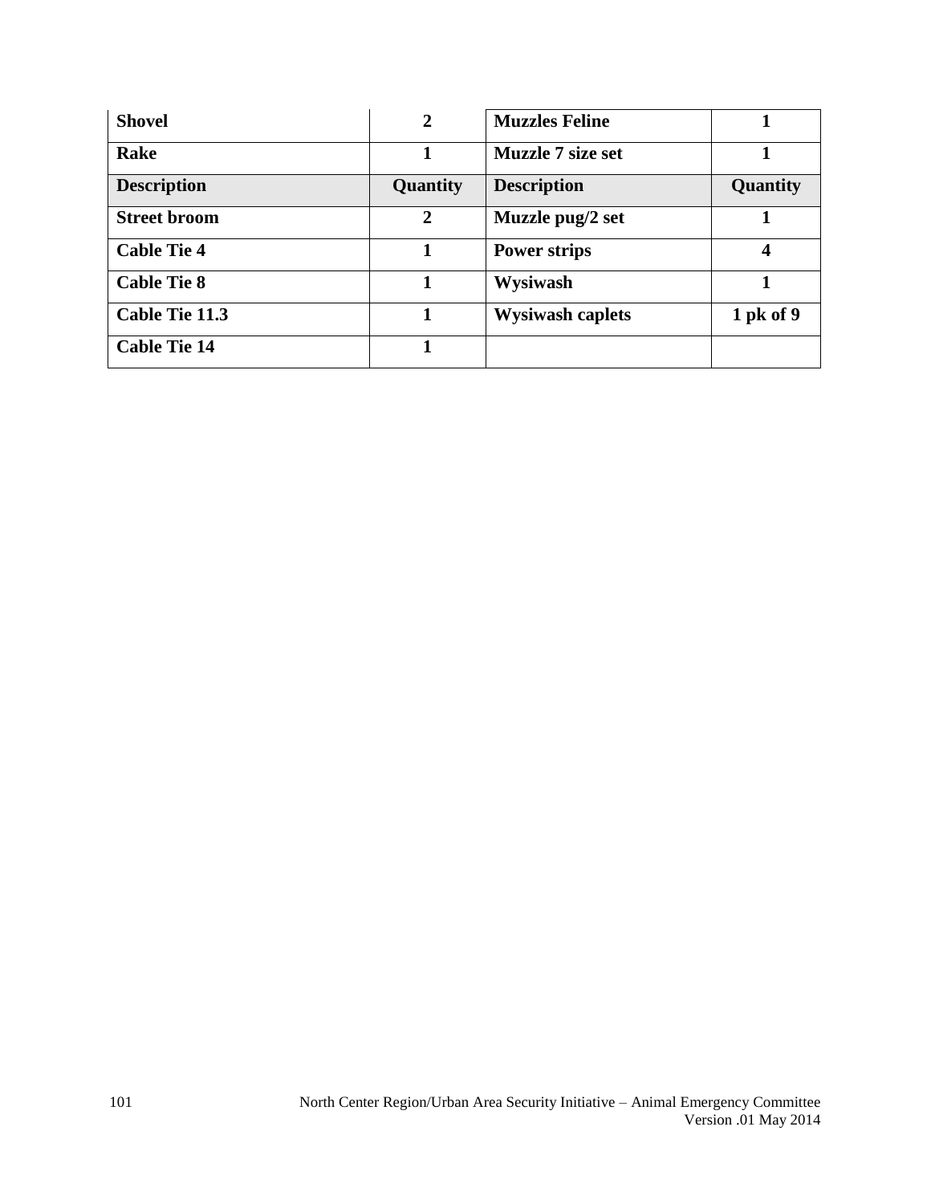| Shovel | 2 | Muzzles Feline | 1 |
| --- | --- | --- | --- |
| Rake | 1 | Muzzle 7 size set | 1 |
| **Description** | **Quantity** | **Description** | **Quantity** |
| Street broom | 2 | Muzzle pug/2 set | 1 |
| Cable Tie 4 | 1 | Power strips | 4 |
| Cable Tie 8 | 1 | Wysiwash | 1 |
| Cable Tie 11.3 | 1 | Wysiwash caplets | 1 pk of 9 |
| Cable Tie 14 | 1 | | |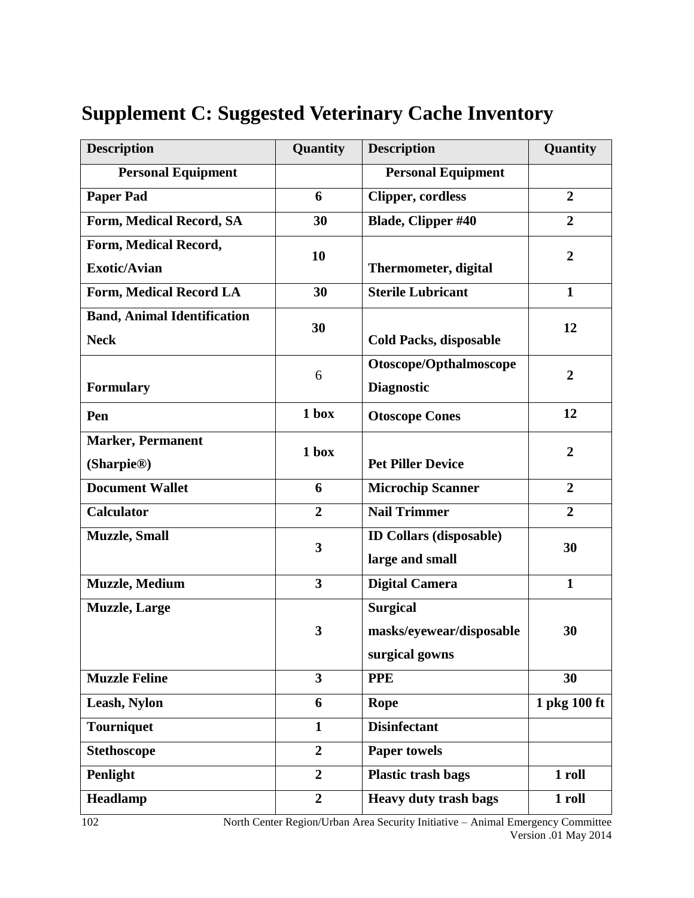# Supplement C: Suggested Veterinary Cache Inventory

| Description | Quantity | Description | Quantity |
|---|---|---|---|
| **Personal Equipment** | | **Personal Equipment** | |
| **Paper Pad** | **6** | **Clipper, cordless** | **2** |
| **Form, Medical Record, SA** | **30** | **Blade, Clipper #40** | **2** |
| **Form, Medical Record, Exotic/Avian** | **10** | **Thermometer, digital** | **2** |
| **Form, Medical Record LA** | **30** | **Sterile Lubricant** | **1** |
| **Band, Animal Identification Neck** | **30** | **Cold Packs, disposable** | **12** |
| **Formulary** | 6 | **Otoscope/Opthalmoscope Diagnostic** | **2** |
| **Pen** | **1 box** | **Otoscope Cones** | **12** |
| **Marker, Permanent (Sharpie®)** | **1 box** | **Pet Piller Device** | **2** |
| **Document Wallet** | **6** | **Microchip Scanner** | **2** |
| **Calculator** | **2** | **Nail Trimmer** | **2** |
| **Muzzle, Small** | **3** | **ID Collars (disposable) large and small** | **30** |
| **Muzzle, Medium** | **3** | **Digital Camera** | **1** |
| **Muzzle, Large** | **3** | **Surgical masks/eyewear/disposable surgical gowns** | **30** |
| **Muzzle Feline** | **3** | **PPE** | **30** |
| **Leash, Nylon** | **6** | **Rope** | **1 pkg 100 ft** |
| **Tourniquet** | **1** | **Disinfectant** | |
| **Stethoscope** | **2** | **Paper towels** | |
| **Penlight** | **2** | **Plastic trash bags** | **1 roll** |
| **Headlamp** | **2** | **Heavy duty trash bags** | **1 roll** |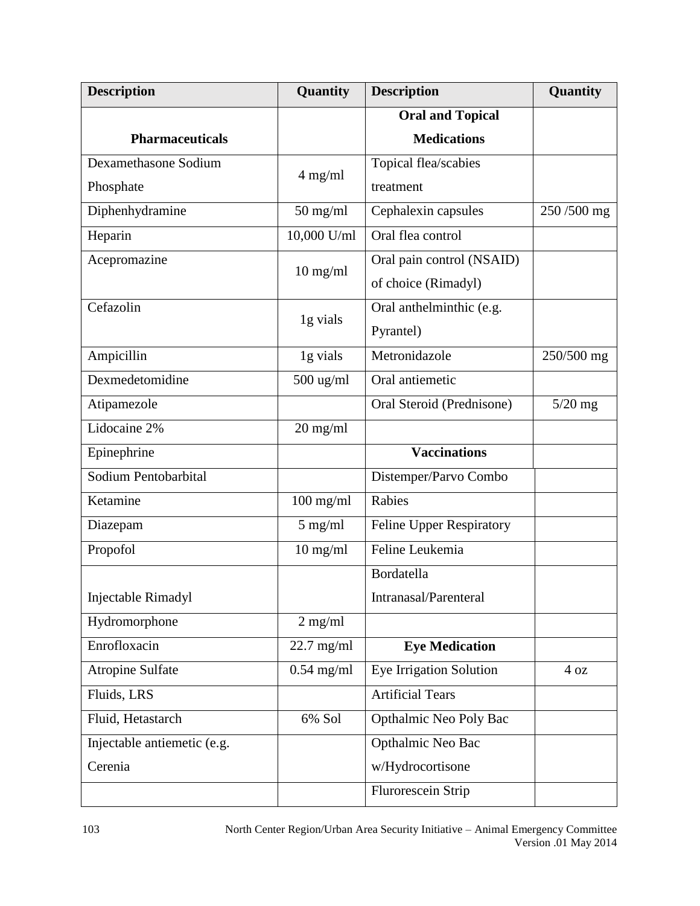| Description | Quantity | Description | Quantity |
|---|---|---|---|
| **Pharmaceuticals** | | **Oral and Topical Medications** | |
| Dexamethasone Sodium Phosphate | 4 mg/ml | Topical flea/scabies treatment | |
| Diphenhydramine | 50 mg/ml | Cephalexin capsules | 250 /500 mg |
| Heparin | 10,000 U/ml | Oral flea control | |
| Acepromazine | 10 mg/ml | Oral pain control (NSAID) of choice (Rimadyl) | |
| Cefazolin | 1g vials | Oral anthelminthic (e.g. Pyrantel) | |
| Ampicillin | 1g vials | Metronidazole | 250/500 mg |
| Dexmedetomidine | 500 ug/ml | Oral antiemetic | |
| Atipamezole | | Oral Steroid (Prednisone) | 5/20 mg |
| Lidocaine 2% | 20 mg/ml | | |
| Epinephrine | | **Vaccinations** | |
| Sodium Pentobarbital | | Distemper/Parvo Combo | |
| Ketamine | 100 mg/ml | Rabies | |
| Diazepam | 5 mg/ml | Feline Upper Respiratory | |
| Propofol | 10 mg/ml | Feline Leukemia | |
| Injectable Rimadyl | | Bordatella Intranasal/Parenteral | |
| Hydromorphone | 2 mg/ml | | |
| Enrofloxacin | 22.7 mg/ml | **Eye Medication** | |
| Atropine Sulfate | 0.54 mg/ml | Eye Irrigation Solution | 4 oz |
| Fluids, LRS | | Artificial Tears | |
| Fluid, Hetastarch | 6% Sol | Opthalmic Neo Poly Bac | |
| Injectable antiemetic (e.g. Cerenia | | Opthalmic Neo Bac w/Hydrocortisone | |
| | | Flurorescein Strip | |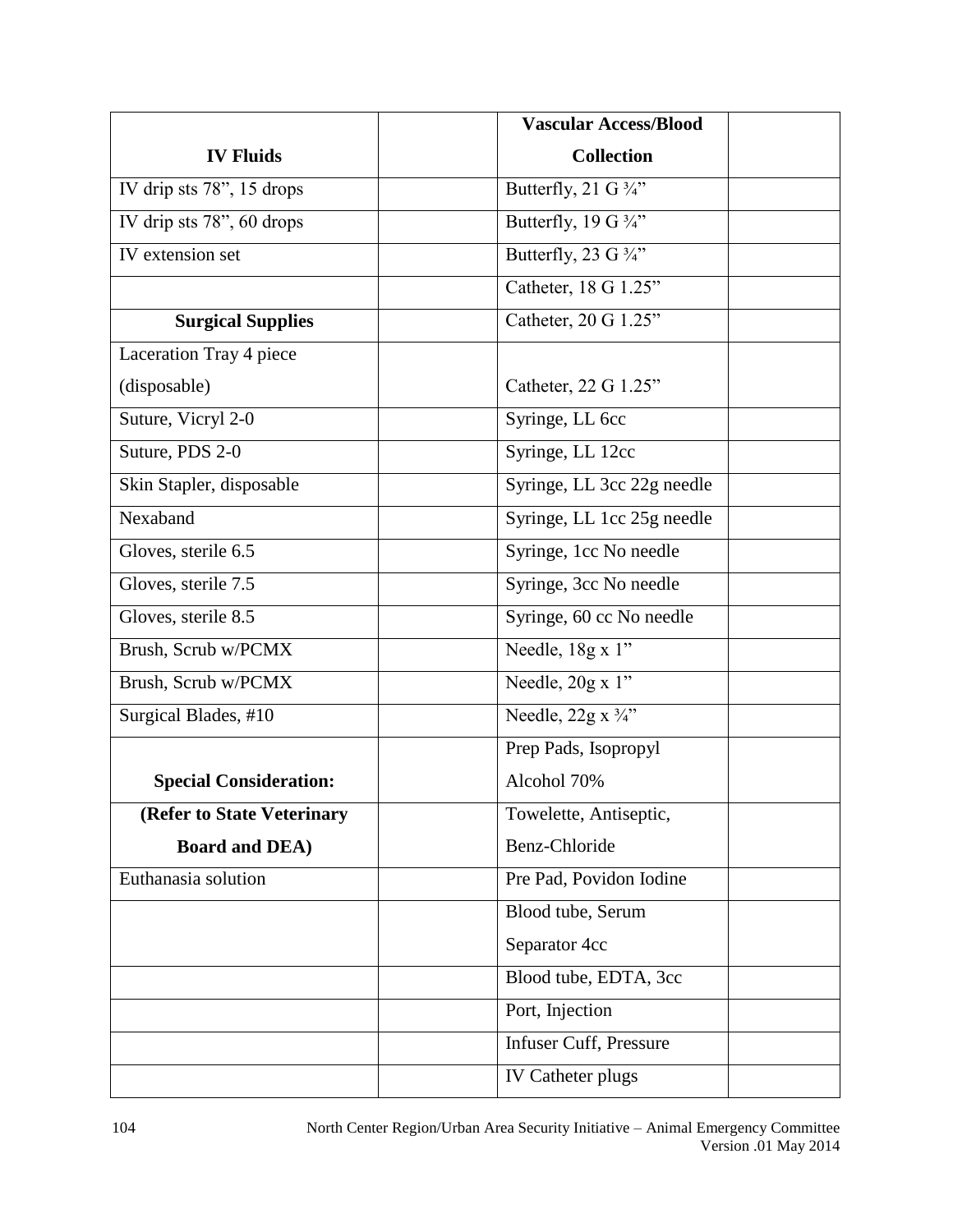| **IV Fluids** | | **Vascular Access/Blood Collection** | |
|---|---|---|---|
| IV drip sts 78”, 15 drops | | Butterfly, 21 G ¾” | |
| IV drip sts 78”, 60 drops | | Butterfly, 19 G ¾” | |
| IV extension set | | Butterfly, 23 G ¾” | |
| | | Catheter, 18 G 1.25” | |
| **Surgical Supplies** | | Catheter, 20 G 1.25” | |
| Laceration Tray 4 piece (disposable) | | Catheter, 22 G 1.25” | |
| Suture, Vicryl 2-0 | | Syringe, LL 6cc | |
| Suture, PDS 2-0 | | Syringe, LL 12cc | |
| Skin Stapler, disposable | | Syringe, LL 3cc 22g needle | |
| Nexaband | | Syringe, LL 1cc 25g needle | |
| Gloves, sterile 6.5 | | Syringe, 1cc No needle | |
| Gloves, sterile 7.5 | | Syringe, 3cc No needle | |
| Gloves, sterile 8.5 | | Syringe, 60 cc No needle | |
| Brush, Scrub w/PCMX | | Needle, 18g x 1” | |
| Brush, Scrub w/PCMX | | Needle, 20g x 1” | |
| Surgical Blades, #10 | | Needle, 22g x ¾” | |
| **Special Consideration:** | | Prep Pads, Isopropyl Alcohol 70% | |
| **(Refer to State Veterinary Board and DEA)** | | Towelette, Antiseptic, Benz-Chloride | |
| Euthanasia solution | | Pre Pad, Povidon Iodine | |
| | | Blood tube, Serum Separator 4cc | |
| | | Blood tube, EDTA, 3cc | |
| | | Port, Injection | |
| | | Infuser Cuff, Pressure | |
| | | IV Catheter plugs | |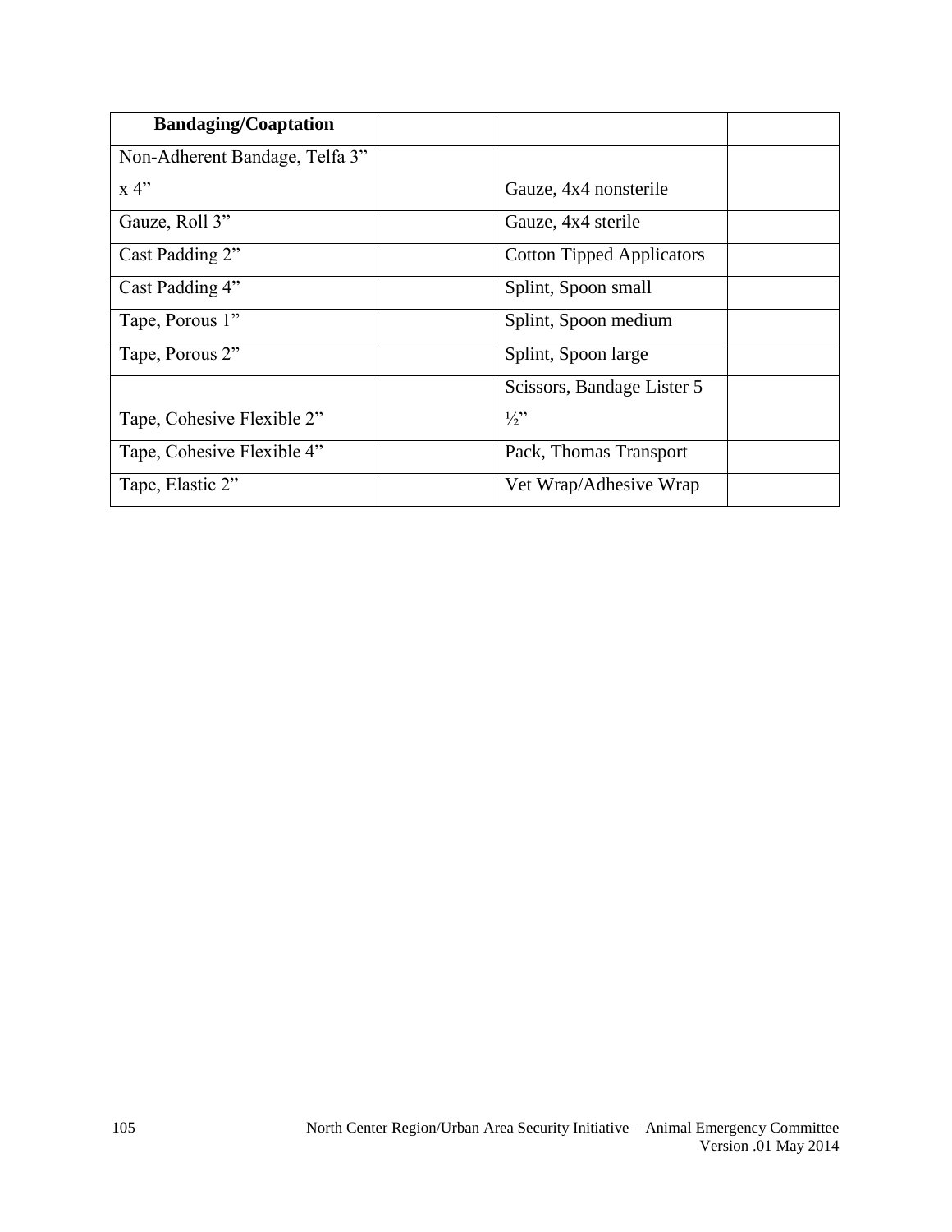| Bandaging/Coaptation | | | |
|---|---|---|---|
| Non-Adherent Bandage, Telfa 3” x 4” | | Gauze, 4x4 nonsterile | |
| Gauze, Roll 3” | | Gauze, 4x4 sterile | |
| Cast Padding 2” | | Cotton Tipped Applicators | |
| Cast Padding 4” | | Splint, Spoon small | |
| Tape, Porous 1” | | Splint, Spoon medium | |
| Tape, Porous 2” | | Splint, Spoon large | |
| Tape, Cohesive Flexible 2” | | Scissors, Bandage Lister 5 ½” | |
| Tape, Cohesive Flexible 4” | | Pack, Thomas Transport | |
| Tape, Elastic 2” | | Vet Wrap/Adhesive Wrap | |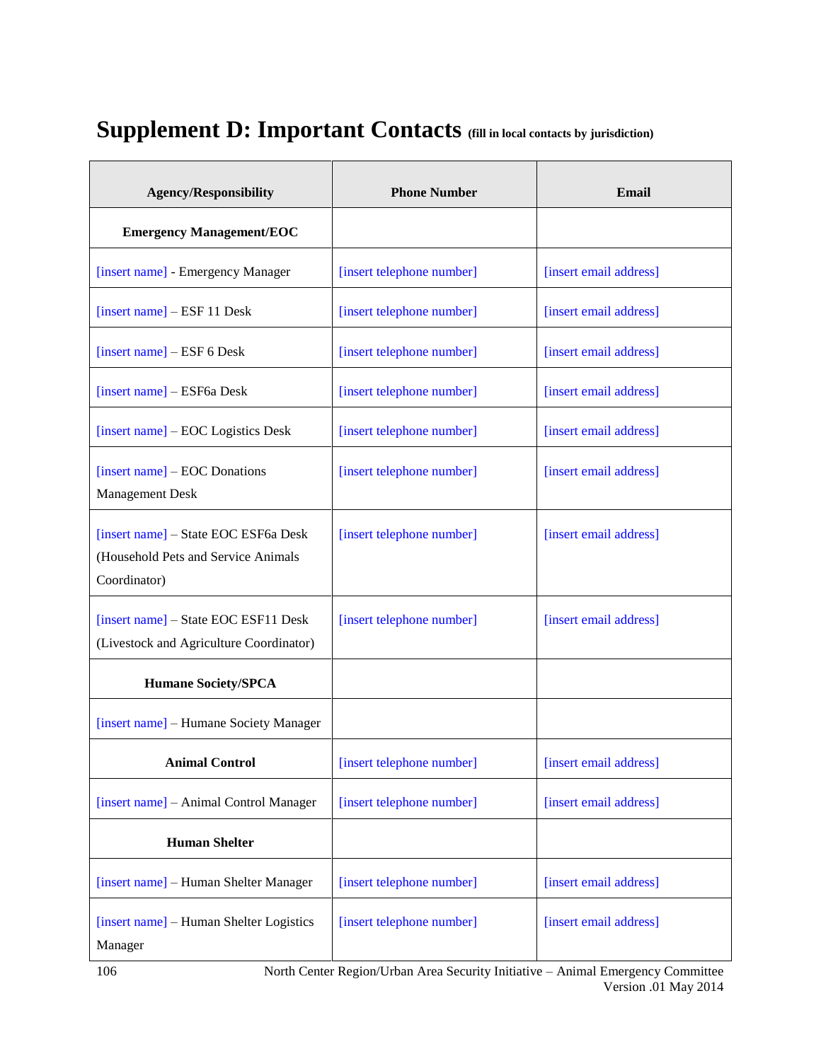# Supplement D: Important Contacts (fill in local contacts by jurisdiction)

| Agency/Responsibility | Phone Number | Email |
|---|---|---|
| **Emergency Management/EOC** | | |
| [insert name] - Emergency Manager | [insert telephone number] | [insert email address] |
| [insert name] – ESF 11 Desk | [insert telephone number] | [insert email address] |
| [insert name] – ESF 6 Desk | [insert telephone number] | [insert email address] |
| [insert name] – ESF6a Desk | [insert telephone number] | [insert email address] |
| [insert name] – EOC Logistics Desk | [insert telephone number] | [insert email address] |
| [insert name] – EOC Donations Management Desk | [insert telephone number] | [insert email address] |
| [insert name] – State EOC ESF6a Desk (Household Pets and Service Animals Coordinator) | [insert telephone number] | [insert email address] |
| [insert name] – State EOC ESF11 Desk (Livestock and Agriculture Coordinator) | [insert telephone number] | [insert email address] |
| **Humane Society/SPCA** | | |
| [insert name] – Humane Society Manager | | |
| **Animal Control** | [insert telephone number] | [insert email address] |
| [insert name] – Animal Control Manager | [insert telephone number] | [insert email address] |
| **Human Shelter** | | |
| [insert name] – Human Shelter Manager | [insert telephone number] | [insert email address] |
| [insert name] – Human Shelter Logistics Manager | [insert telephone number] | [insert email address] |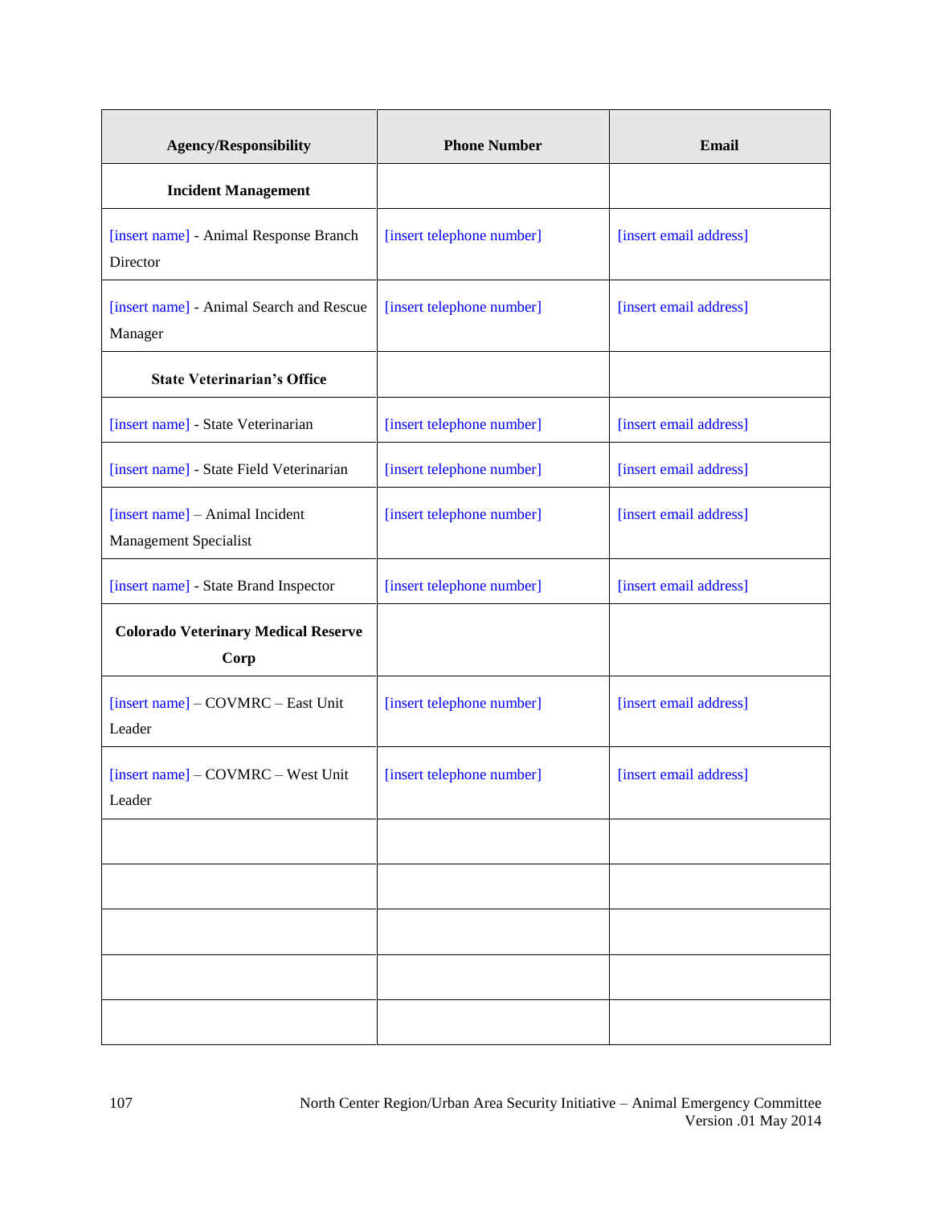| Agency/Responsibility | Phone Number | Email |
|---|---|---|
| **Incident Management** | | |
| [insert name] - Animal Response Branch Director | [insert telephone number] | [insert email address] |
| [insert name] - Animal Search and Rescue Manager | [insert telephone number] | [insert email address] |
| **State Veterinarian's Office** | | |
| [insert name] - State Veterinarian | [insert telephone number] | [insert email address] |
| [insert name] - State Field Veterinarian | [insert telephone number] | [insert email address] |
| [insert name] – Animal Incident Management Specialist | [insert telephone number] | [insert email address] |
| [insert name] - State Brand Inspector | [insert telephone number] | [insert email address] |
| **Colorado Veterinary Medical Reserve Corp** | | |
| [insert name] – COVMRC – East Unit Leader | [insert telephone number] | [insert email address] |
| [insert name] – COVMRC – West Unit Leader | [insert telephone number] | [insert email address] |
| | | |
| | | |
| | | |
| | | |
| | | |